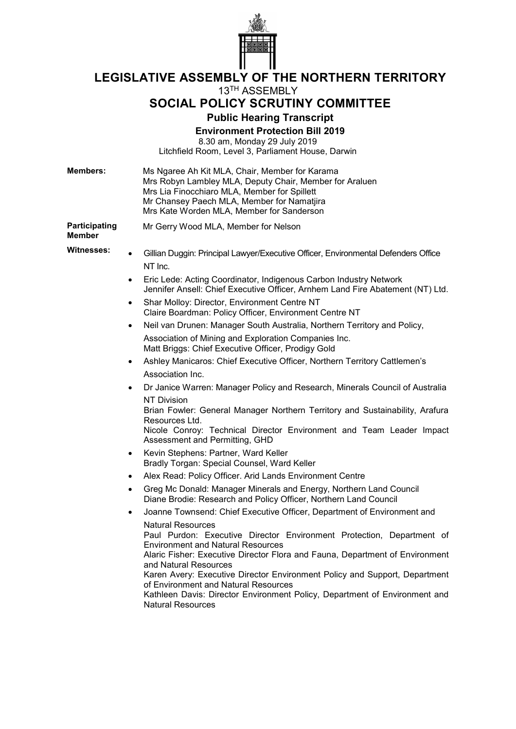# LEGISLATIVE ASSEMBLY OF THE NORTHERN TERRITORY

13TH ASSEMBLY

## SOCIAL POLICY SCRUTINY COMMITTEE

### Public Hearing Transcript

**Environment Protection Bill 2019**

8.30 am, Monday 29 July 2019
Litchfield Room, Level 3, Parliament House, Darwin

**Members:**

Ms Ngaree Ah Kit MLA, Chair, Member for Karama
Mrs Robyn Lambley MLA, Deputy Chair, Member for Araluen
Mrs Lia Finocchiaro MLA, Member for Spillett
Mr Chansey Paech MLA, Member for Namatjira
Mrs Kate Worden MLA, Member for Sanderson

**Participating Member**

Mr Gerry Wood MLA, Member for Nelson

**Witnesses:**

- Gillian Duggin: Principal Lawyer/Executive Officer, Environmental Defenders Office NT Inc.
- Eric Lede: Acting Coordinator, Indigenous Carbon Industry Network
  Jennifer Ansell: Chief Executive Officer, Arnhem Land Fire Abatement (NT) Ltd.
- Shar Molloy: Director, Environment Centre NT
  Claire Boardman: Policy Officer, Environment Centre NT
- Neil van Drunen: Manager South Australia, Northern Territory and Policy, Association of Mining and Exploration Companies Inc.
  Matt Briggs: Chief Executive Officer, Prodigy Gold
- Ashley Manicaros: Chief Executive Officer, Northern Territory Cattlemen's Association Inc.
- Dr Janice Warren: Manager Policy and Research, Minerals Council of Australia NT Division
  Brian Fowler: General Manager Northern Territory and Sustainability, Arafura Resources Ltd.
  Nicole Conroy: Technical Director Environment and Team Leader Impact Assessment and Permitting, GHD
- Kevin Stephens: Partner, Ward Keller
  Bradly Torgan: Special Counsel, Ward Keller
- Alex Read: Policy Officer. Arid Lands Environment Centre
- Greg Mc Donald: Manager Minerals and Energy, Northern Land Council
  Diane Brodie: Research and Policy Officer, Northern Land Council
- Joanne Townsend: Chief Executive Officer, Department of Environment and Natural Resources
  Paul Purdon: Executive Director Environment Protection, Department of Environment and Natural Resources
  Alaric Fisher: Executive Director Flora and Fauna, Department of Environment and Natural Resources
  Karen Avery: Executive Director Environment Policy and Support, Department of Environment and Natural Resources
  Kathleen Davis: Director Environment Policy, Department of Environment and Natural Resources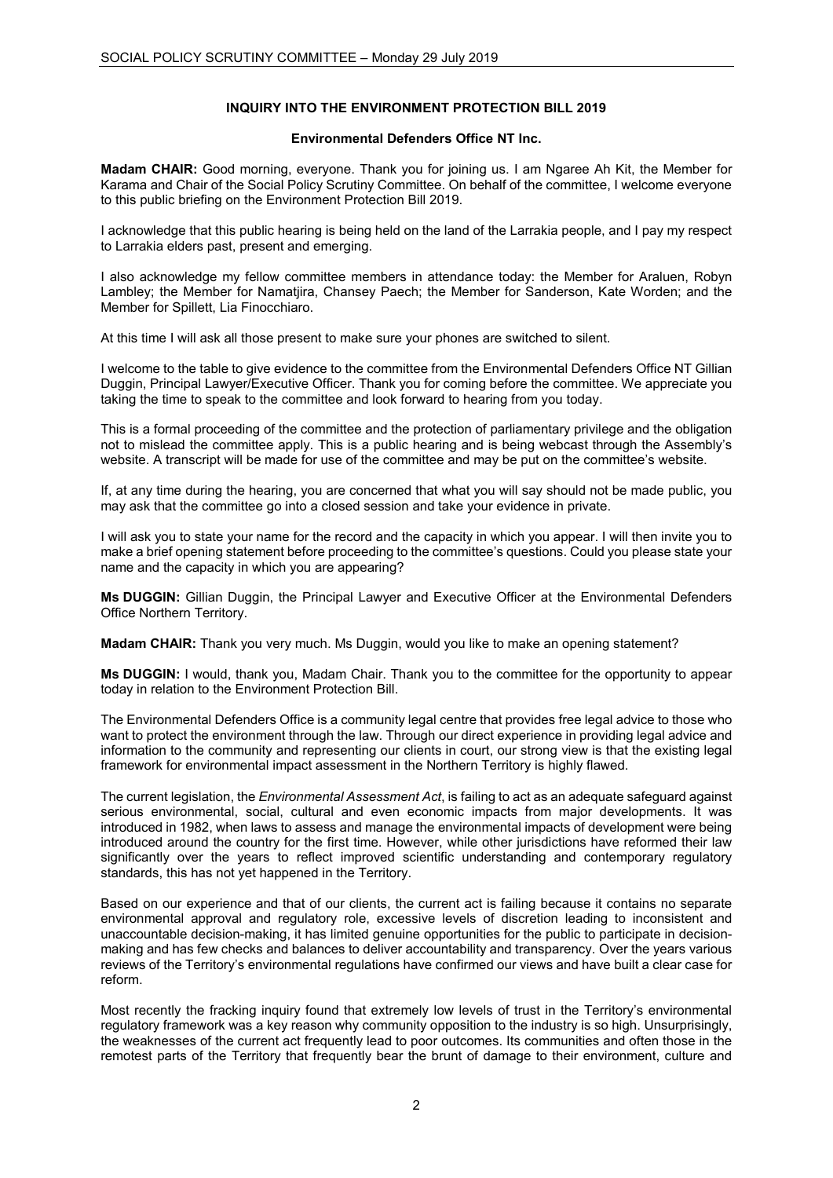## INQUIRY INTO THE ENVIRONMENT PROTECTION BILL 2019

### Environmental Defenders Office NT Inc.

**Madam CHAIR:** Good morning, everyone. Thank you for joining us. I am Ngaree Ah Kit, the Member for Karama and Chair of the Social Policy Scrutiny Committee. On behalf of the committee, I welcome everyone to this public briefing on the Environment Protection Bill 2019.

I acknowledge that this public hearing is being held on the land of the Larrakia people, and I pay my respect to Larrakia elders past, present and emerging.

I also acknowledge my fellow committee members in attendance today: the Member for Araluen, Robyn Lambley; the Member for Namatjira, Chansey Paech; the Member for Sanderson, Kate Worden; and the Member for Spillett, Lia Finocchiaro.

At this time I will ask all those present to make sure your phones are switched to silent.

I welcome to the table to give evidence to the committee from the Environmental Defenders Office NT Gillian Duggin, Principal Lawyer/Executive Officer. Thank you for coming before the committee. We appreciate you taking the time to speak to the committee and look forward to hearing from you today.

This is a formal proceeding of the committee and the protection of parliamentary privilege and the obligation not to mislead the committee apply. This is a public hearing and is being webcast through the Assembly's website. A transcript will be made for use of the committee and may be put on the committee's website.

If, at any time during the hearing, you are concerned that what you will say should not be made public, you may ask that the committee go into a closed session and take your evidence in private.

I will ask you to state your name for the record and the capacity in which you appear. I will then invite you to make a brief opening statement before proceeding to the committee's questions. Could you please state your name and the capacity in which you are appearing?

**Ms DUGGIN:** Gillian Duggin, the Principal Lawyer and Executive Officer at the Environmental Defenders Office Northern Territory.

**Madam CHAIR:** Thank you very much. Ms Duggin, would you like to make an opening statement?

**Ms DUGGIN:** I would, thank you, Madam Chair. Thank you to the committee for the opportunity to appear today in relation to the Environment Protection Bill.

The Environmental Defenders Office is a community legal centre that provides free legal advice to those who want to protect the environment through the law. Through our direct experience in providing legal advice and information to the community and representing our clients in court, our strong view is that the existing legal framework for environmental impact assessment in the Northern Territory is highly flawed.

The current legislation, the *Environmental Assessment Act*, is failing to act as an adequate safeguard against serious environmental, social, cultural and even economic impacts from major developments. It was introduced in 1982, when laws to assess and manage the environmental impacts of development were being introduced around the country for the first time. However, while other jurisdictions have reformed their law significantly over the years to reflect improved scientific understanding and contemporary regulatory standards, this has not yet happened in the Territory.

Based on our experience and that of our clients, the current act is failing because it contains no separate environmental approval and regulatory role, excessive levels of discretion leading to inconsistent and unaccountable decision-making, it has limited genuine opportunities for the public to participate in decision-making and has few checks and balances to deliver accountability and transparency. Over the years various reviews of the Territory's environmental regulations have confirmed our views and have built a clear case for reform.

Most recently the fracking inquiry found that extremely low levels of trust in the Territory's environmental regulatory framework was a key reason why community opposition to the industry is so high. Unsurprisingly, the weaknesses of the current act frequently lead to poor outcomes. Its communities and often those in the remotest parts of the Territory that frequently bear the brunt of damage to their environment, culture and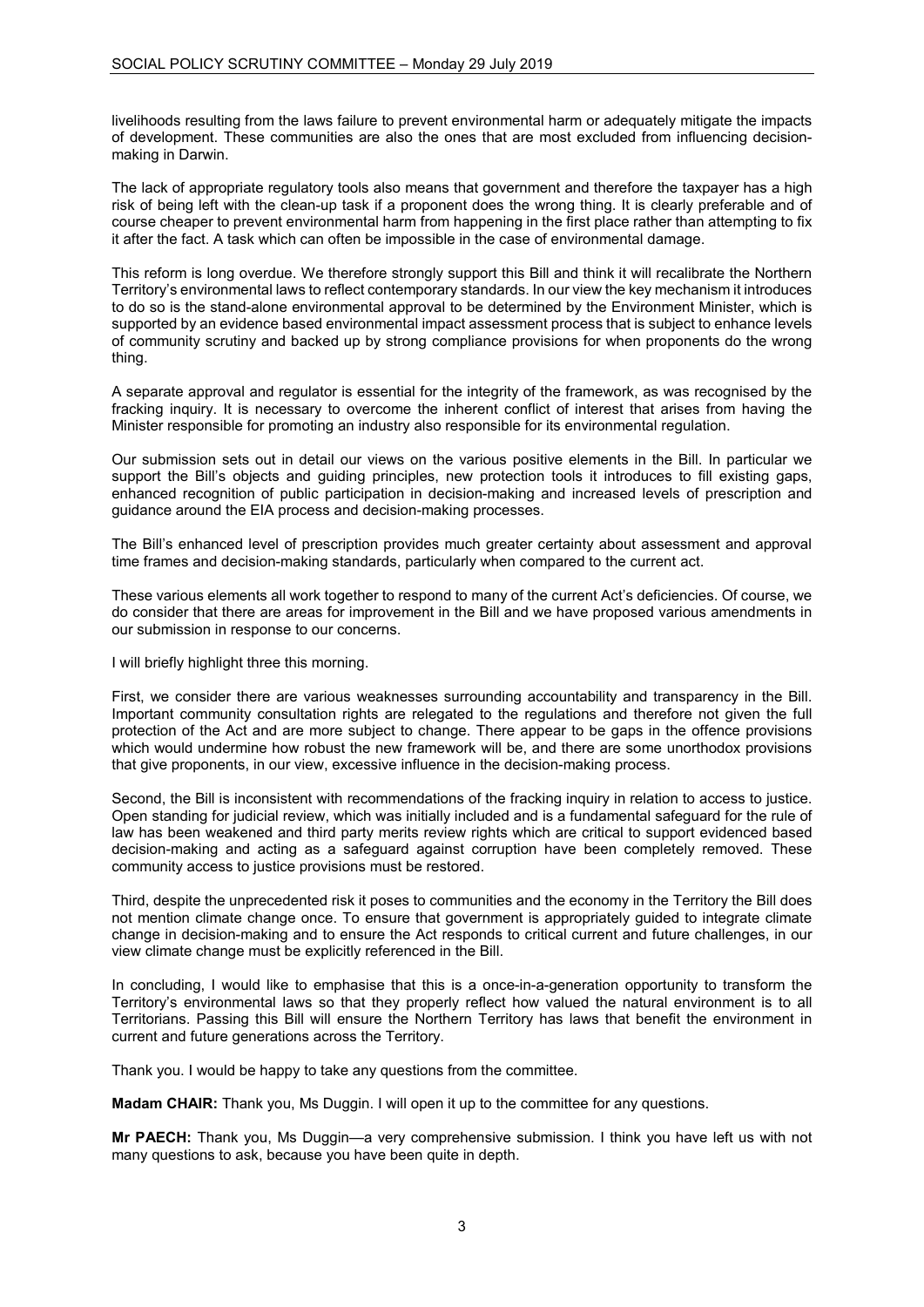livelihoods resulting from the laws failure to prevent environmental harm or adequately mitigate the impacts of development. These communities are also the ones that are most excluded from influencing decision-making in Darwin.

The lack of appropriate regulatory tools also means that government and therefore the taxpayer has a high risk of being left with the clean-up task if a proponent does the wrong thing. It is clearly preferable and of course cheaper to prevent environmental harm from happening in the first place rather than attempting to fix it after the fact. A task which can often be impossible in the case of environmental damage.

This reform is long overdue. We therefore strongly support this Bill and think it will recalibrate the Northern Territory's environmental laws to reflect contemporary standards. In our view the key mechanism it introduces to do so is the stand-alone environmental approval to be determined by the Environment Minister, which is supported by an evidence based environmental impact assessment process that is subject to enhance levels of community scrutiny and backed up by strong compliance provisions for when proponents do the wrong thing.

A separate approval and regulator is essential for the integrity of the framework, as was recognised by the fracking inquiry. It is necessary to overcome the inherent conflict of interest that arises from having the Minister responsible for promoting an industry also responsible for its environmental regulation.

Our submission sets out in detail our views on the various positive elements in the Bill. In particular we support the Bill's objects and guiding principles, new protection tools it introduces to fill existing gaps, enhanced recognition of public participation in decision-making and increased levels of prescription and guidance around the EIA process and decision-making processes.

The Bill's enhanced level of prescription provides much greater certainty about assessment and approval time frames and decision-making standards, particularly when compared to the current act.

These various elements all work together to respond to many of the current Act's deficiencies. Of course, we do consider that there are areas for improvement in the Bill and we have proposed various amendments in our submission in response to our concerns.

I will briefly highlight three this morning.

First, we consider there are various weaknesses surrounding accountability and transparency in the Bill. Important community consultation rights are relegated to the regulations and therefore not given the full protection of the Act and are more subject to change. There appear to be gaps in the offence provisions which would undermine how robust the new framework will be, and there are some unorthodox provisions that give proponents, in our view, excessive influence in the decision-making process.

Second, the Bill is inconsistent with recommendations of the fracking inquiry in relation to access to justice. Open standing for judicial review, which was initially included and is a fundamental safeguard for the rule of law has been weakened and third party merits review rights which are critical to support evidenced based decision-making and acting as a safeguard against corruption have been completely removed. These community access to justice provisions must be restored.

Third, despite the unprecedented risk it poses to communities and the economy in the Territory the Bill does not mention climate change once. To ensure that government is appropriately guided to integrate climate change in decision-making and to ensure the Act responds to critical current and future challenges, in our view climate change must be explicitly referenced in the Bill.

In concluding, I would like to emphasise that this is a once-in-a-generation opportunity to transform the Territory's environmental laws so that they properly reflect how valued the natural environment is to all Territorians. Passing this Bill will ensure the Northern Territory has laws that benefit the environment in current and future generations across the Territory.

Thank you. I would be happy to take any questions from the committee.

**Madam CHAIR:** Thank you, Ms Duggin. I will open it up to the committee for any questions.

**Mr PAECH:** Thank you, Ms Duggin—a very comprehensive submission. I think you have left us with not many questions to ask, because you have been quite in depth.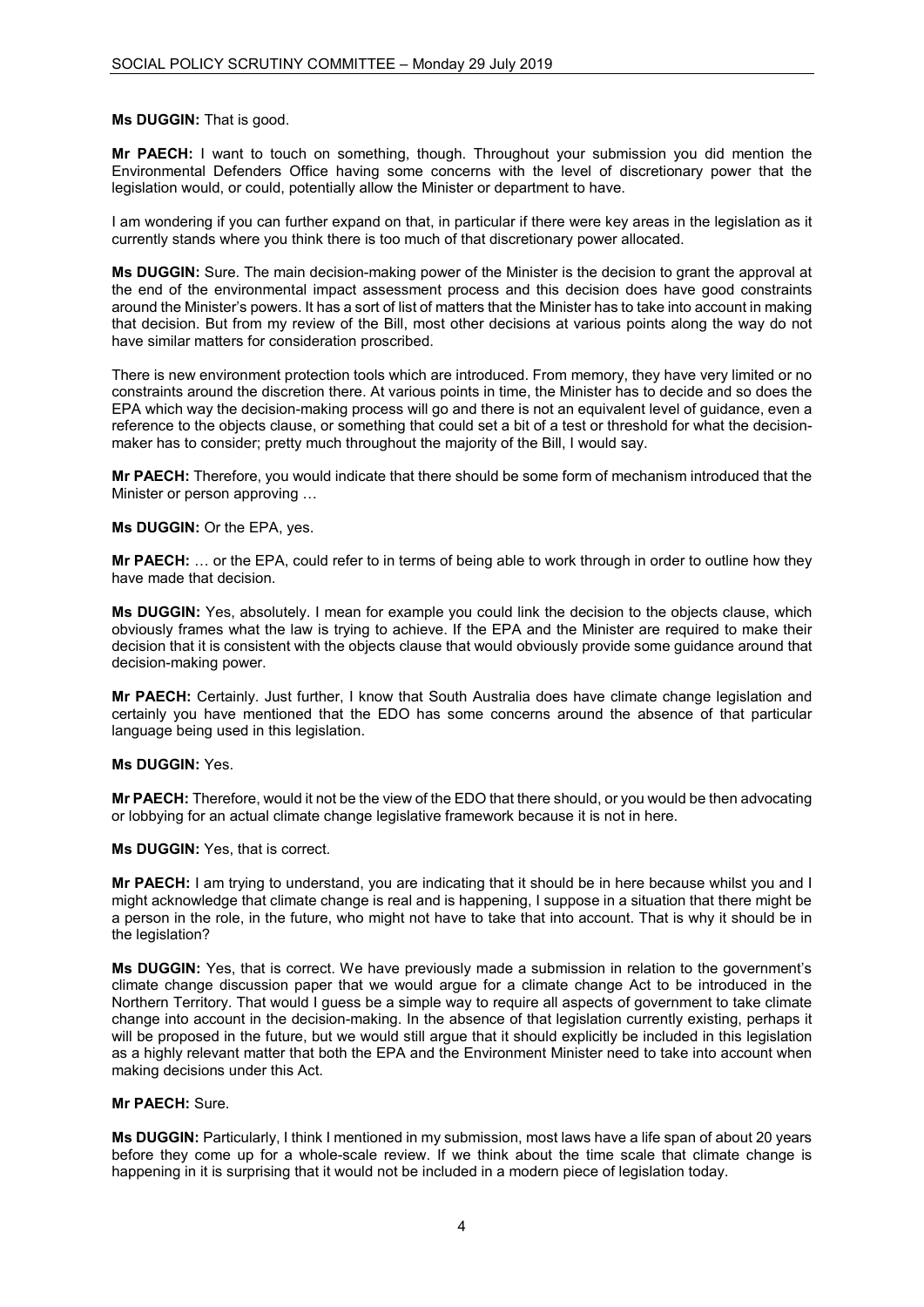**Ms DUGGIN:** That is good.

**Mr PAECH:** I want to touch on something, though. Throughout your submission you did mention the Environmental Defenders Office having some concerns with the level of discretionary power that the legislation would, or could, potentially allow the Minister or department to have.

I am wondering if you can further expand on that, in particular if there were key areas in the legislation as it currently stands where you think there is too much of that discretionary power allocated.

**Ms DUGGIN:** Sure. The main decision-making power of the Minister is the decision to grant the approval at the end of the environmental impact assessment process and this decision does have good constraints around the Minister's powers. It has a sort of list of matters that the Minister has to take into account in making that decision. But from my review of the Bill, most other decisions at various points along the way do not have similar matters for consideration proscribed.

There is new environment protection tools which are introduced. From memory, they have very limited or no constraints around the discretion there. At various points in time, the Minister has to decide and so does the EPA which way the decision-making process will go and there is not an equivalent level of guidance, even a reference to the objects clause, or something that could set a bit of a test or threshold for what the decision-maker has to consider; pretty much throughout the majority of the Bill, I would say.

**Mr PAECH:** Therefore, you would indicate that there should be some form of mechanism introduced that the Minister or person approving …

**Ms DUGGIN:** Or the EPA, yes.

**Mr PAECH:** … or the EPA, could refer to in terms of being able to work through in order to outline how they have made that decision.

**Ms DUGGIN:** Yes, absolutely. I mean for example you could link the decision to the objects clause, which obviously frames what the law is trying to achieve. If the EPA and the Minister are required to make their decision that it is consistent with the objects clause that would obviously provide some guidance around that decision-making power.

**Mr PAECH:** Certainly. Just further, I know that South Australia does have climate change legislation and certainly you have mentioned that the EDO has some concerns around the absence of that particular language being used in this legislation.

**Ms DUGGIN:** Yes.

**Mr PAECH:** Therefore, would it not be the view of the EDO that there should, or you would be then advocating or lobbying for an actual climate change legislative framework because it is not in here.

**Ms DUGGIN:** Yes, that is correct.

**Mr PAECH:** I am trying to understand, you are indicating that it should be in here because whilst you and I might acknowledge that climate change is real and is happening, I suppose in a situation that there might be a person in the role, in the future, who might not have to take that into account. That is why it should be in the legislation?

**Ms DUGGIN:** Yes, that is correct. We have previously made a submission in relation to the government's climate change discussion paper that we would argue for a climate change Act to be introduced in the Northern Territory. That would I guess be a simple way to require all aspects of government to take climate change into account in the decision-making. In the absence of that legislation currently existing, perhaps it will be proposed in the future, but we would still argue that it should explicitly be included in this legislation as a highly relevant matter that both the EPA and the Environment Minister need to take into account when making decisions under this Act.

**Mr PAECH:** Sure.

**Ms DUGGIN:** Particularly, I think I mentioned in my submission, most laws have a life span of about 20 years before they come up for a whole-scale review. If we think about the time scale that climate change is happening in it is surprising that it would not be included in a modern piece of legislation today.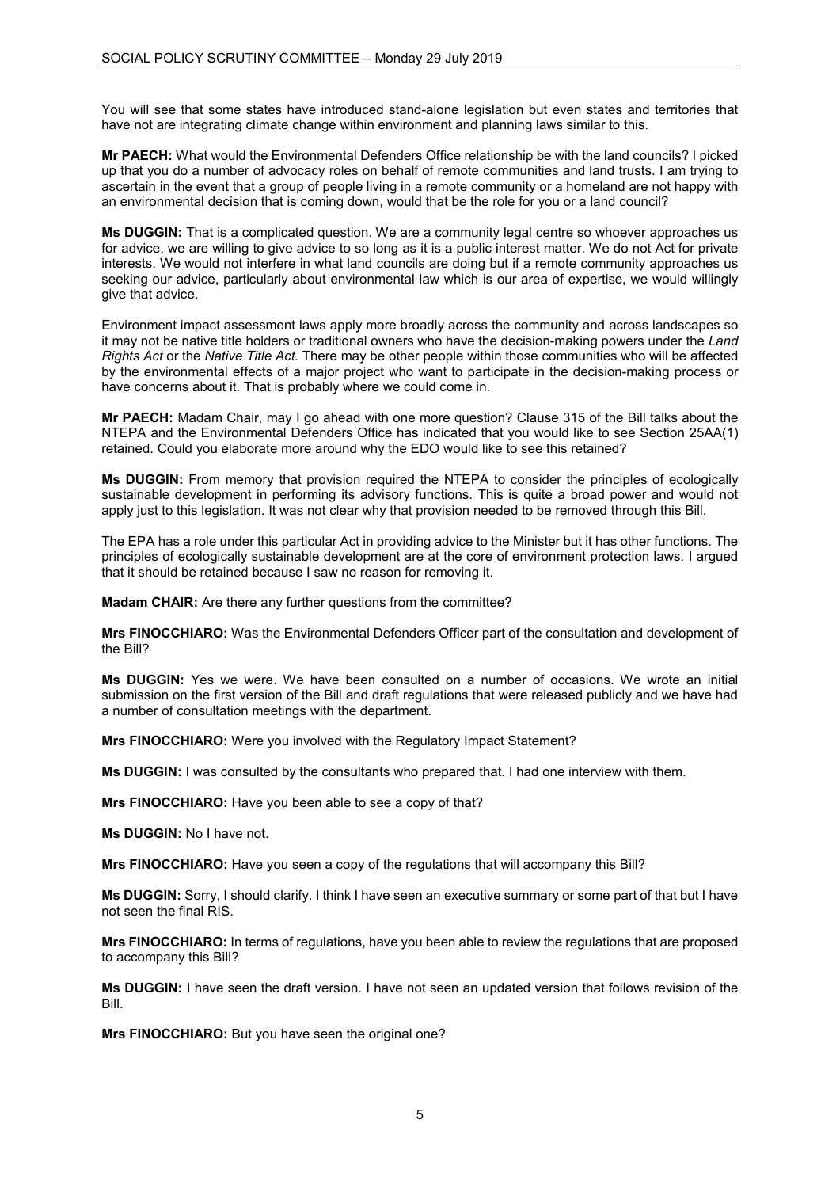You will see that some states have introduced stand-alone legislation but even states and territories that have not are integrating climate change within environment and planning laws similar to this.

**Mr PAECH:** What would the Environmental Defenders Office relationship be with the land councils? I picked up that you do a number of advocacy roles on behalf of remote communities and land trusts. I am trying to ascertain in the event that a group of people living in a remote community or a homeland are not happy with an environmental decision that is coming down, would that be the role for you or a land council?

**Ms DUGGIN:** That is a complicated question. We are a community legal centre so whoever approaches us for advice, we are willing to give advice to so long as it is a public interest matter. We do not Act for private interests. We would not interfere in what land councils are doing but if a remote community approaches us seeking our advice, particularly about environmental law which is our area of expertise, we would willingly give that advice.

Environment impact assessment laws apply more broadly across the community and across landscapes so it may not be native title holders or traditional owners who have the decision-making powers under the *Land Rights Act* or the *Native Title Act.* There may be other people within those communities who will be affected by the environmental effects of a major project who want to participate in the decision-making process or have concerns about it. That is probably where we could come in.

**Mr PAECH:** Madam Chair, may I go ahead with one more question? Clause 315 of the Bill talks about the NTEPA and the Environmental Defenders Office has indicated that you would like to see Section 25AA(1) retained. Could you elaborate more around why the EDO would like to see this retained?

**Ms DUGGIN:** From memory that provision required the NTEPA to consider the principles of ecologically sustainable development in performing its advisory functions. This is quite a broad power and would not apply just to this legislation. It was not clear why that provision needed to be removed through this Bill.

The EPA has a role under this particular Act in providing advice to the Minister but it has other functions. The principles of ecologically sustainable development are at the core of environment protection laws. I argued that it should be retained because I saw no reason for removing it.

**Madam CHAIR:** Are there any further questions from the committee?

**Mrs FINOCCHIARO:** Was the Environmental Defenders Officer part of the consultation and development of the Bill?

**Ms DUGGIN:** Yes we were. We have been consulted on a number of occasions. We wrote an initial submission on the first version of the Bill and draft regulations that were released publicly and we have had a number of consultation meetings with the department.

**Mrs FINOCCHIARO:** Were you involved with the Regulatory Impact Statement?

**Ms DUGGIN:** I was consulted by the consultants who prepared that. I had one interview with them.

**Mrs FINOCCHIARO:** Have you been able to see a copy of that?

**Ms DUGGIN:** No I have not.

**Mrs FINOCCHIARO:** Have you seen a copy of the regulations that will accompany this Bill?

**Ms DUGGIN:** Sorry, I should clarify. I think I have seen an executive summary or some part of that but I have not seen the final RIS.

**Mrs FINOCCHIARO:** In terms of regulations, have you been able to review the regulations that are proposed to accompany this Bill?

**Ms DUGGIN:** I have seen the draft version. I have not seen an updated version that follows revision of the Bill.

**Mrs FINOCCHIARO:** But you have seen the original one?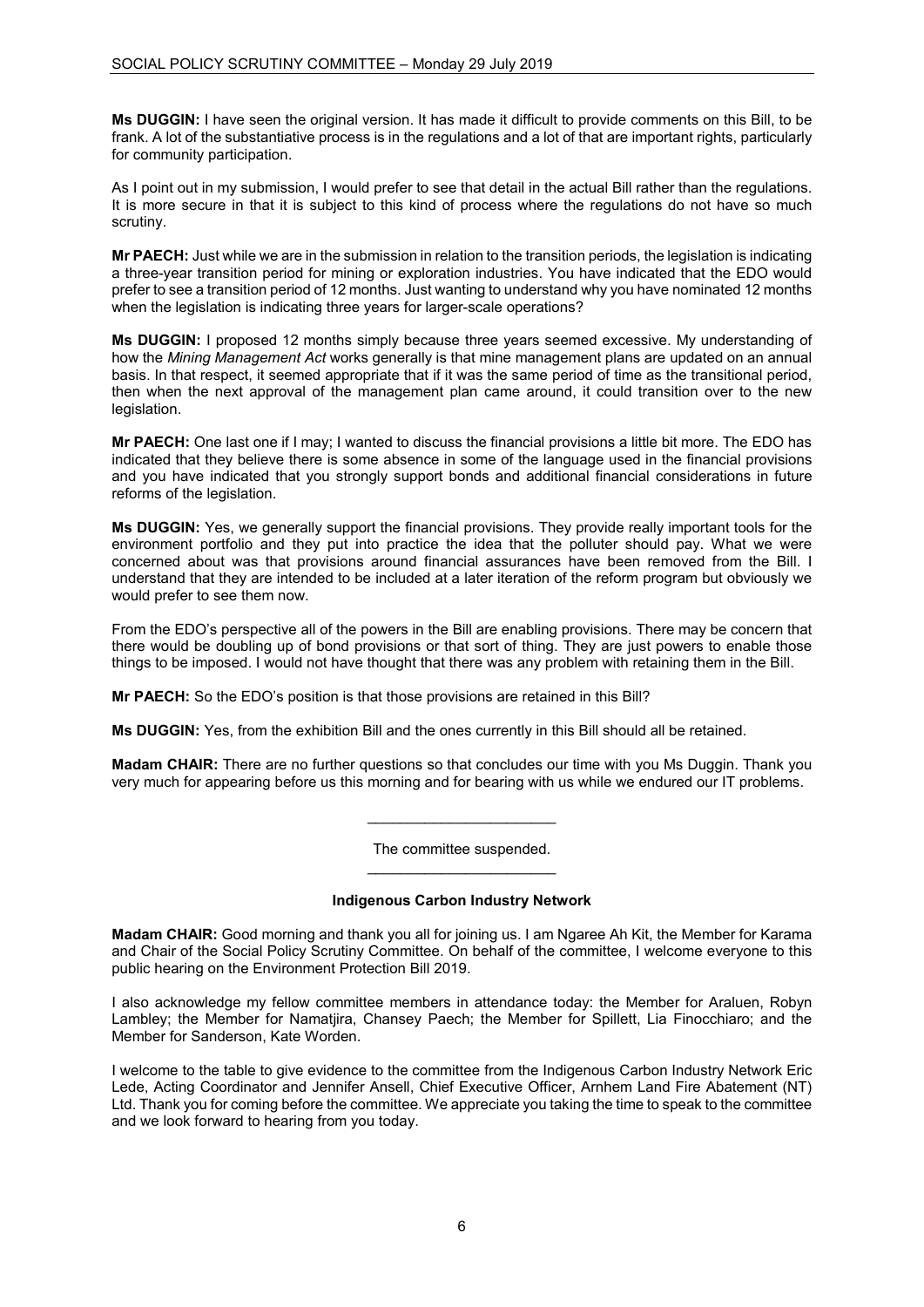**Ms DUGGIN:** I have seen the original version. It has made it difficult to provide comments on this Bill, to be frank. A lot of the substantiative process is in the regulations and a lot of that are important rights, particularly for community participation.

As I point out in my submission, I would prefer to see that detail in the actual Bill rather than the regulations. It is more secure in that it is subject to this kind of process where the regulations do not have so much scrutiny.

**Mr PAECH:** Just while we are in the submission in relation to the transition periods, the legislation is indicating a three-year transition period for mining or exploration industries. You have indicated that the EDO would prefer to see a transition period of 12 months. Just wanting to understand why you have nominated 12 months when the legislation is indicating three years for larger-scale operations?

**Ms DUGGIN:** I proposed 12 months simply because three years seemed excessive. My understanding of how the *Mining Management Act* works generally is that mine management plans are updated on an annual basis. In that respect, it seemed appropriate that if it was the same period of time as the transitional period, then when the next approval of the management plan came around, it could transition over to the new legislation.

**Mr PAECH:** One last one if I may; I wanted to discuss the financial provisions a little bit more. The EDO has indicated that they believe there is some absence in some of the language used in the financial provisions and you have indicated that you strongly support bonds and additional financial considerations in future reforms of the legislation.

**Ms DUGGIN:** Yes, we generally support the financial provisions. They provide really important tools for the environment portfolio and they put into practice the idea that the polluter should pay. What we were concerned about was that provisions around financial assurances have been removed from the Bill. I understand that they are intended to be included at a later iteration of the reform program but obviously we would prefer to see them now.

From the EDO's perspective all of the powers in the Bill are enabling provisions. There may be concern that there would be doubling up of bond provisions or that sort of thing. They are just powers to enable those things to be imposed. I would not have thought that there was any problem with retaining them in the Bill.

**Mr PAECH:** So the EDO's position is that those provisions are retained in this Bill?

**Ms DUGGIN:** Yes, from the exhibition Bill and the ones currently in this Bill should all be retained.

**Madam CHAIR:** There are no further questions so that concludes our time with you Ms Duggin. Thank you very much for appearing before us this morning and for bearing with us while we endured our IT problems.

---

The committee suspended.

---

### Indigenous Carbon Industry Network

**Madam CHAIR:** Good morning and thank you all for joining us. I am Ngaree Ah Kit, the Member for Karama and Chair of the Social Policy Scrutiny Committee. On behalf of the committee, I welcome everyone to this public hearing on the Environment Protection Bill 2019.

I also acknowledge my fellow committee members in attendance today: the Member for Araluen, Robyn Lambley; the Member for Namatjira, Chansey Paech; the Member for Spillett, Lia Finocchiaro; and the Member for Sanderson, Kate Worden.

I welcome to the table to give evidence to the committee from the Indigenous Carbon Industry Network Eric Lede, Acting Coordinator and Jennifer Ansell, Chief Executive Officer, Arnhem Land Fire Abatement (NT) Ltd. Thank you for coming before the committee. We appreciate you taking the time to speak to the committee and we look forward to hearing from you today.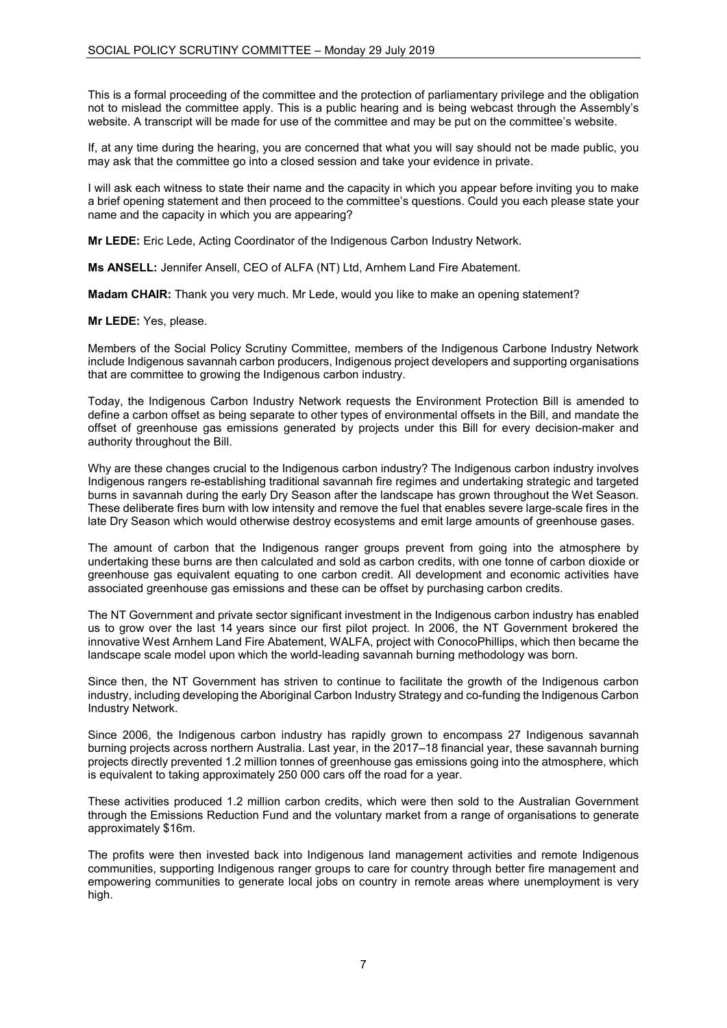This is a formal proceeding of the committee and the protection of parliamentary privilege and the obligation not to mislead the committee apply. This is a public hearing and is being webcast through the Assembly's website. A transcript will be made for use of the committee and may be put on the committee's website.

If, at any time during the hearing, you are concerned that what you will say should not be made public, you may ask that the committee go into a closed session and take your evidence in private.

I will ask each witness to state their name and the capacity in which you appear before inviting you to make a brief opening statement and then proceed to the committee's questions. Could you each please state your name and the capacity in which you are appearing?

**Mr LEDE:** Eric Lede, Acting Coordinator of the Indigenous Carbon Industry Network.

**Ms ANSELL:** Jennifer Ansell, CEO of ALFA (NT) Ltd, Arnhem Land Fire Abatement.

**Madam CHAIR:** Thank you very much. Mr Lede, would you like to make an opening statement?

**Mr LEDE:** Yes, please.

Members of the Social Policy Scrutiny Committee, members of the Indigenous Carbone Industry Network include Indigenous savannah carbon producers, Indigenous project developers and supporting organisations that are committee to growing the Indigenous carbon industry.

Today, the Indigenous Carbon Industry Network requests the Environment Protection Bill is amended to define a carbon offset as being separate to other types of environmental offsets in the Bill, and mandate the offset of greenhouse gas emissions generated by projects under this Bill for every decision-maker and authority throughout the Bill.

Why are these changes crucial to the Indigenous carbon industry? The Indigenous carbon industry involves Indigenous rangers re-establishing traditional savannah fire regimes and undertaking strategic and targeted burns in savannah during the early Dry Season after the landscape has grown throughout the Wet Season. These deliberate fires burn with low intensity and remove the fuel that enables severe large-scale fires in the late Dry Season which would otherwise destroy ecosystems and emit large amounts of greenhouse gases.

The amount of carbon that the Indigenous ranger groups prevent from going into the atmosphere by undertaking these burns are then calculated and sold as carbon credits, with one tonne of carbon dioxide or greenhouse gas equivalent equating to one carbon credit. All development and economic activities have associated greenhouse gas emissions and these can be offset by purchasing carbon credits.

The NT Government and private sector significant investment in the Indigenous carbon industry has enabled us to grow over the last 14 years since our first pilot project. In 2006, the NT Government brokered the innovative West Arnhem Land Fire Abatement, WALFA, project with ConocoPhillips, which then became the landscape scale model upon which the world-leading savannah burning methodology was born.

Since then, the NT Government has striven to continue to facilitate the growth of the Indigenous carbon industry, including developing the Aboriginal Carbon Industry Strategy and co-funding the Indigenous Carbon Industry Network.

Since 2006, the Indigenous carbon industry has rapidly grown to encompass 27 Indigenous savannah burning projects across northern Australia. Last year, in the 2017–18 financial year, these savannah burning projects directly prevented 1.2 million tonnes of greenhouse gas emissions going into the atmosphere, which is equivalent to taking approximately 250 000 cars off the road for a year.

These activities produced 1.2 million carbon credits, which were then sold to the Australian Government through the Emissions Reduction Fund and the voluntary market from a range of organisations to generate approximately $16m.

The profits were then invested back into Indigenous land management activities and remote Indigenous communities, supporting Indigenous ranger groups to care for country through better fire management and empowering communities to generate local jobs on country in remote areas where unemployment is very high.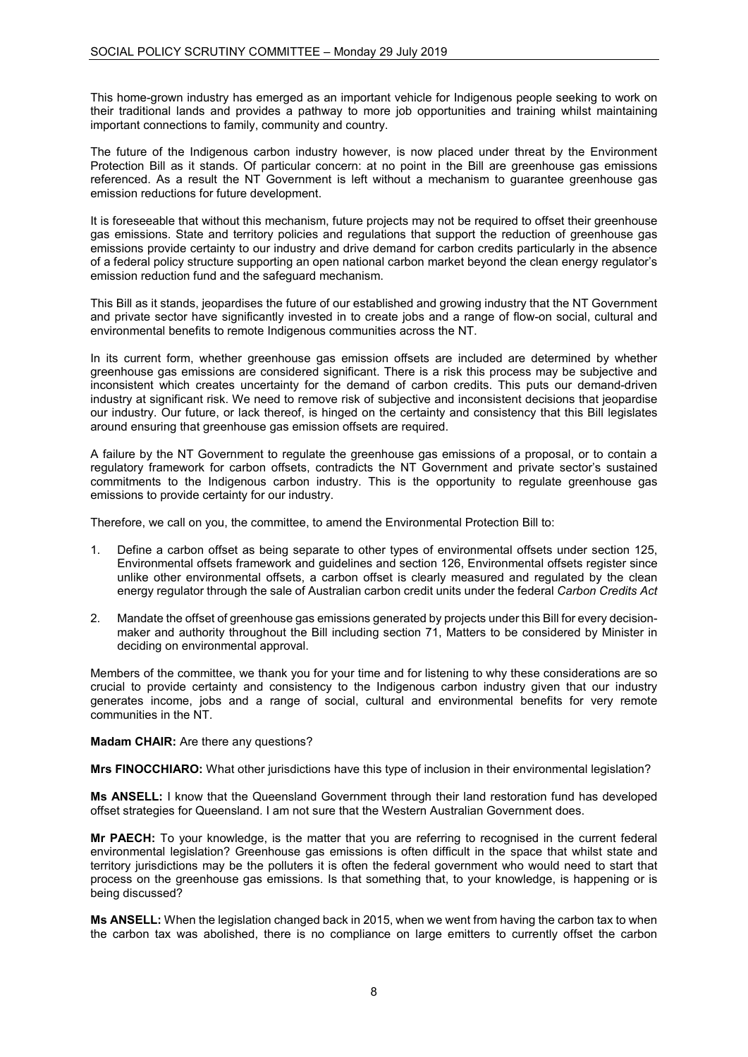This home-grown industry has emerged as an important vehicle for Indigenous people seeking to work on their traditional lands and provides a pathway to more job opportunities and training whilst maintaining important connections to family, community and country.

The future of the Indigenous carbon industry however, is now placed under threat by the Environment Protection Bill as it stands. Of particular concern: at no point in the Bill are greenhouse gas emissions referenced. As a result the NT Government is left without a mechanism to guarantee greenhouse gas emission reductions for future development.

It is foreseeable that without this mechanism, future projects may not be required to offset their greenhouse gas emissions. State and territory policies and regulations that support the reduction of greenhouse gas emissions provide certainty to our industry and drive demand for carbon credits particularly in the absence of a federal policy structure supporting an open national carbon market beyond the clean energy regulator's emission reduction fund and the safeguard mechanism.

This Bill as it stands, jeopardises the future of our established and growing industry that the NT Government and private sector have significantly invested in to create jobs and a range of flow-on social, cultural and environmental benefits to remote Indigenous communities across the NT.

In its current form, whether greenhouse gas emission offsets are included are determined by whether greenhouse gas emissions are considered significant. There is a risk this process may be subjective and inconsistent which creates uncertainty for the demand of carbon credits. This puts our demand-driven industry at significant risk. We need to remove risk of subjective and inconsistent decisions that jeopardise our industry. Our future, or lack thereof, is hinged on the certainty and consistency that this Bill legislates around ensuring that greenhouse gas emission offsets are required.

A failure by the NT Government to regulate the greenhouse gas emissions of a proposal, or to contain a regulatory framework for carbon offsets, contradicts the NT Government and private sector's sustained commitments to the Indigenous carbon industry. This is the opportunity to regulate greenhouse gas emissions to provide certainty for our industry.

Therefore, we call on you, the committee, to amend the Environmental Protection Bill to:

1. Define a carbon offset as being separate to other types of environmental offsets under section 125, Environmental offsets framework and guidelines and section 126, Environmental offsets register since unlike other environmental offsets, a carbon offset is clearly measured and regulated by the clean energy regulator through the sale of Australian carbon credit units under the federal *Carbon Credits Act*
2. Mandate the offset of greenhouse gas emissions generated by projects under this Bill for every decision-maker and authority throughout the Bill including section 71, Matters to be considered by Minister in deciding on environmental approval.

Members of the committee, we thank you for your time and for listening to why these considerations are so crucial to provide certainty and consistency to the Indigenous carbon industry given that our industry generates income, jobs and a range of social, cultural and environmental benefits for very remote communities in the NT.

**Madam CHAIR:** Are there any questions?

**Mrs FINOCCHIARO:** What other jurisdictions have this type of inclusion in their environmental legislation?

**Ms ANSELL:** I know that the Queensland Government through their land restoration fund has developed offset strategies for Queensland. I am not sure that the Western Australian Government does.

**Mr PAECH:** To your knowledge, is the matter that you are referring to recognised in the current federal environmental legislation? Greenhouse gas emissions is often difficult in the space that whilst state and territory jurisdictions may be the polluters it is often the federal government who would need to start that process on the greenhouse gas emissions. Is that something that, to your knowledge, is happening or is being discussed?

**Ms ANSELL:** When the legislation changed back in 2015, when we went from having the carbon tax to when the carbon tax was abolished, there is no compliance on large emitters to currently offset the carbon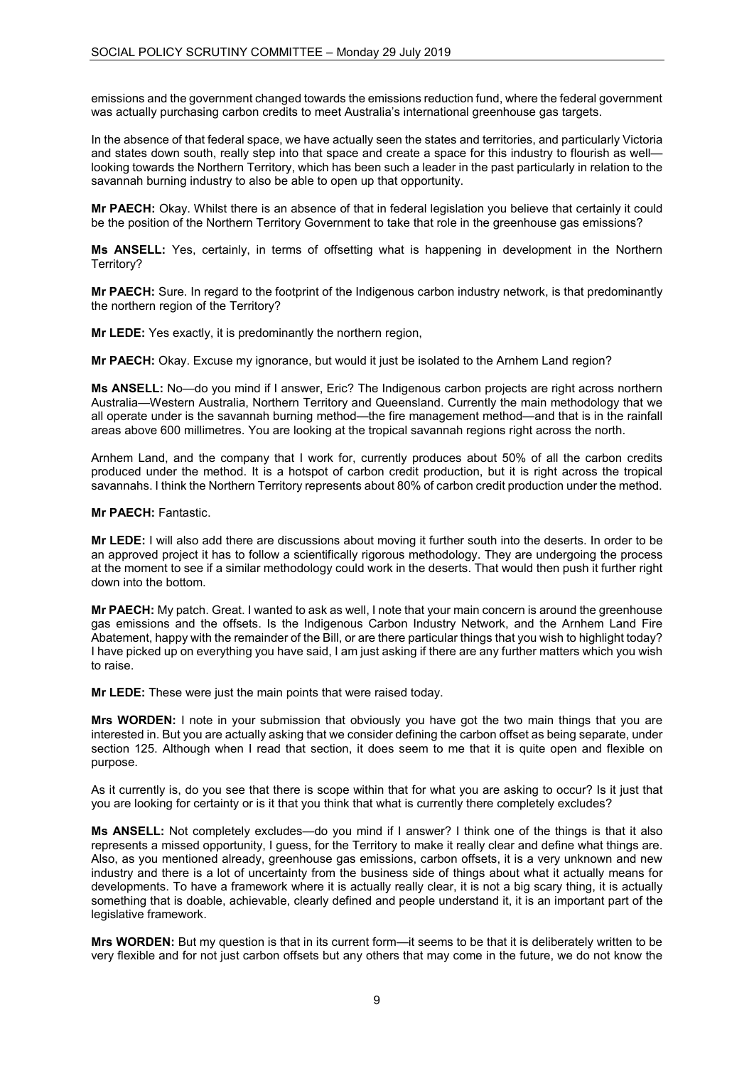emissions and the government changed towards the emissions reduction fund, where the federal government was actually purchasing carbon credits to meet Australia's international greenhouse gas targets.

In the absence of that federal space, we have actually seen the states and territories, and particularly Victoria and states down south, really step into that space and create a space for this industry to flourish as well—looking towards the Northern Territory, which has been such a leader in the past particularly in relation to the savannah burning industry to also be able to open up that opportunity.

**Mr PAECH:** Okay. Whilst there is an absence of that in federal legislation you believe that certainly it could be the position of the Northern Territory Government to take that role in the greenhouse gas emissions?

**Ms ANSELL:** Yes, certainly, in terms of offsetting what is happening in development in the Northern Territory?

**Mr PAECH:** Sure. In regard to the footprint of the Indigenous carbon industry network, is that predominantly the northern region of the Territory?

**Mr LEDE:** Yes exactly, it is predominantly the northern region,

**Mr PAECH:** Okay. Excuse my ignorance, but would it just be isolated to the Arnhem Land region?

**Ms ANSELL:** No—do you mind if I answer, Eric? The Indigenous carbon projects are right across northern Australia—Western Australia, Northern Territory and Queensland. Currently the main methodology that we all operate under is the savannah burning method—the fire management method—and that is in the rainfall areas above 600 millimetres. You are looking at the tropical savannah regions right across the north.

Arnhem Land, and the company that I work for, currently produces about 50% of all the carbon credits produced under the method. It is a hotspot of carbon credit production, but it is right across the tropical savannahs. I think the Northern Territory represents about 80% of carbon credit production under the method.

**Mr PAECH:** Fantastic.

**Mr LEDE:** I will also add there are discussions about moving it further south into the deserts. In order to be an approved project it has to follow a scientifically rigorous methodology. They are undergoing the process at the moment to see if a similar methodology could work in the deserts. That would then push it further right down into the bottom.

**Mr PAECH:** My patch. Great. I wanted to ask as well, I note that your main concern is around the greenhouse gas emissions and the offsets. Is the Indigenous Carbon Industry Network, and the Arnhem Land Fire Abatement, happy with the remainder of the Bill, or are there particular things that you wish to highlight today? I have picked up on everything you have said, I am just asking if there are any further matters which you wish to raise.

**Mr LEDE:** These were just the main points that were raised today.

**Mrs WORDEN:** I note in your submission that obviously you have got the two main things that you are interested in. But you are actually asking that we consider defining the carbon offset as being separate, under section 125. Although when I read that section, it does seem to me that it is quite open and flexible on purpose.

As it currently is, do you see that there is scope within that for what you are asking to occur? Is it just that you are looking for certainty or is it that you think that what is currently there completely excludes?

**Ms ANSELL:** Not completely excludes—do you mind if I answer? I think one of the things is that it also represents a missed opportunity, I guess, for the Territory to make it really clear and define what things are. Also, as you mentioned already, greenhouse gas emissions, carbon offsets, it is a very unknown and new industry and there is a lot of uncertainty from the business side of things about what it actually means for developments. To have a framework where it is actually really clear, it is not a big scary thing, it is actually something that is doable, achievable, clearly defined and people understand it, it is an important part of the legislative framework.

**Mrs WORDEN:** But my question is that in its current form—it seems to be that it is deliberately written to be very flexible and for not just carbon offsets but any others that may come in the future, we do not know the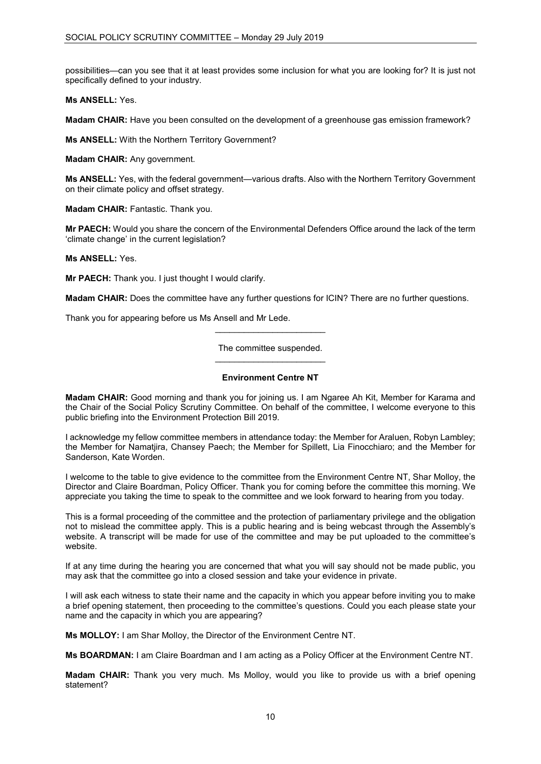possibilities—can you see that it at least provides some inclusion for what you are looking for? It is just not specifically defined to your industry.

**Ms ANSELL:** Yes.

**Madam CHAIR:** Have you been consulted on the development of a greenhouse gas emission framework?

**Ms ANSELL:** With the Northern Territory Government?

**Madam CHAIR:** Any government.

**Ms ANSELL:** Yes, with the federal government—various drafts. Also with the Northern Territory Government on their climate policy and offset strategy.

**Madam CHAIR:** Fantastic. Thank you.

**Mr PAECH:** Would you share the concern of the Environmental Defenders Office around the lack of the term 'climate change' in the current legislation?

**Ms ANSELL:** Yes.

**Mr PAECH:** Thank you. I just thought I would clarify.

**Madam CHAIR:** Does the committee have any further questions for ICIN? There are no further questions.

Thank you for appearing before us Ms Ansell and Mr Lede.

---

The committee suspended.

---

### Environment Centre NT

**Madam CHAIR:** Good morning and thank you for joining us. I am Ngaree Ah Kit, Member for Karama and the Chair of the Social Policy Scrutiny Committee. On behalf of the committee, I welcome everyone to this public briefing into the Environment Protection Bill 2019.

I acknowledge my fellow committee members in attendance today: the Member for Araluen, Robyn Lambley; the Member for Namatjira, Chansey Paech; the Member for Spillett, Lia Finocchiaro; and the Member for Sanderson, Kate Worden.

I welcome to the table to give evidence to the committee from the Environment Centre NT, Shar Molloy, the Director and Claire Boardman, Policy Officer. Thank you for coming before the committee this morning. We appreciate you taking the time to speak to the committee and we look forward to hearing from you today.

This is a formal proceeding of the committee and the protection of parliamentary privilege and the obligation not to mislead the committee apply. This is a public hearing and is being webcast through the Assembly's website. A transcript will be made for use of the committee and may be put uploaded to the committee's website.

If at any time during the hearing you are concerned that what you will say should not be made public, you may ask that the committee go into a closed session and take your evidence in private.

I will ask each witness to state their name and the capacity in which you appear before inviting you to make a brief opening statement, then proceeding to the committee's questions. Could you each please state your name and the capacity in which you are appearing?

**Ms MOLLOY:** I am Shar Molloy, the Director of the Environment Centre NT.

**Ms BOARDMAN:** I am Claire Boardman and I am acting as a Policy Officer at the Environment Centre NT.

**Madam CHAIR:** Thank you very much. Ms Molloy, would you like to provide us with a brief opening statement?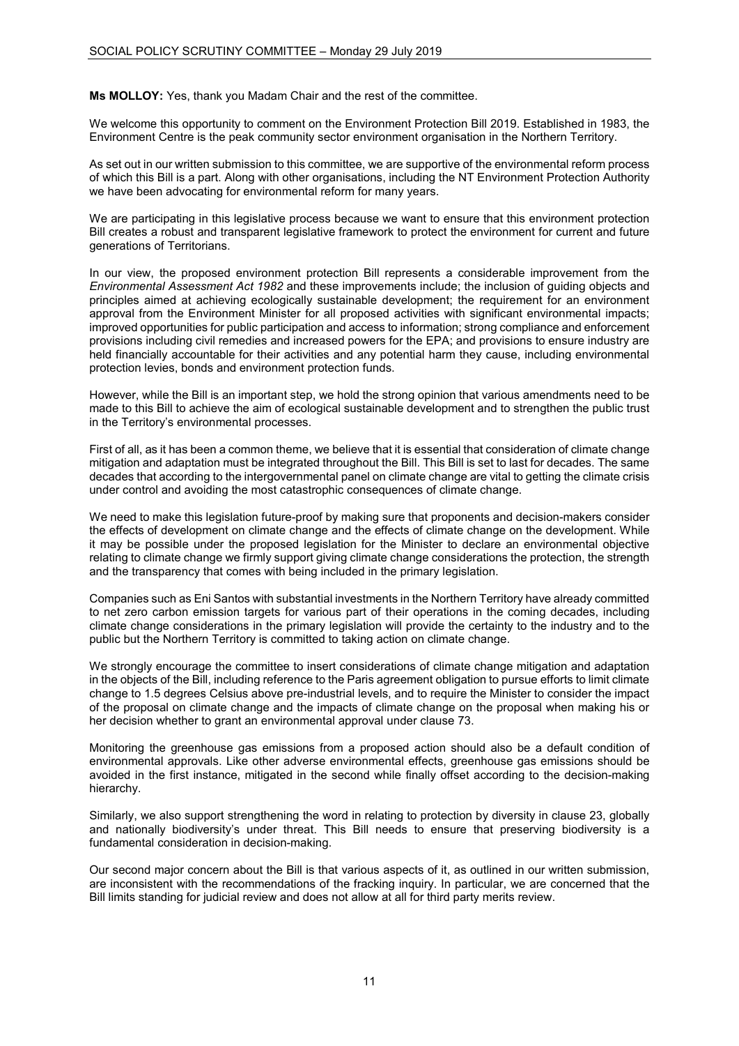**Ms MOLLOY:** Yes, thank you Madam Chair and the rest of the committee.

We welcome this opportunity to comment on the Environment Protection Bill 2019. Established in 1983, the Environment Centre is the peak community sector environment organisation in the Northern Territory.

As set out in our written submission to this committee, we are supportive of the environmental reform process of which this Bill is a part. Along with other organisations, including the NT Environment Protection Authority we have been advocating for environmental reform for many years.

We are participating in this legislative process because we want to ensure that this environment protection Bill creates a robust and transparent legislative framework to protect the environment for current and future generations of Territorians.

In our view, the proposed environment protection Bill represents a considerable improvement from the *Environmental Assessment Act 1982* and these improvements include; the inclusion of guiding objects and principles aimed at achieving ecologically sustainable development; the requirement for an environment approval from the Environment Minister for all proposed activities with significant environmental impacts; improved opportunities for public participation and access to information; strong compliance and enforcement provisions including civil remedies and increased powers for the EPA; and provisions to ensure industry are held financially accountable for their activities and any potential harm they cause, including environmental protection levies, bonds and environment protection funds.

However, while the Bill is an important step, we hold the strong opinion that various amendments need to be made to this Bill to achieve the aim of ecological sustainable development and to strengthen the public trust in the Territory's environmental processes.

First of all, as it has been a common theme, we believe that it is essential that consideration of climate change mitigation and adaptation must be integrated throughout the Bill. This Bill is set to last for decades. The same decades that according to the intergovernmental panel on climate change are vital to getting the climate crisis under control and avoiding the most catastrophic consequences of climate change.

We need to make this legislation future-proof by making sure that proponents and decision-makers consider the effects of development on climate change and the effects of climate change on the development. While it may be possible under the proposed legislation for the Minister to declare an environmental objective relating to climate change we firmly support giving climate change considerations the protection, the strength and the transparency that comes with being included in the primary legislation.

Companies such as Eni Santos with substantial investments in the Northern Territory have already committed to net zero carbon emission targets for various part of their operations in the coming decades, including climate change considerations in the primary legislation will provide the certainty to the industry and to the public but the Northern Territory is committed to taking action on climate change.

We strongly encourage the committee to insert considerations of climate change mitigation and adaptation in the objects of the Bill, including reference to the Paris agreement obligation to pursue efforts to limit climate change to 1.5 degrees Celsius above pre-industrial levels, and to require the Minister to consider the impact of the proposal on climate change and the impacts of climate change on the proposal when making his or her decision whether to grant an environmental approval under clause 73.

Monitoring the greenhouse gas emissions from a proposed action should also be a default condition of environmental approvals. Like other adverse environmental effects, greenhouse gas emissions should be avoided in the first instance, mitigated in the second while finally offset according to the decision-making hierarchy.

Similarly, we also support strengthening the word in relating to protection by diversity in clause 23, globally and nationally biodiversity's under threat. This Bill needs to ensure that preserving biodiversity is a fundamental consideration in decision-making.

Our second major concern about the Bill is that various aspects of it, as outlined in our written submission, are inconsistent with the recommendations of the fracking inquiry. In particular, we are concerned that the Bill limits standing for judicial review and does not allow at all for third party merits review.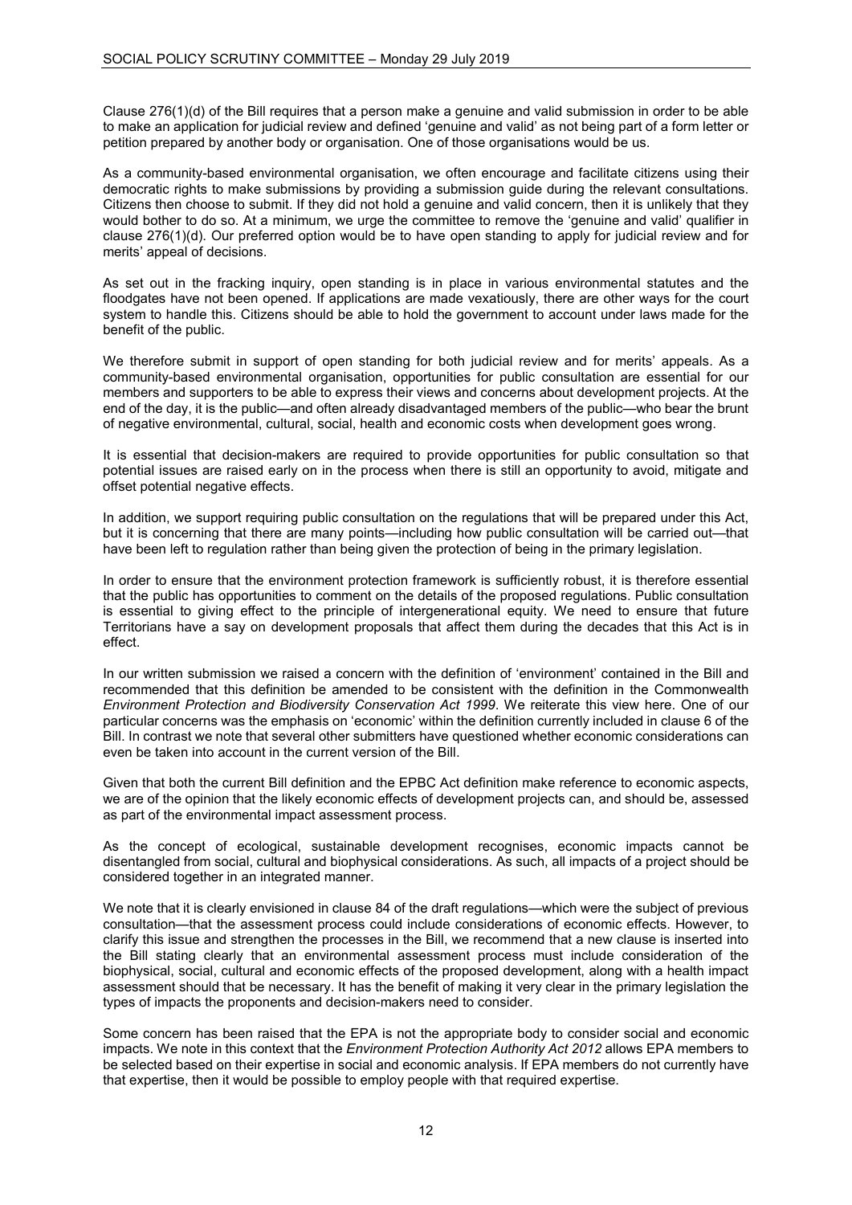Clause 276(1)(d) of the Bill requires that a person make a genuine and valid submission in order to be able to make an application for judicial review and defined 'genuine and valid' as not being part of a form letter or petition prepared by another body or organisation. One of those organisations would be us.

As a community-based environmental organisation, we often encourage and facilitate citizens using their democratic rights to make submissions by providing a submission guide during the relevant consultations. Citizens then choose to submit. If they did not hold a genuine and valid concern, then it is unlikely that they would bother to do so. At a minimum, we urge the committee to remove the 'genuine and valid' qualifier in clause 276(1)(d). Our preferred option would be to have open standing to apply for judicial review and for merits' appeal of decisions.

As set out in the fracking inquiry, open standing is in place in various environmental statutes and the floodgates have not been opened. If applications are made vexatiously, there are other ways for the court system to handle this. Citizens should be able to hold the government to account under laws made for the benefit of the public.

We therefore submit in support of open standing for both judicial review and for merits' appeals. As a community-based environmental organisation, opportunities for public consultation are essential for our members and supporters to be able to express their views and concerns about development projects. At the end of the day, it is the public—and often already disadvantaged members of the public—who bear the brunt of negative environmental, cultural, social, health and economic costs when development goes wrong.

It is essential that decision-makers are required to provide opportunities for public consultation so that potential issues are raised early on in the process when there is still an opportunity to avoid, mitigate and offset potential negative effects.

In addition, we support requiring public consultation on the regulations that will be prepared under this Act, but it is concerning that there are many points—including how public consultation will be carried out—that have been left to regulation rather than being given the protection of being in the primary legislation.

In order to ensure that the environment protection framework is sufficiently robust, it is therefore essential that the public has opportunities to comment on the details of the proposed regulations. Public consultation is essential to giving effect to the principle of intergenerational equity. We need to ensure that future Territorians have a say on development proposals that affect them during the decades that this Act is in effect.

In our written submission we raised a concern with the definition of 'environment' contained in the Bill and recommended that this definition be amended to be consistent with the definition in the Commonwealth *Environment Protection and Biodiversity Conservation Act 1999*. We reiterate this view here. One of our particular concerns was the emphasis on 'economic' within the definition currently included in clause 6 of the Bill. In contrast we note that several other submitters have questioned whether economic considerations can even be taken into account in the current version of the Bill.

Given that both the current Bill definition and the EPBC Act definition make reference to economic aspects, we are of the opinion that the likely economic effects of development projects can, and should be, assessed as part of the environmental impact assessment process.

As the concept of ecological, sustainable development recognises, economic impacts cannot be disentangled from social, cultural and biophysical considerations. As such, all impacts of a project should be considered together in an integrated manner.

We note that it is clearly envisioned in clause 84 of the draft regulations—which were the subject of previous consultation—that the assessment process could include considerations of economic effects. However, to clarify this issue and strengthen the processes in the Bill, we recommend that a new clause is inserted into the Bill stating clearly that an environmental assessment process must include consideration of the biophysical, social, cultural and economic effects of the proposed development, along with a health impact assessment should that be necessary. It has the benefit of making it very clear in the primary legislation the types of impacts the proponents and decision-makers need to consider.

Some concern has been raised that the EPA is not the appropriate body to consider social and economic impacts. We note in this context that the *Environment Protection Authority Act 2012* allows EPA members to be selected based on their expertise in social and economic analysis. If EPA members do not currently have that expertise, then it would be possible to employ people with that required expertise.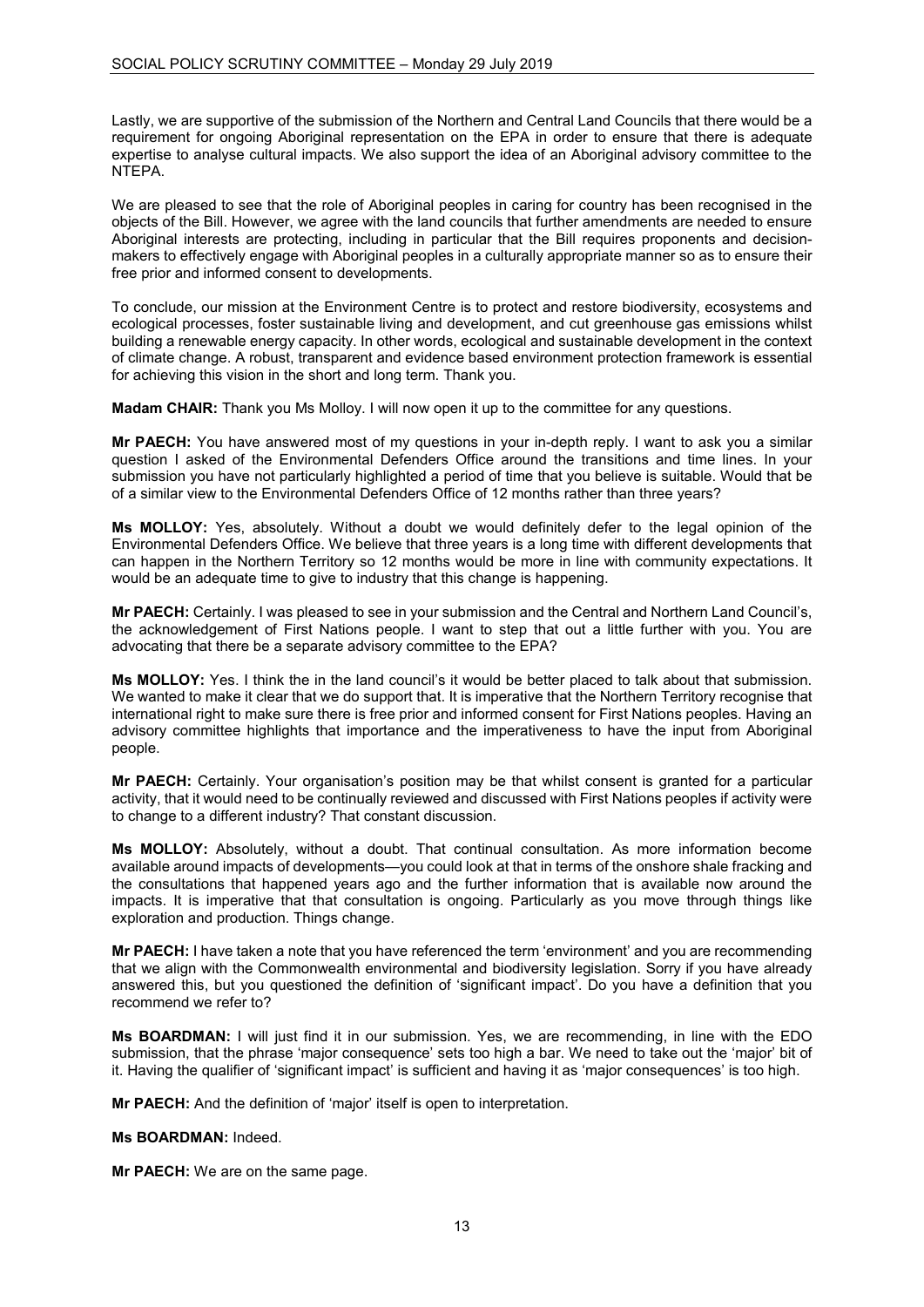Lastly, we are supportive of the submission of the Northern and Central Land Councils that there would be a requirement for ongoing Aboriginal representation on the EPA in order to ensure that there is adequate expertise to analyse cultural impacts. We also support the idea of an Aboriginal advisory committee to the NTEPA.

We are pleased to see that the role of Aboriginal peoples in caring for country has been recognised in the objects of the Bill. However, we agree with the land councils that further amendments are needed to ensure Aboriginal interests are protecting, including in particular that the Bill requires proponents and decision-makers to effectively engage with Aboriginal peoples in a culturally appropriate manner so as to ensure their free prior and informed consent to developments.

To conclude, our mission at the Environment Centre is to protect and restore biodiversity, ecosystems and ecological processes, foster sustainable living and development, and cut greenhouse gas emissions whilst building a renewable energy capacity. In other words, ecological and sustainable development in the context of climate change. A robust, transparent and evidence based environment protection framework is essential for achieving this vision in the short and long term. Thank you.

**Madam CHAIR:** Thank you Ms Molloy. I will now open it up to the committee for any questions.

**Mr PAECH:** You have answered most of my questions in your in-depth reply. I want to ask you a similar question I asked of the Environmental Defenders Office around the transitions and time lines. In your submission you have not particularly highlighted a period of time that you believe is suitable. Would that be of a similar view to the Environmental Defenders Office of 12 months rather than three years?

**Ms MOLLOY:** Yes, absolutely. Without a doubt we would definitely defer to the legal opinion of the Environmental Defenders Office. We believe that three years is a long time with different developments that can happen in the Northern Territory so 12 months would be more in line with community expectations. It would be an adequate time to give to industry that this change is happening.

**Mr PAECH:** Certainly. I was pleased to see in your submission and the Central and Northern Land Council's, the acknowledgement of First Nations people. I want to step that out a little further with you. You are advocating that there be a separate advisory committee to the EPA?

**Ms MOLLOY:** Yes. I think the in the land council's it would be better placed to talk about that submission. We wanted to make it clear that we do support that. It is imperative that the Northern Territory recognise that international right to make sure there is free prior and informed consent for First Nations peoples. Having an advisory committee highlights that importance and the imperativeness to have the input from Aboriginal people.

**Mr PAECH:** Certainly. Your organisation's position may be that whilst consent is granted for a particular activity, that it would need to be continually reviewed and discussed with First Nations peoples if activity were to change to a different industry? That constant discussion.

**Ms MOLLOY:** Absolutely, without a doubt. That continual consultation. As more information become available around impacts of developments—you could look at that in terms of the onshore shale fracking and the consultations that happened years ago and the further information that is available now around the impacts. It is imperative that that consultation is ongoing. Particularly as you move through things like exploration and production. Things change.

**Mr PAECH:** I have taken a note that you have referenced the term 'environment' and you are recommending that we align with the Commonwealth environmental and biodiversity legislation. Sorry if you have already answered this, but you questioned the definition of 'significant impact'. Do you have a definition that you recommend we refer to?

**Ms BOARDMAN:** I will just find it in our submission. Yes, we are recommending, in line with the EDO submission, that the phrase 'major consequence' sets too high a bar. We need to take out the 'major' bit of it. Having the qualifier of 'significant impact' is sufficient and having it as 'major consequences' is too high.

**Mr PAECH:** And the definition of 'major' itself is open to interpretation.

**Ms BOARDMAN:** Indeed.

**Mr PAECH:** We are on the same page.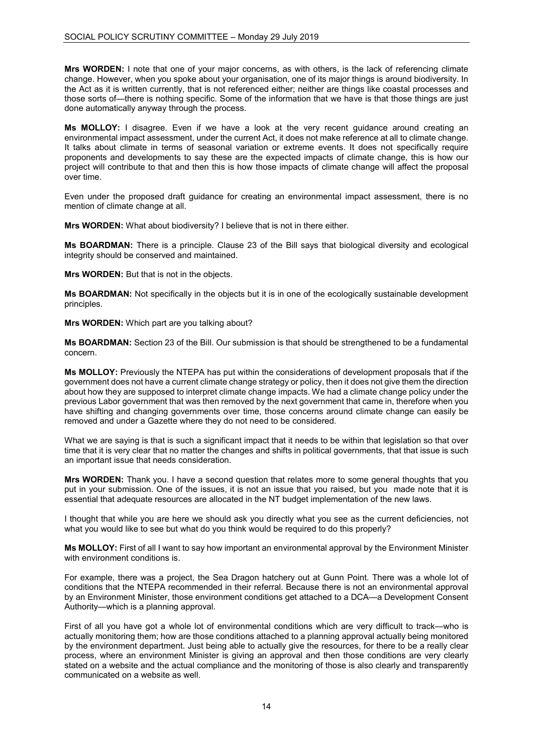**Mrs WORDEN:** I note that one of your major concerns, as with others, is the lack of referencing climate change. However, when you spoke about your organisation, one of its major things is around biodiversity. In the Act as it is written currently, that is not referenced either; neither are things like coastal processes and those sorts of—there is nothing specific. Some of the information that we have is that those things are just done automatically anyway through the process.

**Ms MOLLOY:** I disagree. Even if we have a look at the very recent guidance around creating an environmental impact assessment, under the current Act, it does not make reference at all to climate change. It talks about climate in terms of seasonal variation or extreme events. It does not specifically require proponents and developments to say these are the expected impacts of climate change, this is how our project will contribute to that and then this is how those impacts of climate change will affect the proposal over time.

Even under the proposed draft guidance for creating an environmental impact assessment, there is no mention of climate change at all.

**Mrs WORDEN:** What about biodiversity? I believe that is not in there either.

**Ms BOARDMAN:** There is a principle. Clause 23 of the Bill says that biological diversity and ecological integrity should be conserved and maintained.

**Mrs WORDEN:** But that is not in the objects.

**Ms BOARDMAN:** Not specifically in the objects but it is in one of the ecologically sustainable development principles.

**Mrs WORDEN:** Which part are you talking about?

**Ms BOARDMAN:** Section 23 of the Bill. Our submission is that should be strengthened to be a fundamental concern.

**Ms MOLLOY:** Previously the NTEPA has put within the considerations of development proposals that if the government does not have a current climate change strategy or policy, then it does not give them the direction about how they are supposed to interpret climate change impacts. We had a climate change policy under the previous Labor government that was then removed by the next government that came in, therefore when you have shifting and changing governments over time, those concerns around climate change can easily be removed and under a Gazette where they do not need to be considered.

What we are saying is that is such a significant impact that it needs to be within that legislation so that over time that it is very clear that no matter the changes and shifts in political governments, that that issue is such an important issue that needs consideration.

**Mrs WORDEN:** Thank you. I have a second question that relates more to some general thoughts that you put in your submission. One of the issues, it is not an issue that you raised, but you made note that it is essential that adequate resources are allocated in the NT budget implementation of the new laws.

I thought that while you are here we should ask you directly what you see as the current deficiencies, not what you would like to see but what do you think would be required to do this properly?

**Ms MOLLOY:** First of all I want to say how important an environmental approval by the Environment Minister with environment conditions is.

For example, there was a project, the Sea Dragon hatchery out at Gunn Point. There was a whole lot of conditions that the NTEPA recommended in their referral. Because there is not an environmental approval by an Environment Minister, those environment conditions get attached to a DCA—a Development Consent Authority—which is a planning approval.

First of all you have got a whole lot of environmental conditions which are very difficult to track—who is actually monitoring them; how are those conditions attached to a planning approval actually being monitored by the environment department. Just being able to actually give the resources, for there to be a really clear process, where an environment Minister is giving an approval and then those conditions are very clearly stated on a website and the actual compliance and the monitoring of those is also clearly and transparently communicated on a website as well.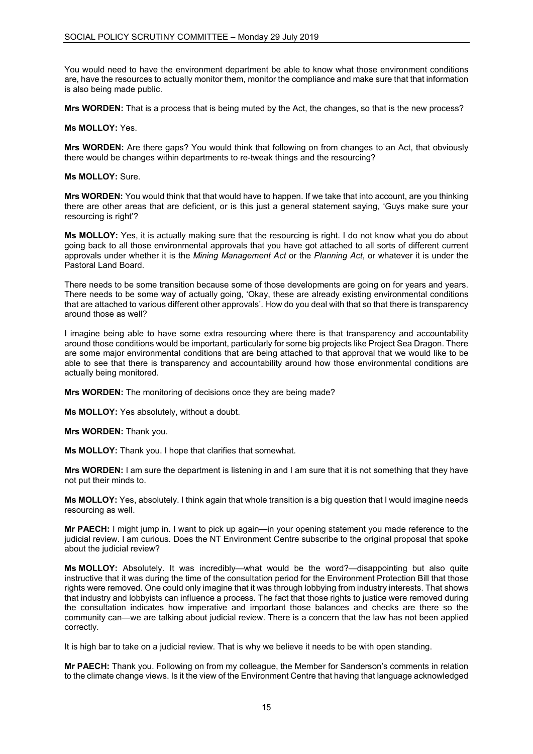You would need to have the environment department be able to know what those environment conditions are, have the resources to actually monitor them, monitor the compliance and make sure that that information is also being made public.

**Mrs WORDEN:** That is a process that is being muted by the Act, the changes, so that is the new process?

**Ms MOLLOY:** Yes.

**Mrs WORDEN:** Are there gaps? You would think that following on from changes to an Act, that obviously there would be changes within departments to re-tweak things and the resourcing?

**Ms MOLLOY:** Sure.

**Mrs WORDEN:** You would think that that would have to happen. If we take that into account, are you thinking there are other areas that are deficient, or is this just a general statement saying, 'Guys make sure your resourcing is right'?

**Ms MOLLOY:** Yes, it is actually making sure that the resourcing is right. I do not know what you do about going back to all those environmental approvals that you have got attached to all sorts of different current approvals under whether it is the *Mining Management Act* or the *Planning Act*, or whatever it is under the Pastoral Land Board.

There needs to be some transition because some of those developments are going on for years and years. There needs to be some way of actually going, 'Okay, these are already existing environmental conditions that are attached to various different other approvals'. How do you deal with that so that there is transparency around those as well?

I imagine being able to have some extra resourcing where there is that transparency and accountability around those conditions would be important, particularly for some big projects like Project Sea Dragon. There are some major environmental conditions that are being attached to that approval that we would like to be able to see that there is transparency and accountability around how those environmental conditions are actually being monitored.

**Mrs WORDEN:** The monitoring of decisions once they are being made?

**Ms MOLLOY:** Yes absolutely, without a doubt.

**Mrs WORDEN:** Thank you.

**Ms MOLLOY:** Thank you. I hope that clarifies that somewhat.

**Mrs WORDEN:** I am sure the department is listening in and I am sure that it is not something that they have not put their minds to.

**Ms MOLLOY:** Yes, absolutely. I think again that whole transition is a big question that I would imagine needs resourcing as well.

**Mr PAECH:** I might jump in. I want to pick up again—in your opening statement you made reference to the judicial review. I am curious. Does the NT Environment Centre subscribe to the original proposal that spoke about the judicial review?

**Ms MOLLOY:** Absolutely. It was incredibly—what would be the word?—disappointing but also quite instructive that it was during the time of the consultation period for the Environment Protection Bill that those rights were removed. One could only imagine that it was through lobbying from industry interests. That shows that industry and lobbyists can influence a process. The fact that those rights to justice were removed during the consultation indicates how imperative and important those balances and checks are there so the community can—we are talking about judicial review. There is a concern that the law has not been applied correctly.

It is high bar to take on a judicial review. That is why we believe it needs to be with open standing.

**Mr PAECH:** Thank you. Following on from my colleague, the Member for Sanderson's comments in relation to the climate change views. Is it the view of the Environment Centre that having that language acknowledged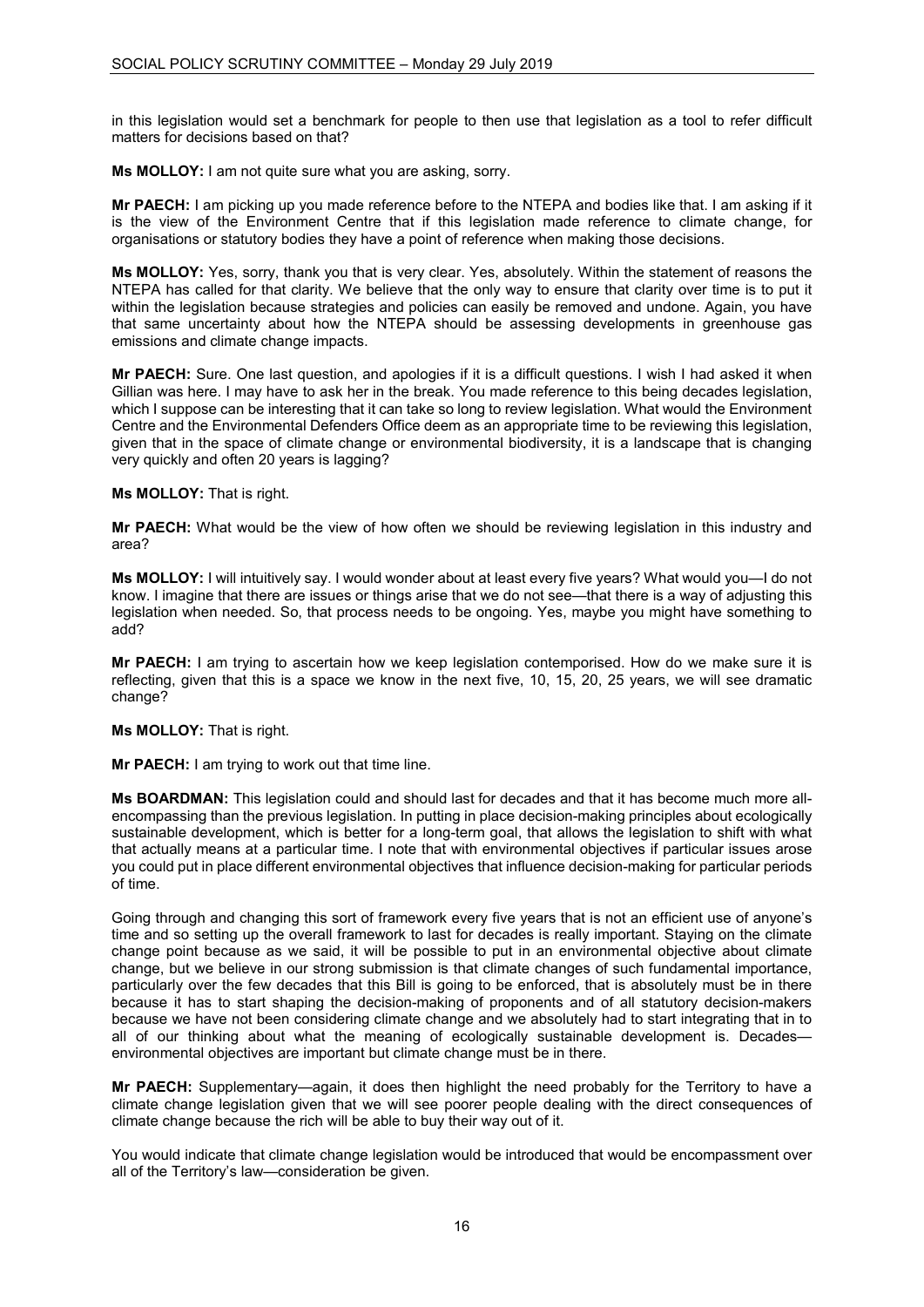in this legislation would set a benchmark for people to then use that legislation as a tool to refer difficult matters for decisions based on that?

**Ms MOLLOY:** I am not quite sure what you are asking, sorry.

**Mr PAECH:** I am picking up you made reference before to the NTEPA and bodies like that. I am asking if it is the view of the Environment Centre that if this legislation made reference to climate change, for organisations or statutory bodies they have a point of reference when making those decisions.

**Ms MOLLOY:** Yes, sorry, thank you that is very clear. Yes, absolutely. Within the statement of reasons the NTEPA has called for that clarity. We believe that the only way to ensure that clarity over time is to put it within the legislation because strategies and policies can easily be removed and undone. Again, you have that same uncertainty about how the NTEPA should be assessing developments in greenhouse gas emissions and climate change impacts.

**Mr PAECH:** Sure. One last question, and apologies if it is a difficult questions. I wish I had asked it when Gillian was here. I may have to ask her in the break. You made reference to this being decades legislation, which I suppose can be interesting that it can take so long to review legislation. What would the Environment Centre and the Environmental Defenders Office deem as an appropriate time to be reviewing this legislation, given that in the space of climate change or environmental biodiversity, it is a landscape that is changing very quickly and often 20 years is lagging?

**Ms MOLLOY:** That is right.

**Mr PAECH:** What would be the view of how often we should be reviewing legislation in this industry and area?

**Ms MOLLOY:** I will intuitively say. I would wonder about at least every five years? What would you—I do not know. I imagine that there are issues or things arise that we do not see—that there is a way of adjusting this legislation when needed. So, that process needs to be ongoing. Yes, maybe you might have something to add?

**Mr PAECH:** I am trying to ascertain how we keep legislation contemporised. How do we make sure it is reflecting, given that this is a space we know in the next five, 10, 15, 20, 25 years, we will see dramatic change?

**Ms MOLLOY:** That is right.

**Mr PAECH:** I am trying to work out that time line.

**Ms BOARDMAN:** This legislation could and should last for decades and that it has become much more all-encompassing than the previous legislation. In putting in place decision-making principles about ecologically sustainable development, which is better for a long-term goal, that allows the legislation to shift with what that actually means at a particular time. I note that with environmental objectives if particular issues arose you could put in place different environmental objectives that influence decision-making for particular periods of time.

Going through and changing this sort of framework every five years that is not an efficient use of anyone's time and so setting up the overall framework to last for decades is really important. Staying on the climate change point because as we said, it will be possible to put in an environmental objective about climate change, but we believe in our strong submission is that climate changes of such fundamental importance, particularly over the few decades that this Bill is going to be enforced, that is absolutely must be in there because it has to start shaping the decision-making of proponents and of all statutory decision-makers because we have not been considering climate change and we absolutely had to start integrating that in to all of our thinking about what the meaning of ecologically sustainable development is. Decades—environmental objectives are important but climate change must be in there.

**Mr PAECH:** Supplementary—again, it does then highlight the need probably for the Territory to have a climate change legislation given that we will see poorer people dealing with the direct consequences of climate change because the rich will be able to buy their way out of it.

You would indicate that climate change legislation would be introduced that would be encompassment over all of the Territory's law—consideration be given.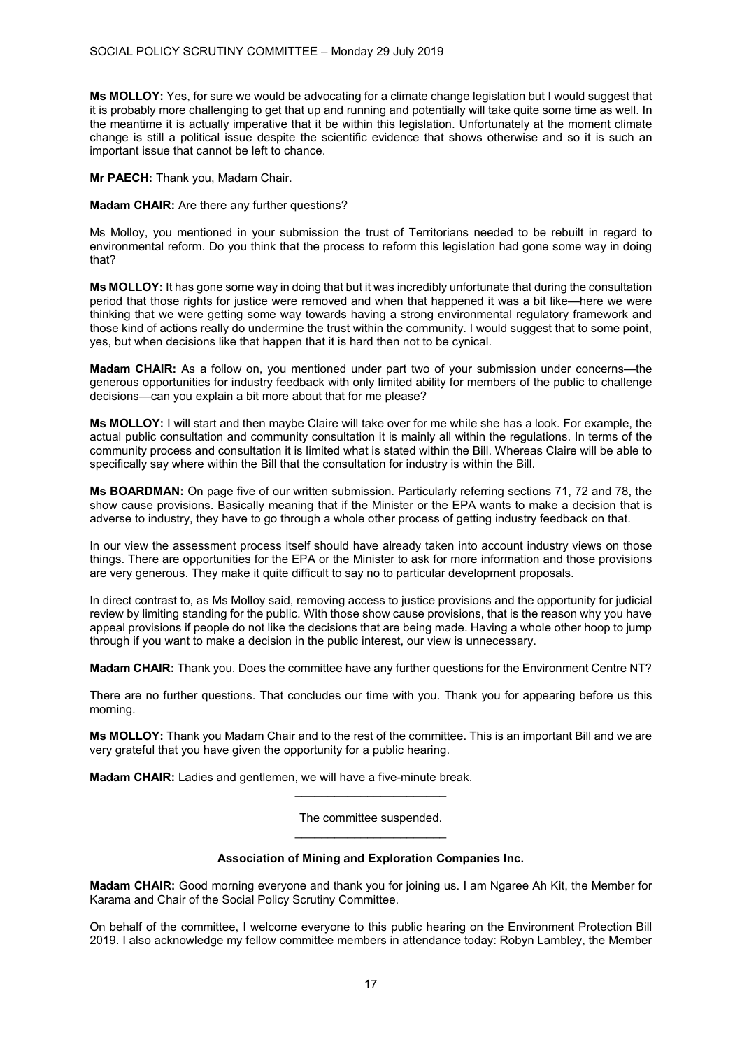**Ms MOLLOY:** Yes, for sure we would be advocating for a climate change legislation but I would suggest that it is probably more challenging to get that up and running and potentially will take quite some time as well. In the meantime it is actually imperative that it be within this legislation. Unfortunately at the moment climate change is still a political issue despite the scientific evidence that shows otherwise and so it is such an important issue that cannot be left to chance.

**Mr PAECH:** Thank you, Madam Chair.

**Madam CHAIR:** Are there any further questions?

Ms Molloy, you mentioned in your submission the trust of Territorians needed to be rebuilt in regard to environmental reform. Do you think that the process to reform this legislation had gone some way in doing that?

**Ms MOLLOY:** It has gone some way in doing that but it was incredibly unfortunate that during the consultation period that those rights for justice were removed and when that happened it was a bit like—here we were thinking that we were getting some way towards having a strong environmental regulatory framework and those kind of actions really do undermine the trust within the community. I would suggest that to some point, yes, but when decisions like that happen that it is hard then not to be cynical.

**Madam CHAIR:** As a follow on, you mentioned under part two of your submission under concerns—the generous opportunities for industry feedback with only limited ability for members of the public to challenge decisions—can you explain a bit more about that for me please?

**Ms MOLLOY:** I will start and then maybe Claire will take over for me while she has a look. For example, the actual public consultation and community consultation it is mainly all within the regulations. In terms of the community process and consultation it is limited what is stated within the Bill. Whereas Claire will be able to specifically say where within the Bill that the consultation for industry is within the Bill.

**Ms BOARDMAN:** On page five of our written submission. Particularly referring sections 71, 72 and 78, the show cause provisions. Basically meaning that if the Minister or the EPA wants to make a decision that is adverse to industry, they have to go through a whole other process of getting industry feedback on that.

In our view the assessment process itself should have already taken into account industry views on those things. There are opportunities for the EPA or the Minister to ask for more information and those provisions are very generous. They make it quite difficult to say no to particular development proposals.

In direct contrast to, as Ms Molloy said, removing access to justice provisions and the opportunity for judicial review by limiting standing for the public. With those show cause provisions, that is the reason why you have appeal provisions if people do not like the decisions that are being made. Having a whole other hoop to jump through if you want to make a decision in the public interest, our view is unnecessary.

**Madam CHAIR:** Thank you. Does the committee have any further questions for the Environment Centre NT?

There are no further questions. That concludes our time with you. Thank you for appearing before us this morning.

**Ms MOLLOY:** Thank you Madam Chair and to the rest of the committee. This is an important Bill and we are very grateful that you have given the opportunity for a public hearing.

**Madam CHAIR:** Ladies and gentlemen, we will have a five-minute break.

---

The committee suspended.

---

### Association of Mining and Exploration Companies Inc.

**Madam CHAIR:** Good morning everyone and thank you for joining us. I am Ngaree Ah Kit, the Member for Karama and Chair of the Social Policy Scrutiny Committee.

On behalf of the committee, I welcome everyone to this public hearing on the Environment Protection Bill 2019. I also acknowledge my fellow committee members in attendance today: Robyn Lambley, the Member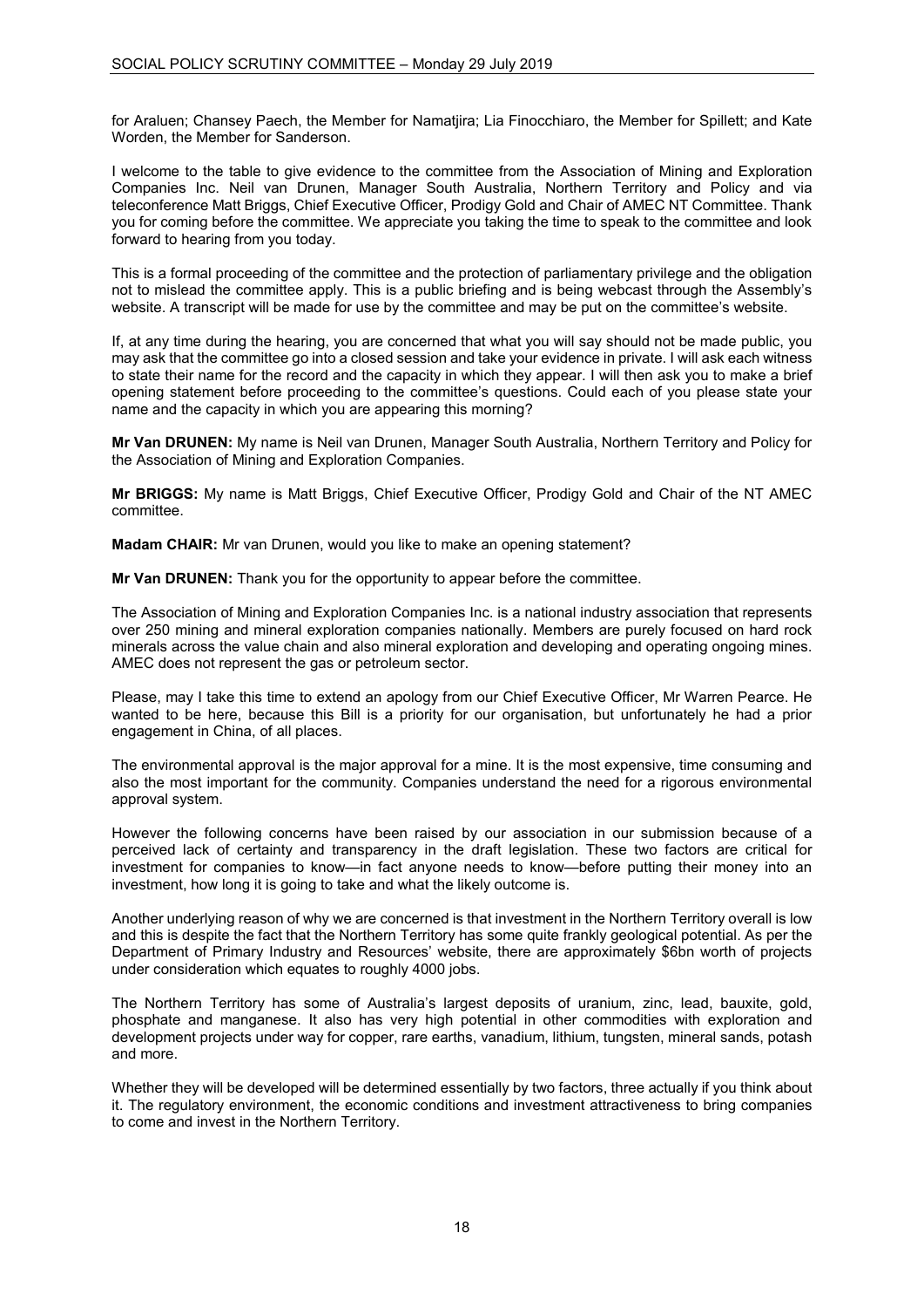for Araluen; Chansey Paech, the Member for Namatjira; Lia Finocchiaro, the Member for Spillett; and Kate Worden, the Member for Sanderson.

I welcome to the table to give evidence to the committee from the Association of Mining and Exploration Companies Inc. Neil van Drunen, Manager South Australia, Northern Territory and Policy and via teleconference Matt Briggs, Chief Executive Officer, Prodigy Gold and Chair of AMEC NT Committee. Thank you for coming before the committee. We appreciate you taking the time to speak to the committee and look forward to hearing from you today.

This is a formal proceeding of the committee and the protection of parliamentary privilege and the obligation not to mislead the committee apply. This is a public briefing and is being webcast through the Assembly's website. A transcript will be made for use by the committee and may be put on the committee's website.

If, at any time during the hearing, you are concerned that what you will say should not be made public, you may ask that the committee go into a closed session and take your evidence in private. I will ask each witness to state their name for the record and the capacity in which they appear. I will then ask you to make a brief opening statement before proceeding to the committee's questions. Could each of you please state your name and the capacity in which you are appearing this morning?

**Mr Van DRUNEN:** My name is Neil van Drunen, Manager South Australia, Northern Territory and Policy for the Association of Mining and Exploration Companies.

**Mr BRIGGS:** My name is Matt Briggs, Chief Executive Officer, Prodigy Gold and Chair of the NT AMEC committee.

**Madam CHAIR:** Mr van Drunen, would you like to make an opening statement?

**Mr Van DRUNEN:** Thank you for the opportunity to appear before the committee.

The Association of Mining and Exploration Companies Inc. is a national industry association that represents over 250 mining and mineral exploration companies nationally. Members are purely focused on hard rock minerals across the value chain and also mineral exploration and developing and operating ongoing mines. AMEC does not represent the gas or petroleum sector.

Please, may I take this time to extend an apology from our Chief Executive Officer, Mr Warren Pearce. He wanted to be here, because this Bill is a priority for our organisation, but unfortunately he had a prior engagement in China, of all places.

The environmental approval is the major approval for a mine. It is the most expensive, time consuming and also the most important for the community. Companies understand the need for a rigorous environmental approval system.

However the following concerns have been raised by our association in our submission because of a perceived lack of certainty and transparency in the draft legislation. These two factors are critical for investment for companies to know—in fact anyone needs to know—before putting their money into an investment, how long it is going to take and what the likely outcome is.

Another underlying reason of why we are concerned is that investment in the Northern Territory overall is low and this is despite the fact that the Northern Territory has some quite frankly geological potential. As per the Department of Primary Industry and Resources' website, there are approximately $6bn worth of projects under consideration which equates to roughly 4000 jobs.

The Northern Territory has some of Australia's largest deposits of uranium, zinc, lead, bauxite, gold, phosphate and manganese. It also has very high potential in other commodities with exploration and development projects under way for copper, rare earths, vanadium, lithium, tungsten, mineral sands, potash and more.

Whether they will be developed will be determined essentially by two factors, three actually if you think about it. The regulatory environment, the economic conditions and investment attractiveness to bring companies to come and invest in the Northern Territory.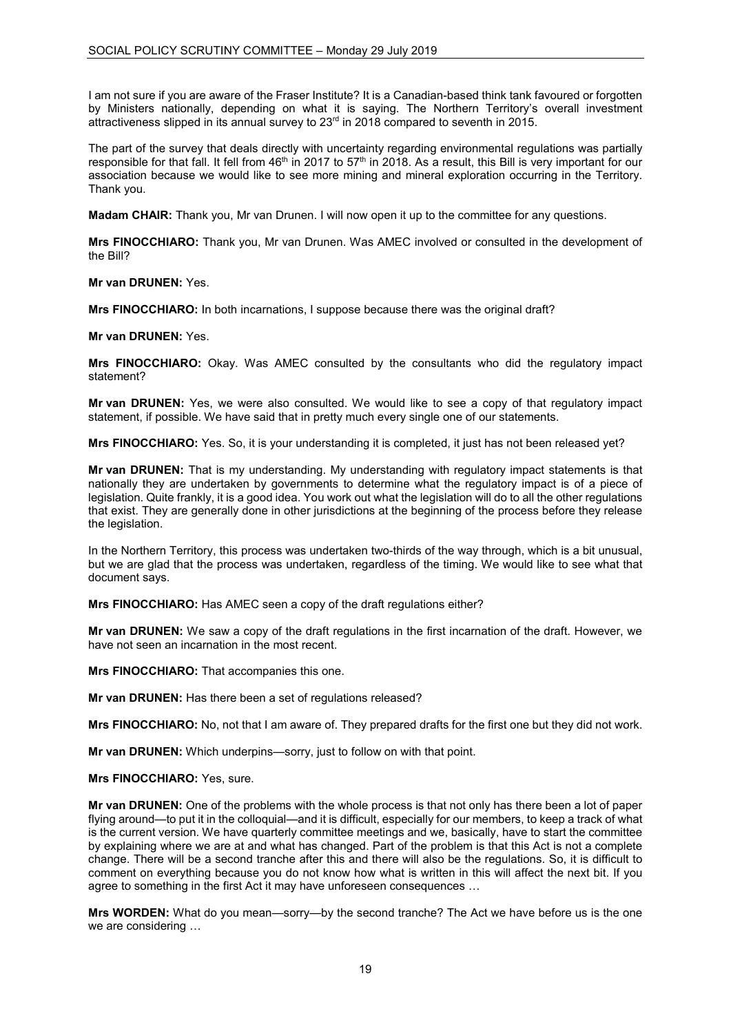I am not sure if you are aware of the Fraser Institute? It is a Canadian-based think tank favoured or forgotten by Ministers nationally, depending on what it is saying. The Northern Territory's overall investment attractiveness slipped in its annual survey to 23rd in 2018 compared to seventh in 2015.

The part of the survey that deals directly with uncertainty regarding environmental regulations was partially responsible for that fall. It fell from 46th in 2017 to 57th in 2018. As a result, this Bill is very important for our association because we would like to see more mining and mineral exploration occurring in the Territory. Thank you.

**Madam CHAIR:** Thank you, Mr van Drunen. I will now open it up to the committee for any questions.

**Mrs FINOCCHIARO:** Thank you, Mr van Drunen. Was AMEC involved or consulted in the development of the Bill?

**Mr van DRUNEN:** Yes.

**Mrs FINOCCHIARO:** In both incarnations, I suppose because there was the original draft?

**Mr van DRUNEN:** Yes.

**Mrs FINOCCHIARO:** Okay. Was AMEC consulted by the consultants who did the regulatory impact statement?

**Mr van DRUNEN:** Yes, we were also consulted. We would like to see a copy of that regulatory impact statement, if possible. We have said that in pretty much every single one of our statements.

**Mrs FINOCCHIARO:** Yes. So, it is your understanding it is completed, it just has not been released yet?

**Mr van DRUNEN:** That is my understanding. My understanding with regulatory impact statements is that nationally they are undertaken by governments to determine what the regulatory impact is of a piece of legislation. Quite frankly, it is a good idea. You work out what the legislation will do to all the other regulations that exist. They are generally done in other jurisdictions at the beginning of the process before they release the legislation.

In the Northern Territory, this process was undertaken two-thirds of the way through, which is a bit unusual, but we are glad that the process was undertaken, regardless of the timing. We would like to see what that document says.

**Mrs FINOCCHIARO:** Has AMEC seen a copy of the draft regulations either?

**Mr van DRUNEN:** We saw a copy of the draft regulations in the first incarnation of the draft. However, we have not seen an incarnation in the most recent.

**Mrs FINOCCHIARO:** That accompanies this one.

**Mr van DRUNEN:** Has there been a set of regulations released?

**Mrs FINOCCHIARO:** No, not that I am aware of. They prepared drafts for the first one but they did not work.

**Mr van DRUNEN:** Which underpins—sorry, just to follow on with that point.

**Mrs FINOCCHIARO:** Yes, sure.

**Mr van DRUNEN:** One of the problems with the whole process is that not only has there been a lot of paper flying around—to put it in the colloquial—and it is difficult, especially for our members, to keep a track of what is the current version. We have quarterly committee meetings and we, basically, have to start the committee by explaining where we are at and what has changed. Part of the problem is that this Act is not a complete change. There will be a second tranche after this and there will also be the regulations. So, it is difficult to comment on everything because you do not know how what is written in this will affect the next bit. If you agree to something in the first Act it may have unforeseen consequences …

**Mrs WORDEN:** What do you mean—sorry—by the second tranche? The Act we have before us is the one we are considering …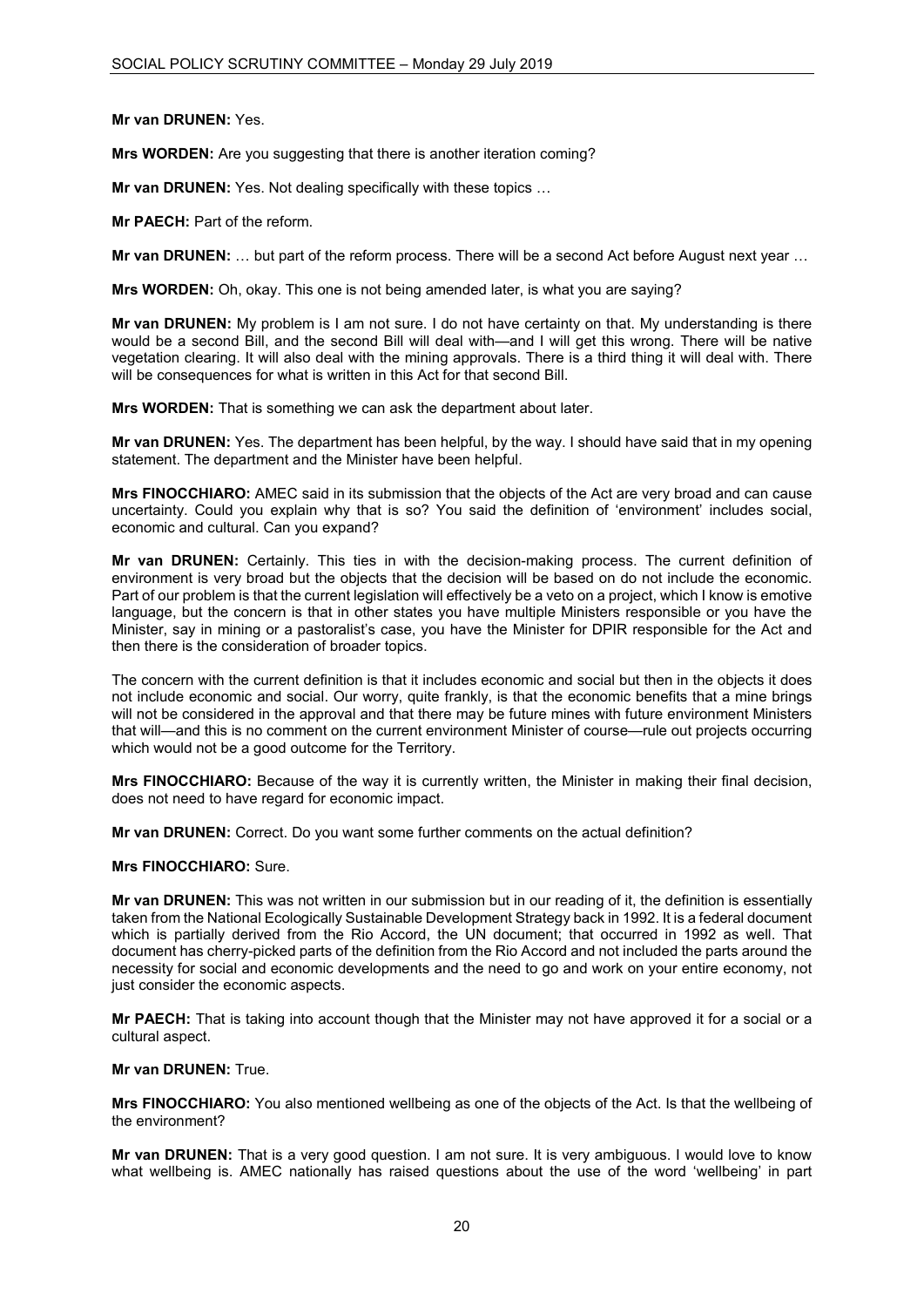**Mr van DRUNEN:** Yes.

**Mrs WORDEN:** Are you suggesting that there is another iteration coming?

**Mr van DRUNEN:** Yes. Not dealing specifically with these topics …

**Mr PAECH:** Part of the reform.

**Mr van DRUNEN:** … but part of the reform process. There will be a second Act before August next year …

**Mrs WORDEN:** Oh, okay. This one is not being amended later, is what you are saying?

**Mr van DRUNEN:** My problem is I am not sure. I do not have certainty on that. My understanding is there would be a second Bill, and the second Bill will deal with—and I will get this wrong. There will be native vegetation clearing. It will also deal with the mining approvals. There is a third thing it will deal with. There will be consequences for what is written in this Act for that second Bill.

**Mrs WORDEN:** That is something we can ask the department about later.

**Mr van DRUNEN:** Yes. The department has been helpful, by the way. I should have said that in my opening statement. The department and the Minister have been helpful.

**Mrs FINOCCHIARO:** AMEC said in its submission that the objects of the Act are very broad and can cause uncertainty. Could you explain why that is so? You said the definition of 'environment' includes social, economic and cultural. Can you expand?

**Mr van DRUNEN:** Certainly. This ties in with the decision-making process. The current definition of environment is very broad but the objects that the decision will be based on do not include the economic. Part of our problem is that the current legislation will effectively be a veto on a project, which I know is emotive language, but the concern is that in other states you have multiple Ministers responsible or you have the Minister, say in mining or a pastoralist's case, you have the Minister for DPIR responsible for the Act and then there is the consideration of broader topics.

The concern with the current definition is that it includes economic and social but then in the objects it does not include economic and social. Our worry, quite frankly, is that the economic benefits that a mine brings will not be considered in the approval and that there may be future mines with future environment Ministers that will—and this is no comment on the current environment Minister of course—rule out projects occurring which would not be a good outcome for the Territory.

**Mrs FINOCCHIARO:** Because of the way it is currently written, the Minister in making their final decision, does not need to have regard for economic impact.

**Mr van DRUNEN:** Correct. Do you want some further comments on the actual definition?

**Mrs FINOCCHIARO:** Sure.

**Mr van DRUNEN:** This was not written in our submission but in our reading of it, the definition is essentially taken from the National Ecologically Sustainable Development Strategy back in 1992. It is a federal document which is partially derived from the Rio Accord, the UN document; that occurred in 1992 as well. That document has cherry-picked parts of the definition from the Rio Accord and not included the parts around the necessity for social and economic developments and the need to go and work on your entire economy, not just consider the economic aspects.

**Mr PAECH:** That is taking into account though that the Minister may not have approved it for a social or a cultural aspect.

**Mr van DRUNEN:** True.

**Mrs FINOCCHIARO:** You also mentioned wellbeing as one of the objects of the Act. Is that the wellbeing of the environment?

**Mr van DRUNEN:** That is a very good question. I am not sure. It is very ambiguous. I would love to know what wellbeing is. AMEC nationally has raised questions about the use of the word 'wellbeing' in part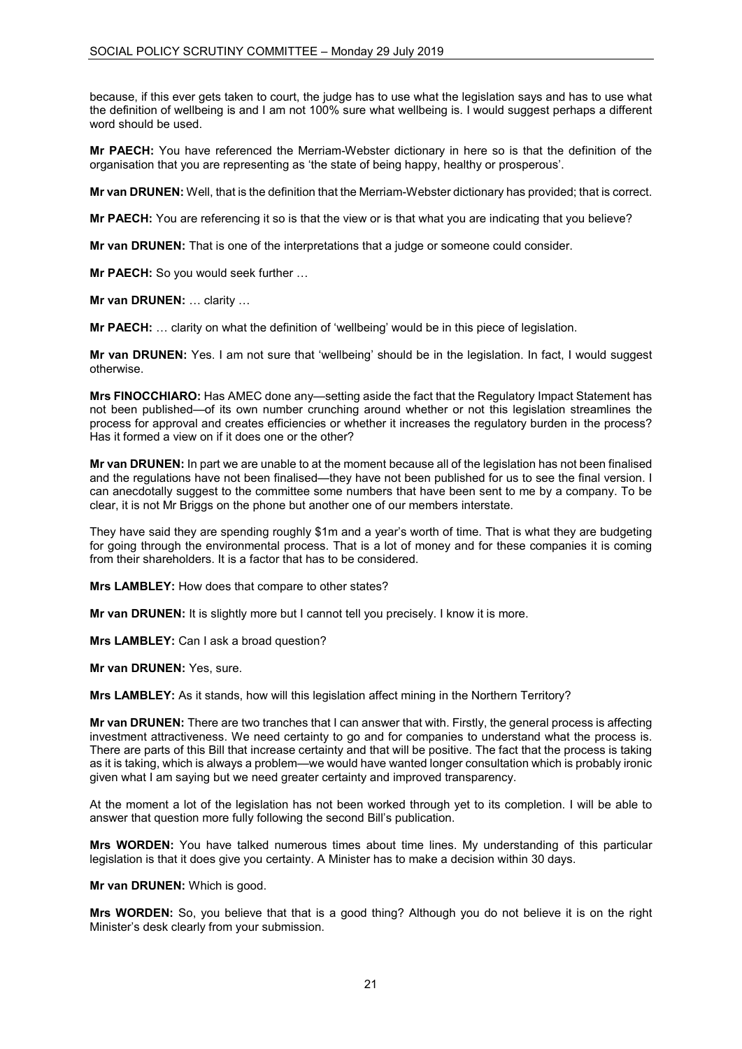because, if this ever gets taken to court, the judge has to use what the legislation says and has to use what the definition of wellbeing is and I am not 100% sure what wellbeing is. I would suggest perhaps a different word should be used.

**Mr PAECH:** You have referenced the Merriam-Webster dictionary in here so is that the definition of the organisation that you are representing as 'the state of being happy, healthy or prosperous'.

**Mr van DRUNEN:** Well, that is the definition that the Merriam-Webster dictionary has provided; that is correct.

**Mr PAECH:** You are referencing it so is that the view or is that what you are indicating that you believe?

**Mr van DRUNEN:** That is one of the interpretations that a judge or someone could consider.

**Mr PAECH:** So you would seek further …

**Mr van DRUNEN:** … clarity …

**Mr PAECH:** … clarity on what the definition of 'wellbeing' would be in this piece of legislation.

**Mr van DRUNEN:** Yes. I am not sure that 'wellbeing' should be in the legislation. In fact, I would suggest otherwise.

**Mrs FINOCCHIARO:** Has AMEC done any—setting aside the fact that the Regulatory Impact Statement has not been published—of its own number crunching around whether or not this legislation streamlines the process for approval and creates efficiencies or whether it increases the regulatory burden in the process? Has it formed a view on if it does one or the other?

**Mr van DRUNEN:** In part we are unable to at the moment because all of the legislation has not been finalised and the regulations have not been finalised—they have not been published for us to see the final version. I can anecdotally suggest to the committee some numbers that have been sent to me by a company. To be clear, it is not Mr Briggs on the phone but another one of our members interstate.

They have said they are spending roughly $1m and a year's worth of time. That is what they are budgeting for going through the environmental process. That is a lot of money and for these companies it is coming from their shareholders. It is a factor that has to be considered.

**Mrs LAMBLEY:** How does that compare to other states?

**Mr van DRUNEN:** It is slightly more but I cannot tell you precisely. I know it is more.

**Mrs LAMBLEY:** Can I ask a broad question?

**Mr van DRUNEN:** Yes, sure.

**Mrs LAMBLEY:** As it stands, how will this legislation affect mining in the Northern Territory?

**Mr van DRUNEN:** There are two tranches that I can answer that with. Firstly, the general process is affecting investment attractiveness. We need certainty to go and for companies to understand what the process is. There are parts of this Bill that increase certainty and that will be positive. The fact that the process is taking as it is taking, which is always a problem—we would have wanted longer consultation which is probably ironic given what I am saying but we need greater certainty and improved transparency.

At the moment a lot of the legislation has not been worked through yet to its completion. I will be able to answer that question more fully following the second Bill's publication.

**Mrs WORDEN:** You have talked numerous times about time lines. My understanding of this particular legislation is that it does give you certainty. A Minister has to make a decision within 30 days.

**Mr van DRUNEN:** Which is good.

**Mrs WORDEN:** So, you believe that that is a good thing? Although you do not believe it is on the right Minister's desk clearly from your submission.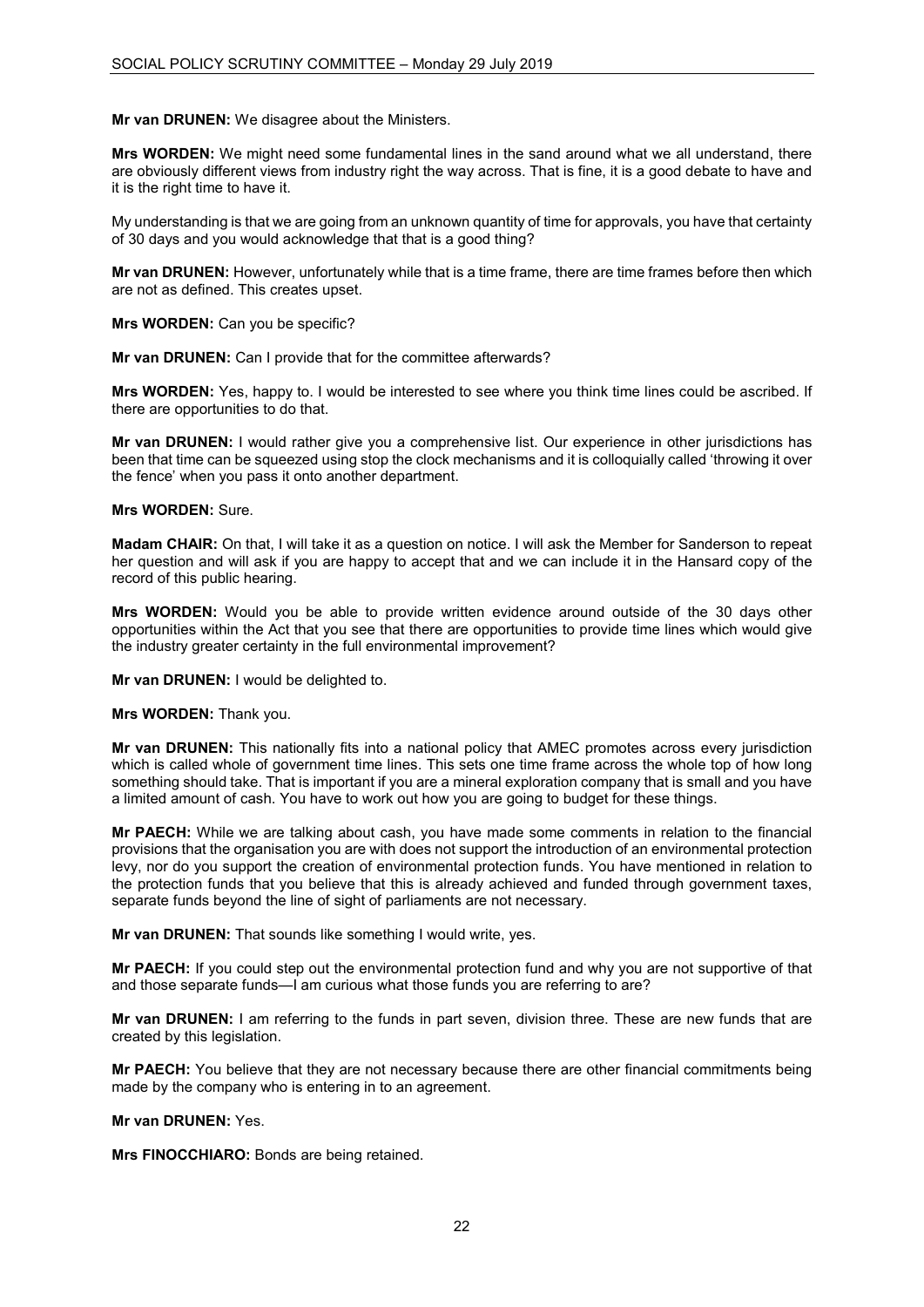**Mr van DRUNEN:** We disagree about the Ministers.

**Mrs WORDEN:** We might need some fundamental lines in the sand around what we all understand, there are obviously different views from industry right the way across. That is fine, it is a good debate to have and it is the right time to have it.

My understanding is that we are going from an unknown quantity of time for approvals, you have that certainty of 30 days and you would acknowledge that that is a good thing?

**Mr van DRUNEN:** However, unfortunately while that is a time frame, there are time frames before then which are not as defined. This creates upset.

**Mrs WORDEN:** Can you be specific?

**Mr van DRUNEN:** Can I provide that for the committee afterwards?

**Mrs WORDEN:** Yes, happy to. I would be interested to see where you think time lines could be ascribed. If there are opportunities to do that.

**Mr van DRUNEN:** I would rather give you a comprehensive list. Our experience in other jurisdictions has been that time can be squeezed using stop the clock mechanisms and it is colloquially called 'throwing it over the fence' when you pass it onto another department.

**Mrs WORDEN:** Sure.

**Madam CHAIR:** On that, I will take it as a question on notice. I will ask the Member for Sanderson to repeat her question and will ask if you are happy to accept that and we can include it in the Hansard copy of the record of this public hearing.

**Mrs WORDEN:** Would you be able to provide written evidence around outside of the 30 days other opportunities within the Act that you see that there are opportunities to provide time lines which would give the industry greater certainty in the full environmental improvement?

**Mr van DRUNEN:** I would be delighted to.

**Mrs WORDEN:** Thank you.

**Mr van DRUNEN:** This nationally fits into a national policy that AMEC promotes across every jurisdiction which is called whole of government time lines. This sets one time frame across the whole top of how long something should take. That is important if you are a mineral exploration company that is small and you have a limited amount of cash. You have to work out how you are going to budget for these things.

**Mr PAECH:** While we are talking about cash, you have made some comments in relation to the financial provisions that the organisation you are with does not support the introduction of an environmental protection levy, nor do you support the creation of environmental protection funds. You have mentioned in relation to the protection funds that you believe that this is already achieved and funded through government taxes, separate funds beyond the line of sight of parliaments are not necessary.

**Mr van DRUNEN:** That sounds like something I would write, yes.

**Mr PAECH:** If you could step out the environmental protection fund and why you are not supportive of that and those separate funds—I am curious what those funds you are referring to are?

**Mr van DRUNEN:** I am referring to the funds in part seven, division three. These are new funds that are created by this legislation.

**Mr PAECH:** You believe that they are not necessary because there are other financial commitments being made by the company who is entering in to an agreement.

**Mr van DRUNEN:** Yes.

**Mrs FINOCCHIARO:** Bonds are being retained.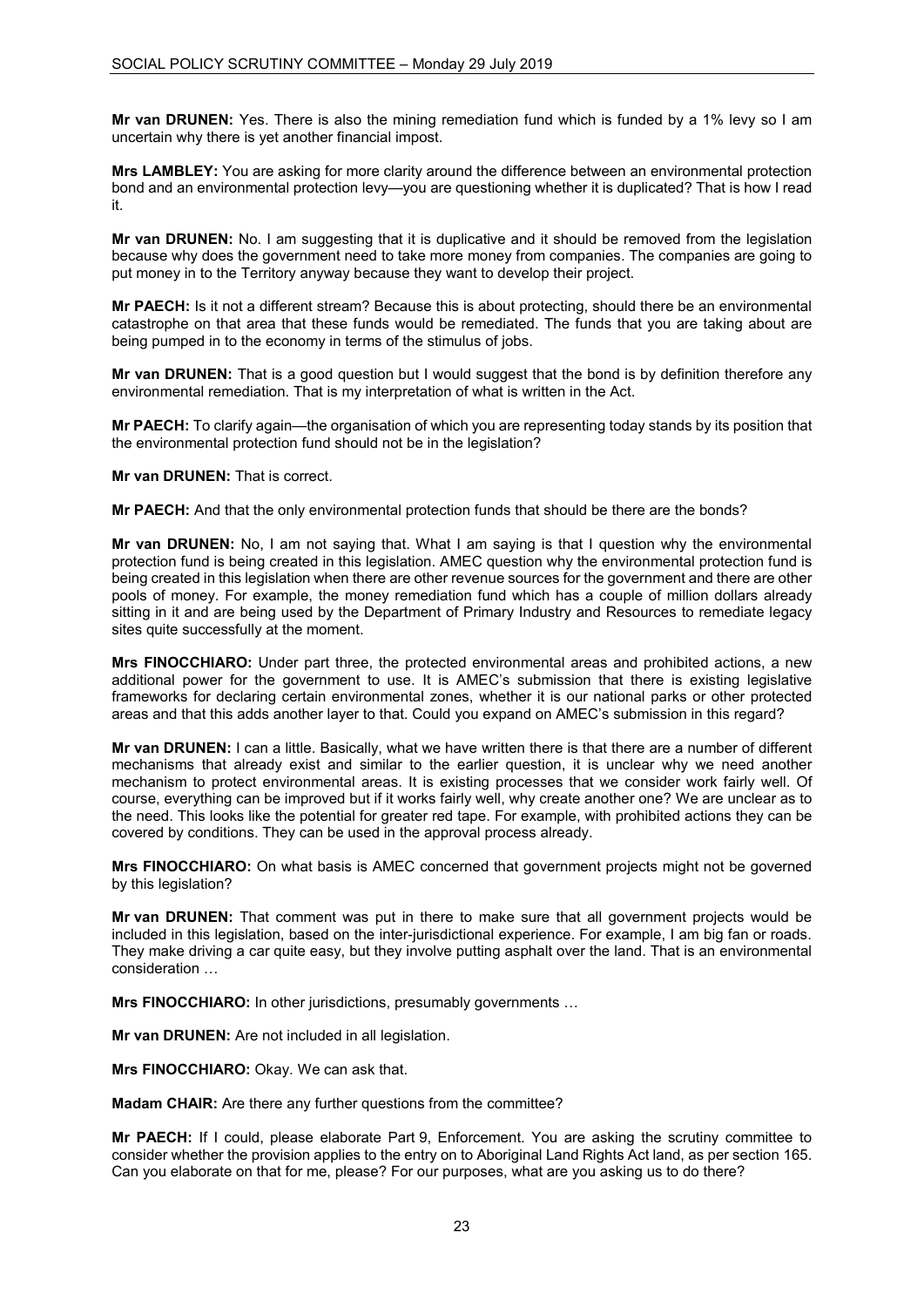**Mr van DRUNEN:** Yes. There is also the mining remediation fund which is funded by a 1% levy so I am uncertain why there is yet another financial impost.

**Mrs LAMBLEY:** You are asking for more clarity around the difference between an environmental protection bond and an environmental protection levy—you are questioning whether it is duplicated? That is how I read it.

**Mr van DRUNEN:** No. I am suggesting that it is duplicative and it should be removed from the legislation because why does the government need to take more money from companies. The companies are going to put money in to the Territory anyway because they want to develop their project.

**Mr PAECH:** Is it not a different stream? Because this is about protecting, should there be an environmental catastrophe on that area that these funds would be remediated. The funds that you are taking about are being pumped in to the economy in terms of the stimulus of jobs.

**Mr van DRUNEN:** That is a good question but I would suggest that the bond is by definition therefore any environmental remediation. That is my interpretation of what is written in the Act.

**Mr PAECH:** To clarify again—the organisation of which you are representing today stands by its position that the environmental protection fund should not be in the legislation?

**Mr van DRUNEN:** That is correct.

**Mr PAECH:** And that the only environmental protection funds that should be there are the bonds?

**Mr van DRUNEN:** No, I am not saying that. What I am saying is that I question why the environmental protection fund is being created in this legislation. AMEC question why the environmental protection fund is being created in this legislation when there are other revenue sources for the government and there are other pools of money. For example, the money remediation fund which has a couple of million dollars already sitting in it and are being used by the Department of Primary Industry and Resources to remediate legacy sites quite successfully at the moment.

**Mrs FINOCCHIARO:** Under part three, the protected environmental areas and prohibited actions, a new additional power for the government to use. It is AMEC's submission that there is existing legislative frameworks for declaring certain environmental zones, whether it is our national parks or other protected areas and that this adds another layer to that. Could you expand on AMEC's submission in this regard?

**Mr van DRUNEN:** I can a little. Basically, what we have written there is that there are a number of different mechanisms that already exist and similar to the earlier question, it is unclear why we need another mechanism to protect environmental areas. It is existing processes that we consider work fairly well. Of course, everything can be improved but if it works fairly well, why create another one? We are unclear as to the need. This looks like the potential for greater red tape. For example, with prohibited actions they can be covered by conditions. They can be used in the approval process already.

**Mrs FINOCCHIARO:** On what basis is AMEC concerned that government projects might not be governed by this legislation?

**Mr van DRUNEN:** That comment was put in there to make sure that all government projects would be included in this legislation, based on the inter-jurisdictional experience. For example, I am big fan or roads. They make driving a car quite easy, but they involve putting asphalt over the land. That is an environmental consideration …

**Mrs FINOCCHIARO:** In other jurisdictions, presumably governments …

**Mr van DRUNEN:** Are not included in all legislation.

**Mrs FINOCCHIARO:** Okay. We can ask that.

**Madam CHAIR:** Are there any further questions from the committee?

**Mr PAECH:** If I could, please elaborate Part 9, Enforcement. You are asking the scrutiny committee to consider whether the provision applies to the entry on to Aboriginal Land Rights Act land, as per section 165. Can you elaborate on that for me, please? For our purposes, what are you asking us to do there?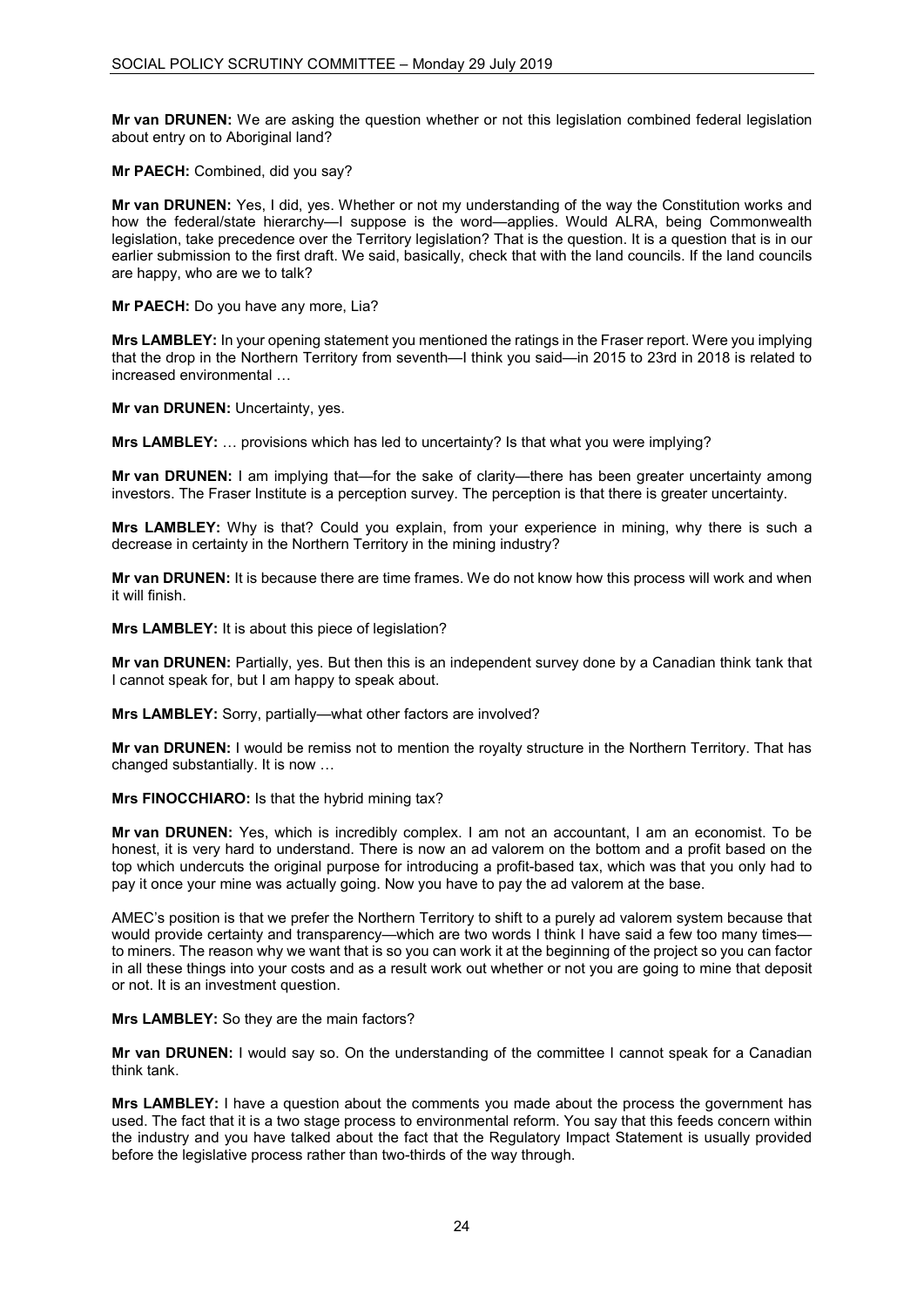**Mr van DRUNEN:** We are asking the question whether or not this legislation combined federal legislation about entry on to Aboriginal land?

**Mr PAECH:** Combined, did you say?

**Mr van DRUNEN:** Yes, I did, yes. Whether or not my understanding of the way the Constitution works and how the federal/state hierarchy—I suppose is the word—applies. Would ALRA, being Commonwealth legislation, take precedence over the Territory legislation? That is the question. It is a question that is in our earlier submission to the first draft. We said, basically, check that with the land councils. If the land councils are happy, who are we to talk?

**Mr PAECH:** Do you have any more, Lia?

**Mrs LAMBLEY:** In your opening statement you mentioned the ratings in the Fraser report. Were you implying that the drop in the Northern Territory from seventh—I think you said—in 2015 to 23rd in 2018 is related to increased environmental …

**Mr van DRUNEN:** Uncertainty, yes.

**Mrs LAMBLEY:** … provisions which has led to uncertainty? Is that what you were implying?

**Mr van DRUNEN:** I am implying that—for the sake of clarity—there has been greater uncertainty among investors. The Fraser Institute is a perception survey. The perception is that there is greater uncertainty.

**Mrs LAMBLEY:** Why is that? Could you explain, from your experience in mining, why there is such a decrease in certainty in the Northern Territory in the mining industry?

**Mr van DRUNEN:** It is because there are time frames. We do not know how this process will work and when it will finish.

**Mrs LAMBLEY:** It is about this piece of legislation?

**Mr van DRUNEN:** Partially, yes. But then this is an independent survey done by a Canadian think tank that I cannot speak for, but I am happy to speak about.

**Mrs LAMBLEY:** Sorry, partially—what other factors are involved?

**Mr van DRUNEN:** I would be remiss not to mention the royalty structure in the Northern Territory. That has changed substantially. It is now …

**Mrs FINOCCHIARO:** Is that the hybrid mining tax?

**Mr van DRUNEN:** Yes, which is incredibly complex. I am not an accountant, I am an economist. To be honest, it is very hard to understand. There is now an ad valorem on the bottom and a profit based on the top which undercuts the original purpose for introducing a profit-based tax, which was that you only had to pay it once your mine was actually going. Now you have to pay the ad valorem at the base.

AMEC's position is that we prefer the Northern Territory to shift to a purely ad valorem system because that would provide certainty and transparency—which are two words I think I have said a few too many times—to miners. The reason why we want that is so you can work it at the beginning of the project so you can factor in all these things into your costs and as a result work out whether or not you are going to mine that deposit or not. It is an investment question.

**Mrs LAMBLEY:** So they are the main factors?

**Mr van DRUNEN:** I would say so. On the understanding of the committee I cannot speak for a Canadian think tank.

**Mrs LAMBLEY:** I have a question about the comments you made about the process the government has used. The fact that it is a two stage process to environmental reform. You say that this feeds concern within the industry and you have talked about the fact that the Regulatory Impact Statement is usually provided before the legislative process rather than two-thirds of the way through.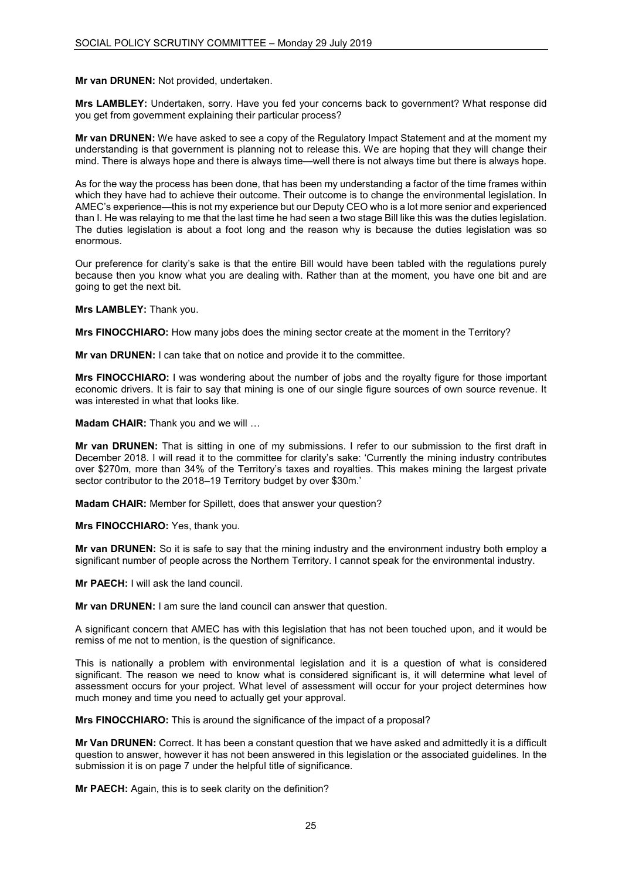**Mr van DRUNEN:** Not provided, undertaken.

**Mrs LAMBLEY:** Undertaken, sorry. Have you fed your concerns back to government? What response did you get from government explaining their particular process?

**Mr van DRUNEN:** We have asked to see a copy of the Regulatory Impact Statement and at the moment my understanding is that government is planning not to release this. We are hoping that they will change their mind. There is always hope and there is always time—well there is not always time but there is always hope.

As for the way the process has been done, that has been my understanding a factor of the time frames within which they have had to achieve their outcome. Their outcome is to change the environmental legislation. In AMEC's experience—this is not my experience but our Deputy CEO who is a lot more senior and experienced than I. He was relaying to me that the last time he had seen a two stage Bill like this was the duties legislation. The duties legislation is about a foot long and the reason why is because the duties legislation was so enormous.

Our preference for clarity's sake is that the entire Bill would have been tabled with the regulations purely because then you know what you are dealing with. Rather than at the moment, you have one bit and are going to get the next bit.

**Mrs LAMBLEY:** Thank you.

**Mrs FINOCCHIARO:** How many jobs does the mining sector create at the moment in the Territory?

**Mr van DRUNEN:** I can take that on notice and provide it to the committee.

**Mrs FINOCCHIARO:** I was wondering about the number of jobs and the royalty figure for those important economic drivers. It is fair to say that mining is one of our single figure sources of own source revenue. It was interested in what that looks like.

**Madam CHAIR:** Thank you and we will …

**Mr van DRUNEN:** That is sitting in one of my submissions. I refer to our submission to the first draft in December 2018. I will read it to the committee for clarity's sake: 'Currently the mining industry contributes over $270m, more than 34% of the Territory's taxes and royalties. This makes mining the largest private sector contributor to the 2018–19 Territory budget by over $30m.'

**Madam CHAIR:** Member for Spillett, does that answer your question?

**Mrs FINOCCHIARO:** Yes, thank you.

**Mr van DRUNEN:** So it is safe to say that the mining industry and the environment industry both employ a significant number of people across the Northern Territory. I cannot speak for the environmental industry.

**Mr PAECH:** I will ask the land council.

**Mr van DRUNEN:** I am sure the land council can answer that question.

A significant concern that AMEC has with this legislation that has not been touched upon, and it would be remiss of me not to mention, is the question of significance.

This is nationally a problem with environmental legislation and it is a question of what is considered significant. The reason we need to know what is considered significant is, it will determine what level of assessment occurs for your project. What level of assessment will occur for your project determines how much money and time you need to actually get your approval.

**Mrs FINOCCHIARO:** This is around the significance of the impact of a proposal?

**Mr Van DRUNEN:** Correct. It has been a constant question that we have asked and admittedly it is a difficult question to answer, however it has not been answered in this legislation or the associated guidelines. In the submission it is on page 7 under the helpful title of significance.

**Mr PAECH:** Again, this is to seek clarity on the definition?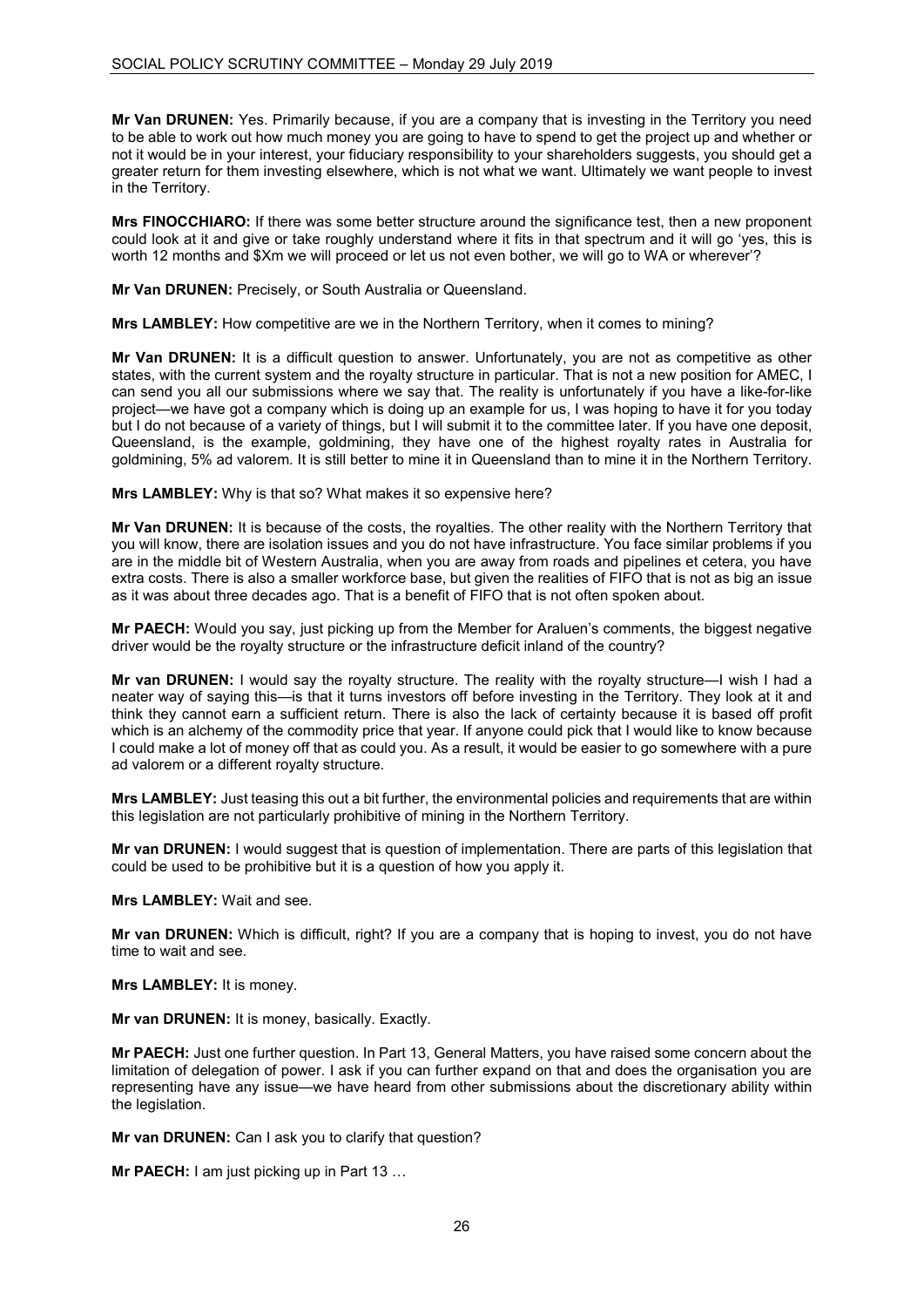**Mr Van DRUNEN:** Yes. Primarily because, if you are a company that is investing in the Territory you need to be able to work out how much money you are going to have to spend to get the project up and whether or not it would be in your interest, your fiduciary responsibility to your shareholders suggests, you should get a greater return for them investing elsewhere, which is not what we want. Ultimately we want people to invest in the Territory.

**Mrs FINOCCHIARO:** If there was some better structure around the significance test, then a new proponent could look at it and give or take roughly understand where it fits in that spectrum and it will go 'yes, this is worth 12 months and $Xm we will proceed or let us not even bother, we will go to WA or wherever'?

**Mr Van DRUNEN:** Precisely, or South Australia or Queensland.

**Mrs LAMBLEY:** How competitive are we in the Northern Territory, when it comes to mining?

**Mr Van DRUNEN:** It is a difficult question to answer. Unfortunately, you are not as competitive as other states, with the current system and the royalty structure in particular. That is not a new position for AMEC, I can send you all our submissions where we say that. The reality is unfortunately if you have a like-for-like project—we have got a company which is doing up an example for us, I was hoping to have it for you today but I do not because of a variety of things, but I will submit it to the committee later. If you have one deposit, Queensland, is the example, goldmining, they have one of the highest royalty rates in Australia for goldmining, 5% ad valorem. It is still better to mine it in Queensland than to mine it in the Northern Territory.

**Mrs LAMBLEY:** Why is that so? What makes it so expensive here?

**Mr Van DRUNEN:** It is because of the costs, the royalties. The other reality with the Northern Territory that you will know, there are isolation issues and you do not have infrastructure. You face similar problems if you are in the middle bit of Western Australia, when you are away from roads and pipelines et cetera, you have extra costs. There is also a smaller workforce base, but given the realities of FIFO that is not as big an issue as it was about three decades ago. That is a benefit of FIFO that is not often spoken about.

**Mr PAECH:** Would you say, just picking up from the Member for Araluen's comments, the biggest negative driver would be the royalty structure or the infrastructure deficit inland of the country?

**Mr van DRUNEN:** I would say the royalty structure. The reality with the royalty structure—I wish I had a neater way of saying this—is that it turns investors off before investing in the Territory. They look at it and think they cannot earn a sufficient return. There is also the lack of certainty because it is based off profit which is an alchemy of the commodity price that year. If anyone could pick that I would like to know because I could make a lot of money off that as could you. As a result, it would be easier to go somewhere with a pure ad valorem or a different royalty structure.

**Mrs LAMBLEY:** Just teasing this out a bit further, the environmental policies and requirements that are within this legislation are not particularly prohibitive of mining in the Northern Territory.

**Mr van DRUNEN:** I would suggest that is question of implementation. There are parts of this legislation that could be used to be prohibitive but it is a question of how you apply it.

**Mrs LAMBLEY:** Wait and see.

**Mr van DRUNEN:** Which is difficult, right? If you are a company that is hoping to invest, you do not have time to wait and see.

**Mrs LAMBLEY:** It is money.

**Mr van DRUNEN:** It is money, basically. Exactly.

**Mr PAECH:** Just one further question. In Part 13, General Matters, you have raised some concern about the limitation of delegation of power. I ask if you can further expand on that and does the organisation you are representing have any issue—we have heard from other submissions about the discretionary ability within the legislation.

**Mr van DRUNEN:** Can I ask you to clarify that question?

**Mr PAECH:** I am just picking up in Part 13 …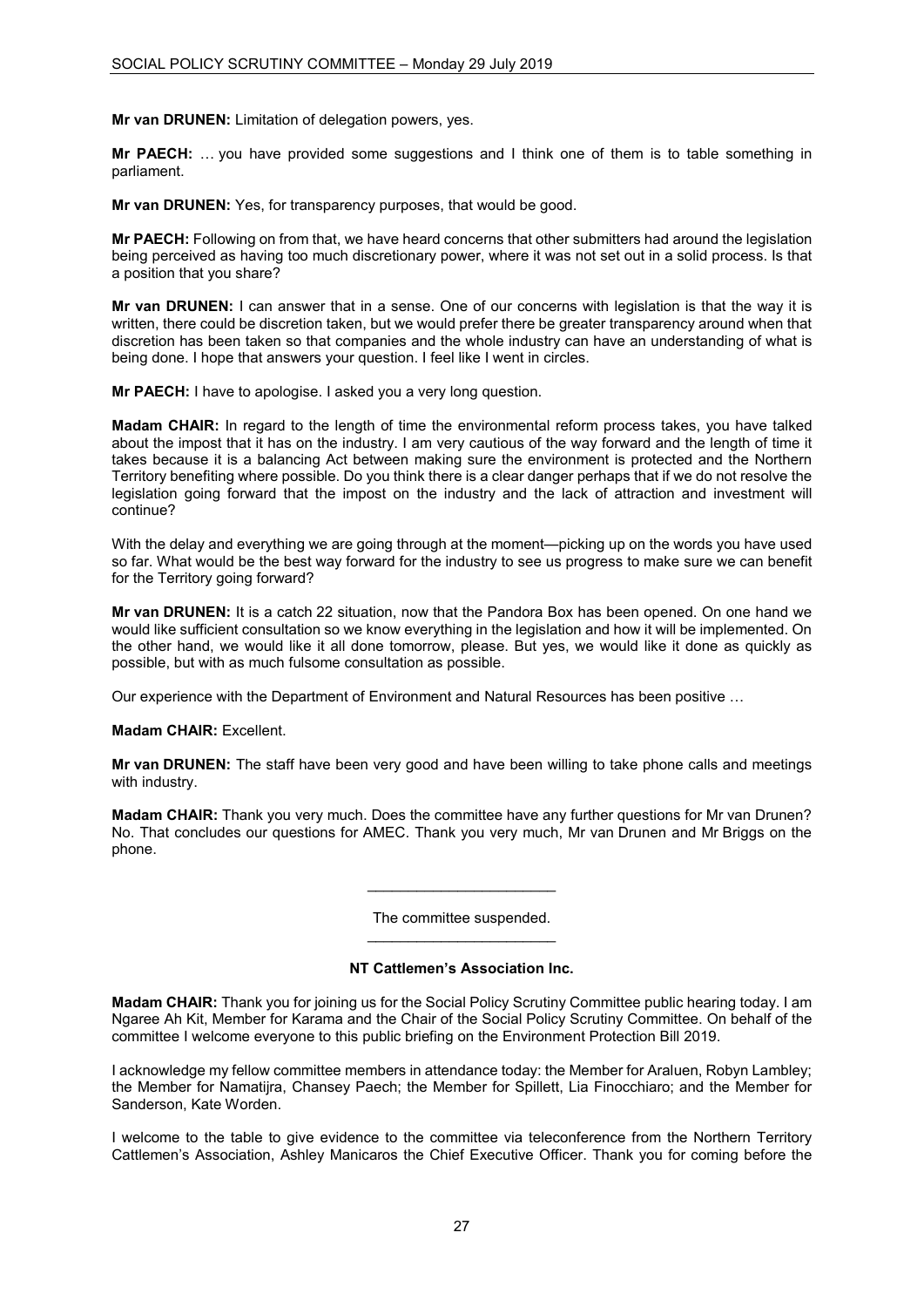**Mr van DRUNEN:** Limitation of delegation powers, yes.

**Mr PAECH:** … you have provided some suggestions and I think one of them is to table something in parliament.

**Mr van DRUNEN:** Yes, for transparency purposes, that would be good.

**Mr PAECH:** Following on from that, we have heard concerns that other submitters had around the legislation being perceived as having too much discretionary power, where it was not set out in a solid process. Is that a position that you share?

**Mr van DRUNEN:** I can answer that in a sense. One of our concerns with legislation is that the way it is written, there could be discretion taken, but we would prefer there be greater transparency around when that discretion has been taken so that companies and the whole industry can have an understanding of what is being done. I hope that answers your question. I feel like I went in circles.

**Mr PAECH:** I have to apologise. I asked you a very long question.

**Madam CHAIR:** In regard to the length of time the environmental reform process takes, you have talked about the impost that it has on the industry. I am very cautious of the way forward and the length of time it takes because it is a balancing Act between making sure the environment is protected and the Northern Territory benefiting where possible. Do you think there is a clear danger perhaps that if we do not resolve the legislation going forward that the impost on the industry and the lack of attraction and investment will continue?

With the delay and everything we are going through at the moment—picking up on the words you have used so far. What would be the best way forward for the industry to see us progress to make sure we can benefit for the Territory going forward?

**Mr van DRUNEN:** It is a catch 22 situation, now that the Pandora Box has been opened. On one hand we would like sufficient consultation so we know everything in the legislation and how it will be implemented. On the other hand, we would like it all done tomorrow, please. But yes, we would like it done as quickly as possible, but with as much fulsome consultation as possible.

Our experience with the Department of Environment and Natural Resources has been positive …

**Madam CHAIR:** Excellent.

**Mr van DRUNEN:** The staff have been very good and have been willing to take phone calls and meetings with industry.

**Madam CHAIR:** Thank you very much. Does the committee have any further questions for Mr van Drunen? No. That concludes our questions for AMEC. Thank you very much, Mr van Drunen and Mr Briggs on the phone.

---

The committee suspended.

---

### NT Cattlemen's Association Inc.

**Madam CHAIR:** Thank you for joining us for the Social Policy Scrutiny Committee public hearing today. I am Ngaree Ah Kit, Member for Karama and the Chair of the Social Policy Scrutiny Committee. On behalf of the committee I welcome everyone to this public briefing on the Environment Protection Bill 2019.

I acknowledge my fellow committee members in attendance today: the Member for Araluen, Robyn Lambley; the Member for Namatjira, Chansey Paech; the Member for Spillett, Lia Finocchiaro; and the Member for Sanderson, Kate Worden.

I welcome to the table to give evidence to the committee via teleconference from the Northern Territory Cattlemen's Association, Ashley Manicaros the Chief Executive Officer. Thank you for coming before the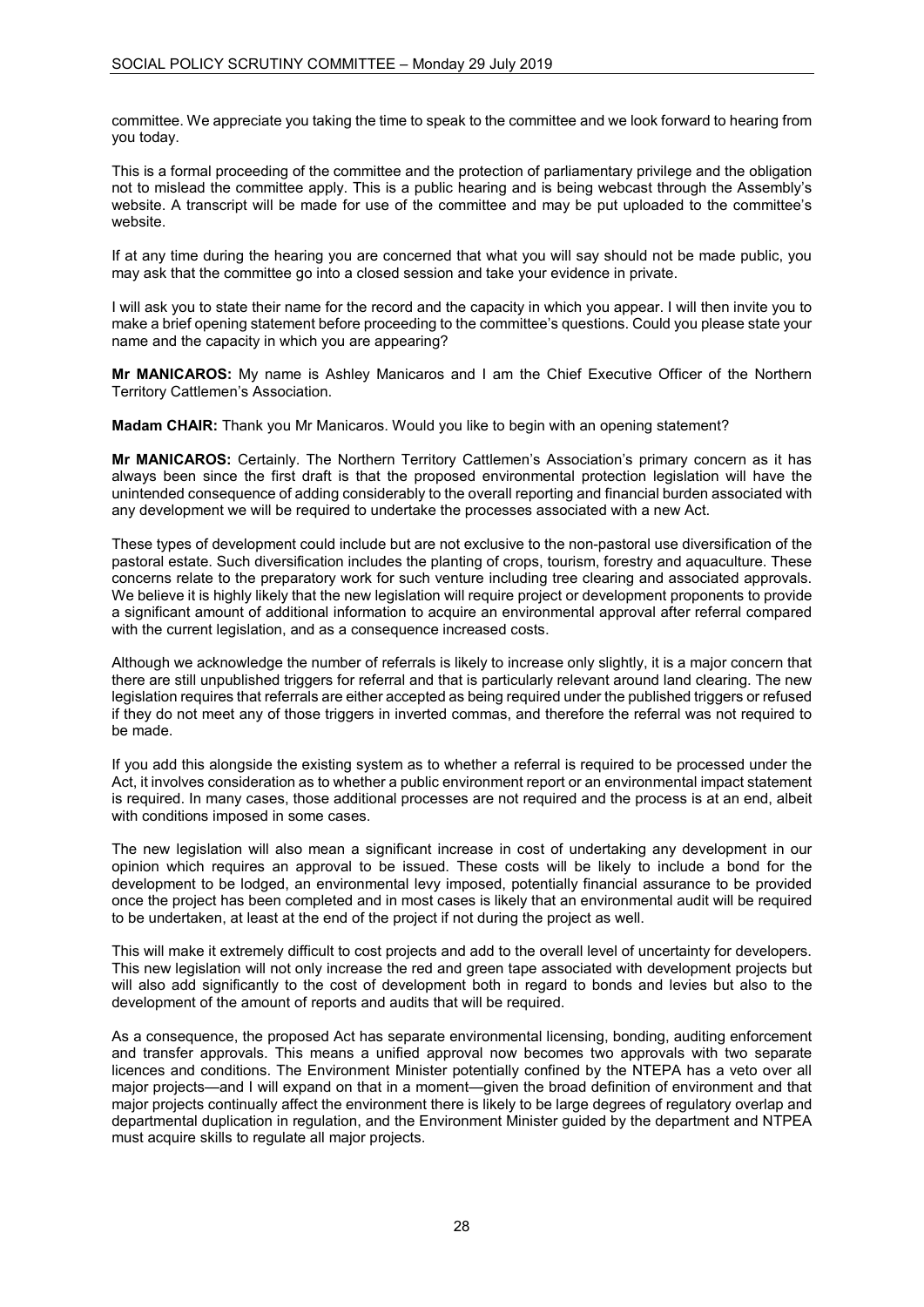committee. We appreciate you taking the time to speak to the committee and we look forward to hearing from you today.

This is a formal proceeding of the committee and the protection of parliamentary privilege and the obligation not to mislead the committee apply. This is a public hearing and is being webcast through the Assembly's website. A transcript will be made for use of the committee and may be put uploaded to the committee's website.

If at any time during the hearing you are concerned that what you will say should not be made public, you may ask that the committee go into a closed session and take your evidence in private.

I will ask you to state their name for the record and the capacity in which you appear. I will then invite you to make a brief opening statement before proceeding to the committee's questions. Could you please state your name and the capacity in which you are appearing?

**Mr MANICAROS:** My name is Ashley Manicaros and I am the Chief Executive Officer of the Northern Territory Cattlemen's Association.

**Madam CHAIR:** Thank you Mr Manicaros. Would you like to begin with an opening statement?

**Mr MANICAROS:** Certainly. The Northern Territory Cattlemen's Association's primary concern as it has always been since the first draft is that the proposed environmental protection legislation will have the unintended consequence of adding considerably to the overall reporting and financial burden associated with any development we will be required to undertake the processes associated with a new Act.

These types of development could include but are not exclusive to the non-pastoral use diversification of the pastoral estate. Such diversification includes the planting of crops, tourism, forestry and aquaculture. These concerns relate to the preparatory work for such venture including tree clearing and associated approvals. We believe it is highly likely that the new legislation will require project or development proponents to provide a significant amount of additional information to acquire an environmental approval after referral compared with the current legislation, and as a consequence increased costs.

Although we acknowledge the number of referrals is likely to increase only slightly, it is a major concern that there are still unpublished triggers for referral and that is particularly relevant around land clearing. The new legislation requires that referrals are either accepted as being required under the published triggers or refused if they do not meet any of those triggers in inverted commas, and therefore the referral was not required to be made.

If you add this alongside the existing system as to whether a referral is required to be processed under the Act, it involves consideration as to whether a public environment report or an environmental impact statement is required. In many cases, those additional processes are not required and the process is at an end, albeit with conditions imposed in some cases.

The new legislation will also mean a significant increase in cost of undertaking any development in our opinion which requires an approval to be issued. These costs will be likely to include a bond for the development to be lodged, an environmental levy imposed, potentially financial assurance to be provided once the project has been completed and in most cases is likely that an environmental audit will be required to be undertaken, at least at the end of the project if not during the project as well.

This will make it extremely difficult to cost projects and add to the overall level of uncertainty for developers. This new legislation will not only increase the red and green tape associated with development projects but will also add significantly to the cost of development both in regard to bonds and levies but also to the development of the amount of reports and audits that will be required.

As a consequence, the proposed Act has separate environmental licensing, bonding, auditing enforcement and transfer approvals. This means a unified approval now becomes two approvals with two separate licences and conditions. The Environment Minister potentially confined by the NTEPA has a veto over all major projects—and I will expand on that in a moment—given the broad definition of environment and that major projects continually affect the environment there is likely to be large degrees of regulatory overlap and departmental duplication in regulation, and the Environment Minister guided by the department and NTPEA must acquire skills to regulate all major projects.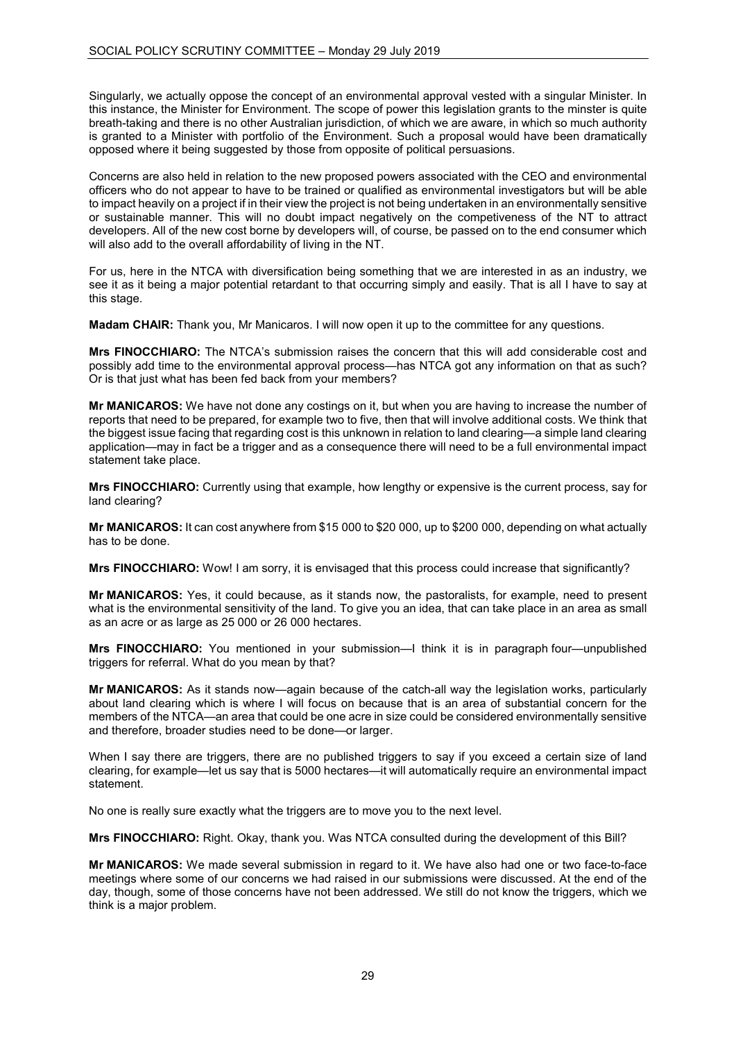Singularly, we actually oppose the concept of an environmental approval vested with a singular Minister. In this instance, the Minister for Environment. The scope of power this legislation grants to the minster is quite breath-taking and there is no other Australian jurisdiction, of which we are aware, in which so much authority is granted to a Minister with portfolio of the Environment. Such a proposal would have been dramatically opposed where it being suggested by those from opposite of political persuasions.

Concerns are also held in relation to the new proposed powers associated with the CEO and environmental officers who do not appear to have to be trained or qualified as environmental investigators but will be able to impact heavily on a project if in their view the project is not being undertaken in an environmentally sensitive or sustainable manner. This will no doubt impact negatively on the competiveness of the NT to attract developers. All of the new cost borne by developers will, of course, be passed on to the end consumer which will also add to the overall affordability of living in the NT.

For us, here in the NTCA with diversification being something that we are interested in as an industry, we see it as it being a major potential retardant to that occurring simply and easily. That is all I have to say at this stage.

**Madam CHAIR:** Thank you, Mr Manicaros. I will now open it up to the committee for any questions.

**Mrs FINOCCHIARO:** The NTCA's submission raises the concern that this will add considerable cost and possibly add time to the environmental approval process—has NTCA got any information on that as such? Or is that just what has been fed back from your members?

**Mr MANICAROS:** We have not done any costings on it, but when you are having to increase the number of reports that need to be prepared, for example two to five, then that will involve additional costs. We think that the biggest issue facing that regarding cost is this unknown in relation to land clearing—a simple land clearing application—may in fact be a trigger and as a consequence there will need to be a full environmental impact statement take place.

**Mrs FINOCCHIARO:** Currently using that example, how lengthy or expensive is the current process, say for land clearing?

**Mr MANICAROS:** It can cost anywhere from \$15 000 to \$20 000, up to \$200 000, depending on what actually has to be done.

**Mrs FINOCCHIARO:** Wow! I am sorry, it is envisaged that this process could increase that significantly?

**Mr MANICAROS:** Yes, it could because, as it stands now, the pastoralists, for example, need to present what is the environmental sensitivity of the land. To give you an idea, that can take place in an area as small as an acre or as large as 25 000 or 26 000 hectares.

**Mrs FINOCCHIARO:** You mentioned in your submission—I think it is in paragraph four—unpublished triggers for referral. What do you mean by that?

**Mr MANICAROS:** As it stands now—again because of the catch-all way the legislation works, particularly about land clearing which is where I will focus on because that is an area of substantial concern for the members of the NTCA—an area that could be one acre in size could be considered environmentally sensitive and therefore, broader studies need to be done—or larger.

When I say there are triggers, there are no published triggers to say if you exceed a certain size of land clearing, for example—let us say that is 5000 hectares—it will automatically require an environmental impact statement.

No one is really sure exactly what the triggers are to move you to the next level.

**Mrs FINOCCHIARO:** Right. Okay, thank you. Was NTCA consulted during the development of this Bill?

**Mr MANICAROS:** We made several submission in regard to it. We have also had one or two face-to-face meetings where some of our concerns we had raised in our submissions were discussed. At the end of the day, though, some of those concerns have not been addressed. We still do not know the triggers, which we think is a major problem.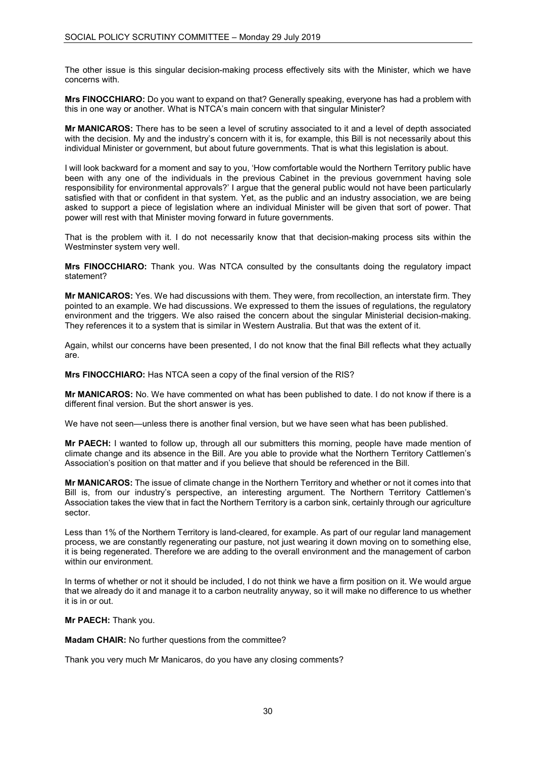The other issue is this singular decision-making process effectively sits with the Minister, which we have concerns with.

**Mrs FINOCCHIARO:** Do you want to expand on that? Generally speaking, everyone has had a problem with this in one way or another. What is NTCA's main concern with that singular Minister?

**Mr MANICAROS:** There has to be seen a level of scrutiny associated to it and a level of depth associated with the decision. My and the industry's concern with it is, for example, this Bill is not necessarily about this individual Minister or government, but about future governments. That is what this legislation is about.

I will look backward for a moment and say to you, 'How comfortable would the Northern Territory public have been with any one of the individuals in the previous Cabinet in the previous government having sole responsibility for environmental approvals?' I argue that the general public would not have been particularly satisfied with that or confident in that system. Yet, as the public and an industry association, we are being asked to support a piece of legislation where an individual Minister will be given that sort of power. That power will rest with that Minister moving forward in future governments.

That is the problem with it. I do not necessarily know that that decision-making process sits within the Westminster system very well.

**Mrs FINOCCHIARO:** Thank you. Was NTCA consulted by the consultants doing the regulatory impact statement?

**Mr MANICAROS:** Yes. We had discussions with them. They were, from recollection, an interstate firm. They pointed to an example. We had discussions. We expressed to them the issues of regulations, the regulatory environment and the triggers. We also raised the concern about the singular Ministerial decision-making. They references it to a system that is similar in Western Australia. But that was the extent of it.

Again, whilst our concerns have been presented, I do not know that the final Bill reflects what they actually are.

**Mrs FINOCCHIARO:** Has NTCA seen a copy of the final version of the RIS?

**Mr MANICAROS:** No. We have commented on what has been published to date. I do not know if there is a different final version. But the short answer is yes.

We have not seen—unless there is another final version, but we have seen what has been published.

**Mr PAECH:** I wanted to follow up, through all our submitters this morning, people have made mention of climate change and its absence in the Bill. Are you able to provide what the Northern Territory Cattlemen's Association's position on that matter and if you believe that should be referenced in the Bill.

**Mr MANICAROS:** The issue of climate change in the Northern Territory and whether or not it comes into that Bill is, from our industry's perspective, an interesting argument. The Northern Territory Cattlemen's Association takes the view that in fact the Northern Territory is a carbon sink, certainly through our agriculture sector.

Less than 1% of the Northern Territory is land-cleared, for example. As part of our regular land management process, we are constantly regenerating our pasture, not just wearing it down moving on to something else, it is being regenerated. Therefore we are adding to the overall environment and the management of carbon within our environment.

In terms of whether or not it should be included, I do not think we have a firm position on it. We would argue that we already do it and manage it to a carbon neutrality anyway, so it will make no difference to us whether it is in or out.

**Mr PAECH:** Thank you.

**Madam CHAIR:** No further questions from the committee?

Thank you very much Mr Manicaros, do you have any closing comments?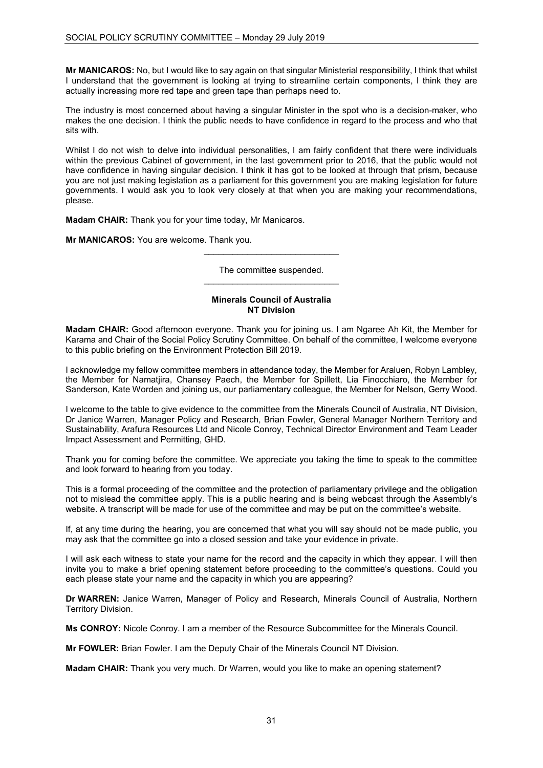**Mr MANICAROS:** No, but I would like to say again on that singular Ministerial responsibility, I think that whilst I understand that the government is looking at trying to streamline certain components, I think they are actually increasing more red tape and green tape than perhaps need to.

The industry is most concerned about having a singular Minister in the spot who is a decision-maker, who makes the one decision. I think the public needs to have confidence in regard to the process and who that sits with.

Whilst I do not wish to delve into individual personalities, I am fairly confident that there were individuals within the previous Cabinet of government, in the last government prior to 2016, that the public would not have confidence in having singular decision. I think it has got to be looked at through that prism, because you are not just making legislation as a parliament for this government you are making legislation for future governments. I would ask you to look very closely at that when you are making your recommendations, please.

**Madam CHAIR:** Thank you for your time today, Mr Manicaros.

**Mr MANICAROS:** You are welcome. Thank you.

---

The committee suspended.

---

**Minerals Council of Australia**
**NT Division**

**Madam CHAIR:** Good afternoon everyone. Thank you for joining us. I am Ngaree Ah Kit, the Member for Karama and Chair of the Social Policy Scrutiny Committee. On behalf of the committee, I welcome everyone to this public briefing on the Environment Protection Bill 2019.

I acknowledge my fellow committee members in attendance today, the Member for Araluen, Robyn Lambley, the Member for Namatjira, Chansey Paech, the Member for Spillett, Lia Finocchiaro, the Member for Sanderson, Kate Worden and joining us, our parliamentary colleague, the Member for Nelson, Gerry Wood.

I welcome to the table to give evidence to the committee from the Minerals Council of Australia, NT Division, Dr Janice Warren, Manager Policy and Research, Brian Fowler, General Manager Northern Territory and Sustainability, Arafura Resources Ltd and Nicole Conroy, Technical Director Environment and Team Leader Impact Assessment and Permitting, GHD.

Thank you for coming before the committee. We appreciate you taking the time to speak to the committee and look forward to hearing from you today.

This is a formal proceeding of the committee and the protection of parliamentary privilege and the obligation not to mislead the committee apply. This is a public hearing and is being webcast through the Assembly's website. A transcript will be made for use of the committee and may be put on the committee's website.

If, at any time during the hearing, you are concerned that what you will say should not be made public, you may ask that the committee go into a closed session and take your evidence in private.

I will ask each witness to state your name for the record and the capacity in which they appear. I will then invite you to make a brief opening statement before proceeding to the committee's questions. Could you each please state your name and the capacity in which you are appearing?

**Dr WARREN:** Janice Warren, Manager of Policy and Research, Minerals Council of Australia, Northern Territory Division.

**Ms CONROY:** Nicole Conroy. I am a member of the Resource Subcommittee for the Minerals Council.

**Mr FOWLER:** Brian Fowler. I am the Deputy Chair of the Minerals Council NT Division.

**Madam CHAIR:** Thank you very much. Dr Warren, would you like to make an opening statement?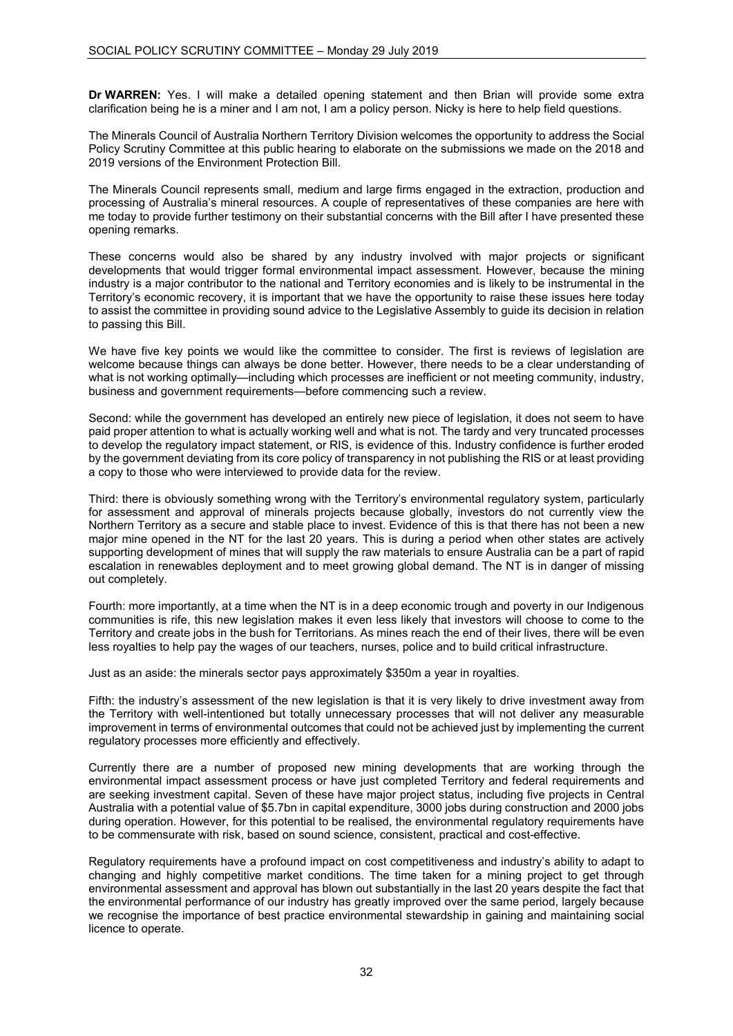**Dr WARREN:** Yes. I will make a detailed opening statement and then Brian will provide some extra clarification being he is a miner and I am not, I am a policy person. Nicky is here to help field questions.

The Minerals Council of Australia Northern Territory Division welcomes the opportunity to address the Social Policy Scrutiny Committee at this public hearing to elaborate on the submissions we made on the 2018 and 2019 versions of the Environment Protection Bill.

The Minerals Council represents small, medium and large firms engaged in the extraction, production and processing of Australia's mineral resources. A couple of representatives of these companies are here with me today to provide further testimony on their substantial concerns with the Bill after I have presented these opening remarks.

These concerns would also be shared by any industry involved with major projects or significant developments that would trigger formal environmental impact assessment. However, because the mining industry is a major contributor to the national and Territory economies and is likely to be instrumental in the Territory's economic recovery, it is important that we have the opportunity to raise these issues here today to assist the committee in providing sound advice to the Legislative Assembly to guide its decision in relation to passing this Bill.

We have five key points we would like the committee to consider. The first is reviews of legislation are welcome because things can always be done better. However, there needs to be a clear understanding of what is not working optimally—including which processes are inefficient or not meeting community, industry, business and government requirements—before commencing such a review.

Second: while the government has developed an entirely new piece of legislation, it does not seem to have paid proper attention to what is actually working well and what is not. The tardy and very truncated processes to develop the regulatory impact statement, or RIS, is evidence of this. Industry confidence is further eroded by the government deviating from its core policy of transparency in not publishing the RIS or at least providing a copy to those who were interviewed to provide data for the review.

Third: there is obviously something wrong with the Territory's environmental regulatory system, particularly for assessment and approval of minerals projects because globally, investors do not currently view the Northern Territory as a secure and stable place to invest. Evidence of this is that there has not been a new major mine opened in the NT for the last 20 years. This is during a period when other states are actively supporting development of mines that will supply the raw materials to ensure Australia can be a part of rapid escalation in renewables deployment and to meet growing global demand. The NT is in danger of missing out completely.

Fourth: more importantly, at a time when the NT is in a deep economic trough and poverty in our Indigenous communities is rife, this new legislation makes it even less likely that investors will choose to come to the Territory and create jobs in the bush for Territorians. As mines reach the end of their lives, there will be even less royalties to help pay the wages of our teachers, nurses, police and to build critical infrastructure.

Just as an aside: the minerals sector pays approximately $350m a year in royalties.

Fifth: the industry's assessment of the new legislation is that it is very likely to drive investment away from the Territory with well-intentioned but totally unnecessary processes that will not deliver any measurable improvement in terms of environmental outcomes that could not be achieved just by implementing the current regulatory processes more efficiently and effectively.

Currently there are a number of proposed new mining developments that are working through the environmental impact assessment process or have just completed Territory and federal requirements and are seeking investment capital. Seven of these have major project status, including five projects in Central Australia with a potential value of $5.7bn in capital expenditure, 3000 jobs during construction and 2000 jobs during operation. However, for this potential to be realised, the environmental regulatory requirements have to be commensurate with risk, based on sound science, consistent, practical and cost-effective.

Regulatory requirements have a profound impact on cost competitiveness and industry's ability to adapt to changing and highly competitive market conditions. The time taken for a mining project to get through environmental assessment and approval has blown out substantially in the last 20 years despite the fact that the environmental performance of our industry has greatly improved over the same period, largely because we recognise the importance of best practice environmental stewardship in gaining and maintaining social licence to operate.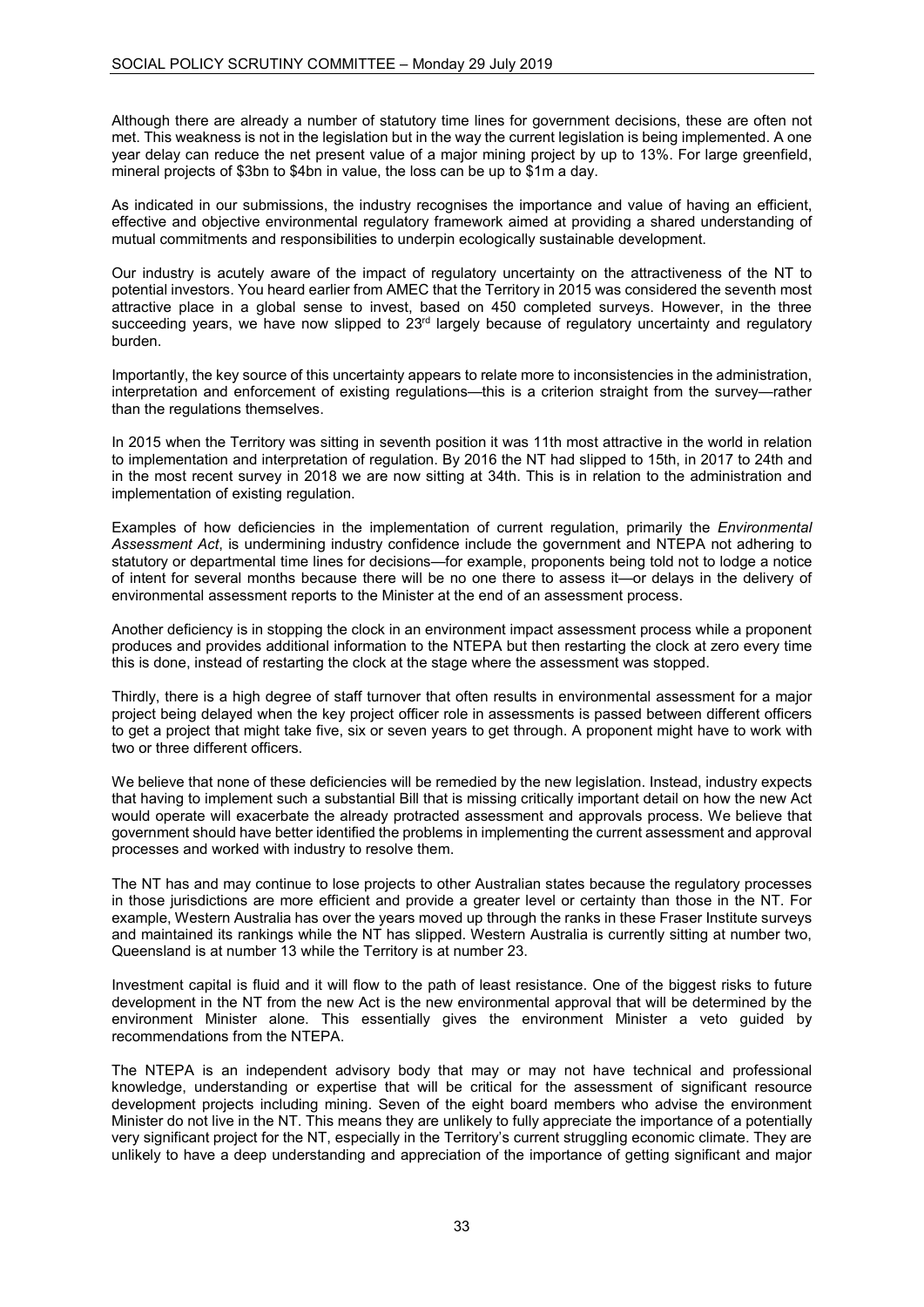Although there are already a number of statutory time lines for government decisions, these are often not met. This weakness is not in the legislation but in the way the current legislation is being implemented. A one year delay can reduce the net present value of a major mining project by up to 13%. For large greenfield, mineral projects of \$3bn to \$4bn in value, the loss can be up to \$1m a day.

As indicated in our submissions, the industry recognises the importance and value of having an efficient, effective and objective environmental regulatory framework aimed at providing a shared understanding of mutual commitments and responsibilities to underpin ecologically sustainable development.

Our industry is acutely aware of the impact of regulatory uncertainty on the attractiveness of the NT to potential investors. You heard earlier from AMEC that the Territory in 2015 was considered the seventh most attractive place in a global sense to invest, based on 450 completed surveys. However, in the three succeeding years, we have now slipped to 23rd largely because of regulatory uncertainty and regulatory burden.

Importantly, the key source of this uncertainty appears to relate more to inconsistencies in the administration, interpretation and enforcement of existing regulations—this is a criterion straight from the survey—rather than the regulations themselves.

In 2015 when the Territory was sitting in seventh position it was 11th most attractive in the world in relation to implementation and interpretation of regulation. By 2016 the NT had slipped to 15th, in 2017 to 24th and in the most recent survey in 2018 we are now sitting at 34th. This is in relation to the administration and implementation of existing regulation.

Examples of how deficiencies in the implementation of current regulation, primarily the *Environmental Assessment Act*, is undermining industry confidence include the government and NTEPA not adhering to statutory or departmental time lines for decisions—for example, proponents being told not to lodge a notice of intent for several months because there will be no one there to assess it—or delays in the delivery of environmental assessment reports to the Minister at the end of an assessment process.

Another deficiency is in stopping the clock in an environment impact assessment process while a proponent produces and provides additional information to the NTEPA but then restarting the clock at zero every time this is done, instead of restarting the clock at the stage where the assessment was stopped.

Thirdly, there is a high degree of staff turnover that often results in environmental assessment for a major project being delayed when the key project officer role in assessments is passed between different officers to get a project that might take five, six or seven years to get through. A proponent might have to work with two or three different officers.

We believe that none of these deficiencies will be remedied by the new legislation. Instead, industry expects that having to implement such a substantial Bill that is missing critically important detail on how the new Act would operate will exacerbate the already protracted assessment and approvals process. We believe that government should have better identified the problems in implementing the current assessment and approval processes and worked with industry to resolve them.

The NT has and may continue to lose projects to other Australian states because the regulatory processes in those jurisdictions are more efficient and provide a greater level or certainty than those in the NT. For example, Western Australia has over the years moved up through the ranks in these Fraser Institute surveys and maintained its rankings while the NT has slipped. Western Australia is currently sitting at number two, Queensland is at number 13 while the Territory is at number 23.

Investment capital is fluid and it will flow to the path of least resistance. One of the biggest risks to future development in the NT from the new Act is the new environmental approval that will be determined by the environment Minister alone. This essentially gives the environment Minister a veto guided by recommendations from the NTEPA.

The NTEPA is an independent advisory body that may or may not have technical and professional knowledge, understanding or expertise that will be critical for the assessment of significant resource development projects including mining. Seven of the eight board members who advise the environment Minister do not live in the NT. This means they are unlikely to fully appreciate the importance of a potentially very significant project for the NT, especially in the Territory's current struggling economic climate. They are unlikely to have a deep understanding and appreciation of the importance of getting significant and major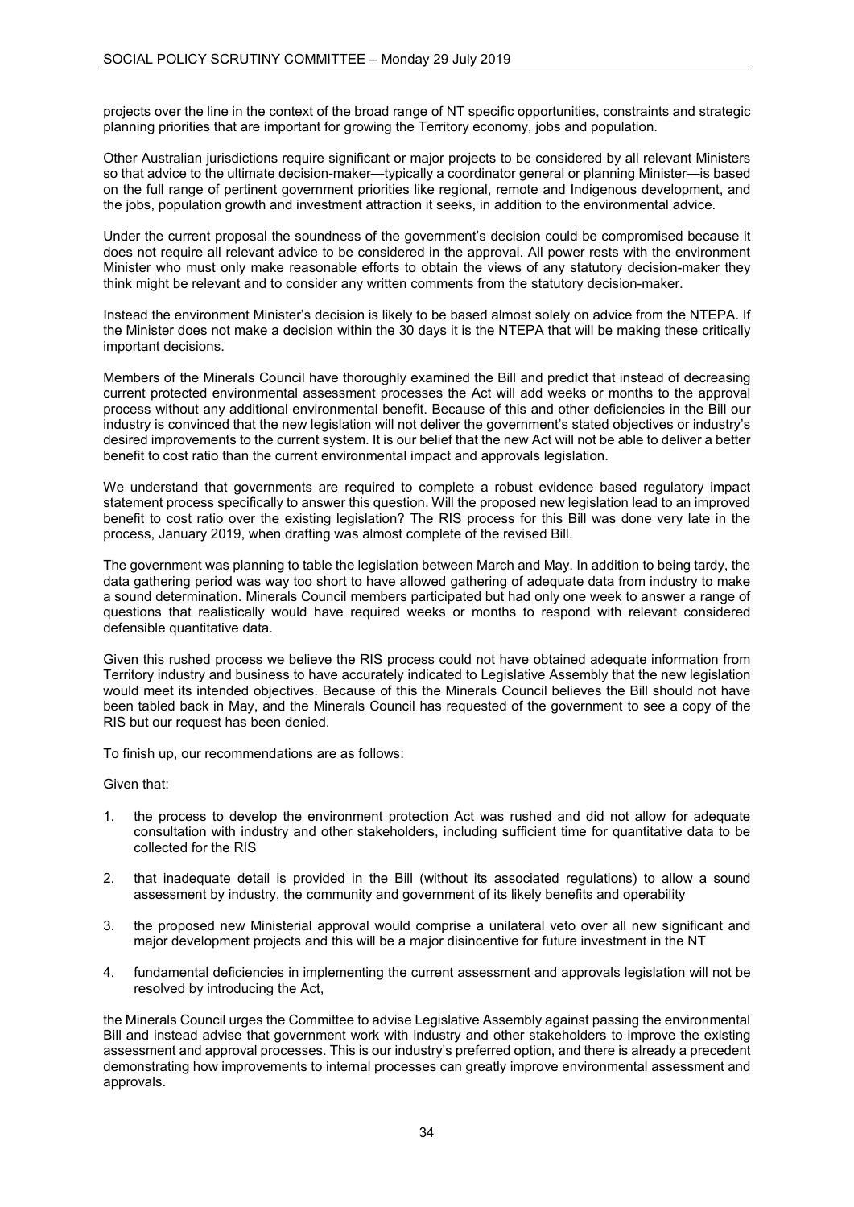projects over the line in the context of the broad range of NT specific opportunities, constraints and strategic planning priorities that are important for growing the Territory economy, jobs and population.

Other Australian jurisdictions require significant or major projects to be considered by all relevant Ministers so that advice to the ultimate decision-maker—typically a coordinator general or planning Minister—is based on the full range of pertinent government priorities like regional, remote and Indigenous development, and the jobs, population growth and investment attraction it seeks, in addition to the environmental advice.

Under the current proposal the soundness of the government's decision could be compromised because it does not require all relevant advice to be considered in the approval. All power rests with the environment Minister who must only make reasonable efforts to obtain the views of any statutory decision-maker they think might be relevant and to consider any written comments from the statutory decision-maker.

Instead the environment Minister's decision is likely to be based almost solely on advice from the NTEPA. If the Minister does not make a decision within the 30 days it is the NTEPA that will be making these critically important decisions.

Members of the Minerals Council have thoroughly examined the Bill and predict that instead of decreasing current protected environmental assessment processes the Act will add weeks or months to the approval process without any additional environmental benefit. Because of this and other deficiencies in the Bill our industry is convinced that the new legislation will not deliver the government's stated objectives or industry's desired improvements to the current system. It is our belief that the new Act will not be able to deliver a better benefit to cost ratio than the current environmental impact and approvals legislation.

We understand that governments are required to complete a robust evidence based regulatory impact statement process specifically to answer this question. Will the proposed new legislation lead to an improved benefit to cost ratio over the existing legislation? The RIS process for this Bill was done very late in the process, January 2019, when drafting was almost complete of the revised Bill.

The government was planning to table the legislation between March and May. In addition to being tardy, the data gathering period was way too short to have allowed gathering of adequate data from industry to make a sound determination. Minerals Council members participated but had only one week to answer a range of questions that realistically would have required weeks or months to respond with relevant considered defensible quantitative data.

Given this rushed process we believe the RIS process could not have obtained adequate information from Territory industry and business to have accurately indicated to Legislative Assembly that the new legislation would meet its intended objectives. Because of this the Minerals Council believes the Bill should not have been tabled back in May, and the Minerals Council has requested of the government to see a copy of the RIS but our request has been denied.

To finish up, our recommendations are as follows:

Given that:

1. the process to develop the environment protection Act was rushed and did not allow for adequate consultation with industry and other stakeholders, including sufficient time for quantitative data to be collected for the RIS
2. that inadequate detail is provided in the Bill (without its associated regulations) to allow a sound assessment by industry, the community and government of its likely benefits and operability
3. the proposed new Ministerial approval would comprise a unilateral veto over all new significant and major development projects and this will be a major disincentive for future investment in the NT
4. fundamental deficiencies in implementing the current assessment and approvals legislation will not be resolved by introducing the Act,

the Minerals Council urges the Committee to advise Legislative Assembly against passing the environmental Bill and instead advise that government work with industry and other stakeholders to improve the existing assessment and approval processes. This is our industry's preferred option, and there is already a precedent demonstrating how improvements to internal processes can greatly improve environmental assessment and approvals.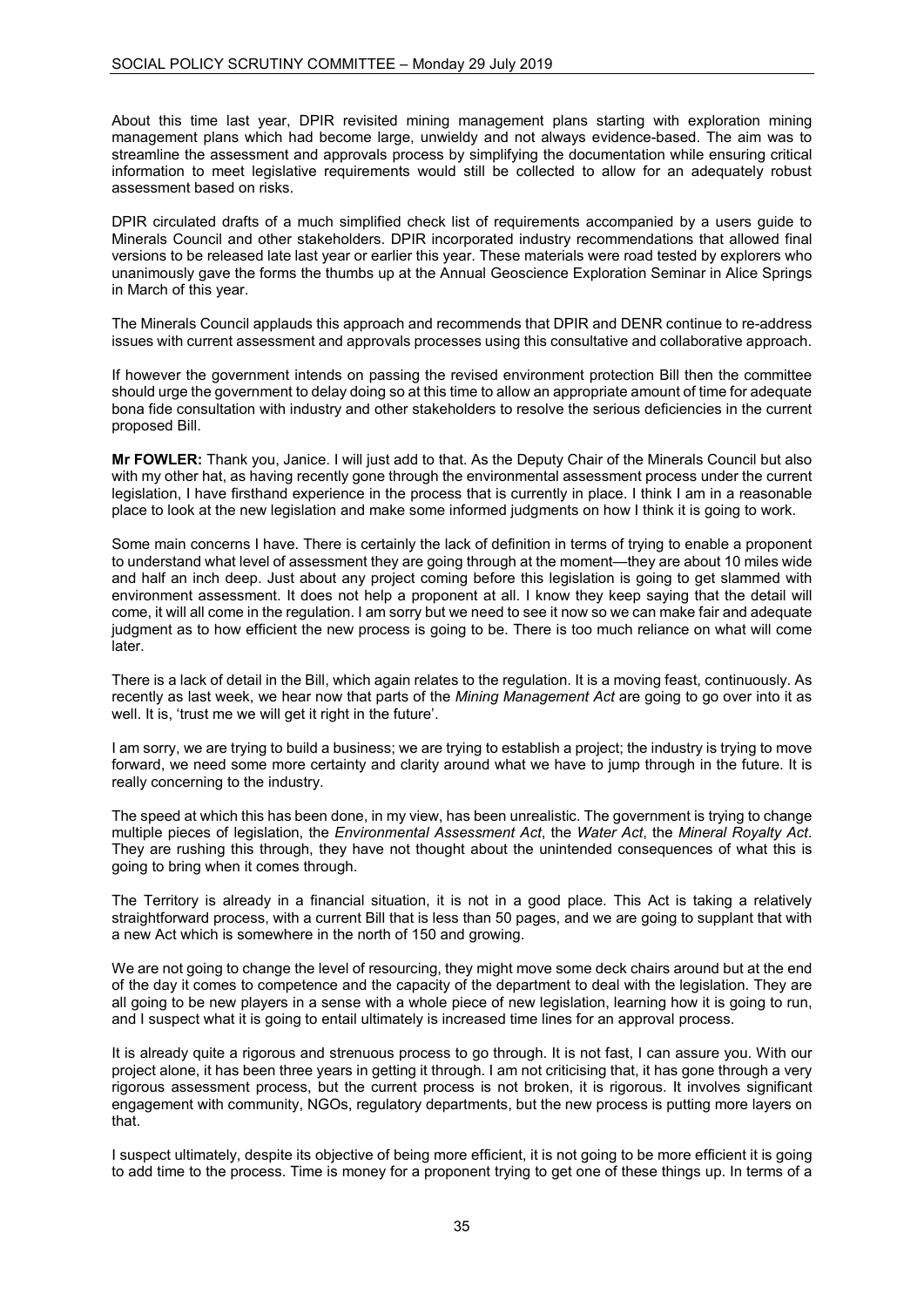About this time last year, DPIR revisited mining management plans starting with exploration mining management plans which had become large, unwieldy and not always evidence-based. The aim was to streamline the assessment and approvals process by simplifying the documentation while ensuring critical information to meet legislative requirements would still be collected to allow for an adequately robust assessment based on risks.

DPIR circulated drafts of a much simplified check list of requirements accompanied by a users guide to Minerals Council and other stakeholders. DPIR incorporated industry recommendations that allowed final versions to be released late last year or earlier this year. These materials were road tested by explorers who unanimously gave the forms the thumbs up at the Annual Geoscience Exploration Seminar in Alice Springs in March of this year.

The Minerals Council applauds this approach and recommends that DPIR and DENR continue to re-address issues with current assessment and approvals processes using this consultative and collaborative approach.

If however the government intends on passing the revised environment protection Bill then the committee should urge the government to delay doing so at this time to allow an appropriate amount of time for adequate bona fide consultation with industry and other stakeholders to resolve the serious deficiencies in the current proposed Bill.

**Mr FOWLER:** Thank you, Janice. I will just add to that. As the Deputy Chair of the Minerals Council but also with my other hat, as having recently gone through the environmental assessment process under the current legislation, I have firsthand experience in the process that is currently in place. I think I am in a reasonable place to look at the new legislation and make some informed judgments on how I think it is going to work.

Some main concerns I have. There is certainly the lack of definition in terms of trying to enable a proponent to understand what level of assessment they are going through at the moment—they are about 10 miles wide and half an inch deep. Just about any project coming before this legislation is going to get slammed with environment assessment. It does not help a proponent at all. I know they keep saying that the detail will come, it will all come in the regulation. I am sorry but we need to see it now so we can make fair and adequate judgment as to how efficient the new process is going to be. There is too much reliance on what will come later.

There is a lack of detail in the Bill, which again relates to the regulation. It is a moving feast, continuously. As recently as last week, we hear now that parts of the *Mining Management Act* are going to go over into it as well. It is, 'trust me we will get it right in the future'.

I am sorry, we are trying to build a business; we are trying to establish a project; the industry is trying to move forward, we need some more certainty and clarity around what we have to jump through in the future. It is really concerning to the industry.

The speed at which this has been done, in my view, has been unrealistic. The government is trying to change multiple pieces of legislation, the *Environmental Assessment Act*, the *Water Act*, the *Mineral Royalty Act*. They are rushing this through, they have not thought about the unintended consequences of what this is going to bring when it comes through.

The Territory is already in a financial situation, it is not in a good place. This Act is taking a relatively straightforward process, with a current Bill that is less than 50 pages, and we are going to supplant that with a new Act which is somewhere in the north of 150 and growing.

We are not going to change the level of resourcing, they might move some deck chairs around but at the end of the day it comes to competence and the capacity of the department to deal with the legislation. They are all going to be new players in a sense with a whole piece of new legislation, learning how it is going to run, and I suspect what it is going to entail ultimately is increased time lines for an approval process.

It is already quite a rigorous and strenuous process to go through. It is not fast, I can assure you. With our project alone, it has been three years in getting it through. I am not criticising that, it has gone through a very rigorous assessment process, but the current process is not broken, it is rigorous. It involves significant engagement with community, NGOs, regulatory departments, but the new process is putting more layers on that.

I suspect ultimately, despite its objective of being more efficient, it is not going to be more efficient it is going to add time to the process. Time is money for a proponent trying to get one of these things up. In terms of a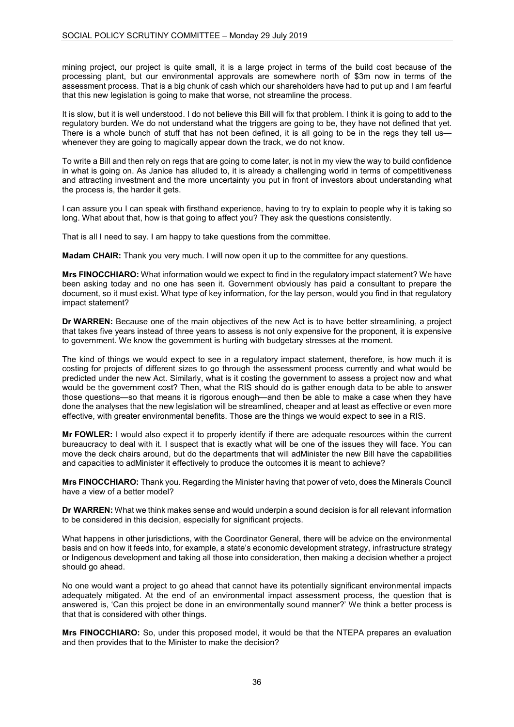mining project, our project is quite small, it is a large project in terms of the build cost because of the processing plant, but our environmental approvals are somewhere north of $3m now in terms of the assessment process. That is a big chunk of cash which our shareholders have had to put up and I am fearful that this new legislation is going to make that worse, not streamline the process.

It is slow, but it is well understood. I do not believe this Bill will fix that problem. I think it is going to add to the regulatory burden. We do not understand what the triggers are going to be, they have not defined that yet. There is a whole bunch of stuff that has not been defined, it is all going to be in the regs they tell us—whenever they are going to magically appear down the track, we do not know.

To write a Bill and then rely on regs that are going to come later, is not in my view the way to build confidence in what is going on. As Janice has alluded to, it is already a challenging world in terms of competitiveness and attracting investment and the more uncertainty you put in front of investors about understanding what the process is, the harder it gets.

I can assure you I can speak with firsthand experience, having to try to explain to people why it is taking so long. What about that, how is that going to affect you? They ask the questions consistently.

That is all I need to say. I am happy to take questions from the committee.

**Madam CHAIR:** Thank you very much. I will now open it up to the committee for any questions.

**Mrs FINOCCHIARO:** What information would we expect to find in the regulatory impact statement? We have been asking today and no one has seen it. Government obviously has paid a consultant to prepare the document, so it must exist. What type of key information, for the lay person, would you find in that regulatory impact statement?

**Dr WARREN:** Because one of the main objectives of the new Act is to have better streamlining, a project that takes five years instead of three years to assess is not only expensive for the proponent, it is expensive to government. We know the government is hurting with budgetary stresses at the moment.

The kind of things we would expect to see in a regulatory impact statement, therefore, is how much it is costing for projects of different sizes to go through the assessment process currently and what would be predicted under the new Act. Similarly, what is it costing the government to assess a project now and what would be the government cost? Then, what the RIS should do is gather enough data to be able to answer those questions—so that means it is rigorous enough—and then be able to make a case when they have done the analyses that the new legislation will be streamlined, cheaper and at least as effective or even more effective, with greater environmental benefits. Those are the things we would expect to see in a RIS.

**Mr FOWLER:** I would also expect it to properly identify if there are adequate resources within the current bureaucracy to deal with it. I suspect that is exactly what will be one of the issues they will face. You can move the deck chairs around, but do the departments that will adMinister the new Bill have the capabilities and capacities to adMinister it effectively to produce the outcomes it is meant to achieve?

**Mrs FINOCCHIARO:** Thank you. Regarding the Minister having that power of veto, does the Minerals Council have a view of a better model?

**Dr WARREN:** What we think makes sense and would underpin a sound decision is for all relevant information to be considered in this decision, especially for significant projects.

What happens in other jurisdictions, with the Coordinator General, there will be advice on the environmental basis and on how it feeds into, for example, a state's economic development strategy, infrastructure strategy or Indigenous development and taking all those into consideration, then making a decision whether a project should go ahead.

No one would want a project to go ahead that cannot have its potentially significant environmental impacts adequately mitigated. At the end of an environmental impact assessment process, the question that is answered is, 'Can this project be done in an environmentally sound manner?' We think a better process is that that is considered with other things.

**Mrs FINOCCHIARO:** So, under this proposed model, it would be that the NTEPA prepares an evaluation and then provides that to the Minister to make the decision?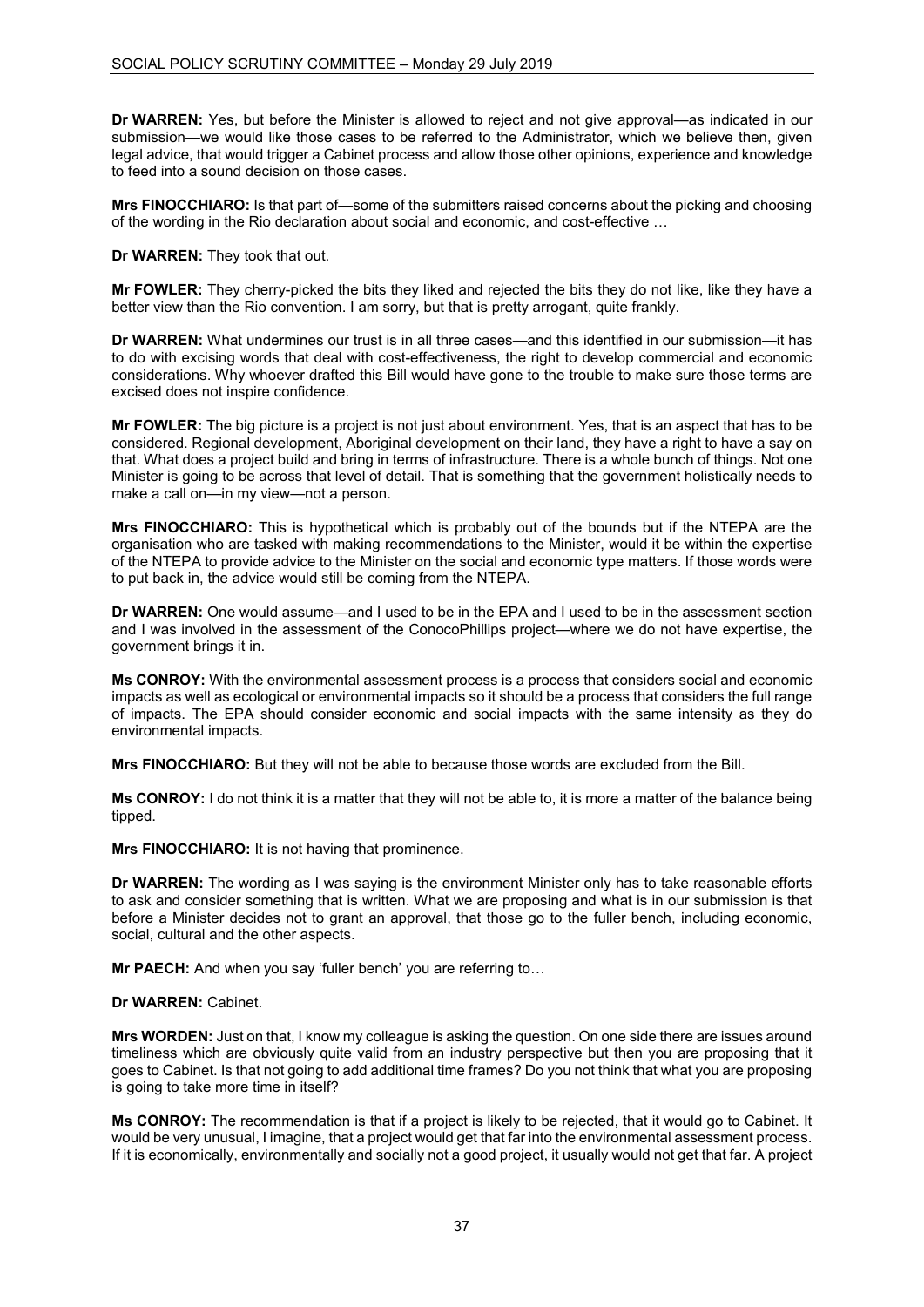**Dr WARREN:** Yes, but before the Minister is allowed to reject and not give approval—as indicated in our submission—we would like those cases to be referred to the Administrator, which we believe then, given legal advice, that would trigger a Cabinet process and allow those other opinions, experience and knowledge to feed into a sound decision on those cases.

**Mrs FINOCCHIARO:** Is that part of—some of the submitters raised concerns about the picking and choosing of the wording in the Rio declaration about social and economic, and cost-effective …

**Dr WARREN:** They took that out.

**Mr FOWLER:** They cherry-picked the bits they liked and rejected the bits they do not like, like they have a better view than the Rio convention. I am sorry, but that is pretty arrogant, quite frankly.

**Dr WARREN:** What undermines our trust is in all three cases—and this identified in our submission—it has to do with excising words that deal with cost-effectiveness, the right to develop commercial and economic considerations. Why whoever drafted this Bill would have gone to the trouble to make sure those terms are excised does not inspire confidence.

**Mr FOWLER:** The big picture is a project is not just about environment. Yes, that is an aspect that has to be considered. Regional development, Aboriginal development on their land, they have a right to have a say on that. What does a project build and bring in terms of infrastructure. There is a whole bunch of things. Not one Minister is going to be across that level of detail. That is something that the government holistically needs to make a call on—in my view—not a person.

**Mrs FINOCCHIARO:** This is hypothetical which is probably out of the bounds but if the NTEPA are the organisation who are tasked with making recommendations to the Minister, would it be within the expertise of the NTEPA to provide advice to the Minister on the social and economic type matters. If those words were to put back in, the advice would still be coming from the NTEPA.

**Dr WARREN:** One would assume—and I used to be in the EPA and I used to be in the assessment section and I was involved in the assessment of the ConocoPhillips project—where we do not have expertise, the government brings it in.

**Ms CONROY:** With the environmental assessment process is a process that considers social and economic impacts as well as ecological or environmental impacts so it should be a process that considers the full range of impacts. The EPA should consider economic and social impacts with the same intensity as they do environmental impacts.

**Mrs FINOCCHIARO:** But they will not be able to because those words are excluded from the Bill.

**Ms CONROY:** I do not think it is a matter that they will not be able to, it is more a matter of the balance being tipped.

**Mrs FINOCCHIARO:** It is not having that prominence.

**Dr WARREN:** The wording as I was saying is the environment Minister only has to take reasonable efforts to ask and consider something that is written. What we are proposing and what is in our submission is that before a Minister decides not to grant an approval, that those go to the fuller bench, including economic, social, cultural and the other aspects.

**Mr PAECH:** And when you say 'fuller bench' you are referring to…

**Dr WARREN:** Cabinet.

**Mrs WORDEN:** Just on that, I know my colleague is asking the question. On one side there are issues around timeliness which are obviously quite valid from an industry perspective but then you are proposing that it goes to Cabinet. Is that not going to add additional time frames? Do you not think that what you are proposing is going to take more time in itself?

**Ms CONROY:** The recommendation is that if a project is likely to be rejected, that it would go to Cabinet. It would be very unusual, I imagine, that a project would get that far into the environmental assessment process. If it is economically, environmentally and socially not a good project, it usually would not get that far. A project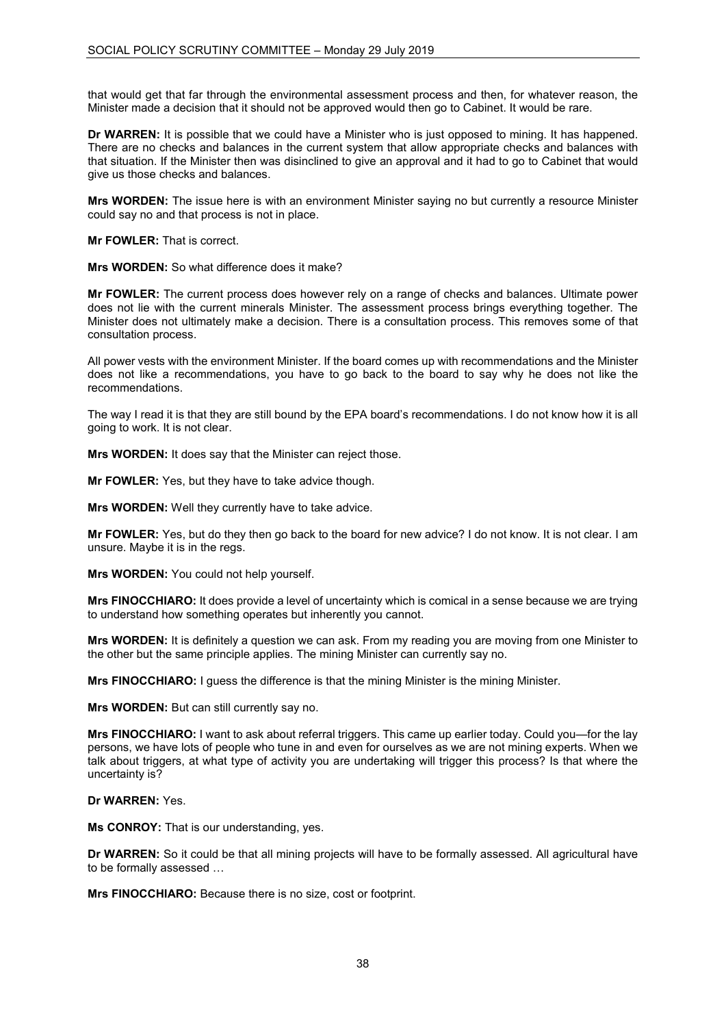that would get that far through the environmental assessment process and then, for whatever reason, the Minister made a decision that it should not be approved would then go to Cabinet. It would be rare.

**Dr WARREN:** It is possible that we could have a Minister who is just opposed to mining. It has happened. There are no checks and balances in the current system that allow appropriate checks and balances with that situation. If the Minister then was disinclined to give an approval and it had to go to Cabinet that would give us those checks and balances.

**Mrs WORDEN:** The issue here is with an environment Minister saying no but currently a resource Minister could say no and that process is not in place.

**Mr FOWLER:** That is correct.

**Mrs WORDEN:** So what difference does it make?

**Mr FOWLER:** The current process does however rely on a range of checks and balances. Ultimate power does not lie with the current minerals Minister. The assessment process brings everything together. The Minister does not ultimately make a decision. There is a consultation process. This removes some of that consultation process.

All power vests with the environment Minister. If the board comes up with recommendations and the Minister does not like a recommendations, you have to go back to the board to say why he does not like the recommendations.

The way I read it is that they are still bound by the EPA board's recommendations. I do not know how it is all going to work. It is not clear.

**Mrs WORDEN:** It does say that the Minister can reject those.

**Mr FOWLER:** Yes, but they have to take advice though.

**Mrs WORDEN:** Well they currently have to take advice.

**Mr FOWLER:** Yes, but do they then go back to the board for new advice? I do not know. It is not clear. I am unsure. Maybe it is in the regs.

**Mrs WORDEN:** You could not help yourself.

**Mrs FINOCCHIARO:** It does provide a level of uncertainty which is comical in a sense because we are trying to understand how something operates but inherently you cannot.

**Mrs WORDEN:** It is definitely a question we can ask. From my reading you are moving from one Minister to the other but the same principle applies. The mining Minister can currently say no.

**Mrs FINOCCHIARO:** I guess the difference is that the mining Minister is the mining Minister.

**Mrs WORDEN:** But can still currently say no.

**Mrs FINOCCHIARO:** I want to ask about referral triggers. This came up earlier today. Could you—for the lay persons, we have lots of people who tune in and even for ourselves as we are not mining experts. When we talk about triggers, at what type of activity you are undertaking will trigger this process? Is that where the uncertainty is?

**Dr WARREN:** Yes.

**Ms CONROY:** That is our understanding, yes.

**Dr WARREN:** So it could be that all mining projects will have to be formally assessed. All agricultural have to be formally assessed …

**Mrs FINOCCHIARO:** Because there is no size, cost or footprint.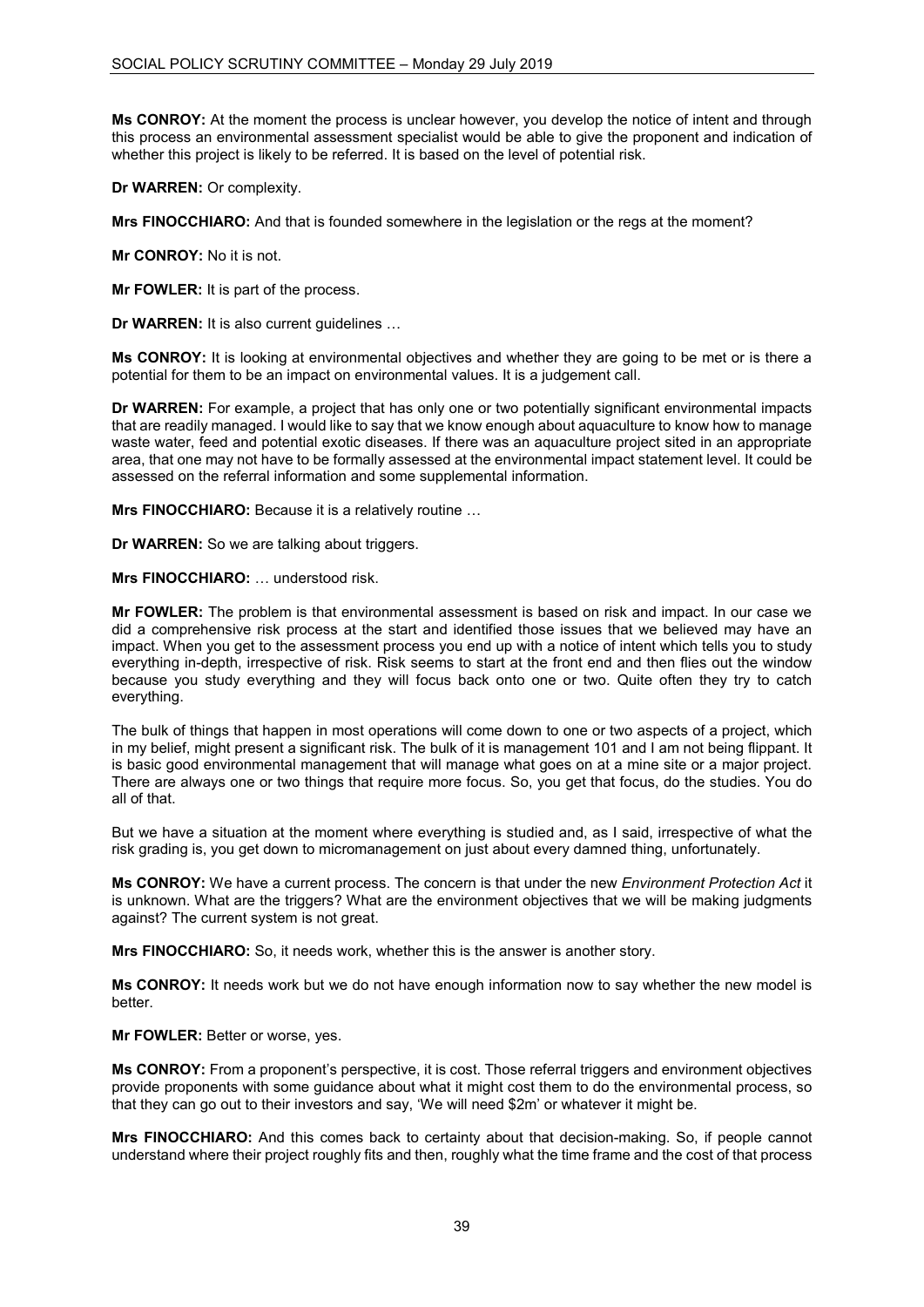**Ms CONROY:** At the moment the process is unclear however, you develop the notice of intent and through this process an environmental assessment specialist would be able to give the proponent and indication of whether this project is likely to be referred. It is based on the level of potential risk.

**Dr WARREN:** Or complexity.

**Mrs FINOCCHIARO:** And that is founded somewhere in the legislation or the regs at the moment?

**Mr CONROY:** No it is not.

**Mr FOWLER:** It is part of the process.

**Dr WARREN:** It is also current guidelines …

**Ms CONROY:** It is looking at environmental objectives and whether they are going to be met or is there a potential for them to be an impact on environmental values. It is a judgement call.

**Dr WARREN:** For example, a project that has only one or two potentially significant environmental impacts that are readily managed. I would like to say that we know enough about aquaculture to know how to manage waste water, feed and potential exotic diseases. If there was an aquaculture project sited in an appropriate area, that one may not have to be formally assessed at the environmental impact statement level. It could be assessed on the referral information and some supplemental information.

**Mrs FINOCCHIARO:** Because it is a relatively routine …

**Dr WARREN:** So we are talking about triggers.

**Mrs FINOCCHIARO:** … understood risk.

**Mr FOWLER:** The problem is that environmental assessment is based on risk and impact. In our case we did a comprehensive risk process at the start and identified those issues that we believed may have an impact. When you get to the assessment process you end up with a notice of intent which tells you to study everything in-depth, irrespective of risk. Risk seems to start at the front end and then flies out the window because you study everything and they will focus back onto one or two. Quite often they try to catch everything.

The bulk of things that happen in most operations will come down to one or two aspects of a project, which in my belief, might present a significant risk. The bulk of it is management 101 and I am not being flippant. It is basic good environmental management that will manage what goes on at a mine site or a major project. There are always one or two things that require more focus. So, you get that focus, do the studies. You do all of that.

But we have a situation at the moment where everything is studied and, as I said, irrespective of what the risk grading is, you get down to micromanagement on just about every damned thing, unfortunately.

**Ms CONROY:** We have a current process. The concern is that under the new *Environment Protection Act* it is unknown. What are the triggers? What are the environment objectives that we will be making judgments against? The current system is not great.

**Mrs FINOCCHIARO:** So, it needs work, whether this is the answer is another story.

**Ms CONROY:** It needs work but we do not have enough information now to say whether the new model is better.

**Mr FOWLER:** Better or worse, yes.

**Ms CONROY:** From a proponent's perspective, it is cost. Those referral triggers and environment objectives provide proponents with some guidance about what it might cost them to do the environmental process, so that they can go out to their investors and say, 'We will need $2m' or whatever it might be.

**Mrs FINOCCHIARO:** And this comes back to certainty about that decision-making. So, if people cannot understand where their project roughly fits and then, roughly what the time frame and the cost of that process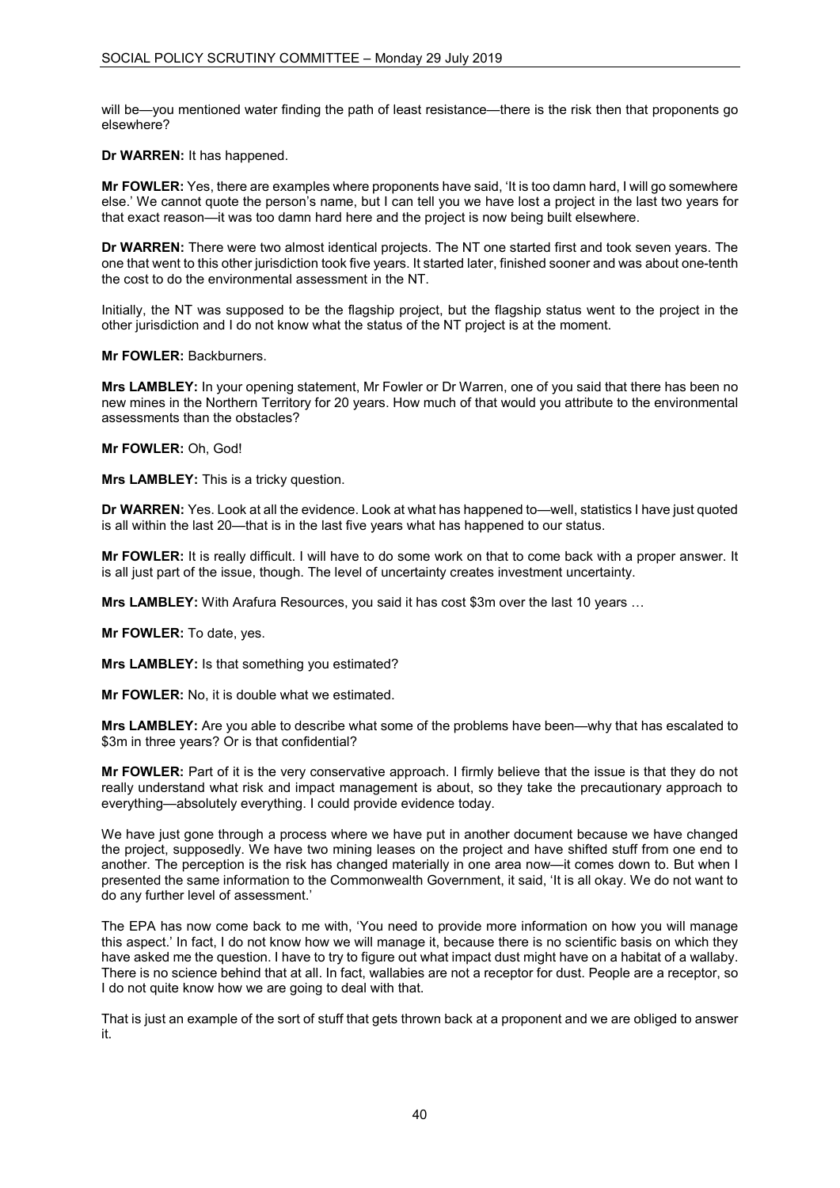will be—you mentioned water finding the path of least resistance—there is the risk then that proponents go elsewhere?

**Dr WARREN:** It has happened.

**Mr FOWLER:** Yes, there are examples where proponents have said, 'It is too damn hard, I will go somewhere else.' We cannot quote the person's name, but I can tell you we have lost a project in the last two years for that exact reason—it was too damn hard here and the project is now being built elsewhere.

**Dr WARREN:** There were two almost identical projects. The NT one started first and took seven years. The one that went to this other jurisdiction took five years. It started later, finished sooner and was about one-tenth the cost to do the environmental assessment in the NT.

Initially, the NT was supposed to be the flagship project, but the flagship status went to the project in the other jurisdiction and I do not know what the status of the NT project is at the moment.

**Mr FOWLER:** Backburners.

**Mrs LAMBLEY:** In your opening statement, Mr Fowler or Dr Warren, one of you said that there has been no new mines in the Northern Territory for 20 years. How much of that would you attribute to the environmental assessments than the obstacles?

**Mr FOWLER:** Oh, God!

**Mrs LAMBLEY:** This is a tricky question.

**Dr WARREN:** Yes. Look at all the evidence. Look at what has happened to—well, statistics I have just quoted is all within the last 20—that is in the last five years what has happened to our status.

**Mr FOWLER:** It is really difficult. I will have to do some work on that to come back with a proper answer. It is all just part of the issue, though. The level of uncertainty creates investment uncertainty.

**Mrs LAMBLEY:** With Arafura Resources, you said it has cost $3m over the last 10 years …

**Mr FOWLER:** To date, yes.

**Mrs LAMBLEY:** Is that something you estimated?

**Mr FOWLER:** No, it is double what we estimated.

**Mrs LAMBLEY:** Are you able to describe what some of the problems have been—why that has escalated to $3m in three years? Or is that confidential?

**Mr FOWLER:** Part of it is the very conservative approach. I firmly believe that the issue is that they do not really understand what risk and impact management is about, so they take the precautionary approach to everything—absolutely everything. I could provide evidence today.

We have just gone through a process where we have put in another document because we have changed the project, supposedly. We have two mining leases on the project and have shifted stuff from one end to another. The perception is the risk has changed materially in one area now—it comes down to. But when I presented the same information to the Commonwealth Government, it said, 'It is all okay. We do not want to do any further level of assessment.'

The EPA has now come back to me with, 'You need to provide more information on how you will manage this aspect.' In fact, I do not know how we will manage it, because there is no scientific basis on which they have asked me the question. I have to try to figure out what impact dust might have on a habitat of a wallaby. There is no science behind that at all. In fact, wallabies are not a receptor for dust. People are a receptor, so I do not quite know how we are going to deal with that.

That is just an example of the sort of stuff that gets thrown back at a proponent and we are obliged to answer it.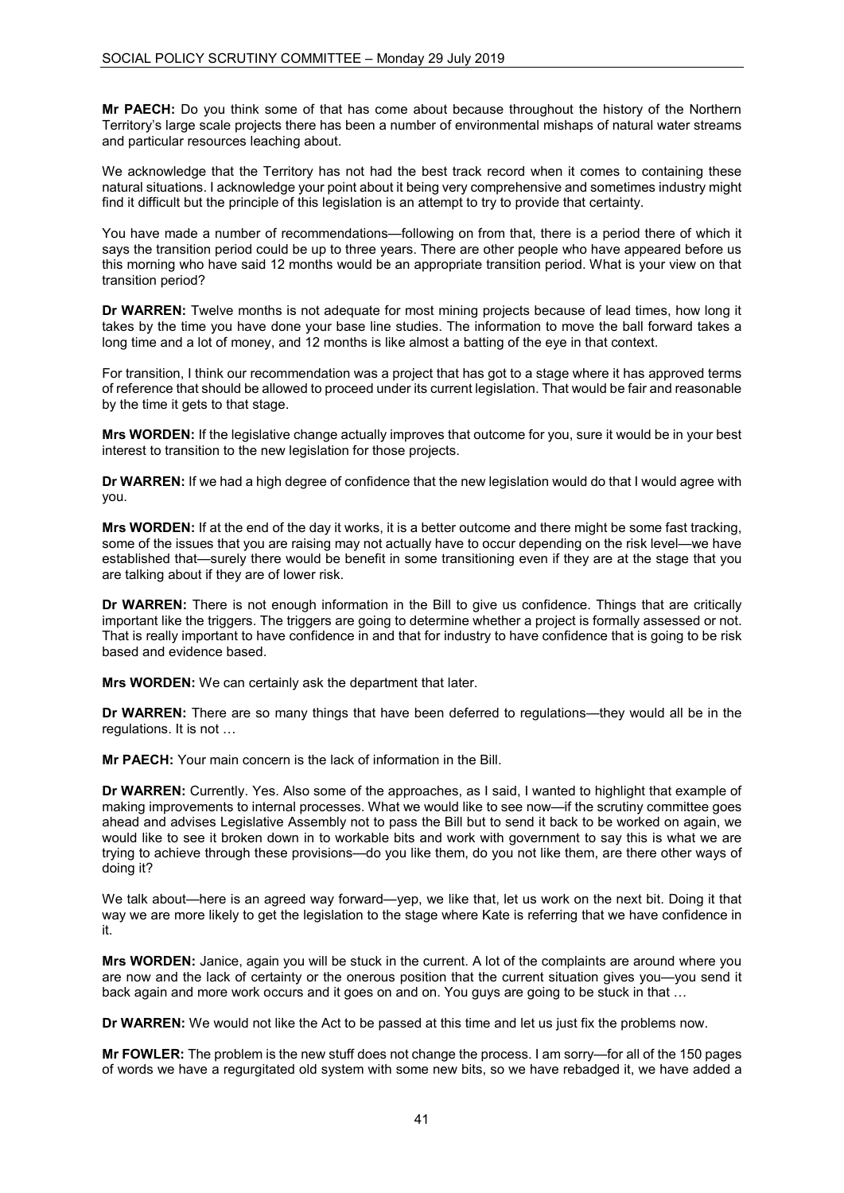**Mr PAECH:** Do you think some of that has come about because throughout the history of the Northern Territory's large scale projects there has been a number of environmental mishaps of natural water streams and particular resources leaching about.

We acknowledge that the Territory has not had the best track record when it comes to containing these natural situations. I acknowledge your point about it being very comprehensive and sometimes industry might find it difficult but the principle of this legislation is an attempt to try to provide that certainty.

You have made a number of recommendations—following on from that, there is a period there of which it says the transition period could be up to three years. There are other people who have appeared before us this morning who have said 12 months would be an appropriate transition period. What is your view on that transition period?

**Dr WARREN:** Twelve months is not adequate for most mining projects because of lead times, how long it takes by the time you have done your base line studies. The information to move the ball forward takes a long time and a lot of money, and 12 months is like almost a batting of the eye in that context.

For transition, I think our recommendation was a project that has got to a stage where it has approved terms of reference that should be allowed to proceed under its current legislation. That would be fair and reasonable by the time it gets to that stage.

**Mrs WORDEN:** If the legislative change actually improves that outcome for you, sure it would be in your best interest to transition to the new legislation for those projects.

**Dr WARREN:** If we had a high degree of confidence that the new legislation would do that I would agree with you.

**Mrs WORDEN:** If at the end of the day it works, it is a better outcome and there might be some fast tracking, some of the issues that you are raising may not actually have to occur depending on the risk level—we have established that—surely there would be benefit in some transitioning even if they are at the stage that you are talking about if they are of lower risk.

**Dr WARREN:** There is not enough information in the Bill to give us confidence. Things that are critically important like the triggers. The triggers are going to determine whether a project is formally assessed or not. That is really important to have confidence in and that for industry to have confidence that is going to be risk based and evidence based.

**Mrs WORDEN:** We can certainly ask the department that later.

**Dr WARREN:** There are so many things that have been deferred to regulations—they would all be in the regulations. It is not …

**Mr PAECH:** Your main concern is the lack of information in the Bill.

**Dr WARREN:** Currently. Yes. Also some of the approaches, as I said, I wanted to highlight that example of making improvements to internal processes. What we would like to see now—if the scrutiny committee goes ahead and advises Legislative Assembly not to pass the Bill but to send it back to be worked on again, we would like to see it broken down in to workable bits and work with government to say this is what we are trying to achieve through these provisions—do you like them, do you not like them, are there other ways of doing it?

We talk about—here is an agreed way forward—yep, we like that, let us work on the next bit. Doing it that way we are more likely to get the legislation to the stage where Kate is referring that we have confidence in it.

**Mrs WORDEN:** Janice, again you will be stuck in the current. A lot of the complaints are around where you are now and the lack of certainty or the onerous position that the current situation gives you—you send it back again and more work occurs and it goes on and on. You guys are going to be stuck in that …

**Dr WARREN:** We would not like the Act to be passed at this time and let us just fix the problems now.

**Mr FOWLER:** The problem is the new stuff does not change the process. I am sorry—for all of the 150 pages of words we have a regurgitated old system with some new bits, so we have rebadged it, we have added a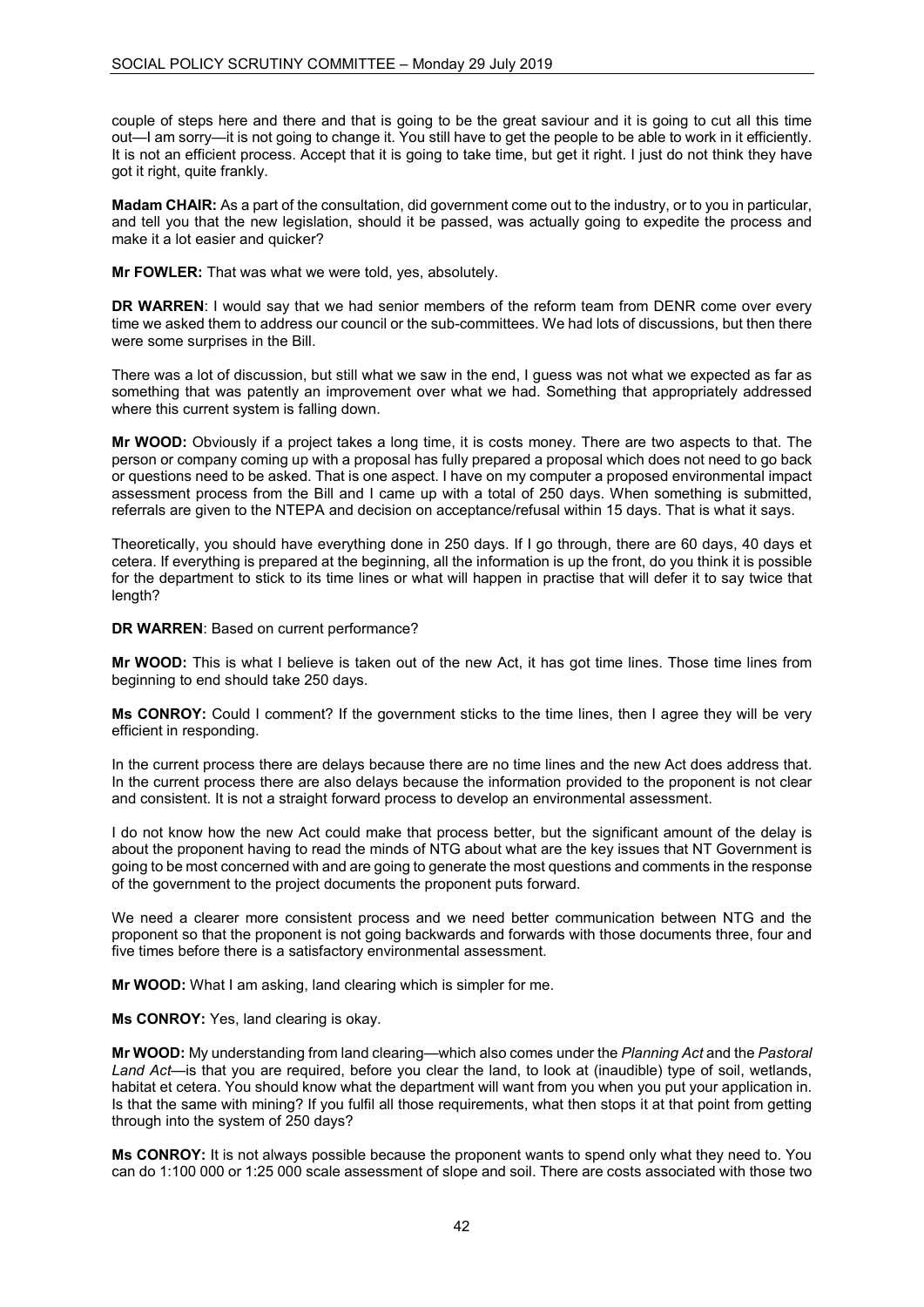couple of steps here and there and that is going to be the great saviour and it is going to cut all this time out—I am sorry—it is not going to change it. You still have to get the people to be able to work in it efficiently. It is not an efficient process. Accept that it is going to take time, but get it right. I just do not think they have got it right, quite frankly.

**Madam CHAIR:** As a part of the consultation, did government come out to the industry, or to you in particular, and tell you that the new legislation, should it be passed, was actually going to expedite the process and make it a lot easier and quicker?

**Mr FOWLER:** That was what we were told, yes, absolutely.

**DR WARREN**: I would say that we had senior members of the reform team from DENR come over every time we asked them to address our council or the sub-committees. We had lots of discussions, but then there were some surprises in the Bill.

There was a lot of discussion, but still what we saw in the end, I guess was not what we expected as far as something that was patently an improvement over what we had. Something that appropriately addressed where this current system is falling down.

**Mr WOOD:** Obviously if a project takes a long time, it is costs money. There are two aspects to that. The person or company coming up with a proposal has fully prepared a proposal which does not need to go back or questions need to be asked. That is one aspect. I have on my computer a proposed environmental impact assessment process from the Bill and I came up with a total of 250 days. When something is submitted, referrals are given to the NTEPA and decision on acceptance/refusal within 15 days. That is what it says.

Theoretically, you should have everything done in 250 days. If I go through, there are 60 days, 40 days et cetera. If everything is prepared at the beginning, all the information is up the front, do you think it is possible for the department to stick to its time lines or what will happen in practise that will defer it to say twice that length?

**DR WARREN**: Based on current performance?

**Mr WOOD:** This is what I believe is taken out of the new Act, it has got time lines. Those time lines from beginning to end should take 250 days.

**Ms CONROY:** Could I comment? If the government sticks to the time lines, then I agree they will be very efficient in responding.

In the current process there are delays because there are no time lines and the new Act does address that. In the current process there are also delays because the information provided to the proponent is not clear and consistent. It is not a straight forward process to develop an environmental assessment.

I do not know how the new Act could make that process better, but the significant amount of the delay is about the proponent having to read the minds of NTG about what are the key issues that NT Government is going to be most concerned with and are going to generate the most questions and comments in the response of the government to the project documents the proponent puts forward.

We need a clearer more consistent process and we need better communication between NTG and the proponent so that the proponent is not going backwards and forwards with those documents three, four and five times before there is a satisfactory environmental assessment.

**Mr WOOD:** What I am asking, land clearing which is simpler for me.

**Ms CONROY:** Yes, land clearing is okay.

**Mr WOOD:** My understanding from land clearing—which also comes under the *Planning Act* and the *Pastoral Land Act*—is that you are required, before you clear the land, to look at (inaudible) type of soil, wetlands, habitat et cetera. You should know what the department will want from you when you put your application in. Is that the same with mining? If you fulfil all those requirements, what then stops it at that point from getting through into the system of 250 days?

**Ms CONROY:** It is not always possible because the proponent wants to spend only what they need to. You can do 1:100 000 or 1:25 000 scale assessment of slope and soil. There are costs associated with those two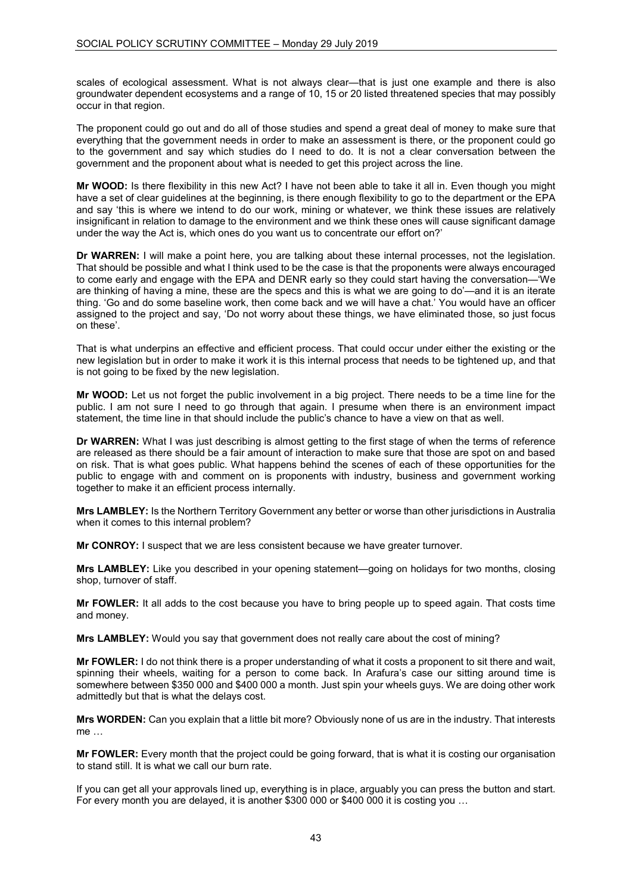scales of ecological assessment. What is not always clear—that is just one example and there is also groundwater dependent ecosystems and a range of 10, 15 or 20 listed threatened species that may possibly occur in that region.

The proponent could go out and do all of those studies and spend a great deal of money to make sure that everything that the government needs in order to make an assessment is there, or the proponent could go to the government and say which studies do I need to do. It is not a clear conversation between the government and the proponent about what is needed to get this project across the line.

**Mr WOOD:** Is there flexibility in this new Act? I have not been able to take it all in. Even though you might have a set of clear guidelines at the beginning, is there enough flexibility to go to the department or the EPA and say 'this is where we intend to do our work, mining or whatever, we think these issues are relatively insignificant in relation to damage to the environment and we think these ones will cause significant damage under the way the Act is, which ones do you want us to concentrate our effort on?'

**Dr WARREN:** I will make a point here, you are talking about these internal processes, not the legislation. That should be possible and what I think used to be the case is that the proponents were always encouraged to come early and engage with the EPA and DENR early so they could start having the conversation—'We are thinking of having a mine, these are the specs and this is what we are going to do'—and it is an iterate thing. 'Go and do some baseline work, then come back and we will have a chat.' You would have an officer assigned to the project and say, 'Do not worry about these things, we have eliminated those, so just focus on these'.

That is what underpins an effective and efficient process. That could occur under either the existing or the new legislation but in order to make it work it is this internal process that needs to be tightened up, and that is not going to be fixed by the new legislation.

**Mr WOOD:** Let us not forget the public involvement in a big project. There needs to be a time line for the public. I am not sure I need to go through that again. I presume when there is an environment impact statement, the time line in that should include the public's chance to have a view on that as well.

**Dr WARREN:** What I was just describing is almost getting to the first stage of when the terms of reference are released as there should be a fair amount of interaction to make sure that those are spot on and based on risk. That is what goes public. What happens behind the scenes of each of these opportunities for the public to engage with and comment on is proponents with industry, business and government working together to make it an efficient process internally.

**Mrs LAMBLEY:** Is the Northern Territory Government any better or worse than other jurisdictions in Australia when it comes to this internal problem?

**Mr CONROY:** I suspect that we are less consistent because we have greater turnover.

**Mrs LAMBLEY:** Like you described in your opening statement—going on holidays for two months, closing shop, turnover of staff.

**Mr FOWLER:** It all adds to the cost because you have to bring people up to speed again. That costs time and money.

**Mrs LAMBLEY:** Would you say that government does not really care about the cost of mining?

**Mr FOWLER:** I do not think there is a proper understanding of what it costs a proponent to sit there and wait, spinning their wheels, waiting for a person to come back. In Arafura's case our sitting around time is somewhere between $350 000 and $400 000 a month. Just spin your wheels guys. We are doing other work admittedly but that is what the delays cost.

**Mrs WORDEN:** Can you explain that a little bit more? Obviously none of us are in the industry. That interests me …

**Mr FOWLER:** Every month that the project could be going forward, that is what it is costing our organisation to stand still. It is what we call our burn rate.

If you can get all your approvals lined up, everything is in place, arguably you can press the button and start. For every month you are delayed, it is another $300 000 or $400 000 it is costing you …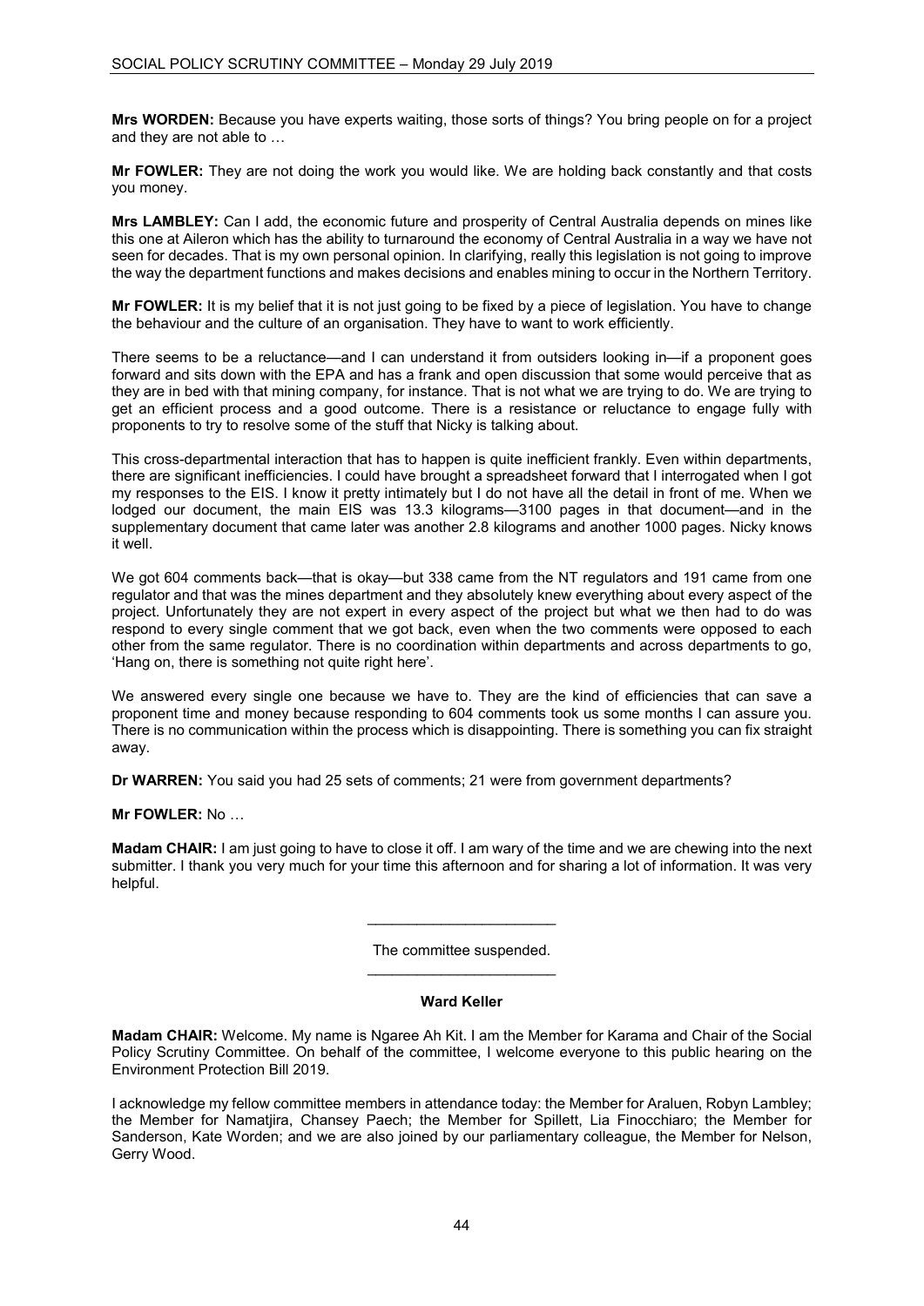**Mrs WORDEN:** Because you have experts waiting, those sorts of things? You bring people on for a project and they are not able to …

**Mr FOWLER:** They are not doing the work you would like. We are holding back constantly and that costs you money.

**Mrs LAMBLEY:** Can I add, the economic future and prosperity of Central Australia depends on mines like this one at Aileron which has the ability to turnaround the economy of Central Australia in a way we have not seen for decades. That is my own personal opinion. In clarifying, really this legislation is not going to improve the way the department functions and makes decisions and enables mining to occur in the Northern Territory.

**Mr FOWLER:** It is my belief that it is not just going to be fixed by a piece of legislation. You have to change the behaviour and the culture of an organisation. They have to want to work efficiently.

There seems to be a reluctance—and I can understand it from outsiders looking in—if a proponent goes forward and sits down with the EPA and has a frank and open discussion that some would perceive that as they are in bed with that mining company, for instance. That is not what we are trying to do. We are trying to get an efficient process and a good outcome. There is a resistance or reluctance to engage fully with proponents to try to resolve some of the stuff that Nicky is talking about.

This cross-departmental interaction that has to happen is quite inefficient frankly. Even within departments, there are significant inefficiencies. I could have brought a spreadsheet forward that I interrogated when I got my responses to the EIS. I know it pretty intimately but I do not have all the detail in front of me. When we lodged our document, the main EIS was 13.3 kilograms—3100 pages in that document—and in the supplementary document that came later was another 2.8 kilograms and another 1000 pages. Nicky knows it well.

We got 604 comments back—that is okay—but 338 came from the NT regulators and 191 came from one regulator and that was the mines department and they absolutely knew everything about every aspect of the project. Unfortunately they are not expert in every aspect of the project but what we then had to do was respond to every single comment that we got back, even when the two comments were opposed to each other from the same regulator. There is no coordination within departments and across departments to go, 'Hang on, there is something not quite right here'.

We answered every single one because we have to. They are the kind of efficiencies that can save a proponent time and money because responding to 604 comments took us some months I can assure you. There is no communication within the process which is disappointing. There is something you can fix straight away.

**Dr WARREN:** You said you had 25 sets of comments; 21 were from government departments?

**Mr FOWLER:** No …

**Madam CHAIR:** I am just going to have to close it off. I am wary of the time and we are chewing into the next submitter. I thank you very much for your time this afternoon and for sharing a lot of information. It was very helpful.

---

The committee suspended.

---

**Ward Keller**

**Madam CHAIR:** Welcome. My name is Ngaree Ah Kit. I am the Member for Karama and Chair of the Social Policy Scrutiny Committee. On behalf of the committee, I welcome everyone to this public hearing on the Environment Protection Bill 2019.

I acknowledge my fellow committee members in attendance today: the Member for Araluen, Robyn Lambley; the Member for Namatjira, Chansey Paech; the Member for Spillett, Lia Finocchiaro; the Member for Sanderson, Kate Worden; and we are also joined by our parliamentary colleague, the Member for Nelson, Gerry Wood.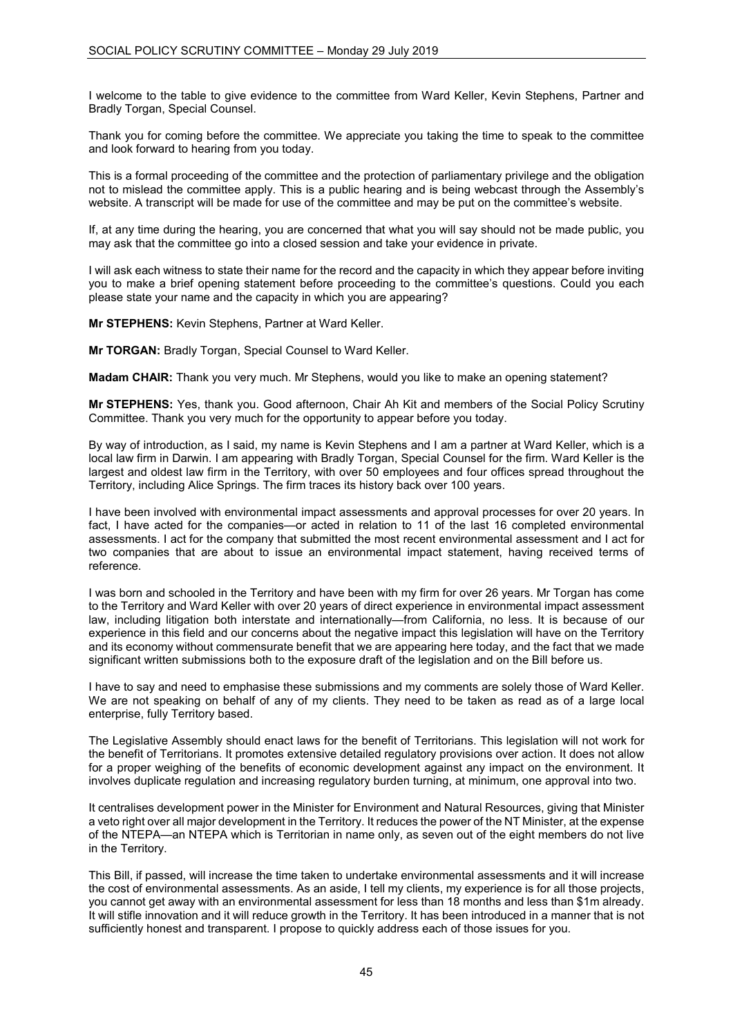I welcome to the table to give evidence to the committee from Ward Keller, Kevin Stephens, Partner and Bradly Torgan, Special Counsel.

Thank you for coming before the committee. We appreciate you taking the time to speak to the committee and look forward to hearing from you today.

This is a formal proceeding of the committee and the protection of parliamentary privilege and the obligation not to mislead the committee apply. This is a public hearing and is being webcast through the Assembly's website. A transcript will be made for use of the committee and may be put on the committee's website.

If, at any time during the hearing, you are concerned that what you will say should not be made public, you may ask that the committee go into a closed session and take your evidence in private.

I will ask each witness to state their name for the record and the capacity in which they appear before inviting you to make a brief opening statement before proceeding to the committee's questions. Could you each please state your name and the capacity in which you are appearing?

**Mr STEPHENS:** Kevin Stephens, Partner at Ward Keller.

**Mr TORGAN:** Bradly Torgan, Special Counsel to Ward Keller.

**Madam CHAIR:** Thank you very much. Mr Stephens, would you like to make an opening statement?

**Mr STEPHENS:** Yes, thank you. Good afternoon, Chair Ah Kit and members of the Social Policy Scrutiny Committee. Thank you very much for the opportunity to appear before you today.

By way of introduction, as I said, my name is Kevin Stephens and I am a partner at Ward Keller, which is a local law firm in Darwin. I am appearing with Bradly Torgan, Special Counsel for the firm. Ward Keller is the largest and oldest law firm in the Territory, with over 50 employees and four offices spread throughout the Territory, including Alice Springs. The firm traces its history back over 100 years.

I have been involved with environmental impact assessments and approval processes for over 20 years. In fact, I have acted for the companies—or acted in relation to 11 of the last 16 completed environmental assessments. I act for the company that submitted the most recent environmental assessment and I act for two companies that are about to issue an environmental impact statement, having received terms of reference.

I was born and schooled in the Territory and have been with my firm for over 26 years. Mr Torgan has come to the Territory and Ward Keller with over 20 years of direct experience in environmental impact assessment law, including litigation both interstate and internationally—from California, no less. It is because of our experience in this field and our concerns about the negative impact this legislation will have on the Territory and its economy without commensurate benefit that we are appearing here today, and the fact that we made significant written submissions both to the exposure draft of the legislation and on the Bill before us.

I have to say and need to emphasise these submissions and my comments are solely those of Ward Keller. We are not speaking on behalf of any of my clients. They need to be taken as read as of a large local enterprise, fully Territory based.

The Legislative Assembly should enact laws for the benefit of Territorians. This legislation will not work for the benefit of Territorians. It promotes extensive detailed regulatory provisions over action. It does not allow for a proper weighing of the benefits of economic development against any impact on the environment. It involves duplicate regulation and increasing regulatory burden turning, at minimum, one approval into two.

It centralises development power in the Minister for Environment and Natural Resources, giving that Minister a veto right over all major development in the Territory. It reduces the power of the NT Minister, at the expense of the NTEPA—an NTEPA which is Territorian in name only, as seven out of the eight members do not live in the Territory.

This Bill, if passed, will increase the time taken to undertake environmental assessments and it will increase the cost of environmental assessments. As an aside, I tell my clients, my experience is for all those projects, you cannot get away with an environmental assessment for less than 18 months and less than $1m already. It will stifle innovation and it will reduce growth in the Territory. It has been introduced in a manner that is not sufficiently honest and transparent. I propose to quickly address each of those issues for you.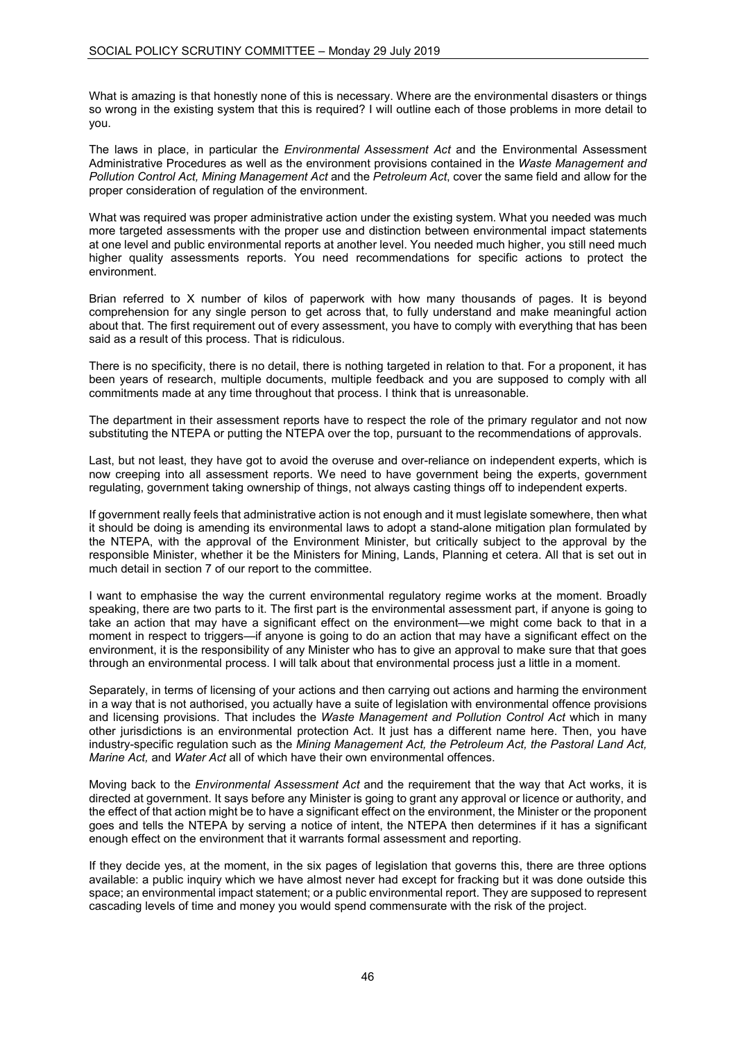What is amazing is that honestly none of this is necessary. Where are the environmental disasters or things so wrong in the existing system that this is required? I will outline each of those problems in more detail to you.

The laws in place, in particular the *Environmental Assessment Act* and the Environmental Assessment Administrative Procedures as well as the environment provisions contained in the *Waste Management and Pollution Control Act, Mining Management Act* and the *Petroleum Act*, cover the same field and allow for the proper consideration of regulation of the environment.

What was required was proper administrative action under the existing system. What you needed was much more targeted assessments with the proper use and distinction between environmental impact statements at one level and public environmental reports at another level. You needed much higher, you still need much higher quality assessments reports. You need recommendations for specific actions to protect the environment.

Brian referred to X number of kilos of paperwork with how many thousands of pages. It is beyond comprehension for any single person to get across that, to fully understand and make meaningful action about that. The first requirement out of every assessment, you have to comply with everything that has been said as a result of this process. That is ridiculous.

There is no specificity, there is no detail, there is nothing targeted in relation to that. For a proponent, it has been years of research, multiple documents, multiple feedback and you are supposed to comply with all commitments made at any time throughout that process. I think that is unreasonable.

The department in their assessment reports have to respect the role of the primary regulator and not now substituting the NTEPA or putting the NTEPA over the top, pursuant to the recommendations of approvals.

Last, but not least, they have got to avoid the overuse and over-reliance on independent experts, which is now creeping into all assessment reports. We need to have government being the experts, government regulating, government taking ownership of things, not always casting things off to independent experts.

If government really feels that administrative action is not enough and it must legislate somewhere, then what it should be doing is amending its environmental laws to adopt a stand-alone mitigation plan formulated by the NTEPA, with the approval of the Environment Minister, but critically subject to the approval by the responsible Minister, whether it be the Ministers for Mining, Lands, Planning et cetera. All that is set out in much detail in section 7 of our report to the committee.

I want to emphasise the way the current environmental regulatory regime works at the moment. Broadly speaking, there are two parts to it. The first part is the environmental assessment part, if anyone is going to take an action that may have a significant effect on the environment—we might come back to that in a moment in respect to triggers—if anyone is going to do an action that may have a significant effect on the environment, it is the responsibility of any Minister who has to give an approval to make sure that that goes through an environmental process. I will talk about that environmental process just a little in a moment.

Separately, in terms of licensing of your actions and then carrying out actions and harming the environment in a way that is not authorised, you actually have a suite of legislation with environmental offence provisions and licensing provisions. That includes the *Waste Management and Pollution Control Act* which in many other jurisdictions is an environmental protection Act. It just has a different name here. Then, you have industry-specific regulation such as the *Mining Management Act, the Petroleum Act, the Pastoral Land Act, Marine Act,* and *Water Act* all of which have their own environmental offences.

Moving back to the *Environmental Assessment Act* and the requirement that the way that Act works, it is directed at government. It says before any Minister is going to grant any approval or licence or authority, and the effect of that action might be to have a significant effect on the environment, the Minister or the proponent goes and tells the NTEPA by serving a notice of intent, the NTEPA then determines if it has a significant enough effect on the environment that it warrants formal assessment and reporting.

If they decide yes, at the moment, in the six pages of legislation that governs this, there are three options available: a public inquiry which we have almost never had except for fracking but it was done outside this space; an environmental impact statement; or a public environmental report. They are supposed to represent cascading levels of time and money you would spend commensurate with the risk of the project.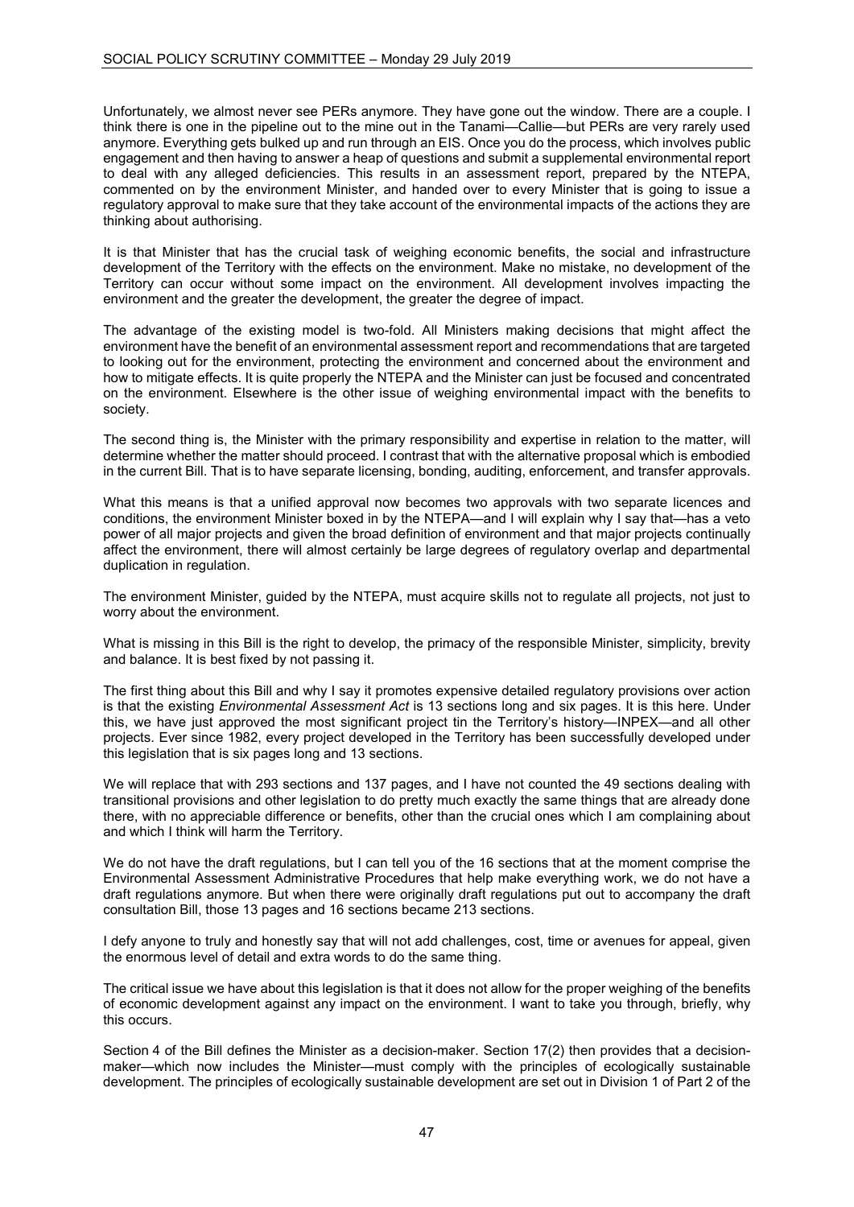Unfortunately, we almost never see PERs anymore. They have gone out the window. There are a couple. I think there is one in the pipeline out to the mine out in the Tanami—Callie—but PERs are very rarely used anymore. Everything gets bulked up and run through an EIS. Once you do the process, which involves public engagement and then having to answer a heap of questions and submit a supplemental environmental report to deal with any alleged deficiencies. This results in an assessment report, prepared by the NTEPA, commented on by the environment Minister, and handed over to every Minister that is going to issue a regulatory approval to make sure that they take account of the environmental impacts of the actions they are thinking about authorising.

It is that Minister that has the crucial task of weighing economic benefits, the social and infrastructure development of the Territory with the effects on the environment. Make no mistake, no development of the Territory can occur without some impact on the environment. All development involves impacting the environment and the greater the development, the greater the degree of impact.

The advantage of the existing model is two-fold. All Ministers making decisions that might affect the environment have the benefit of an environmental assessment report and recommendations that are targeted to looking out for the environment, protecting the environment and concerned about the environment and how to mitigate effects. It is quite properly the NTEPA and the Minister can just be focused and concentrated on the environment. Elsewhere is the other issue of weighing environmental impact with the benefits to society.

The second thing is, the Minister with the primary responsibility and expertise in relation to the matter, will determine whether the matter should proceed. I contrast that with the alternative proposal which is embodied in the current Bill. That is to have separate licensing, bonding, auditing, enforcement, and transfer approvals.

What this means is that a unified approval now becomes two approvals with two separate licences and conditions, the environment Minister boxed in by the NTEPA—and I will explain why I say that—has a veto power of all major projects and given the broad definition of environment and that major projects continually affect the environment, there will almost certainly be large degrees of regulatory overlap and departmental duplication in regulation.

The environment Minister, guided by the NTEPA, must acquire skills not to regulate all projects, not just to worry about the environment.

What is missing in this Bill is the right to develop, the primacy of the responsible Minister, simplicity, brevity and balance. It is best fixed by not passing it.

The first thing about this Bill and why I say it promotes expensive detailed regulatory provisions over action is that the existing *Environmental Assessment Act* is 13 sections long and six pages. It is this here. Under this, we have just approved the most significant project tin the Territory's history—INPEX—and all other projects. Ever since 1982, every project developed in the Territory has been successfully developed under this legislation that is six pages long and 13 sections.

We will replace that with 293 sections and 137 pages, and I have not counted the 49 sections dealing with transitional provisions and other legislation to do pretty much exactly the same things that are already done there, with no appreciable difference or benefits, other than the crucial ones which I am complaining about and which I think will harm the Territory.

We do not have the draft regulations, but I can tell you of the 16 sections that at the moment comprise the Environmental Assessment Administrative Procedures that help make everything work, we do not have a draft regulations anymore. But when there were originally draft regulations put out to accompany the draft consultation Bill, those 13 pages and 16 sections became 213 sections.

I defy anyone to truly and honestly say that will not add challenges, cost, time or avenues for appeal, given the enormous level of detail and extra words to do the same thing.

The critical issue we have about this legislation is that it does not allow for the proper weighing of the benefits of economic development against any impact on the environment. I want to take you through, briefly, why this occurs.

Section 4 of the Bill defines the Minister as a decision-maker. Section 17(2) then provides that a decision-maker—which now includes the Minister—must comply with the principles of ecologically sustainable development. The principles of ecologically sustainable development are set out in Division 1 of Part 2 of the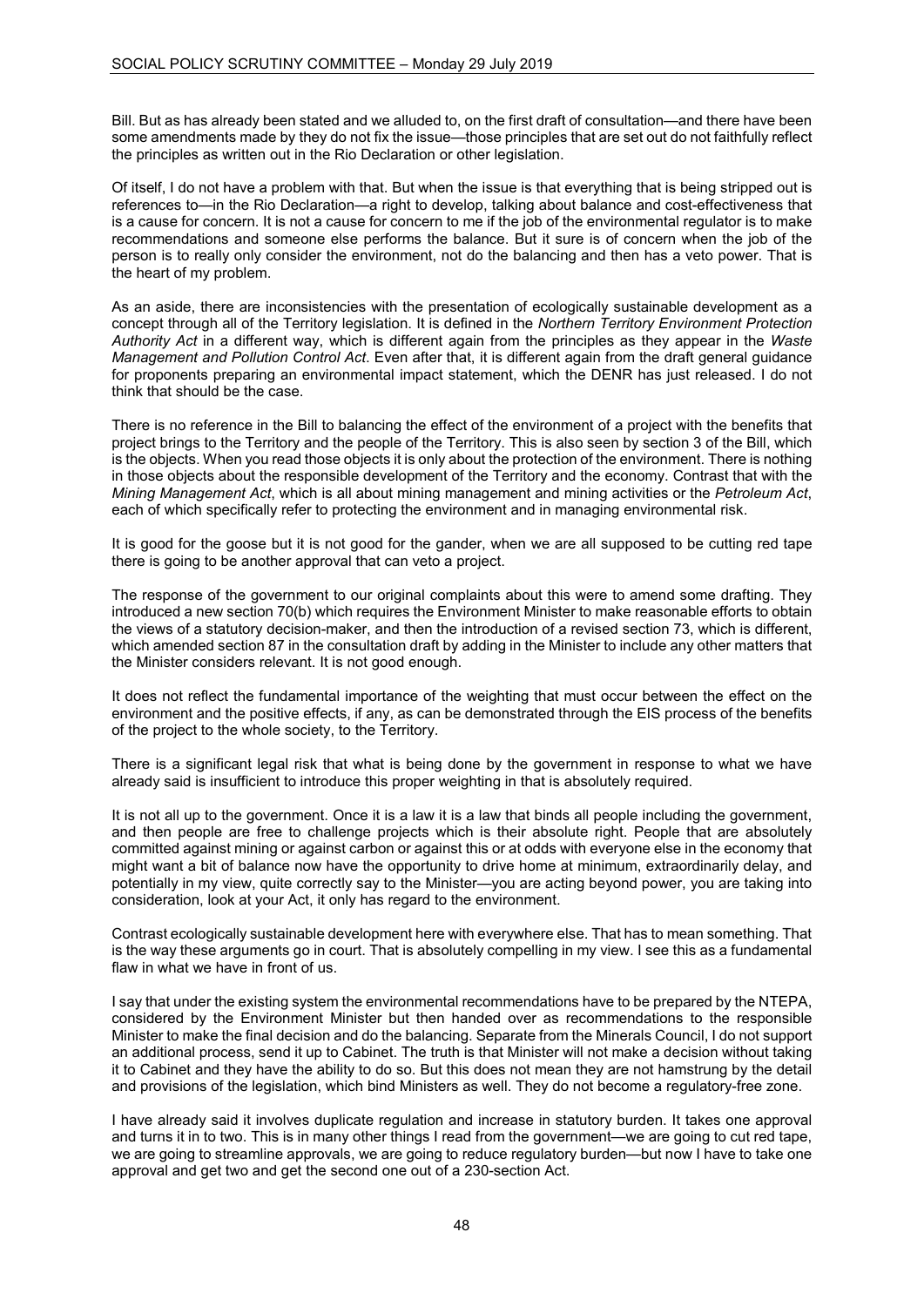Bill. But as has already been stated and we alluded to, on the first draft of consultation—and there have been some amendments made by they do not fix the issue—those principles that are set out do not faithfully reflect the principles as written out in the Rio Declaration or other legislation.

Of itself, I do not have a problem with that. But when the issue is that everything that is being stripped out is references to—in the Rio Declaration—a right to develop, talking about balance and cost-effectiveness that is a cause for concern. It is not a cause for concern to me if the job of the environmental regulator is to make recommendations and someone else performs the balance. But it sure is of concern when the job of the person is to really only consider the environment, not do the balancing and then has a veto power. That is the heart of my problem.

As an aside, there are inconsistencies with the presentation of ecologically sustainable development as a concept through all of the Territory legislation. It is defined in the *Northern Territory Environment Protection Authority Act* in a different way, which is different again from the principles as they appear in the *Waste Management and Pollution Control Act*. Even after that, it is different again from the draft general guidance for proponents preparing an environmental impact statement, which the DENR has just released. I do not think that should be the case.

There is no reference in the Bill to balancing the effect of the environment of a project with the benefits that project brings to the Territory and the people of the Territory. This is also seen by section 3 of the Bill, which is the objects. When you read those objects it is only about the protection of the environment. There is nothing in those objects about the responsible development of the Territory and the economy. Contrast that with the *Mining Management Act*, which is all about mining management and mining activities or the *Petroleum Act*, each of which specifically refer to protecting the environment and in managing environmental risk.

It is good for the goose but it is not good for the gander, when we are all supposed to be cutting red tape there is going to be another approval that can veto a project.

The response of the government to our original complaints about this were to amend some drafting. They introduced a new section 70(b) which requires the Environment Minister to make reasonable efforts to obtain the views of a statutory decision-maker, and then the introduction of a revised section 73, which is different, which amended section 87 in the consultation draft by adding in the Minister to include any other matters that the Minister considers relevant. It is not good enough.

It does not reflect the fundamental importance of the weighting that must occur between the effect on the environment and the positive effects, if any, as can be demonstrated through the EIS process of the benefits of the project to the whole society, to the Territory.

There is a significant legal risk that what is being done by the government in response to what we have already said is insufficient to introduce this proper weighting in that is absolutely required.

It is not all up to the government. Once it is a law it is a law that binds all people including the government, and then people are free to challenge projects which is their absolute right. People that are absolutely committed against mining or against carbon or against this or at odds with everyone else in the economy that might want a bit of balance now have the opportunity to drive home at minimum, extraordinarily delay, and potentially in my view, quite correctly say to the Minister—you are acting beyond power, you are taking into consideration, look at your Act, it only has regard to the environment.

Contrast ecologically sustainable development here with everywhere else. That has to mean something. That is the way these arguments go in court. That is absolutely compelling in my view. I see this as a fundamental flaw in what we have in front of us.

I say that under the existing system the environmental recommendations have to be prepared by the NTEPA, considered by the Environment Minister but then handed over as recommendations to the responsible Minister to make the final decision and do the balancing. Separate from the Minerals Council, I do not support an additional process, send it up to Cabinet. The truth is that Minister will not make a decision without taking it to Cabinet and they have the ability to do so. But this does not mean they are not hamstrung by the detail and provisions of the legislation, which bind Ministers as well. They do not become a regulatory-free zone.

I have already said it involves duplicate regulation and increase in statutory burden. It takes one approval and turns it in to two. This is in many other things I read from the government—we are going to cut red tape, we are going to streamline approvals, we are going to reduce regulatory burden—but now I have to take one approval and get two and get the second one out of a 230-section Act.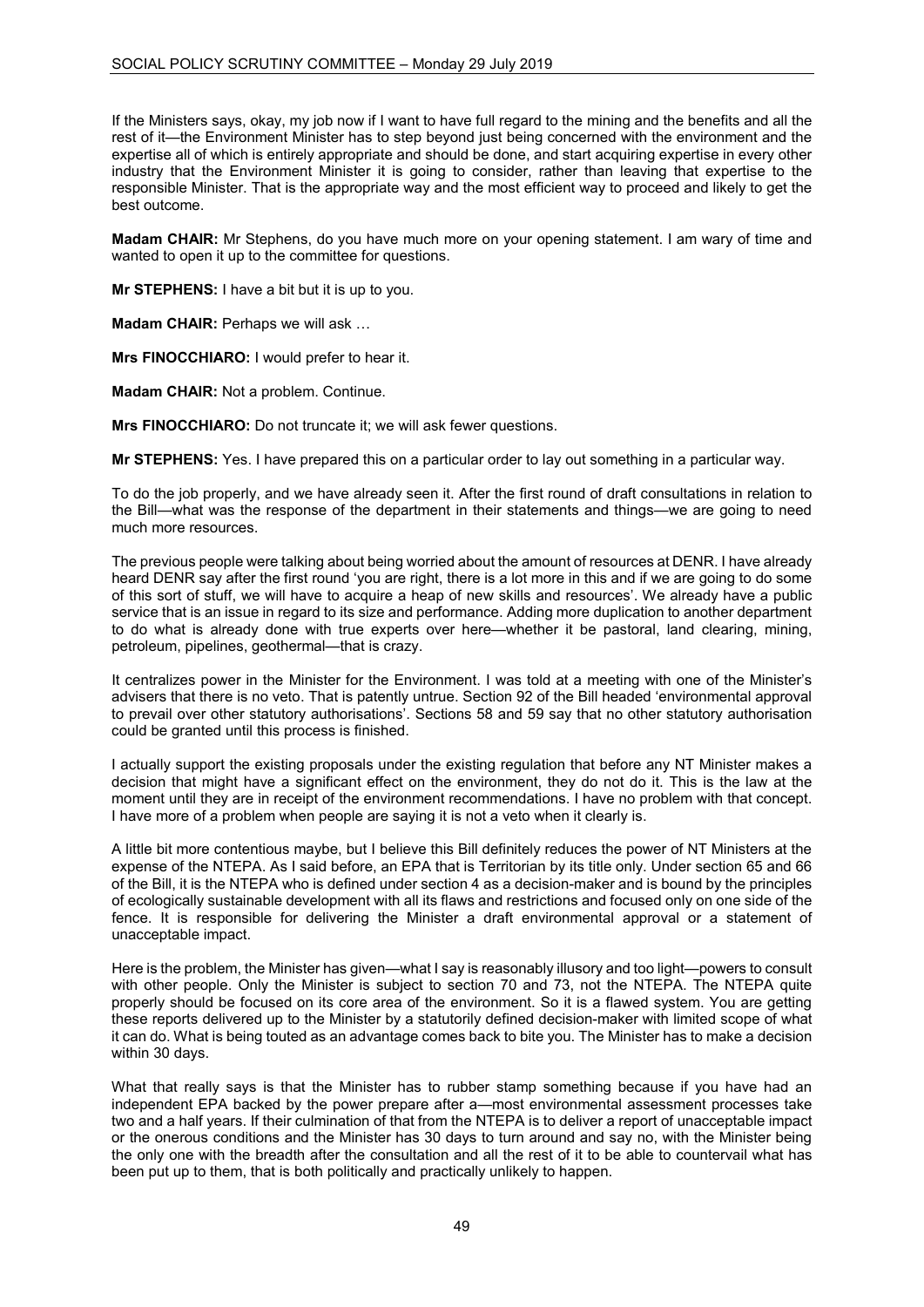If the Ministers says, okay, my job now if I want to have full regard to the mining and the benefits and all the rest of it—the Environment Minister has to step beyond just being concerned with the environment and the expertise all of which is entirely appropriate and should be done, and start acquiring expertise in every other industry that the Environment Minister it is going to consider, rather than leaving that expertise to the responsible Minister. That is the appropriate way and the most efficient way to proceed and likely to get the best outcome.

**Madam CHAIR:** Mr Stephens, do you have much more on your opening statement. I am wary of time and wanted to open it up to the committee for questions.

**Mr STEPHENS:** I have a bit but it is up to you.

**Madam CHAIR:** Perhaps we will ask …

**Mrs FINOCCHIARO:** I would prefer to hear it.

**Madam CHAIR:** Not a problem. Continue.

**Mrs FINOCCHIARO:** Do not truncate it; we will ask fewer questions.

**Mr STEPHENS:** Yes. I have prepared this on a particular order to lay out something in a particular way.

To do the job properly, and we have already seen it. After the first round of draft consultations in relation to the Bill—what was the response of the department in their statements and things—we are going to need much more resources.

The previous people were talking about being worried about the amount of resources at DENR. I have already heard DENR say after the first round 'you are right, there is a lot more in this and if we are going to do some of this sort of stuff, we will have to acquire a heap of new skills and resources'. We already have a public service that is an issue in regard to its size and performance. Adding more duplication to another department to do what is already done with true experts over here—whether it be pastoral, land clearing, mining, petroleum, pipelines, geothermal—that is crazy.

It centralizes power in the Minister for the Environment. I was told at a meeting with one of the Minister's advisers that there is no veto. That is patently untrue. Section 92 of the Bill headed 'environmental approval to prevail over other statutory authorisations'. Sections 58 and 59 say that no other statutory authorisation could be granted until this process is finished.

I actually support the existing proposals under the existing regulation that before any NT Minister makes a decision that might have a significant effect on the environment, they do not do it. This is the law at the moment until they are in receipt of the environment recommendations. I have no problem with that concept. I have more of a problem when people are saying it is not a veto when it clearly is.

A little bit more contentious maybe, but I believe this Bill definitely reduces the power of NT Ministers at the expense of the NTEPA. As I said before, an EPA that is Territorian by its title only. Under section 65 and 66 of the Bill, it is the NTEPA who is defined under section 4 as a decision-maker and is bound by the principles of ecologically sustainable development with all its flaws and restrictions and focused only on one side of the fence. It is responsible for delivering the Minister a draft environmental approval or a statement of unacceptable impact.

Here is the problem, the Minister has given—what I say is reasonably illusory and too light—powers to consult with other people. Only the Minister is subject to section 70 and 73, not the NTEPA. The NTEPA quite properly should be focused on its core area of the environment. So it is a flawed system. You are getting these reports delivered up to the Minister by a statutorily defined decision-maker with limited scope of what it can do. What is being touted as an advantage comes back to bite you. The Minister has to make a decision within 30 days.

What that really says is that the Minister has to rubber stamp something because if you have had an independent EPA backed by the power prepare after a—most environmental assessment processes take two and a half years. If their culmination of that from the NTEPA is to deliver a report of unacceptable impact or the onerous conditions and the Minister has 30 days to turn around and say no, with the Minister being the only one with the breadth after the consultation and all the rest of it to be able to countervail what has been put up to them, that is both politically and practically unlikely to happen.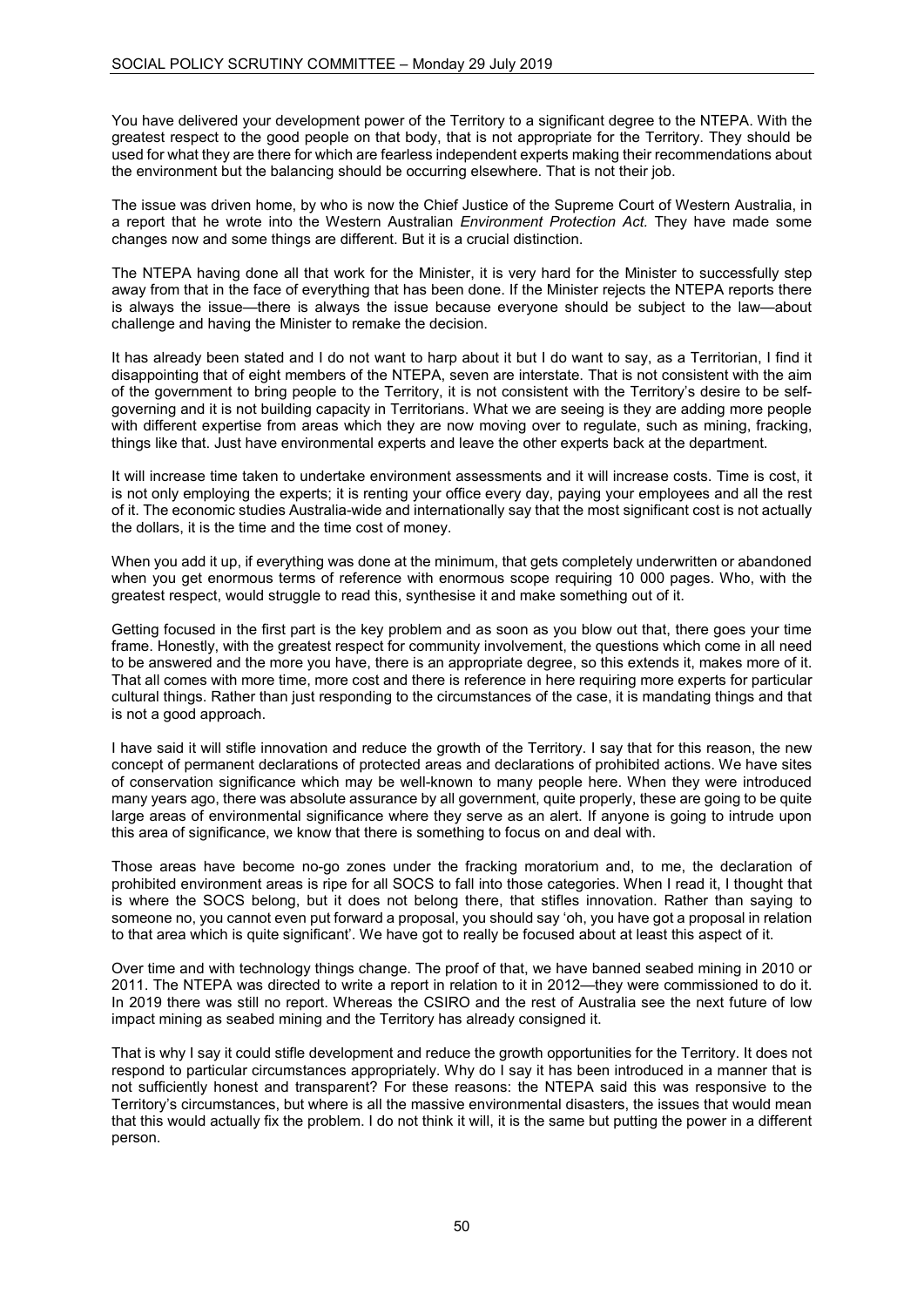You have delivered your development power of the Territory to a significant degree to the NTEPA. With the greatest respect to the good people on that body, that is not appropriate for the Territory. They should be used for what they are there for which are fearless independent experts making their recommendations about the environment but the balancing should be occurring elsewhere. That is not their job.

The issue was driven home, by who is now the Chief Justice of the Supreme Court of Western Australia, in a report that he wrote into the Western Australian *Environment Protection Act.* They have made some changes now and some things are different. But it is a crucial distinction.

The NTEPA having done all that work for the Minister, it is very hard for the Minister to successfully step away from that in the face of everything that has been done. If the Minister rejects the NTEPA reports there is always the issue—there is always the issue because everyone should be subject to the law—about challenge and having the Minister to remake the decision.

It has already been stated and I do not want to harp about it but I do want to say, as a Territorian, I find it disappointing that of eight members of the NTEPA, seven are interstate. That is not consistent with the aim of the government to bring people to the Territory, it is not consistent with the Territory's desire to be self-governing and it is not building capacity in Territorians. What we are seeing is they are adding more people with different expertise from areas which they are now moving over to regulate, such as mining, fracking, things like that. Just have environmental experts and leave the other experts back at the department.

It will increase time taken to undertake environment assessments and it will increase costs. Time is cost, it is not only employing the experts; it is renting your office every day, paying your employees and all the rest of it. The economic studies Australia-wide and internationally say that the most significant cost is not actually the dollars, it is the time and the time cost of money.

When you add it up, if everything was done at the minimum, that gets completely underwritten or abandoned when you get enormous terms of reference with enormous scope requiring 10 000 pages. Who, with the greatest respect, would struggle to read this, synthesise it and make something out of it.

Getting focused in the first part is the key problem and as soon as you blow out that, there goes your time frame. Honestly, with the greatest respect for community involvement, the questions which come in all need to be answered and the more you have, there is an appropriate degree, so this extends it, makes more of it. That all comes with more time, more cost and there is reference in here requiring more experts for particular cultural things. Rather than just responding to the circumstances of the case, it is mandating things and that is not a good approach.

I have said it will stifle innovation and reduce the growth of the Territory. I say that for this reason, the new concept of permanent declarations of protected areas and declarations of prohibited actions. We have sites of conservation significance which may be well-known to many people here. When they were introduced many years ago, there was absolute assurance by all government, quite properly, these are going to be quite large areas of environmental significance where they serve as an alert. If anyone is going to intrude upon this area of significance, we know that there is something to focus on and deal with.

Those areas have become no-go zones under the fracking moratorium and, to me, the declaration of prohibited environment areas is ripe for all SOCS to fall into those categories. When I read it, I thought that is where the SOCS belong, but it does not belong there, that stifles innovation. Rather than saying to someone no, you cannot even put forward a proposal, you should say 'oh, you have got a proposal in relation to that area which is quite significant'. We have got to really be focused about at least this aspect of it.

Over time and with technology things change. The proof of that, we have banned seabed mining in 2010 or 2011. The NTEPA was directed to write a report in relation to it in 2012—they were commissioned to do it. In 2019 there was still no report. Whereas the CSIRO and the rest of Australia see the next future of low impact mining as seabed mining and the Territory has already consigned it.

That is why I say it could stifle development and reduce the growth opportunities for the Territory. It does not respond to particular circumstances appropriately. Why do I say it has been introduced in a manner that is not sufficiently honest and transparent? For these reasons: the NTEPA said this was responsive to the Territory's circumstances, but where is all the massive environmental disasters, the issues that would mean that this would actually fix the problem. I do not think it will, it is the same but putting the power in a different person.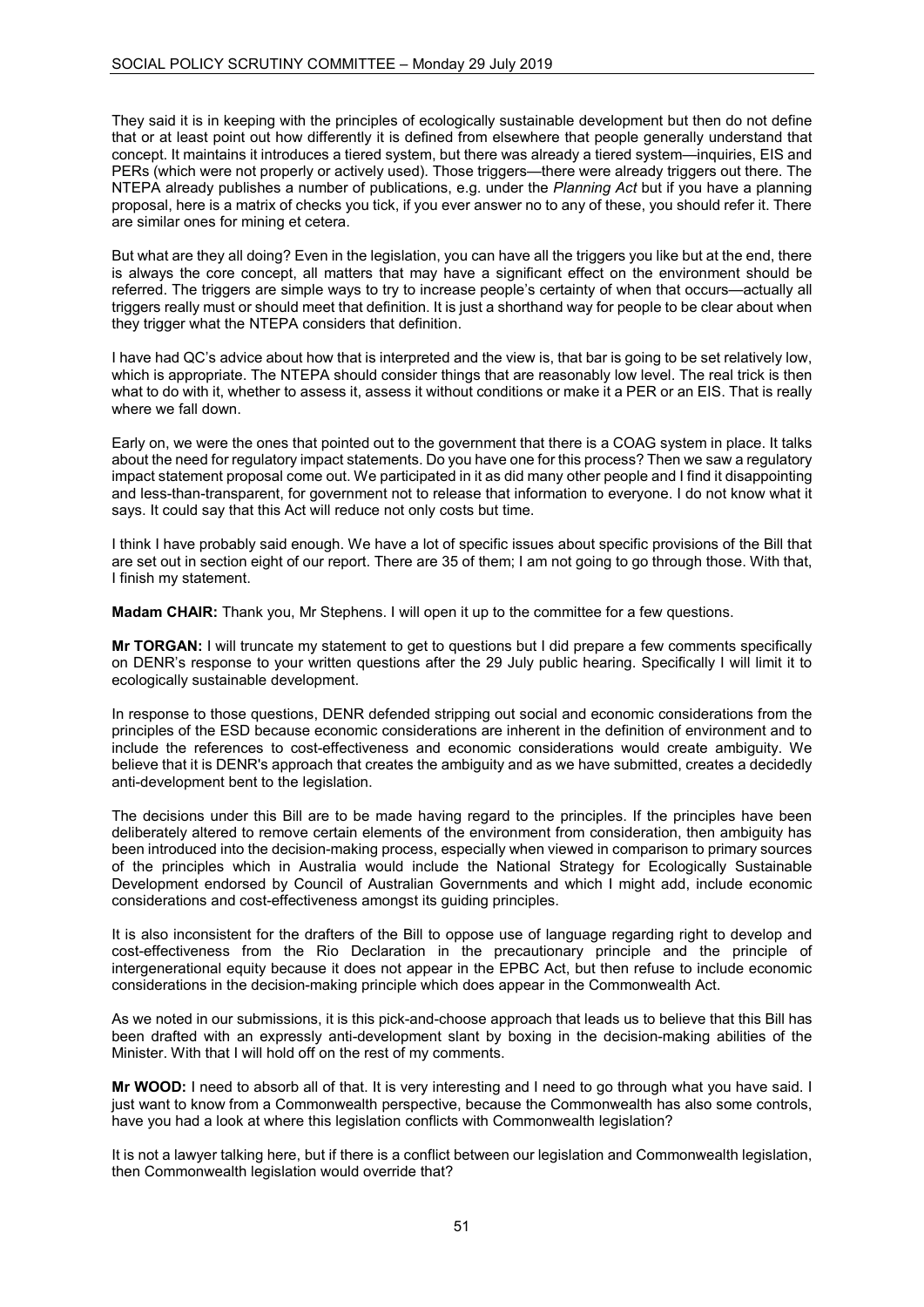They said it is in keeping with the principles of ecologically sustainable development but then do not define that or at least point out how differently it is defined from elsewhere that people generally understand that concept. It maintains it introduces a tiered system, but there was already a tiered system—inquiries, EIS and PERs (which were not properly or actively used). Those triggers—there were already triggers out there. The NTEPA already publishes a number of publications, e.g. under the *Planning Act* but if you have a planning proposal, here is a matrix of checks you tick, if you ever answer no to any of these, you should refer it. There are similar ones for mining et cetera.

But what are they all doing? Even in the legislation, you can have all the triggers you like but at the end, there is always the core concept, all matters that may have a significant effect on the environment should be referred. The triggers are simple ways to try to increase people's certainty of when that occurs—actually all triggers really must or should meet that definition. It is just a shorthand way for people to be clear about when they trigger what the NTEPA considers that definition.

I have had QC's advice about how that is interpreted and the view is, that bar is going to be set relatively low, which is appropriate. The NTEPA should consider things that are reasonably low level. The real trick is then what to do with it, whether to assess it, assess it without conditions or make it a PER or an EIS. That is really where we fall down.

Early on, we were the ones that pointed out to the government that there is a COAG system in place. It talks about the need for regulatory impact statements. Do you have one for this process? Then we saw a regulatory impact statement proposal come out. We participated in it as did many other people and I find it disappointing and less-than-transparent, for government not to release that information to everyone. I do not know what it says. It could say that this Act will reduce not only costs but time.

I think I have probably said enough. We have a lot of specific issues about specific provisions of the Bill that are set out in section eight of our report. There are 35 of them; I am not going to go through those. With that, I finish my statement.

**Madam CHAIR:** Thank you, Mr Stephens. I will open it up to the committee for a few questions.

**Mr TORGAN:** I will truncate my statement to get to questions but I did prepare a few comments specifically on DENR's response to your written questions after the 29 July public hearing. Specifically I will limit it to ecologically sustainable development.

In response to those questions, DENR defended stripping out social and economic considerations from the principles of the ESD because economic considerations are inherent in the definition of environment and to include the references to cost-effectiveness and economic considerations would create ambiguity. We believe that it is DENR's approach that creates the ambiguity and as we have submitted, creates a decidedly anti-development bent to the legislation.

The decisions under this Bill are to be made having regard to the principles. If the principles have been deliberately altered to remove certain elements of the environment from consideration, then ambiguity has been introduced into the decision-making process, especially when viewed in comparison to primary sources of the principles which in Australia would include the National Strategy for Ecologically Sustainable Development endorsed by Council of Australian Governments and which I might add, include economic considerations and cost-effectiveness amongst its guiding principles.

It is also inconsistent for the drafters of the Bill to oppose use of language regarding right to develop and cost-effectiveness from the Rio Declaration in the precautionary principle and the principle of intergenerational equity because it does not appear in the EPBC Act, but then refuse to include economic considerations in the decision-making principle which does appear in the Commonwealth Act.

As we noted in our submissions, it is this pick-and-choose approach that leads us to believe that this Bill has been drafted with an expressly anti-development slant by boxing in the decision-making abilities of the Minister. With that I will hold off on the rest of my comments.

**Mr WOOD:** I need to absorb all of that. It is very interesting and I need to go through what you have said. I just want to know from a Commonwealth perspective, because the Commonwealth has also some controls, have you had a look at where this legislation conflicts with Commonwealth legislation?

It is not a lawyer talking here, but if there is a conflict between our legislation and Commonwealth legislation, then Commonwealth legislation would override that?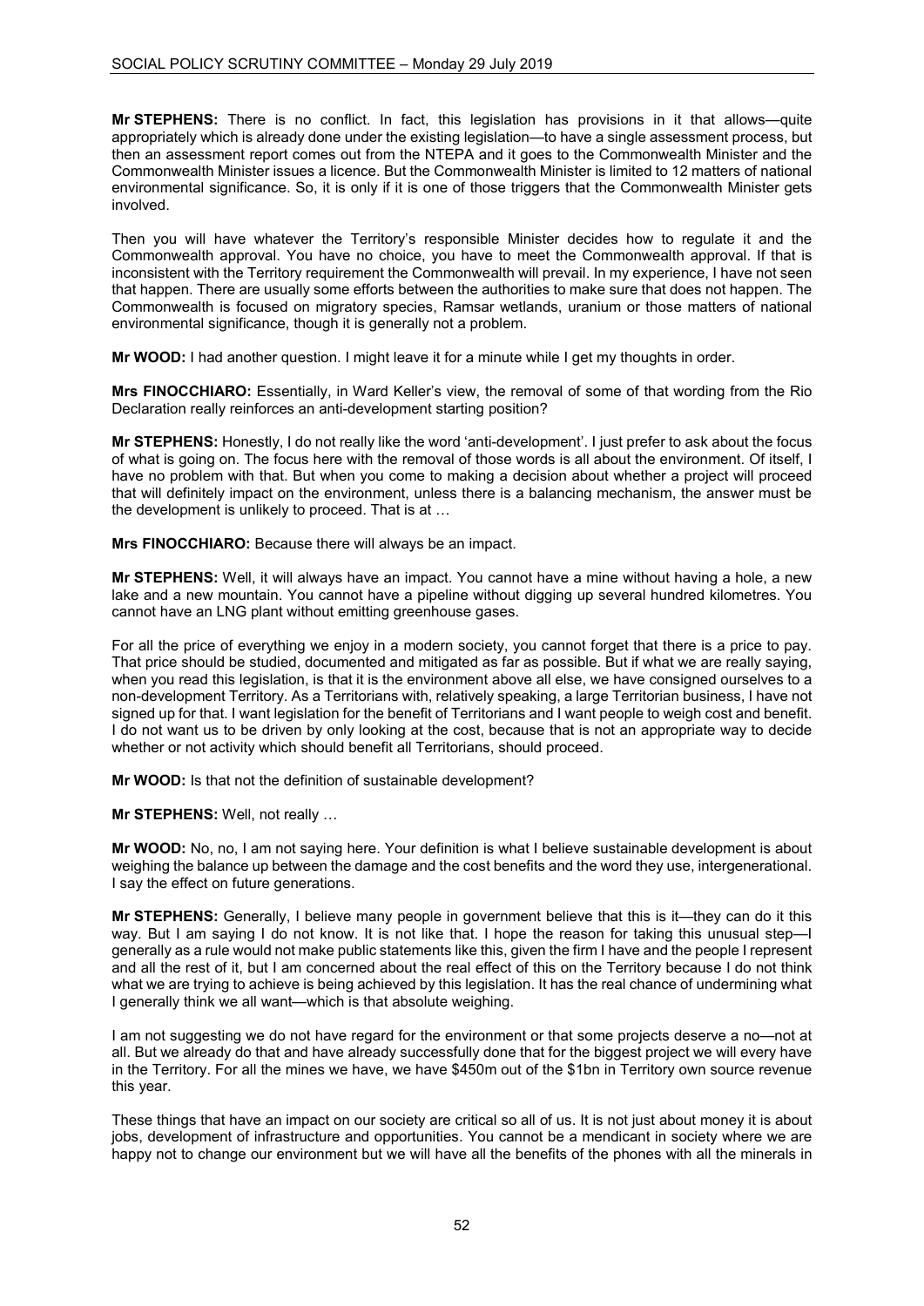**Mr STEPHENS:** There is no conflict. In fact, this legislation has provisions in it that allows—quite appropriately which is already done under the existing legislation—to have a single assessment process, but then an assessment report comes out from the NTEPA and it goes to the Commonwealth Minister and the Commonwealth Minister issues a licence. But the Commonwealth Minister is limited to 12 matters of national environmental significance. So, it is only if it is one of those triggers that the Commonwealth Minister gets involved.

Then you will have whatever the Territory's responsible Minister decides how to regulate it and the Commonwealth approval. You have no choice, you have to meet the Commonwealth approval. If that is inconsistent with the Territory requirement the Commonwealth will prevail. In my experience, I have not seen that happen. There are usually some efforts between the authorities to make sure that does not happen. The Commonwealth is focused on migratory species, Ramsar wetlands, uranium or those matters of national environmental significance, though it is generally not a problem.

**Mr WOOD:** I had another question. I might leave it for a minute while I get my thoughts in order.

**Mrs FINOCCHIARO:** Essentially, in Ward Keller's view, the removal of some of that wording from the Rio Declaration really reinforces an anti-development starting position?

**Mr STEPHENS:** Honestly, I do not really like the word 'anti-development'. I just prefer to ask about the focus of what is going on. The focus here with the removal of those words is all about the environment. Of itself, I have no problem with that. But when you come to making a decision about whether a project will proceed that will definitely impact on the environment, unless there is a balancing mechanism, the answer must be the development is unlikely to proceed. That is at …

**Mrs FINOCCHIARO:** Because there will always be an impact.

**Mr STEPHENS:** Well, it will always have an impact. You cannot have a mine without having a hole, a new lake and a new mountain. You cannot have a pipeline without digging up several hundred kilometres. You cannot have an LNG plant without emitting greenhouse gases.

For all the price of everything we enjoy in a modern society, you cannot forget that there is a price to pay. That price should be studied, documented and mitigated as far as possible. But if what we are really saying, when you read this legislation, is that it is the environment above all else, we have consigned ourselves to a non-development Territory. As a Territorians with, relatively speaking, a large Territorian business, I have not signed up for that. I want legislation for the benefit of Territorians and I want people to weigh cost and benefit. I do not want us to be driven by only looking at the cost, because that is not an appropriate way to decide whether or not activity which should benefit all Territorians, should proceed.

**Mr WOOD:** Is that not the definition of sustainable development?

**Mr STEPHENS:** Well, not really …

**Mr WOOD:** No, no, I am not saying here. Your definition is what I believe sustainable development is about weighing the balance up between the damage and the cost benefits and the word they use, intergenerational. I say the effect on future generations.

**Mr STEPHENS:** Generally, I believe many people in government believe that this is it—they can do it this way. But I am saying I do not know. It is not like that. I hope the reason for taking this unusual step—I generally as a rule would not make public statements like this, given the firm I have and the people I represent and all the rest of it, but I am concerned about the real effect of this on the Territory because I do not think what we are trying to achieve is being achieved by this legislation. It has the real chance of undermining what I generally think we all want—which is that absolute weighing.

I am not suggesting we do not have regard for the environment or that some projects deserve a no—not at all. But we already do that and have already successfully done that for the biggest project we will every have in the Territory. For all the mines we have, we have $450m out of the $1bn in Territory own source revenue this year.

These things that have an impact on our society are critical so all of us. It is not just about money it is about jobs, development of infrastructure and opportunities. You cannot be a mendicant in society where we are happy not to change our environment but we will have all the benefits of the phones with all the minerals in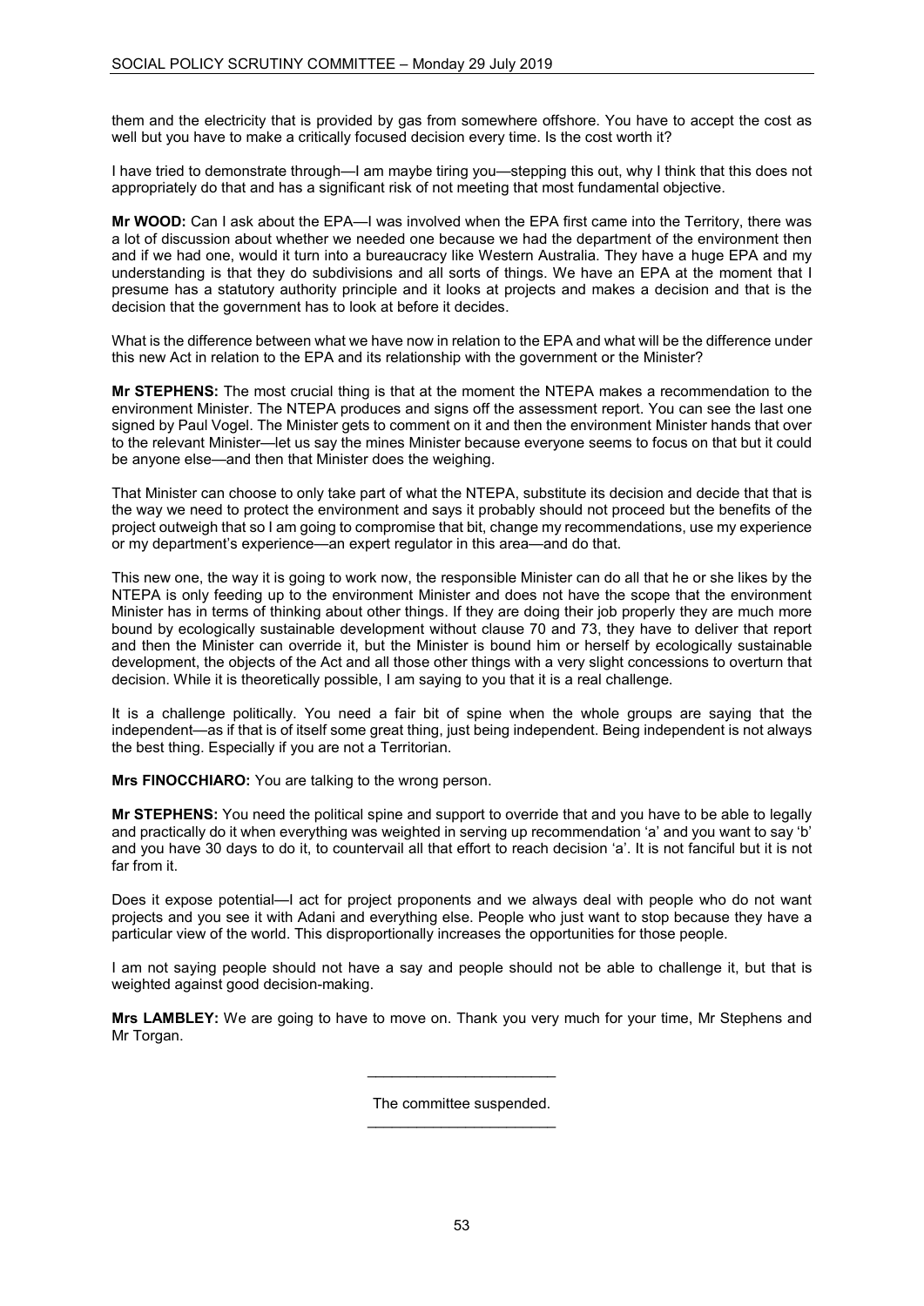them and the electricity that is provided by gas from somewhere offshore. You have to accept the cost as well but you have to make a critically focused decision every time. Is the cost worth it?

I have tried to demonstrate through—I am maybe tiring you—stepping this out, why I think that this does not appropriately do that and has a significant risk of not meeting that most fundamental objective.

**Mr WOOD:** Can I ask about the EPA—I was involved when the EPA first came into the Territory, there was a lot of discussion about whether we needed one because we had the department of the environment then and if we had one, would it turn into a bureaucracy like Western Australia. They have a huge EPA and my understanding is that they do subdivisions and all sorts of things. We have an EPA at the moment that I presume has a statutory authority principle and it looks at projects and makes a decision and that is the decision that the government has to look at before it decides.

What is the difference between what we have now in relation to the EPA and what will be the difference under this new Act in relation to the EPA and its relationship with the government or the Minister?

**Mr STEPHENS:** The most crucial thing is that at the moment the NTEPA makes a recommendation to the environment Minister. The NTEPA produces and signs off the assessment report. You can see the last one signed by Paul Vogel. The Minister gets to comment on it and then the environment Minister hands that over to the relevant Minister—let us say the mines Minister because everyone seems to focus on that but it could be anyone else—and then that Minister does the weighing.

That Minister can choose to only take part of what the NTEPA, substitute its decision and decide that that is the way we need to protect the environment and says it probably should not proceed but the benefits of the project outweigh that so I am going to compromise that bit, change my recommendations, use my experience or my department's experience—an expert regulator in this area—and do that.

This new one, the way it is going to work now, the responsible Minister can do all that he or she likes by the NTEPA is only feeding up to the environment Minister and does not have the scope that the environment Minister has in terms of thinking about other things. If they are doing their job properly they are much more bound by ecologically sustainable development without clause 70 and 73, they have to deliver that report and then the Minister can override it, but the Minister is bound him or herself by ecologically sustainable development, the objects of the Act and all those other things with a very slight concessions to overturn that decision. While it is theoretically possible, I am saying to you that it is a real challenge.

It is a challenge politically. You need a fair bit of spine when the whole groups are saying that the independent—as if that is of itself some great thing, just being independent. Being independent is not always the best thing. Especially if you are not a Territorian.

**Mrs FINOCCHIARO:** You are talking to the wrong person.

**Mr STEPHENS:** You need the political spine and support to override that and you have to be able to legally and practically do it when everything was weighted in serving up recommendation 'a' and you want to say 'b' and you have 30 days to do it, to countervail all that effort to reach decision 'a'. It is not fanciful but it is not far from it.

Does it expose potential—I act for project proponents and we always deal with people who do not want projects and you see it with Adani and everything else. People who just want to stop because they have a particular view of the world. This disproportionally increases the opportunities for those people.

I am not saying people should not have a say and people should not be able to challenge it, but that is weighted against good decision-making.

**Mrs LAMBLEY:** We are going to have to move on. Thank you very much for your time, Mr Stephens and Mr Torgan.

---

The committee suspended.

---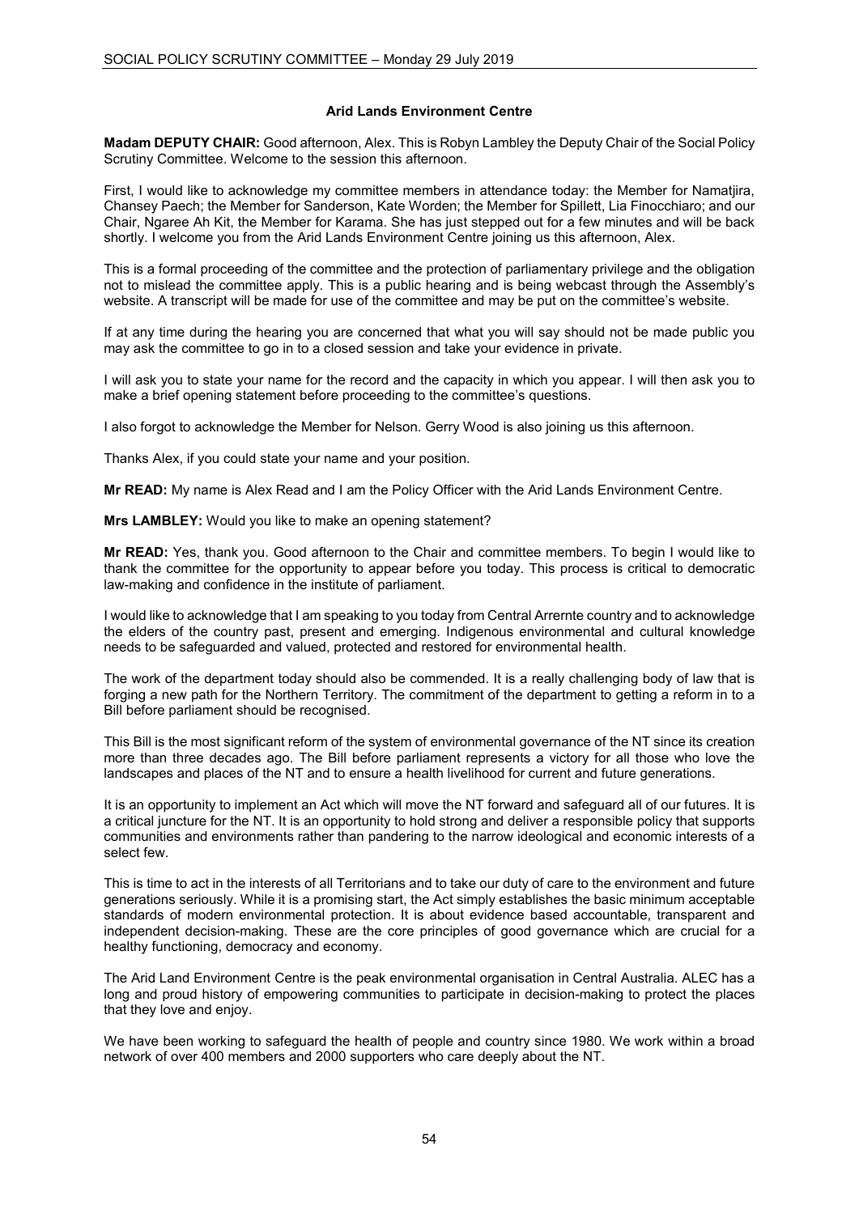### Arid Lands Environment Centre

**Madam DEPUTY CHAIR:** Good afternoon, Alex. This is Robyn Lambley the Deputy Chair of the Social Policy Scrutiny Committee. Welcome to the session this afternoon.

First, I would like to acknowledge my committee members in attendance today: the Member for Namatjira, Chansey Paech; the Member for Sanderson, Kate Worden; the Member for Spillett, Lia Finocchiaro; and our Chair, Ngaree Ah Kit, the Member for Karama. She has just stepped out for a few minutes and will be back shortly. I welcome you from the Arid Lands Environment Centre joining us this afternoon, Alex.

This is a formal proceeding of the committee and the protection of parliamentary privilege and the obligation not to mislead the committee apply. This is a public hearing and is being webcast through the Assembly's website. A transcript will be made for use of the committee and may be put on the committee's website.

If at any time during the hearing you are concerned that what you will say should not be made public you may ask the committee to go in to a closed session and take your evidence in private.

I will ask you to state your name for the record and the capacity in which you appear. I will then ask you to make a brief opening statement before proceeding to the committee's questions.

I also forgot to acknowledge the Member for Nelson. Gerry Wood is also joining us this afternoon.

Thanks Alex, if you could state your name and your position.

**Mr READ:** My name is Alex Read and I am the Policy Officer with the Arid Lands Environment Centre.

**Mrs LAMBLEY:** Would you like to make an opening statement?

**Mr READ:** Yes, thank you. Good afternoon to the Chair and committee members. To begin I would like to thank the committee for the opportunity to appear before you today. This process is critical to democratic law-making and confidence in the institute of parliament.

I would like to acknowledge that I am speaking to you today from Central Arrernte country and to acknowledge the elders of the country past, present and emerging. Indigenous environmental and cultural knowledge needs to be safeguarded and valued, protected and restored for environmental health.

The work of the department today should also be commended. It is a really challenging body of law that is forging a new path for the Northern Territory. The commitment of the department to getting a reform in to a Bill before parliament should be recognised.

This Bill is the most significant reform of the system of environmental governance of the NT since its creation more than three decades ago. The Bill before parliament represents a victory for all those who love the landscapes and places of the NT and to ensure a health livelihood for current and future generations.

It is an opportunity to implement an Act which will move the NT forward and safeguard all of our futures. It is a critical juncture for the NT. It is an opportunity to hold strong and deliver a responsible policy that supports communities and environments rather than pandering to the narrow ideological and economic interests of a select few.

This is time to act in the interests of all Territorians and to take our duty of care to the environment and future generations seriously. While it is a promising start, the Act simply establishes the basic minimum acceptable standards of modern environmental protection. It is about evidence based accountable, transparent and independent decision-making. These are the core principles of good governance which are crucial for a healthy functioning, democracy and economy.

The Arid Land Environment Centre is the peak environmental organisation in Central Australia. ALEC has a long and proud history of empowering communities to participate in decision-making to protect the places that they love and enjoy.

We have been working to safeguard the health of people and country since 1980. We work within a broad network of over 400 members and 2000 supporters who care deeply about the NT.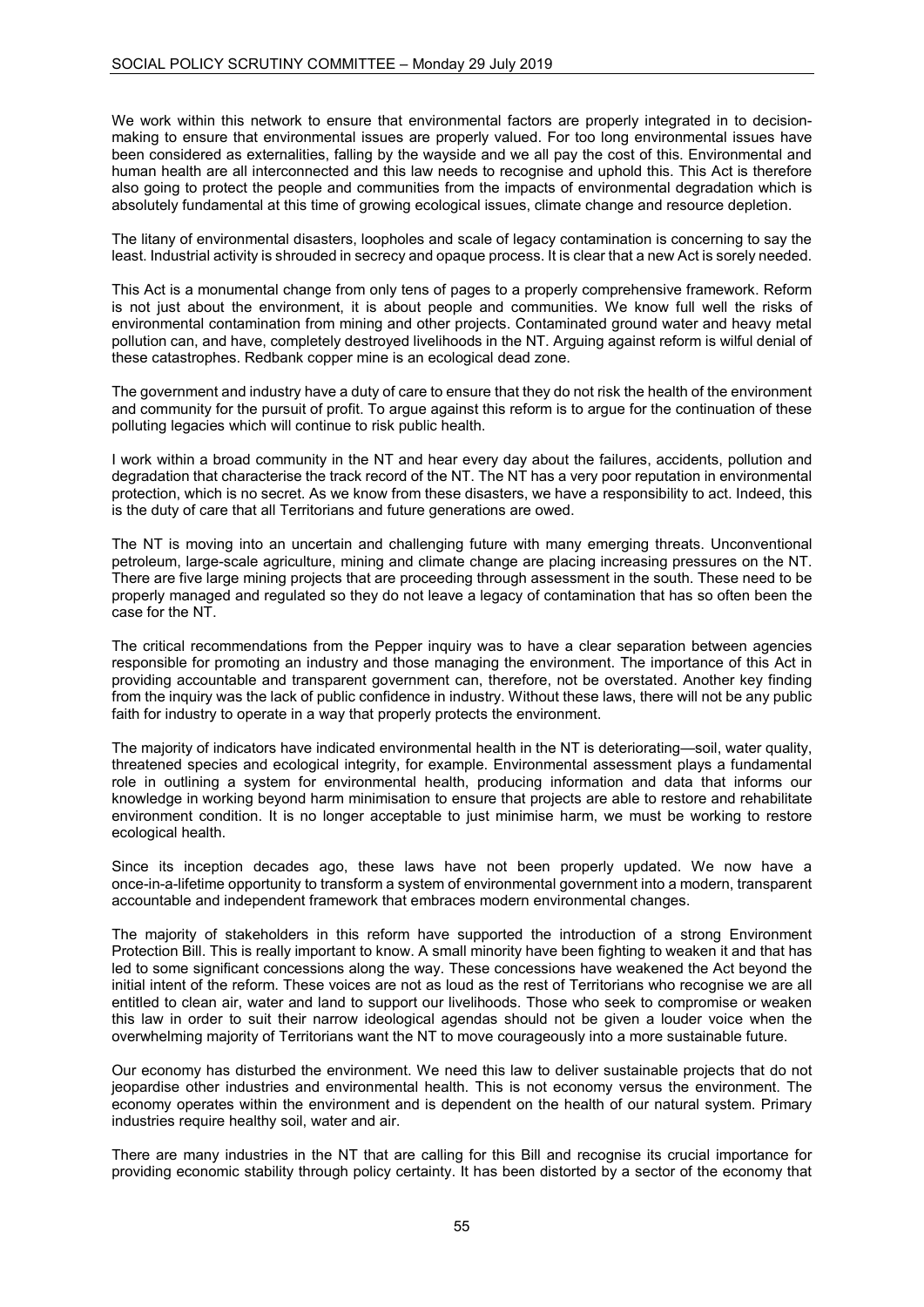We work within this network to ensure that environmental factors are properly integrated in to decision-making to ensure that environmental issues are properly valued. For too long environmental issues have been considered as externalities, falling by the wayside and we all pay the cost of this. Environmental and human health are all interconnected and this law needs to recognise and uphold this. This Act is therefore also going to protect the people and communities from the impacts of environmental degradation which is absolutely fundamental at this time of growing ecological issues, climate change and resource depletion.

The litany of environmental disasters, loopholes and scale of legacy contamination is concerning to say the least. Industrial activity is shrouded in secrecy and opaque process. It is clear that a new Act is sorely needed.

This Act is a monumental change from only tens of pages to a properly comprehensive framework. Reform is not just about the environment, it is about people and communities. We know full well the risks of environmental contamination from mining and other projects. Contaminated ground water and heavy metal pollution can, and have, completely destroyed livelihoods in the NT. Arguing against reform is wilful denial of these catastrophes. Redbank copper mine is an ecological dead zone.

The government and industry have a duty of care to ensure that they do not risk the health of the environment and community for the pursuit of profit. To argue against this reform is to argue for the continuation of these polluting legacies which will continue to risk public health.

I work within a broad community in the NT and hear every day about the failures, accidents, pollution and degradation that characterise the track record of the NT. The NT has a very poor reputation in environmental protection, which is no secret. As we know from these disasters, we have a responsibility to act. Indeed, this is the duty of care that all Territorians and future generations are owed.

The NT is moving into an uncertain and challenging future with many emerging threats. Unconventional petroleum, large-scale agriculture, mining and climate change are placing increasing pressures on the NT. There are five large mining projects that are proceeding through assessment in the south. These need to be properly managed and regulated so they do not leave a legacy of contamination that has so often been the case for the NT.

The critical recommendations from the Pepper inquiry was to have a clear separation between agencies responsible for promoting an industry and those managing the environment. The importance of this Act in providing accountable and transparent government can, therefore, not be overstated. Another key finding from the inquiry was the lack of public confidence in industry. Without these laws, there will not be any public faith for industry to operate in a way that properly protects the environment.

The majority of indicators have indicated environmental health in the NT is deteriorating—soil, water quality, threatened species and ecological integrity, for example. Environmental assessment plays a fundamental role in outlining a system for environmental health, producing information and data that informs our knowledge in working beyond harm minimisation to ensure that projects are able to restore and rehabilitate environment condition. It is no longer acceptable to just minimise harm, we must be working to restore ecological health.

Since its inception decades ago, these laws have not been properly updated. We now have a once-in-a-lifetime opportunity to transform a system of environmental government into a modern, transparent accountable and independent framework that embraces modern environmental changes.

The majority of stakeholders in this reform have supported the introduction of a strong Environment Protection Bill. This is really important to know. A small minority have been fighting to weaken it and that has led to some significant concessions along the way. These concessions have weakened the Act beyond the initial intent of the reform. These voices are not as loud as the rest of Territorians who recognise we are all entitled to clean air, water and land to support our livelihoods. Those who seek to compromise or weaken this law in order to suit their narrow ideological agendas should not be given a louder voice when the overwhelming majority of Territorians want the NT to move courageously into a more sustainable future.

Our economy has disturbed the environment. We need this law to deliver sustainable projects that do not jeopardise other industries and environmental health. This is not economy versus the environment. The economy operates within the environment and is dependent on the health of our natural system. Primary industries require healthy soil, water and air.

There are many industries in the NT that are calling for this Bill and recognise its crucial importance for providing economic stability through policy certainty. It has been distorted by a sector of the economy that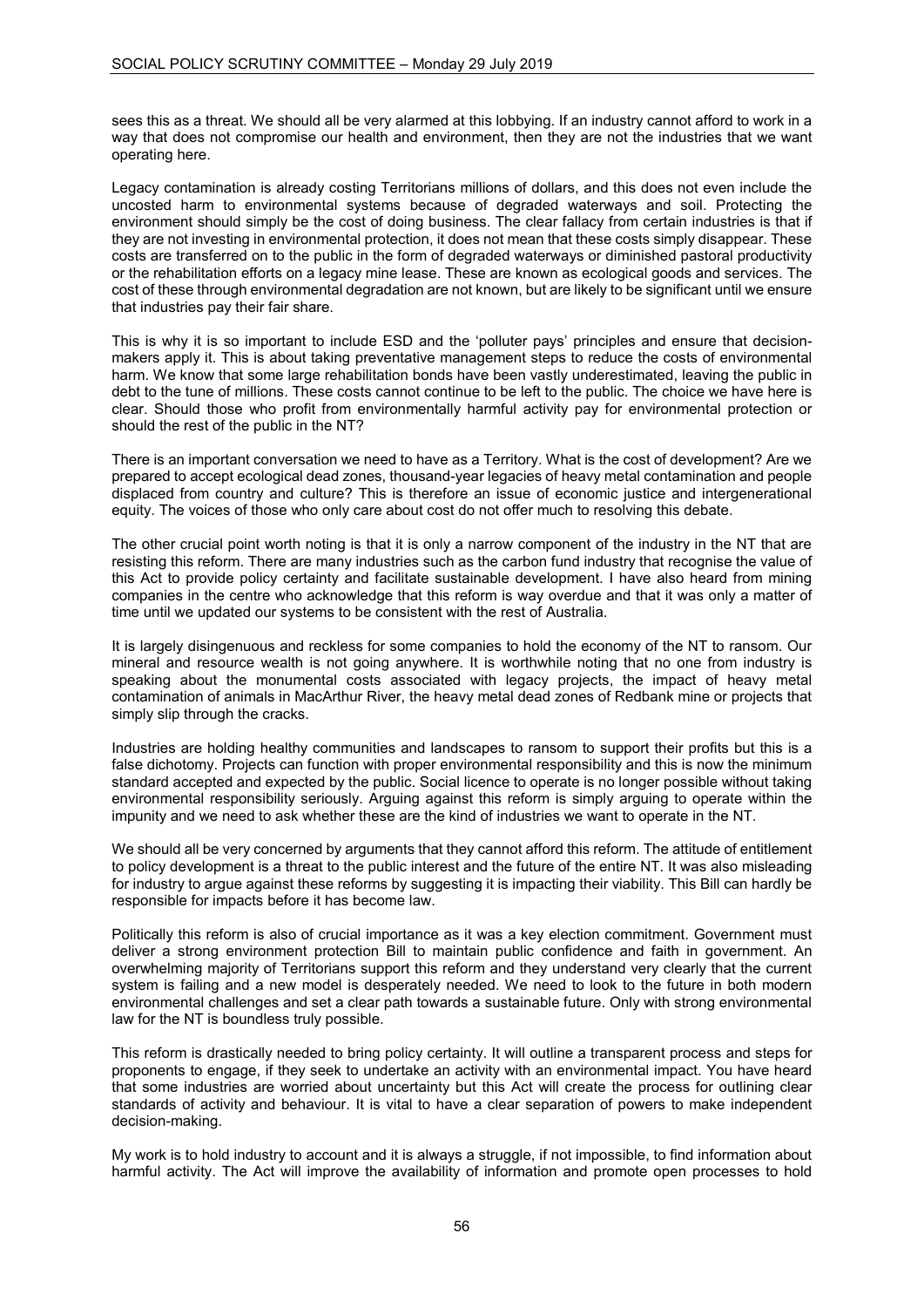sees this as a threat. We should all be very alarmed at this lobbying. If an industry cannot afford to work in a way that does not compromise our health and environment, then they are not the industries that we want operating here.

Legacy contamination is already costing Territorians millions of dollars, and this does not even include the uncosted harm to environmental systems because of degraded waterways and soil. Protecting the environment should simply be the cost of doing business. The clear fallacy from certain industries is that if they are not investing in environmental protection, it does not mean that these costs simply disappear. These costs are transferred on to the public in the form of degraded waterways or diminished pastoral productivity or the rehabilitation efforts on a legacy mine lease. These are known as ecological goods and services. The cost of these through environmental degradation are not known, but are likely to be significant until we ensure that industries pay their fair share.

This is why it is so important to include ESD and the 'polluter pays' principles and ensure that decision-makers apply it. This is about taking preventative management steps to reduce the costs of environmental harm. We know that some large rehabilitation bonds have been vastly underestimated, leaving the public in debt to the tune of millions. These costs cannot continue to be left to the public. The choice we have here is clear. Should those who profit from environmentally harmful activity pay for environmental protection or should the rest of the public in the NT?

There is an important conversation we need to have as a Territory. What is the cost of development? Are we prepared to accept ecological dead zones, thousand-year legacies of heavy metal contamination and people displaced from country and culture? This is therefore an issue of economic justice and intergenerational equity. The voices of those who only care about cost do not offer much to resolving this debate.

The other crucial point worth noting is that it is only a narrow component of the industry in the NT that are resisting this reform. There are many industries such as the carbon fund industry that recognise the value of this Act to provide policy certainty and facilitate sustainable development. I have also heard from mining companies in the centre who acknowledge that this reform is way overdue and that it was only a matter of time until we updated our systems to be consistent with the rest of Australia.

It is largely disingenuous and reckless for some companies to hold the economy of the NT to ransom. Our mineral and resource wealth is not going anywhere. It is worthwhile noting that no one from industry is speaking about the monumental costs associated with legacy projects, the impact of heavy metal contamination of animals in MacArthur River, the heavy metal dead zones of Redbank mine or projects that simply slip through the cracks.

Industries are holding healthy communities and landscapes to ransom to support their profits but this is a false dichotomy. Projects can function with proper environmental responsibility and this is now the minimum standard accepted and expected by the public. Social licence to operate is no longer possible without taking environmental responsibility seriously. Arguing against this reform is simply arguing to operate within the impunity and we need to ask whether these are the kind of industries we want to operate in the NT.

We should all be very concerned by arguments that they cannot afford this reform. The attitude of entitlement to policy development is a threat to the public interest and the future of the entire NT. It was also misleading for industry to argue against these reforms by suggesting it is impacting their viability. This Bill can hardly be responsible for impacts before it has become law.

Politically this reform is also of crucial importance as it was a key election commitment. Government must deliver a strong environment protection Bill to maintain public confidence and faith in government. An overwhelming majority of Territorians support this reform and they understand very clearly that the current system is failing and a new model is desperately needed. We need to look to the future in both modern environmental challenges and set a clear path towards a sustainable future. Only with strong environmental law for the NT is boundless truly possible.

This reform is drastically needed to bring policy certainty. It will outline a transparent process and steps for proponents to engage, if they seek to undertake an activity with an environmental impact. You have heard that some industries are worried about uncertainty but this Act will create the process for outlining clear standards of activity and behaviour. It is vital to have a clear separation of powers to make independent decision-making.

My work is to hold industry to account and it is always a struggle, if not impossible, to find information about harmful activity. The Act will improve the availability of information and promote open processes to hold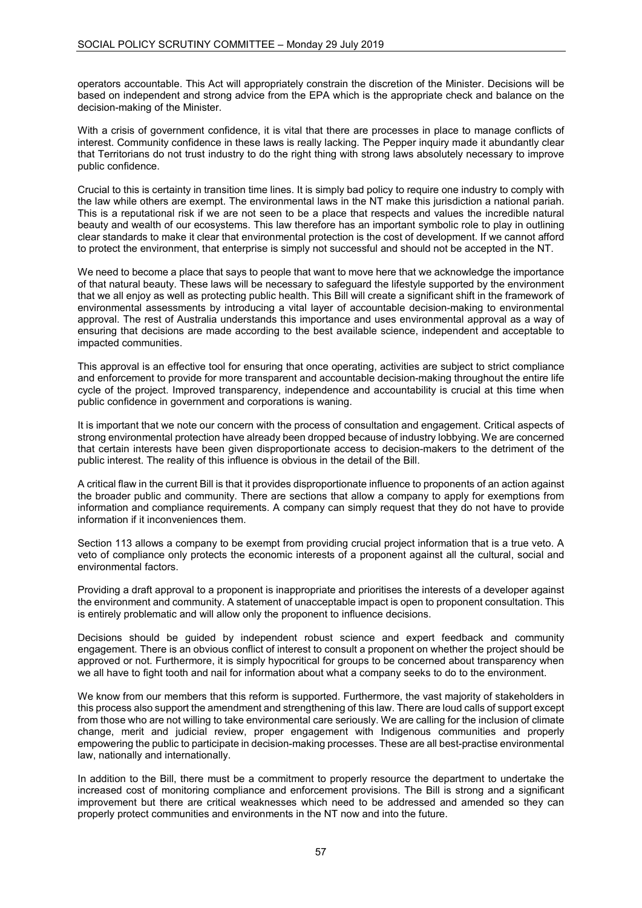operators accountable. This Act will appropriately constrain the discretion of the Minister. Decisions will be based on independent and strong advice from the EPA which is the appropriate check and balance on the decision-making of the Minister.

With a crisis of government confidence, it is vital that there are processes in place to manage conflicts of interest. Community confidence in these laws is really lacking. The Pepper inquiry made it abundantly clear that Territorians do not trust industry to do the right thing with strong laws absolutely necessary to improve public confidence.

Crucial to this is certainty in transition time lines. It is simply bad policy to require one industry to comply with the law while others are exempt. The environmental laws in the NT make this jurisdiction a national pariah. This is a reputational risk if we are not seen to be a place that respects and values the incredible natural beauty and wealth of our ecosystems. This law therefore has an important symbolic role to play in outlining clear standards to make it clear that environmental protection is the cost of development. If we cannot afford to protect the environment, that enterprise is simply not successful and should not be accepted in the NT.

We need to become a place that says to people that want to move here that we acknowledge the importance of that natural beauty. These laws will be necessary to safeguard the lifestyle supported by the environment that we all enjoy as well as protecting public health. This Bill will create a significant shift in the framework of environmental assessments by introducing a vital layer of accountable decision-making to environmental approval. The rest of Australia understands this importance and uses environmental approval as a way of ensuring that decisions are made according to the best available science, independent and acceptable to impacted communities.

This approval is an effective tool for ensuring that once operating, activities are subject to strict compliance and enforcement to provide for more transparent and accountable decision-making throughout the entire life cycle of the project. Improved transparency, independence and accountability is crucial at this time when public confidence in government and corporations is waning.

It is important that we note our concern with the process of consultation and engagement. Critical aspects of strong environmental protection have already been dropped because of industry lobbying. We are concerned that certain interests have been given disproportionate access to decision-makers to the detriment of the public interest. The reality of this influence is obvious in the detail of the Bill.

A critical flaw in the current Bill is that it provides disproportionate influence to proponents of an action against the broader public and community. There are sections that allow a company to apply for exemptions from information and compliance requirements. A company can simply request that they do not have to provide information if it inconveniences them.

Section 113 allows a company to be exempt from providing crucial project information that is a true veto. A veto of compliance only protects the economic interests of a proponent against all the cultural, social and environmental factors.

Providing a draft approval to a proponent is inappropriate and prioritises the interests of a developer against the environment and community. A statement of unacceptable impact is open to proponent consultation. This is entirely problematic and will allow only the proponent to influence decisions.

Decisions should be guided by independent robust science and expert feedback and community engagement. There is an obvious conflict of interest to consult a proponent on whether the project should be approved or not. Furthermore, it is simply hypocritical for groups to be concerned about transparency when we all have to fight tooth and nail for information about what a company seeks to do to the environment.

We know from our members that this reform is supported. Furthermore, the vast majority of stakeholders in this process also support the amendment and strengthening of this law. There are loud calls of support except from those who are not willing to take environmental care seriously. We are calling for the inclusion of climate change, merit and judicial review, proper engagement with Indigenous communities and properly empowering the public to participate in decision-making processes. These are all best-practise environmental law, nationally and internationally.

In addition to the Bill, there must be a commitment to properly resource the department to undertake the increased cost of monitoring compliance and enforcement provisions. The Bill is strong and a significant improvement but there are critical weaknesses which need to be addressed and amended so they can properly protect communities and environments in the NT now and into the future.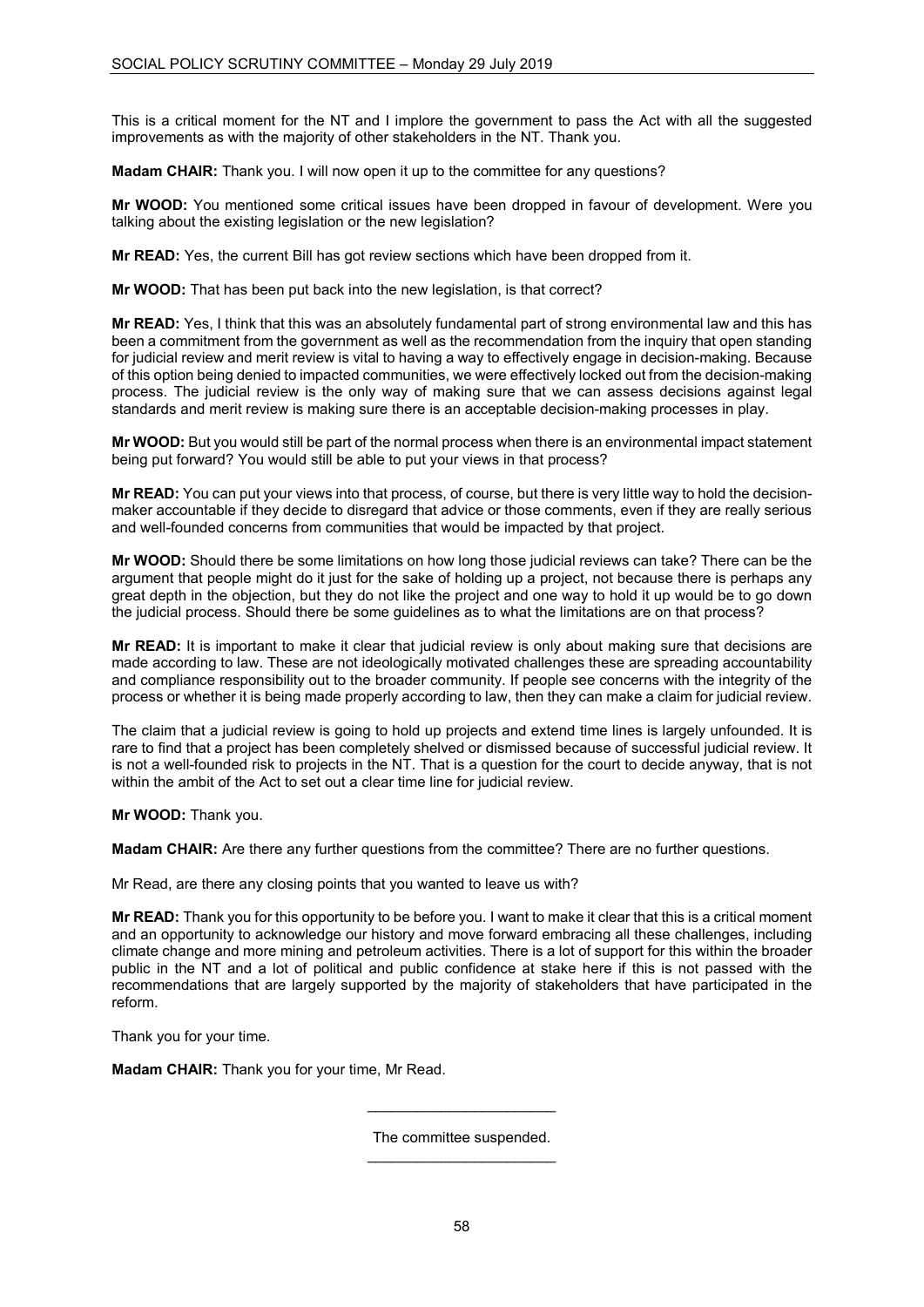This is a critical moment for the NT and I implore the government to pass the Act with all the suggested improvements as with the majority of other stakeholders in the NT. Thank you.

**Madam CHAIR:** Thank you. I will now open it up to the committee for any questions?

**Mr WOOD:** You mentioned some critical issues have been dropped in favour of development. Were you talking about the existing legislation or the new legislation?

**Mr READ:** Yes, the current Bill has got review sections which have been dropped from it.

**Mr WOOD:** That has been put back into the new legislation, is that correct?

**Mr READ:** Yes, I think that this was an absolutely fundamental part of strong environmental law and this has been a commitment from the government as well as the recommendation from the inquiry that open standing for judicial review and merit review is vital to having a way to effectively engage in decision-making. Because of this option being denied to impacted communities, we were effectively locked out from the decision-making process. The judicial review is the only way of making sure that we can assess decisions against legal standards and merit review is making sure there is an acceptable decision-making processes in play.

**Mr WOOD:** But you would still be part of the normal process when there is an environmental impact statement being put forward? You would still be able to put your views in that process?

**Mr READ:** You can put your views into that process, of course, but there is very little way to hold the decision-maker accountable if they decide to disregard that advice or those comments, even if they are really serious and well-founded concerns from communities that would be impacted by that project.

**Mr WOOD:** Should there be some limitations on how long those judicial reviews can take? There can be the argument that people might do it just for the sake of holding up a project, not because there is perhaps any great depth in the objection, but they do not like the project and one way to hold it up would be to go down the judicial process. Should there be some guidelines as to what the limitations are on that process?

**Mr READ:** It is important to make it clear that judicial review is only about making sure that decisions are made according to law. These are not ideologically motivated challenges these are spreading accountability and compliance responsibility out to the broader community. If people see concerns with the integrity of the process or whether it is being made properly according to law, then they can make a claim for judicial review.

The claim that a judicial review is going to hold up projects and extend time lines is largely unfounded. It is rare to find that a project has been completely shelved or dismissed because of successful judicial review. It is not a well-founded risk to projects in the NT. That is a question for the court to decide anyway, that is not within the ambit of the Act to set out a clear time line for judicial review.

**Mr WOOD:** Thank you.

**Madam CHAIR:** Are there any further questions from the committee? There are no further questions.

Mr Read, are there any closing points that you wanted to leave us with?

**Mr READ:** Thank you for this opportunity to be before you. I want to make it clear that this is a critical moment and an opportunity to acknowledge our history and move forward embracing all these challenges, including climate change and more mining and petroleum activities. There is a lot of support for this within the broader public in the NT and a lot of political and public confidence at stake here if this is not passed with the recommendations that are largely supported by the majority of stakeholders that have participated in the reform.

Thank you for your time.

**Madam CHAIR:** Thank you for your time, Mr Read.

---

The committee suspended.

---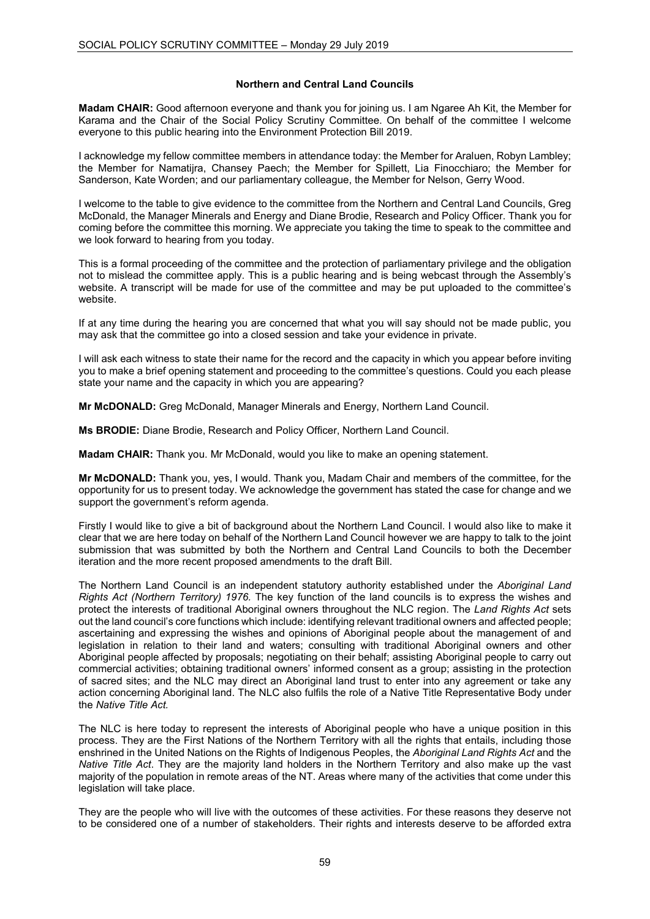### Northern and Central Land Councils

**Madam CHAIR:** Good afternoon everyone and thank you for joining us. I am Ngaree Ah Kit, the Member for Karama and the Chair of the Social Policy Scrutiny Committee. On behalf of the committee I welcome everyone to this public hearing into the Environment Protection Bill 2019.

I acknowledge my fellow committee members in attendance today: the Member for Araluen, Robyn Lambley; the Member for Namatjira, Chansey Paech; the Member for Spillett, Lia Finocchiaro; the Member for Sanderson, Kate Worden; and our parliamentary colleague, the Member for Nelson, Gerry Wood.

I welcome to the table to give evidence to the committee from the Northern and Central Land Councils, Greg McDonald, the Manager Minerals and Energy and Diane Brodie, Research and Policy Officer. Thank you for coming before the committee this morning. We appreciate you taking the time to speak to the committee and we look forward to hearing from you today.

This is a formal proceeding of the committee and the protection of parliamentary privilege and the obligation not to mislead the committee apply. This is a public hearing and is being webcast through the Assembly's website. A transcript will be made for use of the committee and may be put uploaded to the committee's website.

If at any time during the hearing you are concerned that what you will say should not be made public, you may ask that the committee go into a closed session and take your evidence in private.

I will ask each witness to state their name for the record and the capacity in which you appear before inviting you to make a brief opening statement and proceeding to the committee's questions. Could you each please state your name and the capacity in which you are appearing?

**Mr McDONALD:** Greg McDonald, Manager Minerals and Energy, Northern Land Council.

**Ms BRODIE:** Diane Brodie, Research and Policy Officer, Northern Land Council.

**Madam CHAIR:** Thank you. Mr McDonald, would you like to make an opening statement.

**Mr McDONALD:** Thank you, yes, I would. Thank you, Madam Chair and members of the committee, for the opportunity for us to present today. We acknowledge the government has stated the case for change and we support the government's reform agenda.

Firstly I would like to give a bit of background about the Northern Land Council. I would also like to make it clear that we are here today on behalf of the Northern Land Council however we are happy to talk to the joint submission that was submitted by both the Northern and Central Land Councils to both the December iteration and the more recent proposed amendments to the draft Bill.

The Northern Land Council is an independent statutory authority established under the *Aboriginal Land Rights Act (Northern Territory) 1976.* The key function of the land councils is to express the wishes and protect the interests of traditional Aboriginal owners throughout the NLC region. The *Land Rights Act* sets out the land council's core functions which include: identifying relevant traditional owners and affected people; ascertaining and expressing the wishes and opinions of Aboriginal people about the management of and legislation in relation to their land and waters; consulting with traditional Aboriginal owners and other Aboriginal people affected by proposals; negotiating on their behalf; assisting Aboriginal people to carry out commercial activities; obtaining traditional owners' informed consent as a group; assisting in the protection of sacred sites; and the NLC may direct an Aboriginal land trust to enter into any agreement or take any action concerning Aboriginal land. The NLC also fulfils the role of a Native Title Representative Body under the *Native Title Act.*

The NLC is here today to represent the interests of Aboriginal people who have a unique position in this process. They are the First Nations of the Northern Territory with all the rights that entails, including those enshrined in the United Nations on the Rights of Indigenous Peoples, the *Aboriginal Land Rights Act* and the *Native Title Act*. They are the majority land holders in the Northern Territory and also make up the vast majority of the population in remote areas of the NT. Areas where many of the activities that come under this legislation will take place.

They are the people who will live with the outcomes of these activities. For these reasons they deserve not to be considered one of a number of stakeholders. Their rights and interests deserve to be afforded extra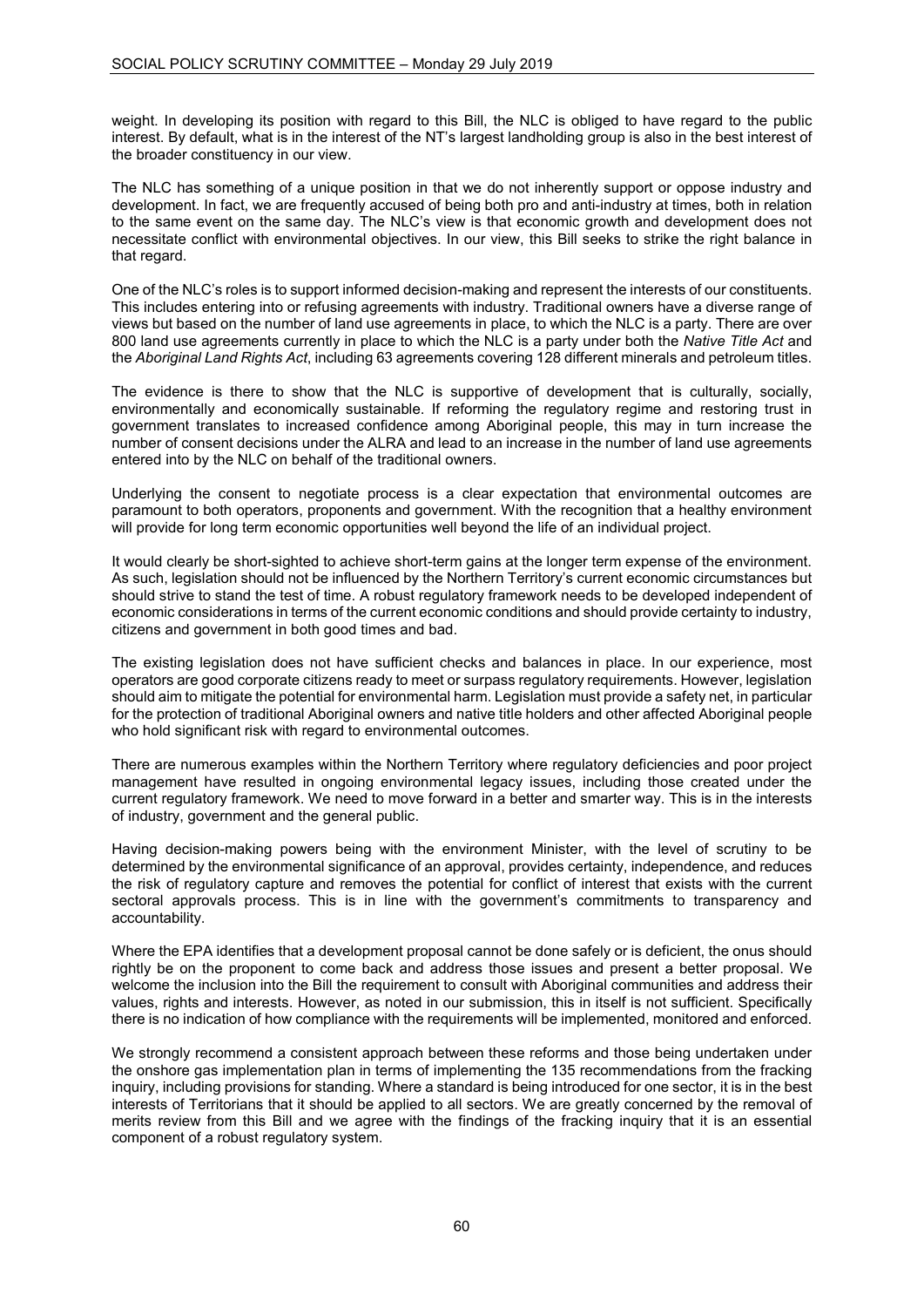weight. In developing its position with regard to this Bill, the NLC is obliged to have regard to the public interest. By default, what is in the interest of the NT's largest landholding group is also in the best interest of the broader constituency in our view.

The NLC has something of a unique position in that we do not inherently support or oppose industry and development. In fact, we are frequently accused of being both pro and anti-industry at times, both in relation to the same event on the same day. The NLC's view is that economic growth and development does not necessitate conflict with environmental objectives. In our view, this Bill seeks to strike the right balance in that regard.

One of the NLC's roles is to support informed decision-making and represent the interests of our constituents. This includes entering into or refusing agreements with industry. Traditional owners have a diverse range of views but based on the number of land use agreements in place, to which the NLC is a party. There are over 800 land use agreements currently in place to which the NLC is a party under both the *Native Title Act* and the *Aboriginal Land Rights Act*, including 63 agreements covering 128 different minerals and petroleum titles.

The evidence is there to show that the NLC is supportive of development that is culturally, socially, environmentally and economically sustainable. If reforming the regulatory regime and restoring trust in government translates to increased confidence among Aboriginal people, this may in turn increase the number of consent decisions under the ALRA and lead to an increase in the number of land use agreements entered into by the NLC on behalf of the traditional owners.

Underlying the consent to negotiate process is a clear expectation that environmental outcomes are paramount to both operators, proponents and government. With the recognition that a healthy environment will provide for long term economic opportunities well beyond the life of an individual project.

It would clearly be short-sighted to achieve short-term gains at the longer term expense of the environment. As such, legislation should not be influenced by the Northern Territory's current economic circumstances but should strive to stand the test of time. A robust regulatory framework needs to be developed independent of economic considerations in terms of the current economic conditions and should provide certainty to industry, citizens and government in both good times and bad.

The existing legislation does not have sufficient checks and balances in place. In our experience, most operators are good corporate citizens ready to meet or surpass regulatory requirements. However, legislation should aim to mitigate the potential for environmental harm. Legislation must provide a safety net, in particular for the protection of traditional Aboriginal owners and native title holders and other affected Aboriginal people who hold significant risk with regard to environmental outcomes.

There are numerous examples within the Northern Territory where regulatory deficiencies and poor project management have resulted in ongoing environmental legacy issues, including those created under the current regulatory framework. We need to move forward in a better and smarter way. This is in the interests of industry, government and the general public.

Having decision-making powers being with the environment Minister, with the level of scrutiny to be determined by the environmental significance of an approval, provides certainty, independence, and reduces the risk of regulatory capture and removes the potential for conflict of interest that exists with the current sectoral approvals process. This is in line with the government's commitments to transparency and accountability.

Where the EPA identifies that a development proposal cannot be done safely or is deficient, the onus should rightly be on the proponent to come back and address those issues and present a better proposal. We welcome the inclusion into the Bill the requirement to consult with Aboriginal communities and address their values, rights and interests. However, as noted in our submission, this in itself is not sufficient. Specifically there is no indication of how compliance with the requirements will be implemented, monitored and enforced.

We strongly recommend a consistent approach between these reforms and those being undertaken under the onshore gas implementation plan in terms of implementing the 135 recommendations from the fracking inquiry, including provisions for standing. Where a standard is being introduced for one sector, it is in the best interests of Territorians that it should be applied to all sectors. We are greatly concerned by the removal of merits review from this Bill and we agree with the findings of the fracking inquiry that it is an essential component of a robust regulatory system.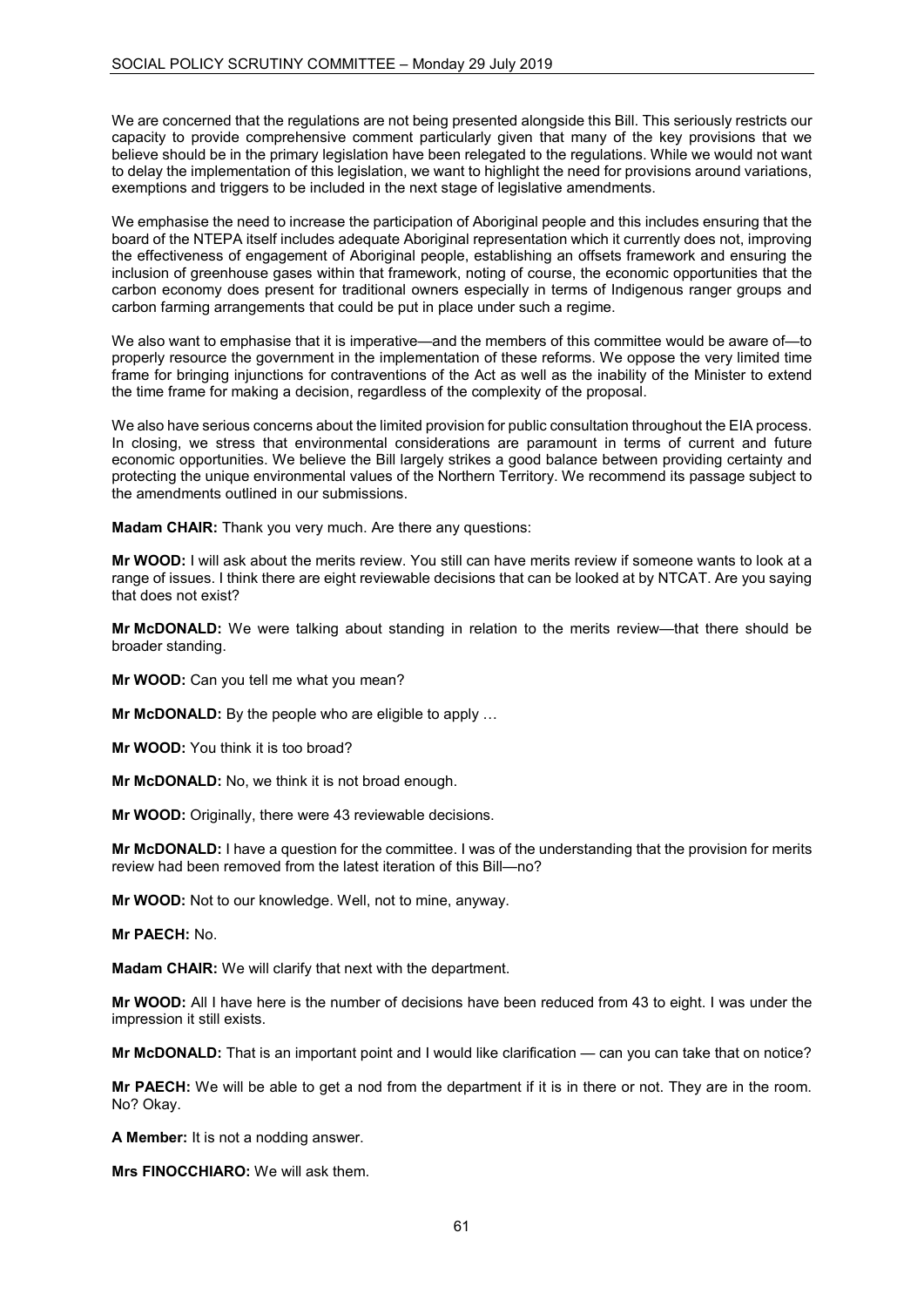We are concerned that the regulations are not being presented alongside this Bill. This seriously restricts our capacity to provide comprehensive comment particularly given that many of the key provisions that we believe should be in the primary legislation have been relegated to the regulations. While we would not want to delay the implementation of this legislation, we want to highlight the need for provisions around variations, exemptions and triggers to be included in the next stage of legislative amendments.

We emphasise the need to increase the participation of Aboriginal people and this includes ensuring that the board of the NTEPA itself includes adequate Aboriginal representation which it currently does not, improving the effectiveness of engagement of Aboriginal people, establishing an offsets framework and ensuring the inclusion of greenhouse gases within that framework, noting of course, the economic opportunities that the carbon economy does present for traditional owners especially in terms of Indigenous ranger groups and carbon farming arrangements that could be put in place under such a regime.

We also want to emphasise that it is imperative—and the members of this committee would be aware of—to properly resource the government in the implementation of these reforms. We oppose the very limited time frame for bringing injunctions for contraventions of the Act as well as the inability of the Minister to extend the time frame for making a decision, regardless of the complexity of the proposal.

We also have serious concerns about the limited provision for public consultation throughout the EIA process. In closing, we stress that environmental considerations are paramount in terms of current and future economic opportunities. We believe the Bill largely strikes a good balance between providing certainty and protecting the unique environmental values of the Northern Territory. We recommend its passage subject to the amendments outlined in our submissions.

**Madam CHAIR:** Thank you very much. Are there any questions:

**Mr WOOD:** I will ask about the merits review. You still can have merits review if someone wants to look at a range of issues. I think there are eight reviewable decisions that can be looked at by NTCAT. Are you saying that does not exist?

**Mr McDONALD:** We were talking about standing in relation to the merits review—that there should be broader standing.

**Mr WOOD:** Can you tell me what you mean?

**Mr McDONALD:** By the people who are eligible to apply …

**Mr WOOD:** You think it is too broad?

**Mr McDONALD:** No, we think it is not broad enough.

**Mr WOOD:** Originally, there were 43 reviewable decisions.

**Mr McDONALD:** I have a question for the committee. I was of the understanding that the provision for merits review had been removed from the latest iteration of this Bill—no?

**Mr WOOD:** Not to our knowledge. Well, not to mine, anyway.

**Mr PAECH:** No.

**Madam CHAIR:** We will clarify that next with the department.

**Mr WOOD:** All I have here is the number of decisions have been reduced from 43 to eight. I was under the impression it still exists.

**Mr McDONALD:** That is an important point and I would like clarification — can you can take that on notice?

**Mr PAECH:** We will be able to get a nod from the department if it is in there or not. They are in the room. No? Okay.

**A Member:** It is not a nodding answer.

**Mrs FINOCCHIARO:** We will ask them.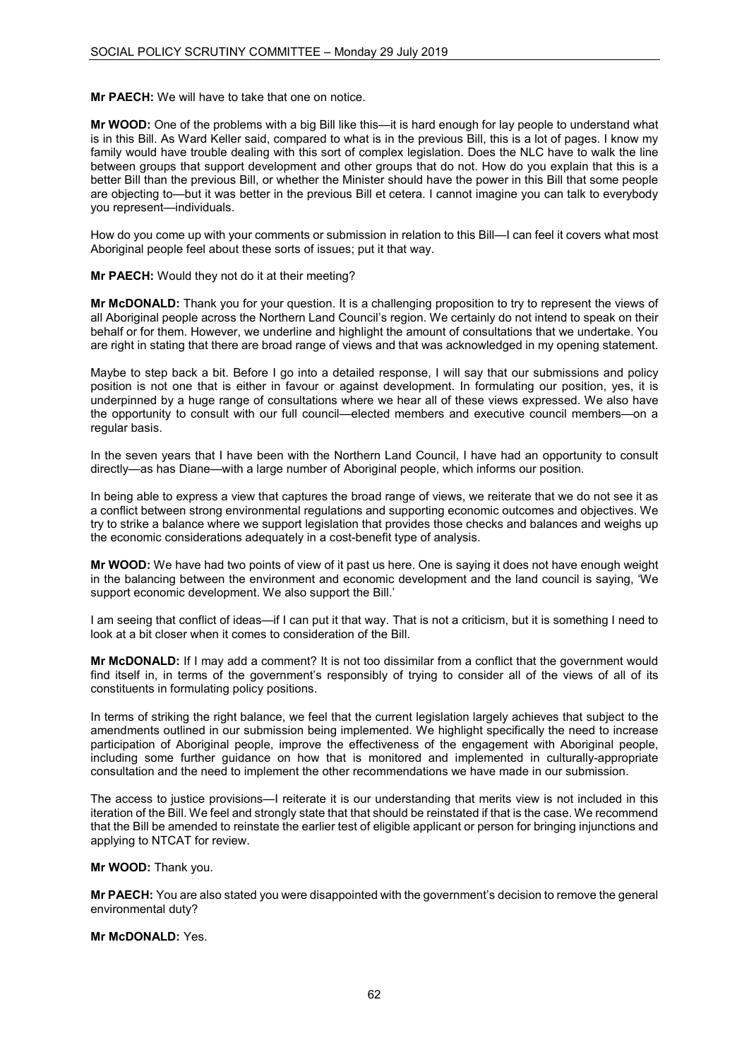**Mr PAECH:** We will have to take that one on notice.

**Mr WOOD:** One of the problems with a big Bill like this—it is hard enough for lay people to understand what is in this Bill. As Ward Keller said, compared to what is in the previous Bill, this is a lot of pages. I know my family would have trouble dealing with this sort of complex legislation. Does the NLC have to walk the line between groups that support development and other groups that do not. How do you explain that this is a better Bill than the previous Bill, or whether the Minister should have the power in this Bill that some people are objecting to—but it was better in the previous Bill et cetera. I cannot imagine you can talk to everybody you represent—individuals.

How do you come up with your comments or submission in relation to this Bill—I can feel it covers what most Aboriginal people feel about these sorts of issues; put it that way.

**Mr PAECH:** Would they not do it at their meeting?

**Mr McDONALD:** Thank you for your question. It is a challenging proposition to try to represent the views of all Aboriginal people across the Northern Land Council's region. We certainly do not intend to speak on their behalf or for them. However, we underline and highlight the amount of consultations that we undertake. You are right in stating that there are broad range of views and that was acknowledged in my opening statement.

Maybe to step back a bit. Before I go into a detailed response, I will say that our submissions and policy position is not one that is either in favour or against development. In formulating our position, yes, it is underpinned by a huge range of consultations where we hear all of these views expressed. We also have the opportunity to consult with our full council—elected members and executive council members—on a regular basis.

In the seven years that I have been with the Northern Land Council, I have had an opportunity to consult directly—as has Diane—with a large number of Aboriginal people, which informs our position.

In being able to express a view that captures the broad range of views, we reiterate that we do not see it as a conflict between strong environmental regulations and supporting economic outcomes and objectives. We try to strike a balance where we support legislation that provides those checks and balances and weighs up the economic considerations adequately in a cost-benefit type of analysis.

**Mr WOOD:** We have had two points of view of it past us here. One is saying it does not have enough weight in the balancing between the environment and economic development and the land council is saying, 'We support economic development. We also support the Bill.'

I am seeing that conflict of ideas—if I can put it that way. That is not a criticism, but it is something I need to look at a bit closer when it comes to consideration of the Bill.

**Mr McDONALD:** If I may add a comment? It is not too dissimilar from a conflict that the government would find itself in, in terms of the government's responsibly of trying to consider all of the views of all of its constituents in formulating policy positions.

In terms of striking the right balance, we feel that the current legislation largely achieves that subject to the amendments outlined in our submission being implemented. We highlight specifically the need to increase participation of Aboriginal people, improve the effectiveness of the engagement with Aboriginal people, including some further guidance on how that is monitored and implemented in culturally-appropriate consultation and the need to implement the other recommendations we have made in our submission.

The access to justice provisions—I reiterate it is our understanding that merits view is not included in this iteration of the Bill. We feel and strongly state that that should be reinstated if that is the case. We recommend that the Bill be amended to reinstate the earlier test of eligible applicant or person for bringing injunctions and applying to NTCAT for review.

**Mr WOOD:** Thank you.

**Mr PAECH:** You are also stated you were disappointed with the government's decision to remove the general environmental duty?

**Mr McDONALD:** Yes.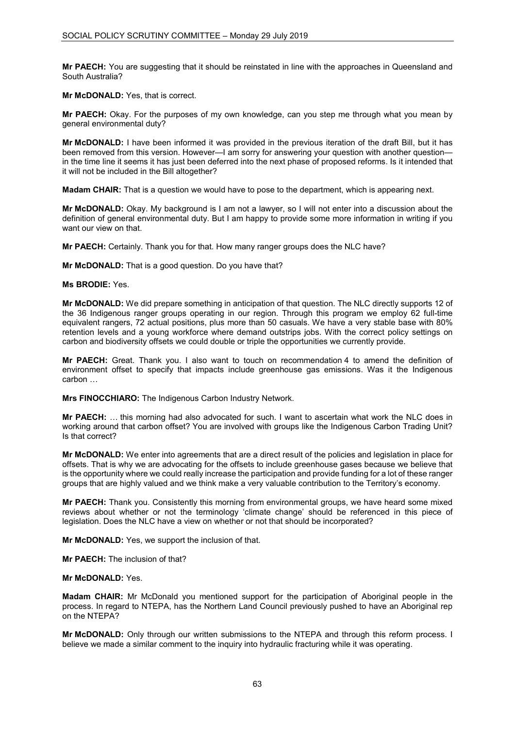**Mr PAECH:** You are suggesting that it should be reinstated in line with the approaches in Queensland and South Australia?

**Mr McDONALD:** Yes, that is correct.

**Mr PAECH:** Okay. For the purposes of my own knowledge, can you step me through what you mean by general environmental duty?

**Mr McDONALD:** I have been informed it was provided in the previous iteration of the draft Bill, but it has been removed from this version. However—I am sorry for answering your question with another question—in the time line it seems it has just been deferred into the next phase of proposed reforms. Is it intended that it will not be included in the Bill altogether?

**Madam CHAIR:** That is a question we would have to pose to the department, which is appearing next.

**Mr McDONALD:** Okay. My background is I am not a lawyer, so I will not enter into a discussion about the definition of general environmental duty. But I am happy to provide some more information in writing if you want our view on that.

**Mr PAECH:** Certainly. Thank you for that. How many ranger groups does the NLC have?

**Mr McDONALD:** That is a good question. Do you have that?

**Ms BRODIE:** Yes.

**Mr McDONALD:** We did prepare something in anticipation of that question. The NLC directly supports 12 of the 36 Indigenous ranger groups operating in our region. Through this program we employ 62 full-time equivalent rangers, 72 actual positions, plus more than 50 casuals. We have a very stable base with 80% retention levels and a young workforce where demand outstrips jobs. With the correct policy settings on carbon and biodiversity offsets we could double or triple the opportunities we currently provide.

**Mr PAECH:** Great. Thank you. I also want to touch on recommendation 4 to amend the definition of environment offset to specify that impacts include greenhouse gas emissions. Was it the Indigenous carbon …

**Mrs FINOCCHIARO:** The Indigenous Carbon Industry Network.

**Mr PAECH:** … this morning had also advocated for such. I want to ascertain what work the NLC does in working around that carbon offset? You are involved with groups like the Indigenous Carbon Trading Unit? Is that correct?

**Mr McDONALD:** We enter into agreements that are a direct result of the policies and legislation in place for offsets. That is why we are advocating for the offsets to include greenhouse gases because we believe that is the opportunity where we could really increase the participation and provide funding for a lot of these ranger groups that are highly valued and we think make a very valuable contribution to the Territory's economy.

**Mr PAECH:** Thank you. Consistently this morning from environmental groups, we have heard some mixed reviews about whether or not the terminology 'climate change' should be referenced in this piece of legislation. Does the NLC have a view on whether or not that should be incorporated?

**Mr McDONALD:** Yes, we support the inclusion of that.

**Mr PAECH:** The inclusion of that?

**Mr McDONALD:** Yes.

**Madam CHAIR:** Mr McDonald you mentioned support for the participation of Aboriginal people in the process. In regard to NTEPA, has the Northern Land Council previously pushed to have an Aboriginal rep on the NTEPA?

**Mr McDONALD:** Only through our written submissions to the NTEPA and through this reform process. I believe we made a similar comment to the inquiry into hydraulic fracturing while it was operating.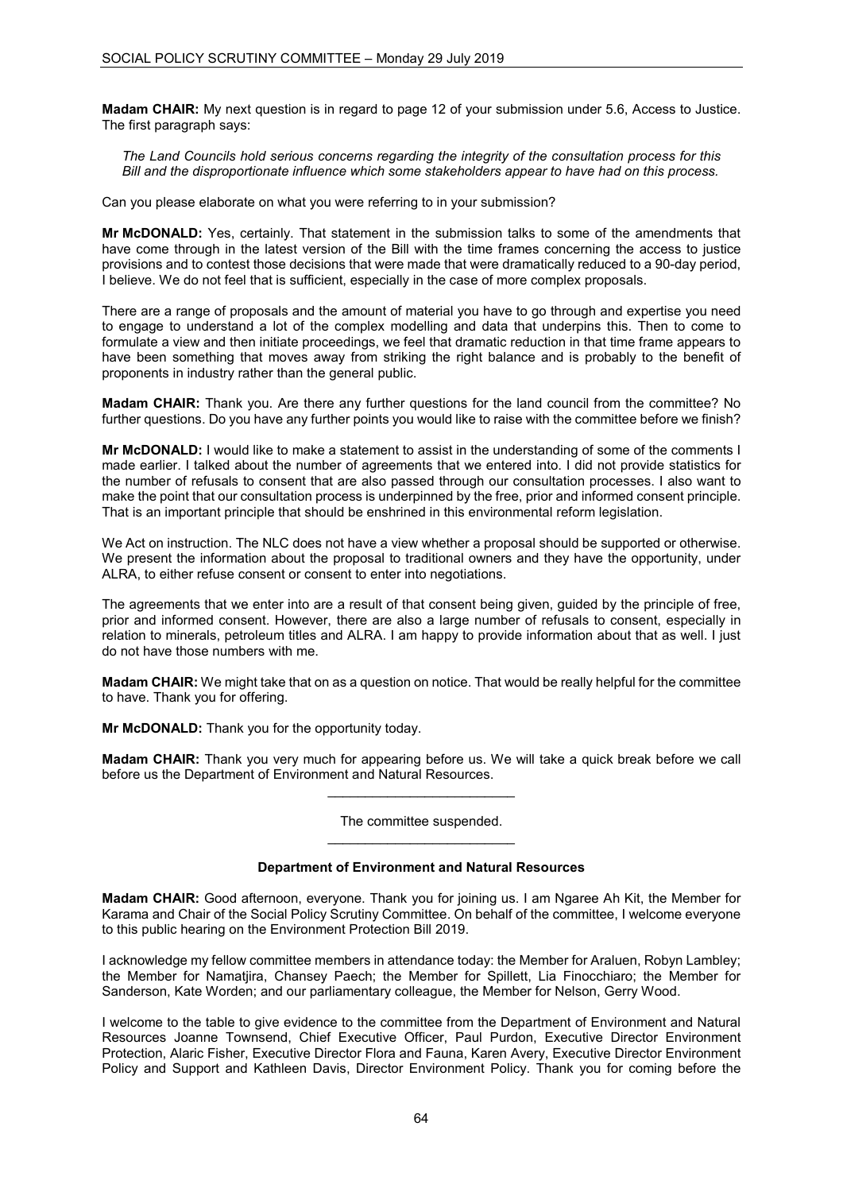**Madam CHAIR:** My next question is in regard to page 12 of your submission under 5.6, Access to Justice. The first paragraph says:

*The Land Councils hold serious concerns regarding the integrity of the consultation process for this Bill and the disproportionate influence which some stakeholders appear to have had on this process.*

Can you please elaborate on what you were referring to in your submission?

**Mr McDONALD:** Yes, certainly. That statement in the submission talks to some of the amendments that have come through in the latest version of the Bill with the time frames concerning the access to justice provisions and to contest those decisions that were made that were dramatically reduced to a 90-day period, I believe. We do not feel that is sufficient, especially in the case of more complex proposals.

There are a range of proposals and the amount of material you have to go through and expertise you need to engage to understand a lot of the complex modelling and data that underpins this. Then to come to formulate a view and then initiate proceedings, we feel that dramatic reduction in that time frame appears to have been something that moves away from striking the right balance and is probably to the benefit of proponents in industry rather than the general public.

**Madam CHAIR:** Thank you. Are there any further questions for the land council from the committee? No further questions. Do you have any further points you would like to raise with the committee before we finish?

**Mr McDONALD:** I would like to make a statement to assist in the understanding of some of the comments I made earlier. I talked about the number of agreements that we entered into. I did not provide statistics for the number of refusals to consent that are also passed through our consultation processes. I also want to make the point that our consultation process is underpinned by the free, prior and informed consent principle. That is an important principle that should be enshrined in this environmental reform legislation.

We Act on instruction. The NLC does not have a view whether a proposal should be supported or otherwise. We present the information about the proposal to traditional owners and they have the opportunity, under ALRA, to either refuse consent or consent to enter into negotiations.

The agreements that we enter into are a result of that consent being given, guided by the principle of free, prior and informed consent. However, there are also a large number of refusals to consent, especially in relation to minerals, petroleum titles and ALRA. I am happy to provide information about that as well. I just do not have those numbers with me.

**Madam CHAIR:** We might take that on as a question on notice. That would be really helpful for the committee to have. Thank you for offering.

**Mr McDONALD:** Thank you for the opportunity today.

**Madam CHAIR:** Thank you very much for appearing before us. We will take a quick break before we call before us the Department of Environment and Natural Resources.

---

The committee suspended.

---

### Department of Environment and Natural Resources

**Madam CHAIR:** Good afternoon, everyone. Thank you for joining us. I am Ngaree Ah Kit, the Member for Karama and Chair of the Social Policy Scrutiny Committee. On behalf of the committee, I welcome everyone to this public hearing on the Environment Protection Bill 2019.

I acknowledge my fellow committee members in attendance today: the Member for Araluen, Robyn Lambley; the Member for Namatjira, Chansey Paech; the Member for Spillett, Lia Finocchiaro; the Member for Sanderson, Kate Worden; and our parliamentary colleague, the Member for Nelson, Gerry Wood.

I welcome to the table to give evidence to the committee from the Department of Environment and Natural Resources Joanne Townsend, Chief Executive Officer, Paul Purdon, Executive Director Environment Protection, Alaric Fisher, Executive Director Flora and Fauna, Karen Avery, Executive Director Environment Policy and Support and Kathleen Davis, Director Environment Policy. Thank you for coming before the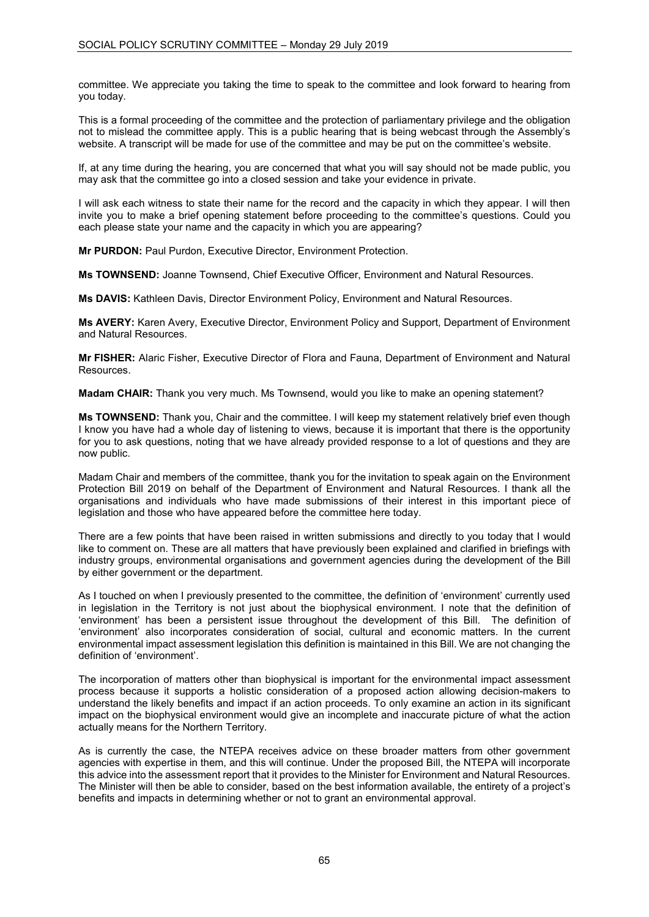committee. We appreciate you taking the time to speak to the committee and look forward to hearing from you today.

This is a formal proceeding of the committee and the protection of parliamentary privilege and the obligation not to mislead the committee apply. This is a public hearing that is being webcast through the Assembly's website. A transcript will be made for use of the committee and may be put on the committee's website.

If, at any time during the hearing, you are concerned that what you will say should not be made public, you may ask that the committee go into a closed session and take your evidence in private.

I will ask each witness to state their name for the record and the capacity in which they appear. I will then invite you to make a brief opening statement before proceeding to the committee's questions. Could you each please state your name and the capacity in which you are appearing?

**Mr PURDON:** Paul Purdon, Executive Director, Environment Protection.

**Ms TOWNSEND:** Joanne Townsend, Chief Executive Officer, Environment and Natural Resources.

**Ms DAVIS:** Kathleen Davis, Director Environment Policy, Environment and Natural Resources.

**Ms AVERY:** Karen Avery, Executive Director, Environment Policy and Support, Department of Environment and Natural Resources.

**Mr FISHER:** Alaric Fisher, Executive Director of Flora and Fauna, Department of Environment and Natural Resources.

**Madam CHAIR:** Thank you very much. Ms Townsend, would you like to make an opening statement?

**Ms TOWNSEND:** Thank you, Chair and the committee. I will keep my statement relatively brief even though I know you have had a whole day of listening to views, because it is important that there is the opportunity for you to ask questions, noting that we have already provided response to a lot of questions and they are now public.

Madam Chair and members of the committee, thank you for the invitation to speak again on the Environment Protection Bill 2019 on behalf of the Department of Environment and Natural Resources. I thank all the organisations and individuals who have made submissions of their interest in this important piece of legislation and those who have appeared before the committee here today.

There are a few points that have been raised in written submissions and directly to you today that I would like to comment on. These are all matters that have previously been explained and clarified in briefings with industry groups, environmental organisations and government agencies during the development of the Bill by either government or the department.

As I touched on when I previously presented to the committee, the definition of 'environment' currently used in legislation in the Territory is not just about the biophysical environment. I note that the definition of 'environment' has been a persistent issue throughout the development of this Bill. The definition of 'environment' also incorporates consideration of social, cultural and economic matters. In the current environmental impact assessment legislation this definition is maintained in this Bill. We are not changing the definition of 'environment'.

The incorporation of matters other than biophysical is important for the environmental impact assessment process because it supports a holistic consideration of a proposed action allowing decision-makers to understand the likely benefits and impact if an action proceeds. To only examine an action in its significant impact on the biophysical environment would give an incomplete and inaccurate picture of what the action actually means for the Northern Territory.

As is currently the case, the NTEPA receives advice on these broader matters from other government agencies with expertise in them, and this will continue. Under the proposed Bill, the NTEPA will incorporate this advice into the assessment report that it provides to the Minister for Environment and Natural Resources. The Minister will then be able to consider, based on the best information available, the entirety of a project's benefits and impacts in determining whether or not to grant an environmental approval.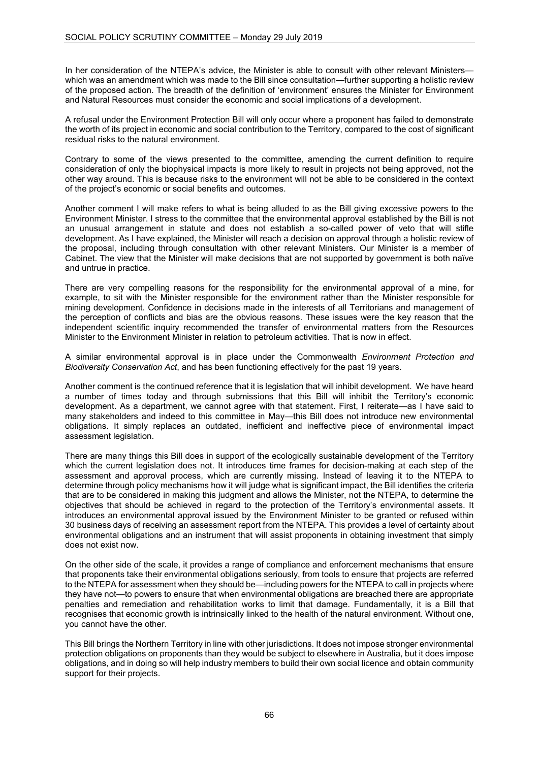In her consideration of the NTEPA's advice, the Minister is able to consult with other relevant Ministers—which was an amendment which was made to the Bill since consultation—further supporting a holistic review of the proposed action. The breadth of the definition of 'environment' ensures the Minister for Environment and Natural Resources must consider the economic and social implications of a development.

A refusal under the Environment Protection Bill will only occur where a proponent has failed to demonstrate the worth of its project in economic and social contribution to the Territory, compared to the cost of significant residual risks to the natural environment.

Contrary to some of the views presented to the committee, amending the current definition to require consideration of only the biophysical impacts is more likely to result in projects not being approved, not the other way around. This is because risks to the environment will not be able to be considered in the context of the project's economic or social benefits and outcomes.

Another comment I will make refers to what is being alluded to as the Bill giving excessive powers to the Environment Minister. I stress to the committee that the environmental approval established by the Bill is not an unusual arrangement in statute and does not establish a so-called power of veto that will stifle development. As I have explained, the Minister will reach a decision on approval through a holistic review of the proposal, including through consultation with other relevant Ministers. Our Minister is a member of Cabinet. The view that the Minister will make decisions that are not supported by government is both naïve and untrue in practice.

There are very compelling reasons for the responsibility for the environmental approval of a mine, for example, to sit with the Minister responsible for the environment rather than the Minister responsible for mining development. Confidence in decisions made in the interests of all Territorians and management of the perception of conflicts and bias are the obvious reasons. These issues were the key reason that the independent scientific inquiry recommended the transfer of environmental matters from the Resources Minister to the Environment Minister in relation to petroleum activities. That is now in effect.

A similar environmental approval is in place under the Commonwealth *Environment Protection and Biodiversity Conservation Act*, and has been functioning effectively for the past 19 years.

Another comment is the continued reference that it is legislation that will inhibit development. We have heard a number of times today and through submissions that this Bill will inhibit the Territory's economic development. As a department, we cannot agree with that statement. First, I reiterate—as I have said to many stakeholders and indeed to this committee in May—this Bill does not introduce new environmental obligations. It simply replaces an outdated, inefficient and ineffective piece of environmental impact assessment legislation.

There are many things this Bill does in support of the ecologically sustainable development of the Territory which the current legislation does not. It introduces time frames for decision-making at each step of the assessment and approval process, which are currently missing. Instead of leaving it to the NTEPA to determine through policy mechanisms how it will judge what is significant impact, the Bill identifies the criteria that are to be considered in making this judgment and allows the Minister, not the NTEPA, to determine the objectives that should be achieved in regard to the protection of the Territory's environmental assets. It introduces an environmental approval issued by the Environment Minister to be granted or refused within 30 business days of receiving an assessment report from the NTEPA. This provides a level of certainty about environmental obligations and an instrument that will assist proponents in obtaining investment that simply does not exist now.

On the other side of the scale, it provides a range of compliance and enforcement mechanisms that ensure that proponents take their environmental obligations seriously, from tools to ensure that projects are referred to the NTEPA for assessment when they should be—including powers for the NTEPA to call in projects where they have not—to powers to ensure that when environmental obligations are breached there are appropriate penalties and remediation and rehabilitation works to limit that damage. Fundamentally, it is a Bill that recognises that economic growth is intrinsically linked to the health of the natural environment. Without one, you cannot have the other.

This Bill brings the Northern Territory in line with other jurisdictions. It does not impose stronger environmental protection obligations on proponents than they would be subject to elsewhere in Australia, but it does impose obligations, and in doing so will help industry members to build their own social licence and obtain community support for their projects.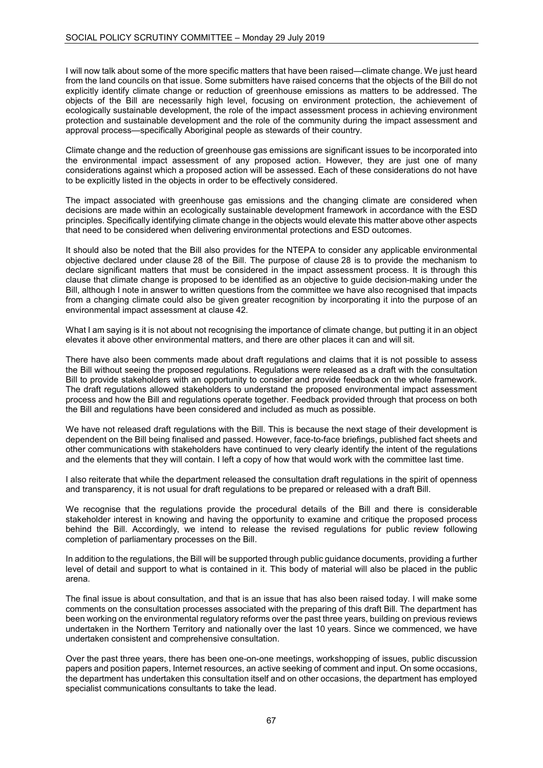I will now talk about some of the more specific matters that have been raised—climate change. We just heard from the land councils on that issue. Some submitters have raised concerns that the objects of the Bill do not explicitly identify climate change or reduction of greenhouse gas emissions as matters to be addressed. The objects of the Bill are necessarily high level, focusing on environment protection, the achievement of ecologically sustainable development, the role of the impact assessment process in achieving environment protection and sustainable development and the role of the community during the impact assessment and approval process—specifically Aboriginal people as stewards of their country.

Climate change and the reduction of greenhouse gas emissions are significant issues to be incorporated into the environmental impact assessment of any proposed action. However, they are just one of many considerations against which a proposed action will be assessed. Each of these considerations do not have to be explicitly listed in the objects in order to be effectively considered.

The impact associated with greenhouse gas emissions and the changing climate are considered when decisions are made within an ecologically sustainable development framework in accordance with the ESD principles. Specifically identifying climate change in the objects would elevate this matter above other aspects that need to be considered when delivering environmental protections and ESD outcomes.

It should also be noted that the Bill also provides for the NTEPA to consider any applicable environmental objective declared under clause 28 of the Bill. The purpose of clause 28 is to provide the mechanism to declare significant matters that must be considered in the impact assessment process. It is through this clause that climate change is proposed to be identified as an objective to guide decision-making under the Bill, although I note in answer to written questions from the committee we have also recognised that impacts from a changing climate could also be given greater recognition by incorporating it into the purpose of an environmental impact assessment at clause 42.

What I am saying is it is not about not recognising the importance of climate change, but putting it in an object elevates it above other environmental matters, and there are other places it can and will sit.

There have also been comments made about draft regulations and claims that it is not possible to assess the Bill without seeing the proposed regulations. Regulations were released as a draft with the consultation Bill to provide stakeholders with an opportunity to consider and provide feedback on the whole framework. The draft regulations allowed stakeholders to understand the proposed environmental impact assessment process and how the Bill and regulations operate together. Feedback provided through that process on both the Bill and regulations have been considered and included as much as possible.

We have not released draft regulations with the Bill. This is because the next stage of their development is dependent on the Bill being finalised and passed. However, face-to-face briefings, published fact sheets and other communications with stakeholders have continued to very clearly identify the intent of the regulations and the elements that they will contain. I left a copy of how that would work with the committee last time.

I also reiterate that while the department released the consultation draft regulations in the spirit of openness and transparency, it is not usual for draft regulations to be prepared or released with a draft Bill.

We recognise that the regulations provide the procedural details of the Bill and there is considerable stakeholder interest in knowing and having the opportunity to examine and critique the proposed process behind the Bill. Accordingly, we intend to release the revised regulations for public review following completion of parliamentary processes on the Bill.

In addition to the regulations, the Bill will be supported through public guidance documents, providing a further level of detail and support to what is contained in it. This body of material will also be placed in the public arena.

The final issue is about consultation, and that is an issue that has also been raised today. I will make some comments on the consultation processes associated with the preparing of this draft Bill. The department has been working on the environmental regulatory reforms over the past three years, building on previous reviews undertaken in the Northern Territory and nationally over the last 10 years. Since we commenced, we have undertaken consistent and comprehensive consultation.

Over the past three years, there has been one-on-one meetings, workshopping of issues, public discussion papers and position papers, Internet resources, an active seeking of comment and input. On some occasions, the department has undertaken this consultation itself and on other occasions, the department has employed specialist communications consultants to take the lead.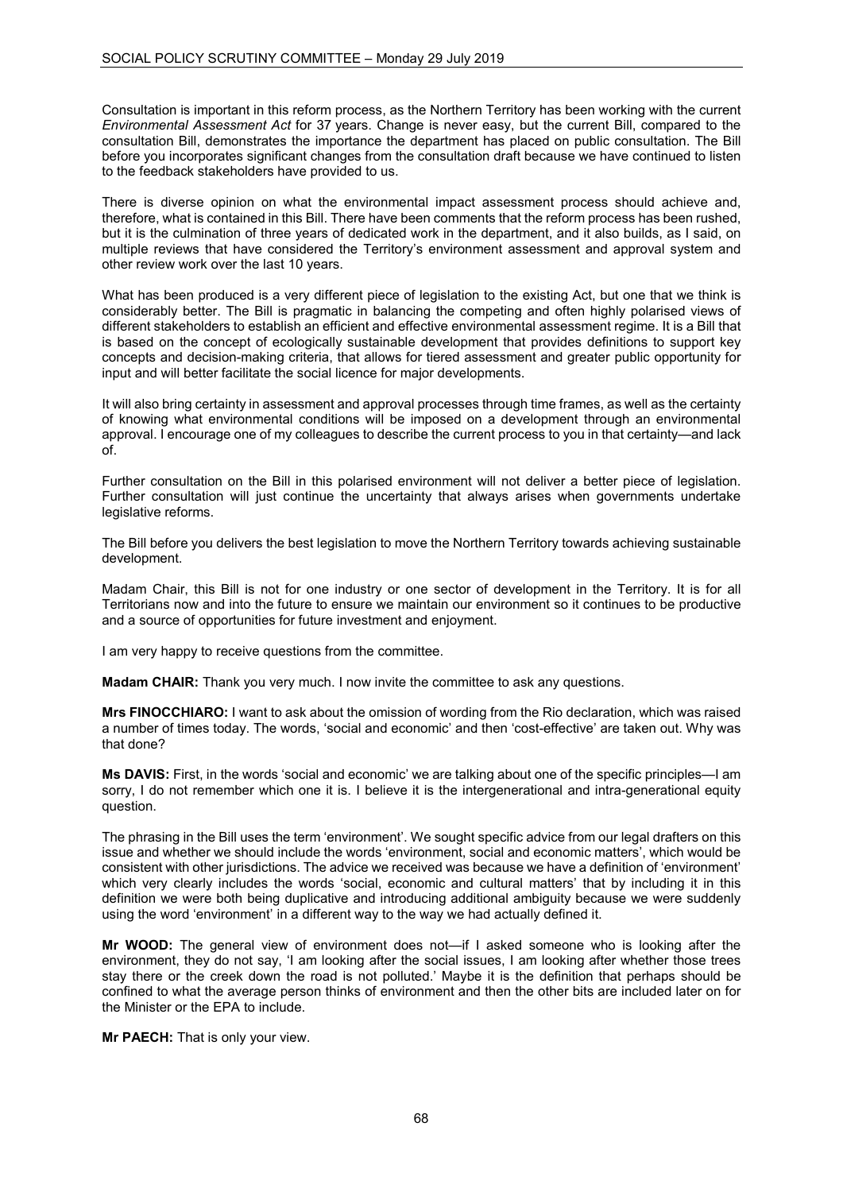Consultation is important in this reform process, as the Northern Territory has been working with the current *Environmental Assessment Act* for 37 years. Change is never easy, but the current Bill, compared to the consultation Bill, demonstrates the importance the department has placed on public consultation. The Bill before you incorporates significant changes from the consultation draft because we have continued to listen to the feedback stakeholders have provided to us.

There is diverse opinion on what the environmental impact assessment process should achieve and, therefore, what is contained in this Bill. There have been comments that the reform process has been rushed, but it is the culmination of three years of dedicated work in the department, and it also builds, as I said, on multiple reviews that have considered the Territory's environment assessment and approval system and other review work over the last 10 years.

What has been produced is a very different piece of legislation to the existing Act, but one that we think is considerably better. The Bill is pragmatic in balancing the competing and often highly polarised views of different stakeholders to establish an efficient and effective environmental assessment regime. It is a Bill that is based on the concept of ecologically sustainable development that provides definitions to support key concepts and decision-making criteria, that allows for tiered assessment and greater public opportunity for input and will better facilitate the social licence for major developments.

It will also bring certainty in assessment and approval processes through time frames, as well as the certainty of knowing what environmental conditions will be imposed on a development through an environmental approval. I encourage one of my colleagues to describe the current process to you in that certainty—and lack of.

Further consultation on the Bill in this polarised environment will not deliver a better piece of legislation. Further consultation will just continue the uncertainty that always arises when governments undertake legislative reforms.

The Bill before you delivers the best legislation to move the Northern Territory towards achieving sustainable development.

Madam Chair, this Bill is not for one industry or one sector of development in the Territory. It is for all Territorians now and into the future to ensure we maintain our environment so it continues to be productive and a source of opportunities for future investment and enjoyment.

I am very happy to receive questions from the committee.

**Madam CHAIR:** Thank you very much. I now invite the committee to ask any questions.

**Mrs FINOCCHIARO:** I want to ask about the omission of wording from the Rio declaration, which was raised a number of times today. The words, 'social and economic' and then 'cost-effective' are taken out. Why was that done?

**Ms DAVIS:** First, in the words 'social and economic' we are talking about one of the specific principles—I am sorry, I do not remember which one it is. I believe it is the intergenerational and intra-generational equity question.

The phrasing in the Bill uses the term 'environment'. We sought specific advice from our legal drafters on this issue and whether we should include the words 'environment, social and economic matters', which would be consistent with other jurisdictions. The advice we received was because we have a definition of 'environment' which very clearly includes the words 'social, economic and cultural matters' that by including it in this definition we were both being duplicative and introducing additional ambiguity because we were suddenly using the word 'environment' in a different way to the way we had actually defined it.

**Mr WOOD:** The general view of environment does not—if I asked someone who is looking after the environment, they do not say, 'I am looking after the social issues, I am looking after whether those trees stay there or the creek down the road is not polluted.' Maybe it is the definition that perhaps should be confined to what the average person thinks of environment and then the other bits are included later on for the Minister or the EPA to include.

**Mr PAECH:** That is only your view.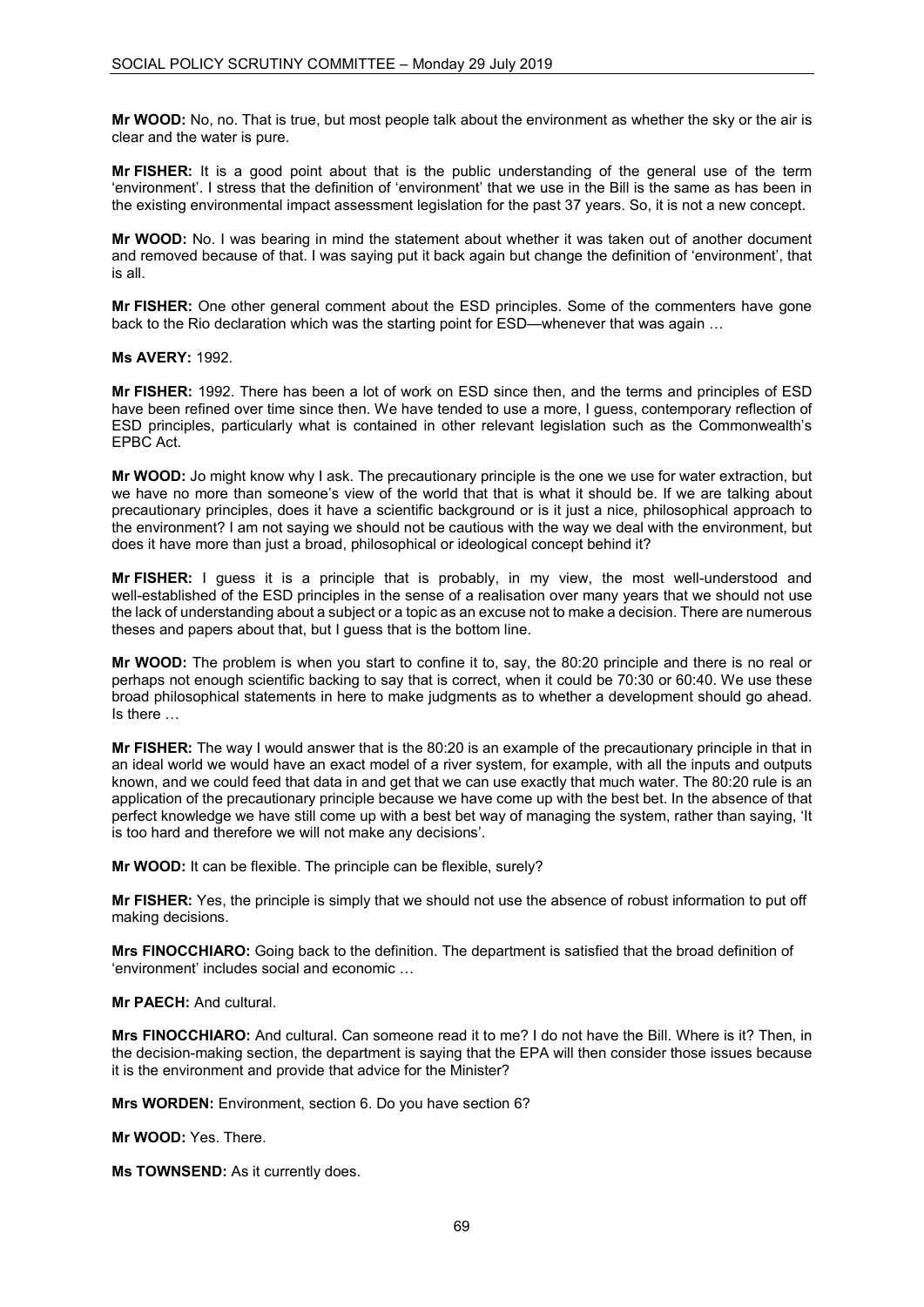**Mr WOOD:** No, no. That is true, but most people talk about the environment as whether the sky or the air is clear and the water is pure.

**Mr FISHER:** It is a good point about that is the public understanding of the general use of the term 'environment'. I stress that the definition of 'environment' that we use in the Bill is the same as has been in the existing environmental impact assessment legislation for the past 37 years. So, it is not a new concept.

**Mr WOOD:** No. I was bearing in mind the statement about whether it was taken out of another document and removed because of that. I was saying put it back again but change the definition of 'environment', that is all.

**Mr FISHER:** One other general comment about the ESD principles. Some of the commenters have gone back to the Rio declaration which was the starting point for ESD—whenever that was again …

**Ms AVERY:** 1992.

**Mr FISHER:** 1992. There has been a lot of work on ESD since then, and the terms and principles of ESD have been refined over time since then. We have tended to use a more, I guess, contemporary reflection of ESD principles, particularly what is contained in other relevant legislation such as the Commonwealth's EPBC Act.

**Mr WOOD:** Jo might know why I ask. The precautionary principle is the one we use for water extraction, but we have no more than someone's view of the world that that is what it should be. If we are talking about precautionary principles, does it have a scientific background or is it just a nice, philosophical approach to the environment? I am not saying we should not be cautious with the way we deal with the environment, but does it have more than just a broad, philosophical or ideological concept behind it?

**Mr FISHER:** I guess it is a principle that is probably, in my view, the most well-understood and well-established of the ESD principles in the sense of a realisation over many years that we should not use the lack of understanding about a subject or a topic as an excuse not to make a decision. There are numerous theses and papers about that, but I guess that is the bottom line.

**Mr WOOD:** The problem is when you start to confine it to, say, the 80:20 principle and there is no real or perhaps not enough scientific backing to say that is correct, when it could be 70:30 or 60:40. We use these broad philosophical statements in here to make judgments as to whether a development should go ahead. Is there …

**Mr FISHER:** The way I would answer that is the 80:20 is an example of the precautionary principle in that in an ideal world we would have an exact model of a river system, for example, with all the inputs and outputs known, and we could feed that data in and get that we can use exactly that much water. The 80:20 rule is an application of the precautionary principle because we have come up with the best bet. In the absence of that perfect knowledge we have still come up with a best bet way of managing the system, rather than saying, 'It is too hard and therefore we will not make any decisions'.

**Mr WOOD:** It can be flexible. The principle can be flexible, surely?

**Mr FISHER:** Yes, the principle is simply that we should not use the absence of robust information to put off making decisions.

**Mrs FINOCCHIARO:** Going back to the definition. The department is satisfied that the broad definition of 'environment' includes social and economic …

**Mr PAECH:** And cultural.

**Mrs FINOCCHIARO:** And cultural. Can someone read it to me? I do not have the Bill. Where is it? Then, in the decision-making section, the department is saying that the EPA will then consider those issues because it is the environment and provide that advice for the Minister?

**Mrs WORDEN:** Environment, section 6. Do you have section 6?

**Mr WOOD:** Yes. There.

**Ms TOWNSEND:** As it currently does.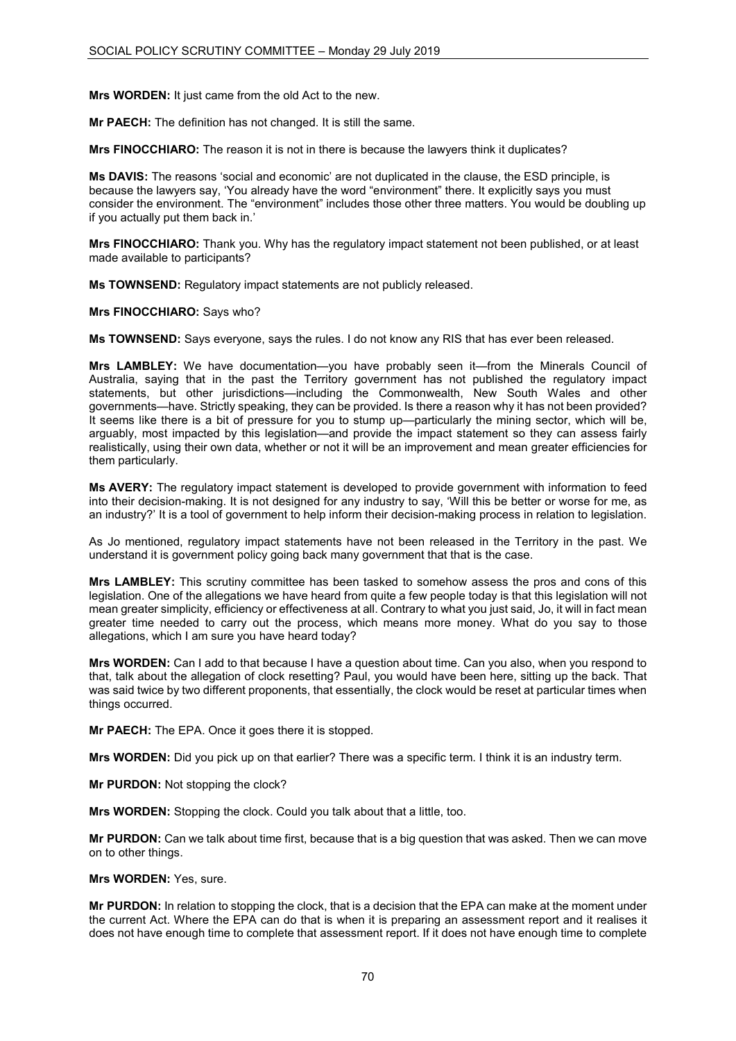**Mrs WORDEN:** It just came from the old Act to the new.

**Mr PAECH:** The definition has not changed. It is still the same.

**Mrs FINOCCHIARO:** The reason it is not in there is because the lawyers think it duplicates?

**Ms DAVIS:** The reasons 'social and economic' are not duplicated in the clause, the ESD principle, is because the lawyers say, 'You already have the word "environment" there. It explicitly says you must consider the environment. The "environment" includes those other three matters. You would be doubling up if you actually put them back in.'

**Mrs FINOCCHIARO:** Thank you. Why has the regulatory impact statement not been published, or at least made available to participants?

**Ms TOWNSEND:** Regulatory impact statements are not publicly released.

**Mrs FINOCCHIARO:** Says who?

**Ms TOWNSEND:** Says everyone, says the rules. I do not know any RIS that has ever been released.

**Mrs LAMBLEY:** We have documentation—you have probably seen it—from the Minerals Council of Australia, saying that in the past the Territory government has not published the regulatory impact statements, but other jurisdictions—including the Commonwealth, New South Wales and other governments—have. Strictly speaking, they can be provided. Is there a reason why it has not been provided? It seems like there is a bit of pressure for you to stump up—particularly the mining sector, which will be, arguably, most impacted by this legislation—and provide the impact statement so they can assess fairly realistically, using their own data, whether or not it will be an improvement and mean greater efficiencies for them particularly.

**Ms AVERY:** The regulatory impact statement is developed to provide government with information to feed into their decision-making. It is not designed for any industry to say, 'Will this be better or worse for me, as an industry?' It is a tool of government to help inform their decision-making process in relation to legislation.

As Jo mentioned, regulatory impact statements have not been released in the Territory in the past. We understand it is government policy going back many government that that is the case.

**Mrs LAMBLEY:** This scrutiny committee has been tasked to somehow assess the pros and cons of this legislation. One of the allegations we have heard from quite a few people today is that this legislation will not mean greater simplicity, efficiency or effectiveness at all. Contrary to what you just said, Jo, it will in fact mean greater time needed to carry out the process, which means more money. What do you say to those allegations, which I am sure you have heard today?

**Mrs WORDEN:** Can I add to that because I have a question about time. Can you also, when you respond to that, talk about the allegation of clock resetting? Paul, you would have been here, sitting up the back. That was said twice by two different proponents, that essentially, the clock would be reset at particular times when things occurred.

**Mr PAECH:** The EPA. Once it goes there it is stopped.

**Mrs WORDEN:** Did you pick up on that earlier? There was a specific term. I think it is an industry term.

**Mr PURDON:** Not stopping the clock?

**Mrs WORDEN:** Stopping the clock. Could you talk about that a little, too.

**Mr PURDON:** Can we talk about time first, because that is a big question that was asked. Then we can move on to other things.

**Mrs WORDEN:** Yes, sure.

**Mr PURDON:** In relation to stopping the clock, that is a decision that the EPA can make at the moment under the current Act. Where the EPA can do that is when it is preparing an assessment report and it realises it does not have enough time to complete that assessment report. If it does not have enough time to complete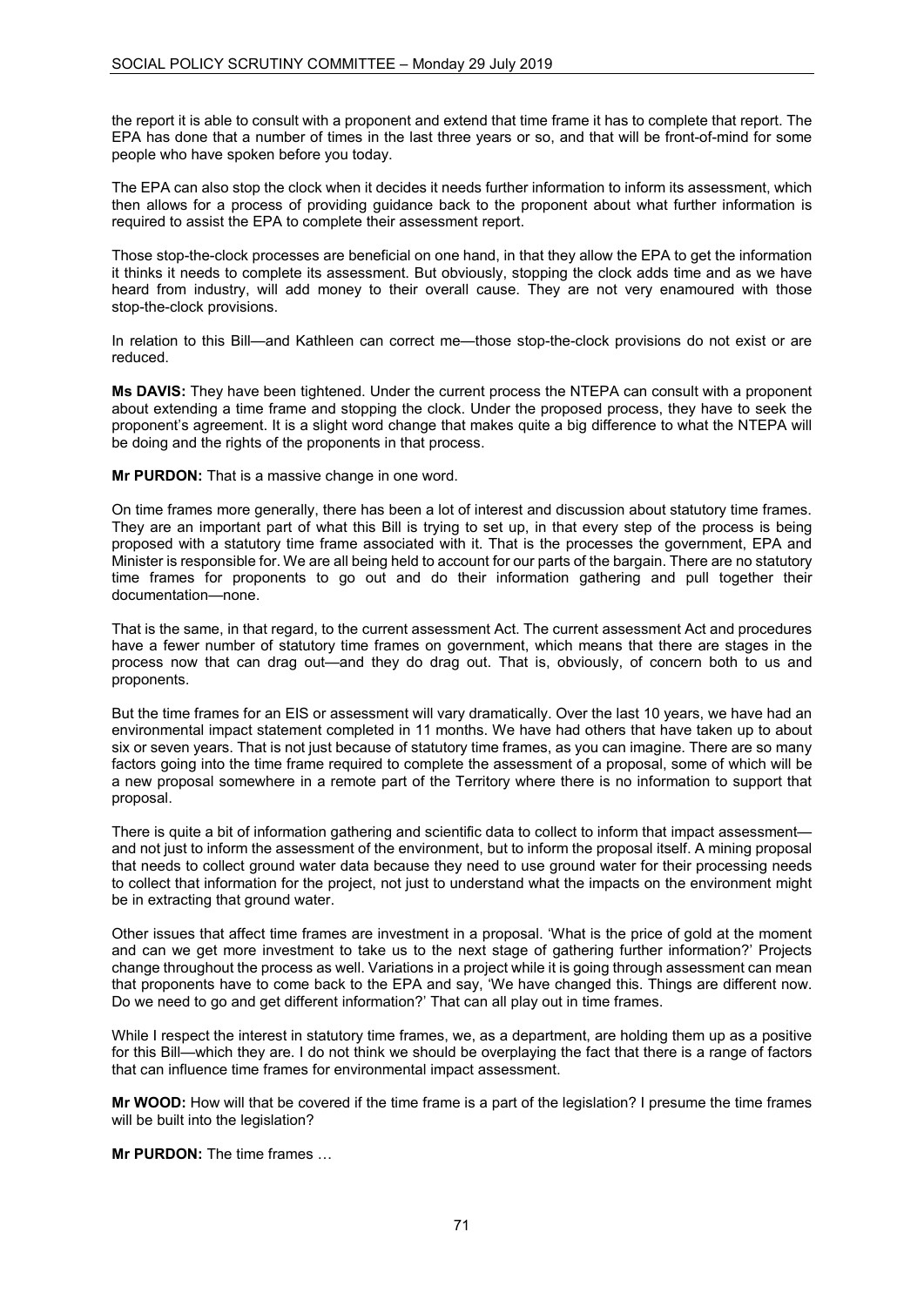the report it is able to consult with a proponent and extend that time frame it has to complete that report. The EPA has done that a number of times in the last three years or so, and that will be front-of-mind for some people who have spoken before you today.

The EPA can also stop the clock when it decides it needs further information to inform its assessment, which then allows for a process of providing guidance back to the proponent about what further information is required to assist the EPA to complete their assessment report.

Those stop-the-clock processes are beneficial on one hand, in that they allow the EPA to get the information it thinks it needs to complete its assessment. But obviously, stopping the clock adds time and as we have heard from industry, will add money to their overall cause. They are not very enamoured with those stop-the-clock provisions.

In relation to this Bill—and Kathleen can correct me—those stop-the-clock provisions do not exist or are reduced.

**Ms DAVIS:** They have been tightened. Under the current process the NTEPA can consult with a proponent about extending a time frame and stopping the clock. Under the proposed process, they have to seek the proponent's agreement. It is a slight word change that makes quite a big difference to what the NTEPA will be doing and the rights of the proponents in that process.

**Mr PURDON:** That is a massive change in one word.

On time frames more generally, there has been a lot of interest and discussion about statutory time frames. They are an important part of what this Bill is trying to set up, in that every step of the process is being proposed with a statutory time frame associated with it. That is the processes the government, EPA and Minister is responsible for. We are all being held to account for our parts of the bargain. There are no statutory time frames for proponents to go out and do their information gathering and pull together their documentation—none.

That is the same, in that regard, to the current assessment Act. The current assessment Act and procedures have a fewer number of statutory time frames on government, which means that there are stages in the process now that can drag out—and they do drag out. That is, obviously, of concern both to us and proponents.

But the time frames for an EIS or assessment will vary dramatically. Over the last 10 years, we have had an environmental impact statement completed in 11 months. We have had others that have taken up to about six or seven years. That is not just because of statutory time frames, as you can imagine. There are so many factors going into the time frame required to complete the assessment of a proposal, some of which will be a new proposal somewhere in a remote part of the Territory where there is no information to support that proposal.

There is quite a bit of information gathering and scientific data to collect to inform that impact assessment—and not just to inform the assessment of the environment, but to inform the proposal itself. A mining proposal that needs to collect ground water data because they need to use ground water for their processing needs to collect that information for the project, not just to understand what the impacts on the environment might be in extracting that ground water.

Other issues that affect time frames are investment in a proposal. 'What is the price of gold at the moment and can we get more investment to take us to the next stage of gathering further information?' Projects change throughout the process as well. Variations in a project while it is going through assessment can mean that proponents have to come back to the EPA and say, 'We have changed this. Things are different now. Do we need to go and get different information?' That can all play out in time frames.

While I respect the interest in statutory time frames, we, as a department, are holding them up as a positive for this Bill—which they are. I do not think we should be overplaying the fact that there is a range of factors that can influence time frames for environmental impact assessment.

**Mr WOOD:** How will that be covered if the time frame is a part of the legislation? I presume the time frames will be built into the legislation?

**Mr PURDON:** The time frames …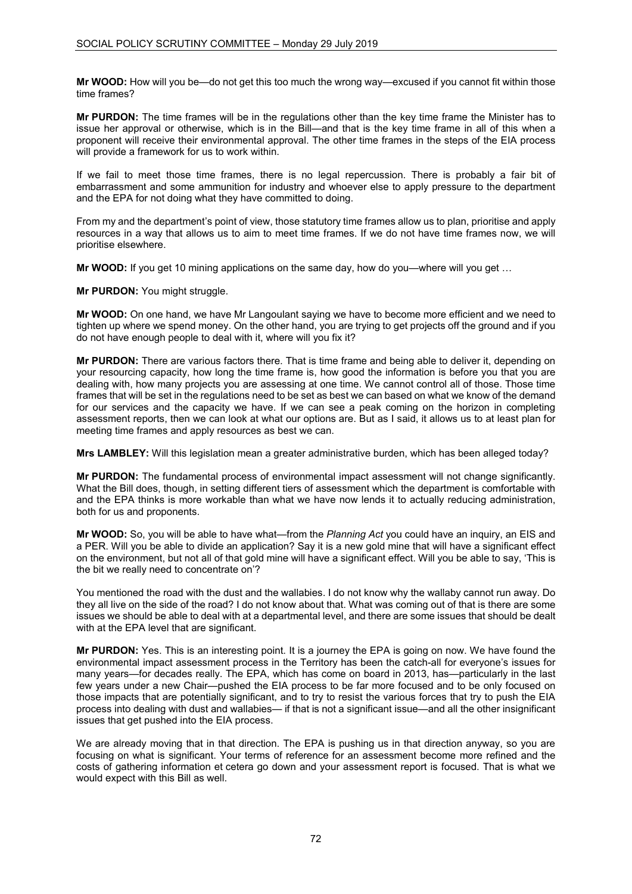**Mr WOOD:** How will you be—do not get this too much the wrong way—excused if you cannot fit within those time frames?

**Mr PURDON:** The time frames will be in the regulations other than the key time frame the Minister has to issue her approval or otherwise, which is in the Bill—and that is the key time frame in all of this when a proponent will receive their environmental approval. The other time frames in the steps of the EIA process will provide a framework for us to work within.

If we fail to meet those time frames, there is no legal repercussion. There is probably a fair bit of embarrassment and some ammunition for industry and whoever else to apply pressure to the department and the EPA for not doing what they have committed to doing.

From my and the department's point of view, those statutory time frames allow us to plan, prioritise and apply resources in a way that allows us to aim to meet time frames. If we do not have time frames now, we will prioritise elsewhere.

**Mr WOOD:** If you get 10 mining applications on the same day, how do you—where will you get …

**Mr PURDON:** You might struggle.

**Mr WOOD:** On one hand, we have Mr Langoulant saying we have to become more efficient and we need to tighten up where we spend money. On the other hand, you are trying to get projects off the ground and if you do not have enough people to deal with it, where will you fix it?

**Mr PURDON:** There are various factors there. That is time frame and being able to deliver it, depending on your resourcing capacity, how long the time frame is, how good the information is before you that you are dealing with, how many projects you are assessing at one time. We cannot control all of those. Those time frames that will be set in the regulations need to be set as best we can based on what we know of the demand for our services and the capacity we have. If we can see a peak coming on the horizon in completing assessment reports, then we can look at what our options are. But as I said, it allows us to at least plan for meeting time frames and apply resources as best we can.

**Mrs LAMBLEY:** Will this legislation mean a greater administrative burden, which has been alleged today?

**Mr PURDON:** The fundamental process of environmental impact assessment will not change significantly. What the Bill does, though, in setting different tiers of assessment which the department is comfortable with and the EPA thinks is more workable than what we have now lends it to actually reducing administration, both for us and proponents.

**Mr WOOD:** So, you will be able to have what—from the *Planning Act* you could have an inquiry, an EIS and a PER. Will you be able to divide an application? Say it is a new gold mine that will have a significant effect on the environment, but not all of that gold mine will have a significant effect. Will you be able to say, 'This is the bit we really need to concentrate on'?

You mentioned the road with the dust and the wallabies. I do not know why the wallaby cannot run away. Do they all live on the side of the road? I do not know about that. What was coming out of that is there are some issues we should be able to deal with at a departmental level, and there are some issues that should be dealt with at the EPA level that are significant.

**Mr PURDON:** Yes. This is an interesting point. It is a journey the EPA is going on now. We have found the environmental impact assessment process in the Territory has been the catch-all for everyone's issues for many years—for decades really. The EPA, which has come on board in 2013, has—particularly in the last few years under a new Chair—pushed the EIA process to be far more focused and to be only focused on those impacts that are potentially significant, and to try to resist the various forces that try to push the EIA process into dealing with dust and wallabies— if that is not a significant issue—and all the other insignificant issues that get pushed into the EIA process.

We are already moving that in that direction. The EPA is pushing us in that direction anyway, so you are focusing on what is significant. Your terms of reference for an assessment become more refined and the costs of gathering information et cetera go down and your assessment report is focused. That is what we would expect with this Bill as well.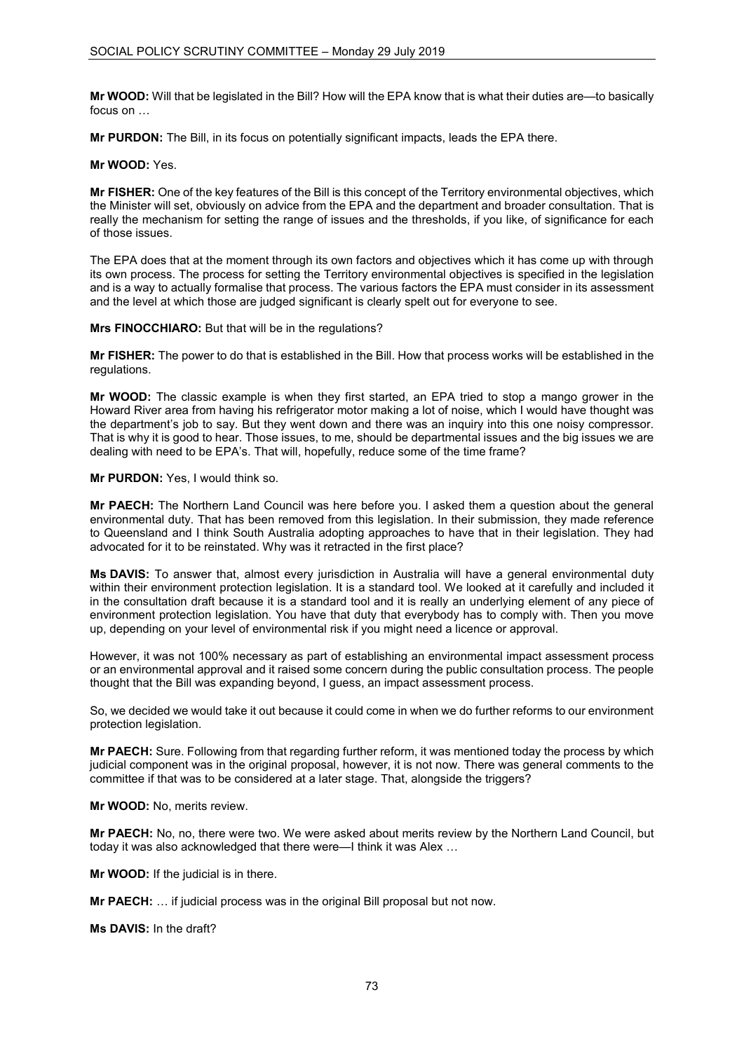**Mr WOOD:** Will that be legislated in the Bill? How will the EPA know that is what their duties are—to basically focus on …

**Mr PURDON:** The Bill, in its focus on potentially significant impacts, leads the EPA there.

**Mr WOOD:** Yes.

**Mr FISHER:** One of the key features of the Bill is this concept of the Territory environmental objectives, which the Minister will set, obviously on advice from the EPA and the department and broader consultation. That is really the mechanism for setting the range of issues and the thresholds, if you like, of significance for each of those issues.

The EPA does that at the moment through its own factors and objectives which it has come up with through its own process. The process for setting the Territory environmental objectives is specified in the legislation and is a way to actually formalise that process. The various factors the EPA must consider in its assessment and the level at which those are judged significant is clearly spelt out for everyone to see.

**Mrs FINOCCHIARO:** But that will be in the regulations?

**Mr FISHER:** The power to do that is established in the Bill. How that process works will be established in the regulations.

**Mr WOOD:** The classic example is when they first started, an EPA tried to stop a mango grower in the Howard River area from having his refrigerator motor making a lot of noise, which I would have thought was the department's job to say. But they went down and there was an inquiry into this one noisy compressor. That is why it is good to hear. Those issues, to me, should be departmental issues and the big issues we are dealing with need to be EPA's. That will, hopefully, reduce some of the time frame?

**Mr PURDON:** Yes, I would think so.

**Mr PAECH:** The Northern Land Council was here before you. I asked them a question about the general environmental duty. That has been removed from this legislation. In their submission, they made reference to Queensland and I think South Australia adopting approaches to have that in their legislation. They had advocated for it to be reinstated. Why was it retracted in the first place?

**Ms DAVIS:** To answer that, almost every jurisdiction in Australia will have a general environmental duty within their environment protection legislation. It is a standard tool. We looked at it carefully and included it in the consultation draft because it is a standard tool and it is really an underlying element of any piece of environment protection legislation. You have that duty that everybody has to comply with. Then you move up, depending on your level of environmental risk if you might need a licence or approval.

However, it was not 100% necessary as part of establishing an environmental impact assessment process or an environmental approval and it raised some concern during the public consultation process. The people thought that the Bill was expanding beyond, I guess, an impact assessment process.

So, we decided we would take it out because it could come in when we do further reforms to our environment protection legislation.

**Mr PAECH:** Sure. Following from that regarding further reform, it was mentioned today the process by which judicial component was in the original proposal, however, it is not now. There was general comments to the committee if that was to be considered at a later stage. That, alongside the triggers?

**Mr WOOD:** No, merits review.

**Mr PAECH:** No, no, there were two. We were asked about merits review by the Northern Land Council, but today it was also acknowledged that there were—I think it was Alex …

**Mr WOOD:** If the judicial is in there.

**Mr PAECH:** … if judicial process was in the original Bill proposal but not now.

**Ms DAVIS:** In the draft?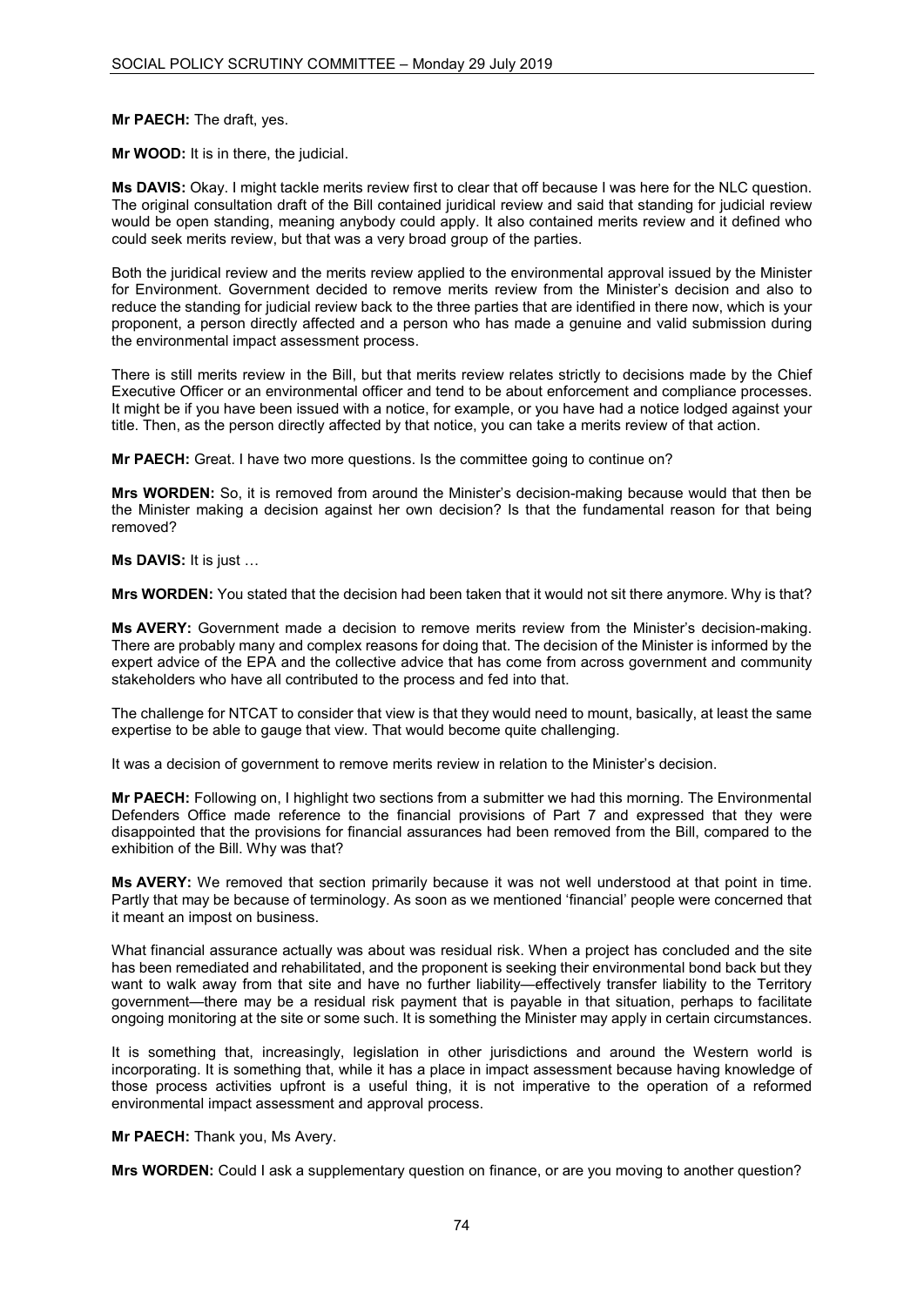**Mr PAECH:** The draft, yes.

**Mr WOOD:** It is in there, the judicial.

**Ms DAVIS:** Okay. I might tackle merits review first to clear that off because I was here for the NLC question. The original consultation draft of the Bill contained juridical review and said that standing for judicial review would be open standing, meaning anybody could apply. It also contained merits review and it defined who could seek merits review, but that was a very broad group of the parties.

Both the juridical review and the merits review applied to the environmental approval issued by the Minister for Environment. Government decided to remove merits review from the Minister's decision and also to reduce the standing for judicial review back to the three parties that are identified in there now, which is your proponent, a person directly affected and a person who has made a genuine and valid submission during the environmental impact assessment process.

There is still merits review in the Bill, but that merits review relates strictly to decisions made by the Chief Executive Officer or an environmental officer and tend to be about enforcement and compliance processes. It might be if you have been issued with a notice, for example, or you have had a notice lodged against your title. Then, as the person directly affected by that notice, you can take a merits review of that action.

**Mr PAECH:** Great. I have two more questions. Is the committee going to continue on?

**Mrs WORDEN:** So, it is removed from around the Minister's decision-making because would that then be the Minister making a decision against her own decision? Is that the fundamental reason for that being removed?

**Ms DAVIS:** It is just …

**Mrs WORDEN:** You stated that the decision had been taken that it would not sit there anymore. Why is that?

**Ms AVERY:** Government made a decision to remove merits review from the Minister's decision-making. There are probably many and complex reasons for doing that. The decision of the Minister is informed by the expert advice of the EPA and the collective advice that has come from across government and community stakeholders who have all contributed to the process and fed into that.

The challenge for NTCAT to consider that view is that they would need to mount, basically, at least the same expertise to be able to gauge that view. That would become quite challenging.

It was a decision of government to remove merits review in relation to the Minister's decision.

**Mr PAECH:** Following on, I highlight two sections from a submitter we had this morning. The Environmental Defenders Office made reference to the financial provisions of Part 7 and expressed that they were disappointed that the provisions for financial assurances had been removed from the Bill, compared to the exhibition of the Bill. Why was that?

**Ms AVERY:** We removed that section primarily because it was not well understood at that point in time. Partly that may be because of terminology. As soon as we mentioned 'financial' people were concerned that it meant an impost on business.

What financial assurance actually was about was residual risk. When a project has concluded and the site has been remediated and rehabilitated, and the proponent is seeking their environmental bond back but they want to walk away from that site and have no further liability—effectively transfer liability to the Territory government—there may be a residual risk payment that is payable in that situation, perhaps to facilitate ongoing monitoring at the site or some such. It is something the Minister may apply in certain circumstances.

It is something that, increasingly, legislation in other jurisdictions and around the Western world is incorporating. It is something that, while it has a place in impact assessment because having knowledge of those process activities upfront is a useful thing, it is not imperative to the operation of a reformed environmental impact assessment and approval process.

**Mr PAECH:** Thank you, Ms Avery.

**Mrs WORDEN:** Could I ask a supplementary question on finance, or are you moving to another question?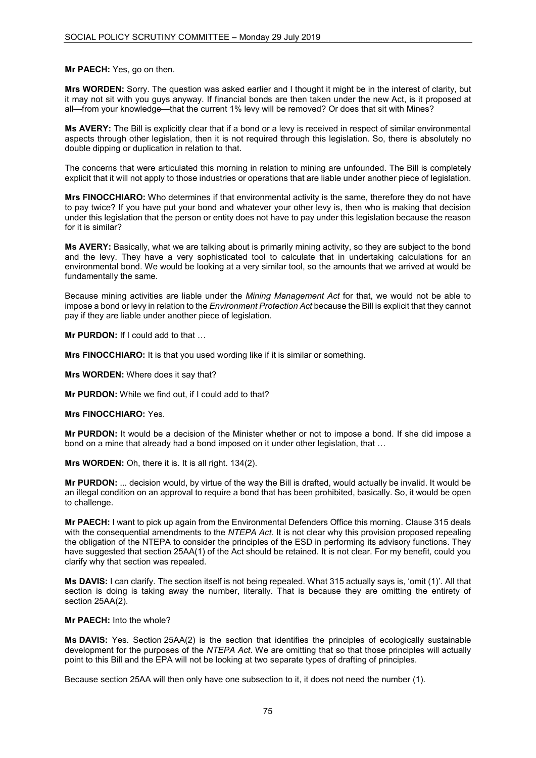**Mr PAECH:** Yes, go on then.

**Mrs WORDEN:** Sorry. The question was asked earlier and I thought it might be in the interest of clarity, but it may not sit with you guys anyway. If financial bonds are then taken under the new Act, is it proposed at all—from your knowledge—that the current 1% levy will be removed? Or does that sit with Mines?

**Ms AVERY:** The Bill is explicitly clear that if a bond or a levy is received in respect of similar environmental aspects through other legislation, then it is not required through this legislation. So, there is absolutely no double dipping or duplication in relation to that.

The concerns that were articulated this morning in relation to mining are unfounded. The Bill is completely explicit that it will not apply to those industries or operations that are liable under another piece of legislation.

**Mrs FINOCCHIARO:** Who determines if that environmental activity is the same, therefore they do not have to pay twice? If you have put your bond and whatever your other levy is, then who is making that decision under this legislation that the person or entity does not have to pay under this legislation because the reason for it is similar?

**Ms AVERY:** Basically, what we are talking about is primarily mining activity, so they are subject to the bond and the levy. They have a very sophisticated tool to calculate that in undertaking calculations for an environmental bond. We would be looking at a very similar tool, so the amounts that we arrived at would be fundamentally the same.

Because mining activities are liable under the *Mining Management Act* for that, we would not be able to impose a bond or levy in relation to the *Environment Protection Act* because the Bill is explicit that they cannot pay if they are liable under another piece of legislation.

**Mr PURDON:** If I could add to that …

**Mrs FINOCCHIARO:** It is that you used wording like if it is similar or something.

**Mrs WORDEN:** Where does it say that?

**Mr PURDON:** While we find out, if I could add to that?

**Mrs FINOCCHIARO:** Yes.

**Mr PURDON:** It would be a decision of the Minister whether or not to impose a bond. If she did impose a bond on a mine that already had a bond imposed on it under other legislation, that …

**Mrs WORDEN:** Oh, there it is. It is all right. 134(2).

**Mr PURDON:** ... decision would, by virtue of the way the Bill is drafted, would actually be invalid. It would be an illegal condition on an approval to require a bond that has been prohibited, basically. So, it would be open to challenge.

**Mr PAECH:** I want to pick up again from the Environmental Defenders Office this morning. Clause 315 deals with the consequential amendments to the *NTEPA Act*. It is not clear why this provision proposed repealing the obligation of the NTEPA to consider the principles of the ESD in performing its advisory functions. They have suggested that section 25AA(1) of the Act should be retained. It is not clear. For my benefit, could you clarify why that section was repealed.

**Ms DAVIS:** I can clarify. The section itself is not being repealed. What 315 actually says is, 'omit (1)'. All that section is doing is taking away the number, literally. That is because they are omitting the entirety of section 25AA(2).

**Mr PAECH:** Into the whole?

**Ms DAVIS:** Yes. Section 25AA(2) is the section that identifies the principles of ecologically sustainable development for the purposes of the *NTEPA Act*. We are omitting that so that those principles will actually point to this Bill and the EPA will not be looking at two separate types of drafting of principles.

Because section 25AA will then only have one subsection to it, it does not need the number (1).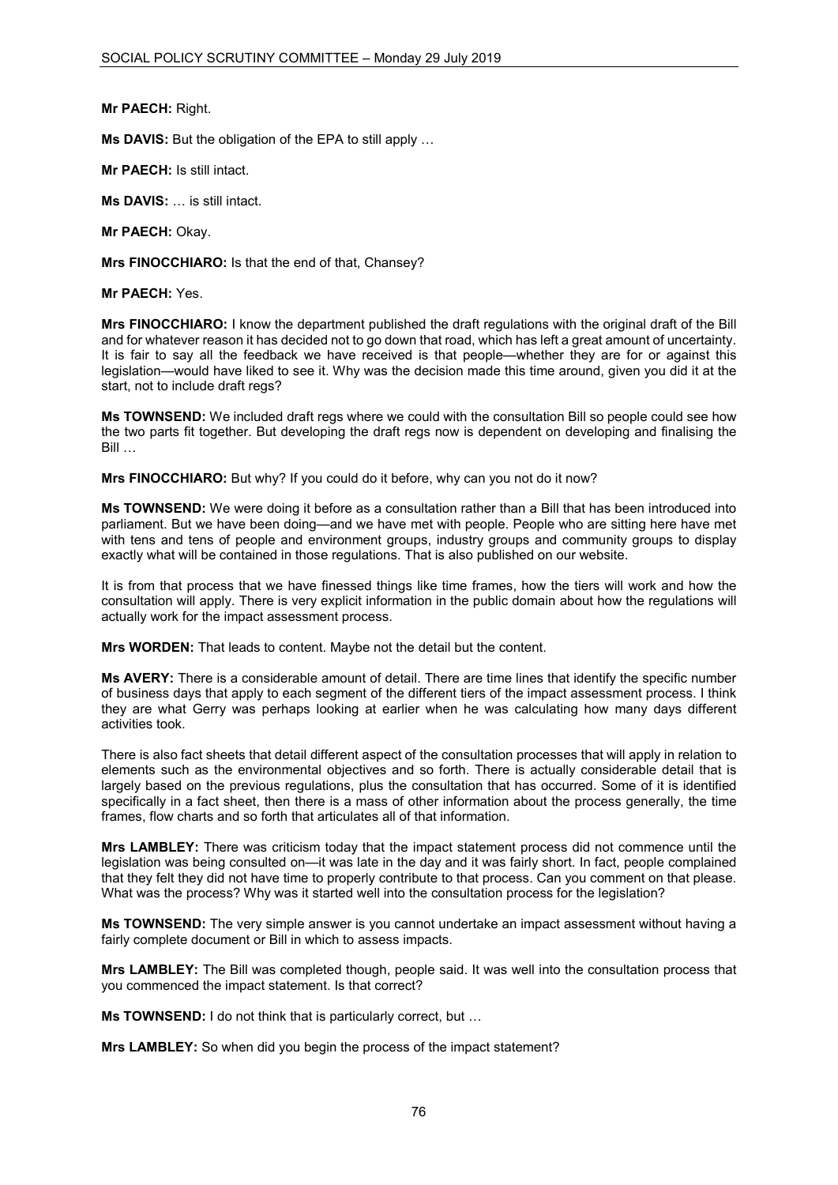**Mr PAECH:** Right.

**Ms DAVIS:** But the obligation of the EPA to still apply …

**Mr PAECH:** Is still intact.

**Ms DAVIS:** … is still intact.

**Mr PAECH:** Okay.

**Mrs FINOCCHIARO:** Is that the end of that, Chansey?

**Mr PAECH:** Yes.

**Mrs FINOCCHIARO:** I know the department published the draft regulations with the original draft of the Bill and for whatever reason it has decided not to go down that road, which has left a great amount of uncertainty. It is fair to say all the feedback we have received is that people—whether they are for or against this legislation—would have liked to see it. Why was the decision made this time around, given you did it at the start, not to include draft regs?

**Ms TOWNSEND:** We included draft regs where we could with the consultation Bill so people could see how the two parts fit together. But developing the draft regs now is dependent on developing and finalising the Bill …

**Mrs FINOCCHIARO:** But why? If you could do it before, why can you not do it now?

**Ms TOWNSEND:** We were doing it before as a consultation rather than a Bill that has been introduced into parliament. But we have been doing—and we have met with people. People who are sitting here have met with tens and tens of people and environment groups, industry groups and community groups to display exactly what will be contained in those regulations. That is also published on our website.

It is from that process that we have finessed things like time frames, how the tiers will work and how the consultation will apply. There is very explicit information in the public domain about how the regulations will actually work for the impact assessment process.

**Mrs WORDEN:** That leads to content. Maybe not the detail but the content.

**Ms AVERY:** There is a considerable amount of detail. There are time lines that identify the specific number of business days that apply to each segment of the different tiers of the impact assessment process. I think they are what Gerry was perhaps looking at earlier when he was calculating how many days different activities took.

There is also fact sheets that detail different aspect of the consultation processes that will apply in relation to elements such as the environmental objectives and so forth. There is actually considerable detail that is largely based on the previous regulations, plus the consultation that has occurred. Some of it is identified specifically in a fact sheet, then there is a mass of other information about the process generally, the time frames, flow charts and so forth that articulates all of that information.

**Mrs LAMBLEY:** There was criticism today that the impact statement process did not commence until the legislation was being consulted on—it was late in the day and it was fairly short. In fact, people complained that they felt they did not have time to properly contribute to that process. Can you comment on that please. What was the process? Why was it started well into the consultation process for the legislation?

**Ms TOWNSEND:** The very simple answer is you cannot undertake an impact assessment without having a fairly complete document or Bill in which to assess impacts.

**Mrs LAMBLEY:** The Bill was completed though, people said. It was well into the consultation process that you commenced the impact statement. Is that correct?

**Ms TOWNSEND:** I do not think that is particularly correct, but …

**Mrs LAMBLEY:** So when did you begin the process of the impact statement?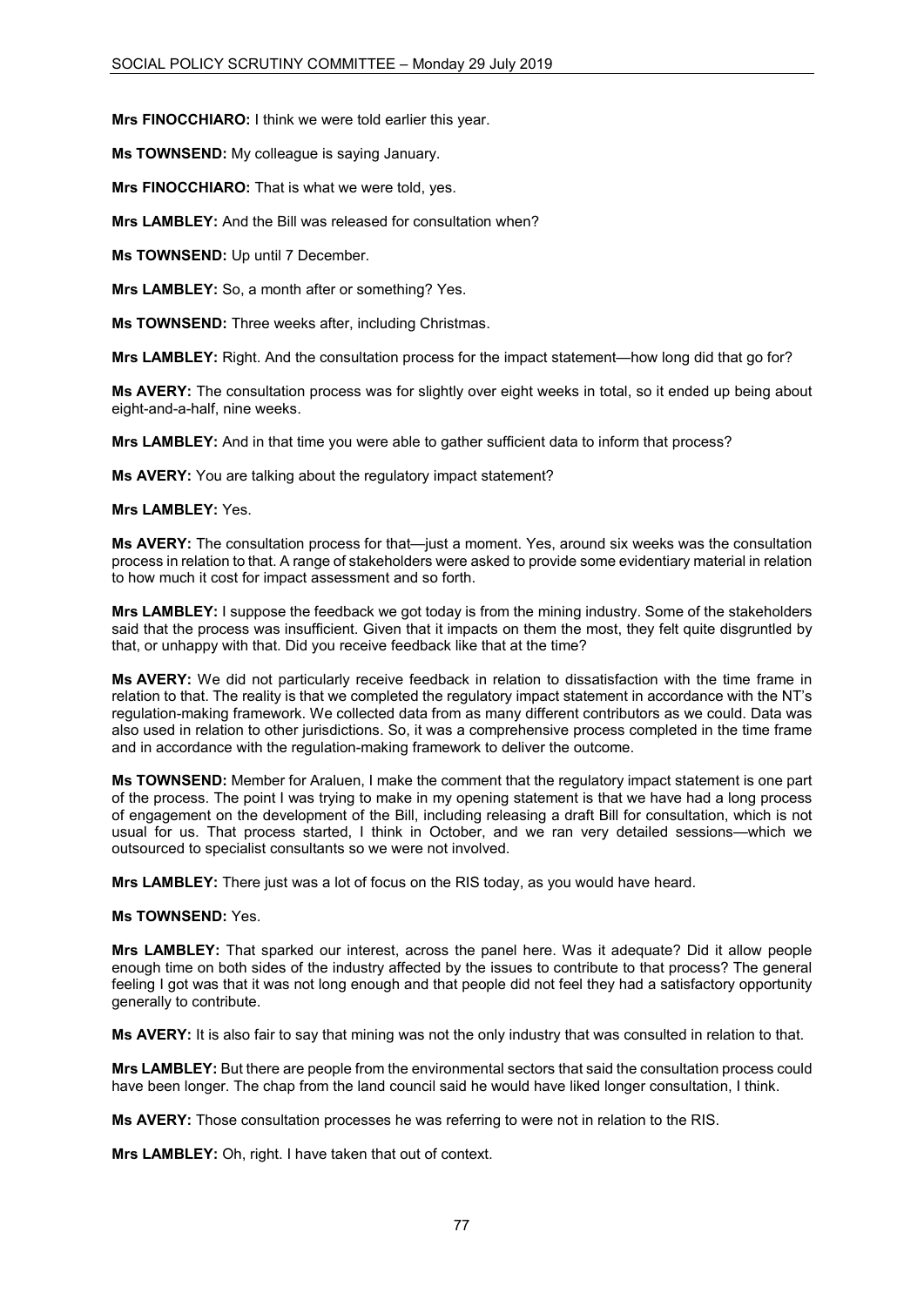**Mrs FINOCCHIARO:** I think we were told earlier this year.

**Ms TOWNSEND:** My colleague is saying January.

**Mrs FINOCCHIARO:** That is what we were told, yes.

**Mrs LAMBLEY:** And the Bill was released for consultation when?

**Ms TOWNSEND:** Up until 7 December.

**Mrs LAMBLEY:** So, a month after or something? Yes.

**Ms TOWNSEND:** Three weeks after, including Christmas.

**Mrs LAMBLEY:** Right. And the consultation process for the impact statement—how long did that go for?

**Ms AVERY:** The consultation process was for slightly over eight weeks in total, so it ended up being about eight-and-a-half, nine weeks.

**Mrs LAMBLEY:** And in that time you were able to gather sufficient data to inform that process?

**Ms AVERY:** You are talking about the regulatory impact statement?

**Mrs LAMBLEY:** Yes.

**Ms AVERY:** The consultation process for that—just a moment. Yes, around six weeks was the consultation process in relation to that. A range of stakeholders were asked to provide some evidentiary material in relation to how much it cost for impact assessment and so forth.

**Mrs LAMBLEY:** I suppose the feedback we got today is from the mining industry. Some of the stakeholders said that the process was insufficient. Given that it impacts on them the most, they felt quite disgruntled by that, or unhappy with that. Did you receive feedback like that at the time?

**Ms AVERY:** We did not particularly receive feedback in relation to dissatisfaction with the time frame in relation to that. The reality is that we completed the regulatory impact statement in accordance with the NT's regulation-making framework. We collected data from as many different contributors as we could. Data was also used in relation to other jurisdictions. So, it was a comprehensive process completed in the time frame and in accordance with the regulation-making framework to deliver the outcome.

**Ms TOWNSEND:** Member for Araluen, I make the comment that the regulatory impact statement is one part of the process. The point I was trying to make in my opening statement is that we have had a long process of engagement on the development of the Bill, including releasing a draft Bill for consultation, which is not usual for us. That process started, I think in October, and we ran very detailed sessions—which we outsourced to specialist consultants so we were not involved.

**Mrs LAMBLEY:** There just was a lot of focus on the RIS today, as you would have heard.

**Ms TOWNSEND:** Yes.

**Mrs LAMBLEY:** That sparked our interest, across the panel here. Was it adequate? Did it allow people enough time on both sides of the industry affected by the issues to contribute to that process? The general feeling I got was that it was not long enough and that people did not feel they had a satisfactory opportunity generally to contribute.

**Ms AVERY:** It is also fair to say that mining was not the only industry that was consulted in relation to that.

**Mrs LAMBLEY:** But there are people from the environmental sectors that said the consultation process could have been longer. The chap from the land council said he would have liked longer consultation, I think.

**Ms AVERY:** Those consultation processes he was referring to were not in relation to the RIS.

**Mrs LAMBLEY:** Oh, right. I have taken that out of context.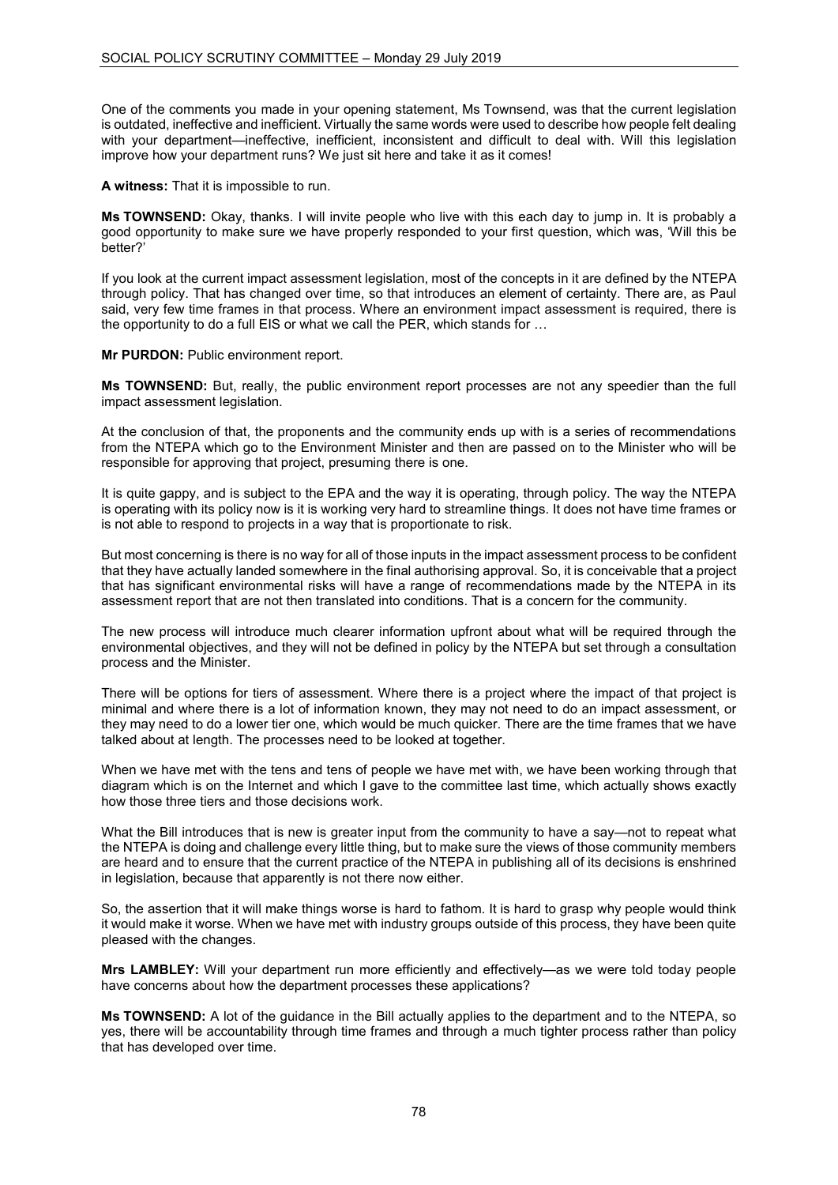One of the comments you made in your opening statement, Ms Townsend, was that the current legislation is outdated, ineffective and inefficient. Virtually the same words were used to describe how people felt dealing with your department—ineffective, inefficient, inconsistent and difficult to deal with. Will this legislation improve how your department runs? We just sit here and take it as it comes!

**A witness:** That it is impossible to run.

**Ms TOWNSEND:** Okay, thanks. I will invite people who live with this each day to jump in. It is probably a good opportunity to make sure we have properly responded to your first question, which was, 'Will this be better?'

If you look at the current impact assessment legislation, most of the concepts in it are defined by the NTEPA through policy. That has changed over time, so that introduces an element of certainty. There are, as Paul said, very few time frames in that process. Where an environment impact assessment is required, there is the opportunity to do a full EIS or what we call the PER, which stands for …

**Mr PURDON:** Public environment report.

**Ms TOWNSEND:** But, really, the public environment report processes are not any speedier than the full impact assessment legislation.

At the conclusion of that, the proponents and the community ends up with is a series of recommendations from the NTEPA which go to the Environment Minister and then are passed on to the Minister who will be responsible for approving that project, presuming there is one.

It is quite gappy, and is subject to the EPA and the way it is operating, through policy. The way the NTEPA is operating with its policy now is it is working very hard to streamline things. It does not have time frames or is not able to respond to projects in a way that is proportionate to risk.

But most concerning is there is no way for all of those inputs in the impact assessment process to be confident that they have actually landed somewhere in the final authorising approval. So, it is conceivable that a project that has significant environmental risks will have a range of recommendations made by the NTEPA in its assessment report that are not then translated into conditions. That is a concern for the community.

The new process will introduce much clearer information upfront about what will be required through the environmental objectives, and they will not be defined in policy by the NTEPA but set through a consultation process and the Minister.

There will be options for tiers of assessment. Where there is a project where the impact of that project is minimal and where there is a lot of information known, they may not need to do an impact assessment, or they may need to do a lower tier one, which would be much quicker. There are the time frames that we have talked about at length. The processes need to be looked at together.

When we have met with the tens and tens of people we have met with, we have been working through that diagram which is on the Internet and which I gave to the committee last time, which actually shows exactly how those three tiers and those decisions work.

What the Bill introduces that is new is greater input from the community to have a say—not to repeat what the NTEPA is doing and challenge every little thing, but to make sure the views of those community members are heard and to ensure that the current practice of the NTEPA in publishing all of its decisions is enshrined in legislation, because that apparently is not there now either.

So, the assertion that it will make things worse is hard to fathom. It is hard to grasp why people would think it would make it worse. When we have met with industry groups outside of this process, they have been quite pleased with the changes.

**Mrs LAMBLEY:** Will your department run more efficiently and effectively—as we were told today people have concerns about how the department processes these applications?

**Ms TOWNSEND:** A lot of the guidance in the Bill actually applies to the department and to the NTEPA, so yes, there will be accountability through time frames and through a much tighter process rather than policy that has developed over time.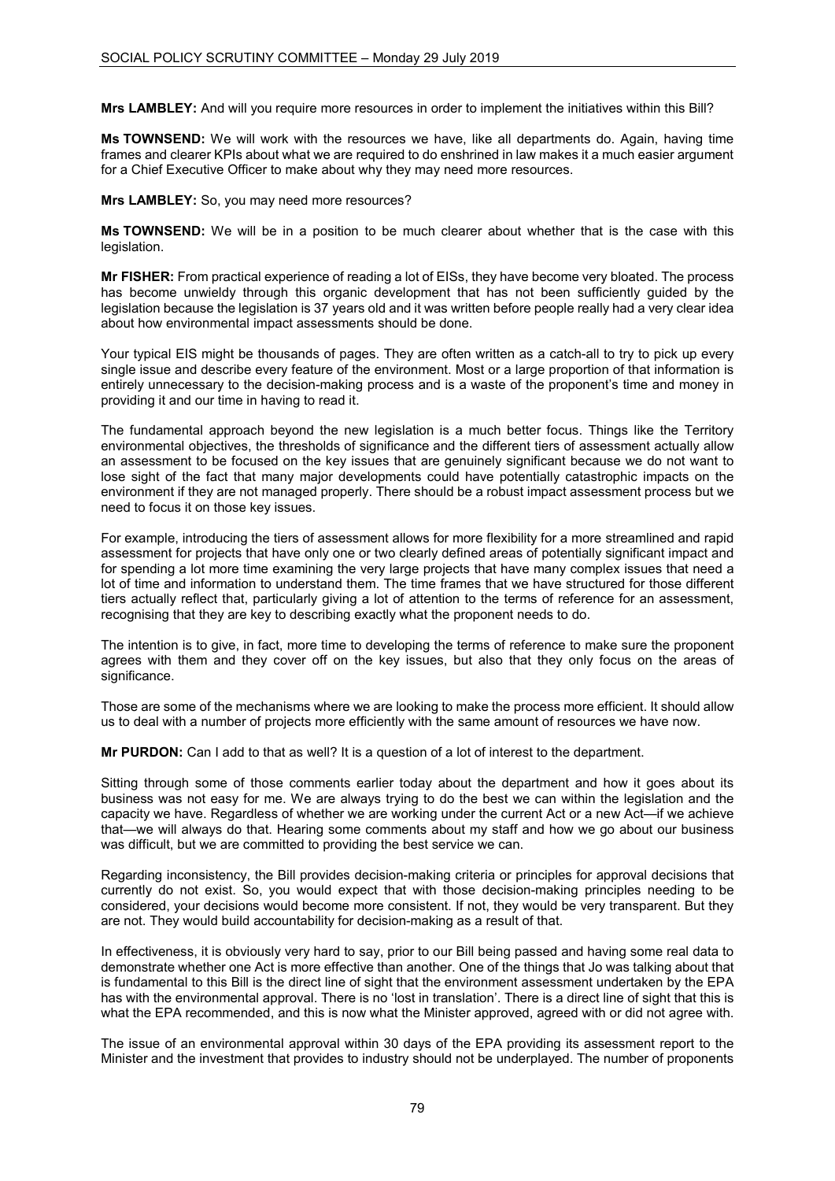**Mrs LAMBLEY:** And will you require more resources in order to implement the initiatives within this Bill?

**Ms TOWNSEND:** We will work with the resources we have, like all departments do. Again, having time frames and clearer KPIs about what we are required to do enshrined in law makes it a much easier argument for a Chief Executive Officer to make about why they may need more resources.

**Mrs LAMBLEY:** So, you may need more resources?

**Ms TOWNSEND:** We will be in a position to be much clearer about whether that is the case with this legislation.

**Mr FISHER:** From practical experience of reading a lot of EISs, they have become very bloated. The process has become unwieldy through this organic development that has not been sufficiently guided by the legislation because the legislation is 37 years old and it was written before people really had a very clear idea about how environmental impact assessments should be done.

Your typical EIS might be thousands of pages. They are often written as a catch-all to try to pick up every single issue and describe every feature of the environment. Most or a large proportion of that information is entirely unnecessary to the decision-making process and is a waste of the proponent's time and money in providing it and our time in having to read it.

The fundamental approach beyond the new legislation is a much better focus. Things like the Territory environmental objectives, the thresholds of significance and the different tiers of assessment actually allow an assessment to be focused on the key issues that are genuinely significant because we do not want to lose sight of the fact that many major developments could have potentially catastrophic impacts on the environment if they are not managed properly. There should be a robust impact assessment process but we need to focus it on those key issues.

For example, introducing the tiers of assessment allows for more flexibility for a more streamlined and rapid assessment for projects that have only one or two clearly defined areas of potentially significant impact and for spending a lot more time examining the very large projects that have many complex issues that need a lot of time and information to understand them. The time frames that we have structured for those different tiers actually reflect that, particularly giving a lot of attention to the terms of reference for an assessment, recognising that they are key to describing exactly what the proponent needs to do.

The intention is to give, in fact, more time to developing the terms of reference to make sure the proponent agrees with them and they cover off on the key issues, but also that they only focus on the areas of significance.

Those are some of the mechanisms where we are looking to make the process more efficient. It should allow us to deal with a number of projects more efficiently with the same amount of resources we have now.

**Mr PURDON:** Can I add to that as well? It is a question of a lot of interest to the department.

Sitting through some of those comments earlier today about the department and how it goes about its business was not easy for me. We are always trying to do the best we can within the legislation and the capacity we have. Regardless of whether we are working under the current Act or a new Act—if we achieve that—we will always do that. Hearing some comments about my staff and how we go about our business was difficult, but we are committed to providing the best service we can.

Regarding inconsistency, the Bill provides decision-making criteria or principles for approval decisions that currently do not exist. So, you would expect that with those decision-making principles needing to be considered, your decisions would become more consistent. If not, they would be very transparent. But they are not. They would build accountability for decision-making as a result of that.

In effectiveness, it is obviously very hard to say, prior to our Bill being passed and having some real data to demonstrate whether one Act is more effective than another. One of the things that Jo was talking about that is fundamental to this Bill is the direct line of sight that the environment assessment undertaken by the EPA has with the environmental approval. There is no 'lost in translation'. There is a direct line of sight that this is what the EPA recommended, and this is now what the Minister approved, agreed with or did not agree with.

The issue of an environmental approval within 30 days of the EPA providing its assessment report to the Minister and the investment that provides to industry should not be underplayed. The number of proponents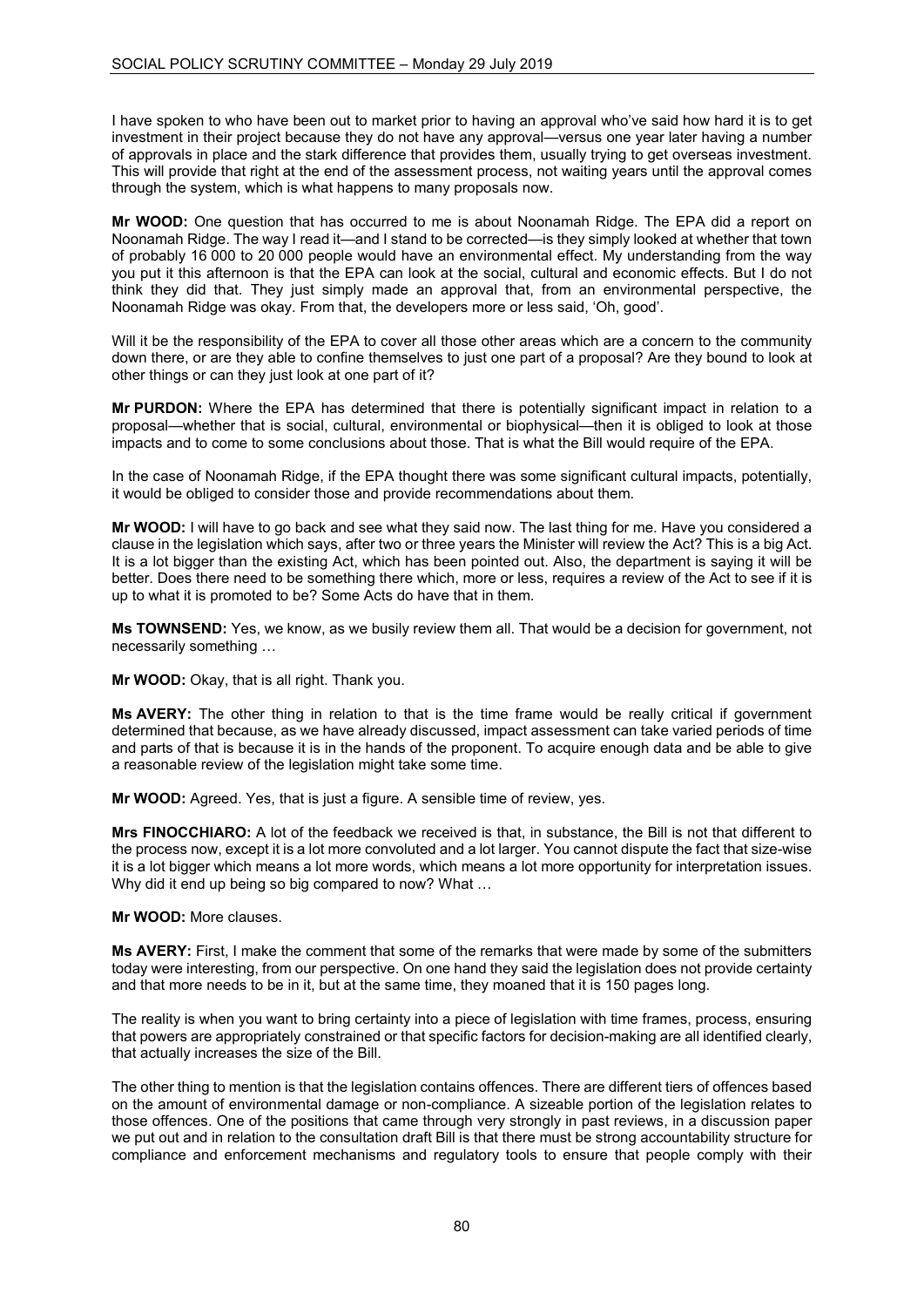I have spoken to who have been out to market prior to having an approval who've said how hard it is to get investment in their project because they do not have any approval—versus one year later having a number of approvals in place and the stark difference that provides them, usually trying to get overseas investment. This will provide that right at the end of the assessment process, not waiting years until the approval comes through the system, which is what happens to many proposals now.

**Mr WOOD:** One question that has occurred to me is about Noonamah Ridge. The EPA did a report on Noonamah Ridge. The way I read it—and I stand to be corrected—is they simply looked at whether that town of probably 16 000 to 20 000 people would have an environmental effect. My understanding from the way you put it this afternoon is that the EPA can look at the social, cultural and economic effects. But I do not think they did that. They just simply made an approval that, from an environmental perspective, the Noonamah Ridge was okay. From that, the developers more or less said, 'Oh, good'.

Will it be the responsibility of the EPA to cover all those other areas which are a concern to the community down there, or are they able to confine themselves to just one part of a proposal? Are they bound to look at other things or can they just look at one part of it?

**Mr PURDON:** Where the EPA has determined that there is potentially significant impact in relation to a proposal—whether that is social, cultural, environmental or biophysical—then it is obliged to look at those impacts and to come to some conclusions about those. That is what the Bill would require of the EPA.

In the case of Noonamah Ridge, if the EPA thought there was some significant cultural impacts, potentially, it would be obliged to consider those and provide recommendations about them.

**Mr WOOD:** I will have to go back and see what they said now. The last thing for me. Have you considered a clause in the legislation which says, after two or three years the Minister will review the Act? This is a big Act. It is a lot bigger than the existing Act, which has been pointed out. Also, the department is saying it will be better. Does there need to be something there which, more or less, requires a review of the Act to see if it is up to what it is promoted to be? Some Acts do have that in them.

**Ms TOWNSEND:** Yes, we know, as we busily review them all. That would be a decision for government, not necessarily something …

**Mr WOOD:** Okay, that is all right. Thank you.

**Ms AVERY:** The other thing in relation to that is the time frame would be really critical if government determined that because, as we have already discussed, impact assessment can take varied periods of time and parts of that is because it is in the hands of the proponent. To acquire enough data and be able to give a reasonable review of the legislation might take some time.

**Mr WOOD:** Agreed. Yes, that is just a figure. A sensible time of review, yes.

**Mrs FINOCCHIARO:** A lot of the feedback we received is that, in substance, the Bill is not that different to the process now, except it is a lot more convoluted and a lot larger. You cannot dispute the fact that size-wise it is a lot bigger which means a lot more words, which means a lot more opportunity for interpretation issues. Why did it end up being so big compared to now? What …

**Mr WOOD:** More clauses.

**Ms AVERY:** First, I make the comment that some of the remarks that were made by some of the submitters today were interesting, from our perspective. On one hand they said the legislation does not provide certainty and that more needs to be in it, but at the same time, they moaned that it is 150 pages long.

The reality is when you want to bring certainty into a piece of legislation with time frames, process, ensuring that powers are appropriately constrained or that specific factors for decision-making are all identified clearly, that actually increases the size of the Bill.

The other thing to mention is that the legislation contains offences. There are different tiers of offences based on the amount of environmental damage or non-compliance. A sizeable portion of the legislation relates to those offences. One of the positions that came through very strongly in past reviews, in a discussion paper we put out and in relation to the consultation draft Bill is that there must be strong accountability structure for compliance and enforcement mechanisms and regulatory tools to ensure that people comply with their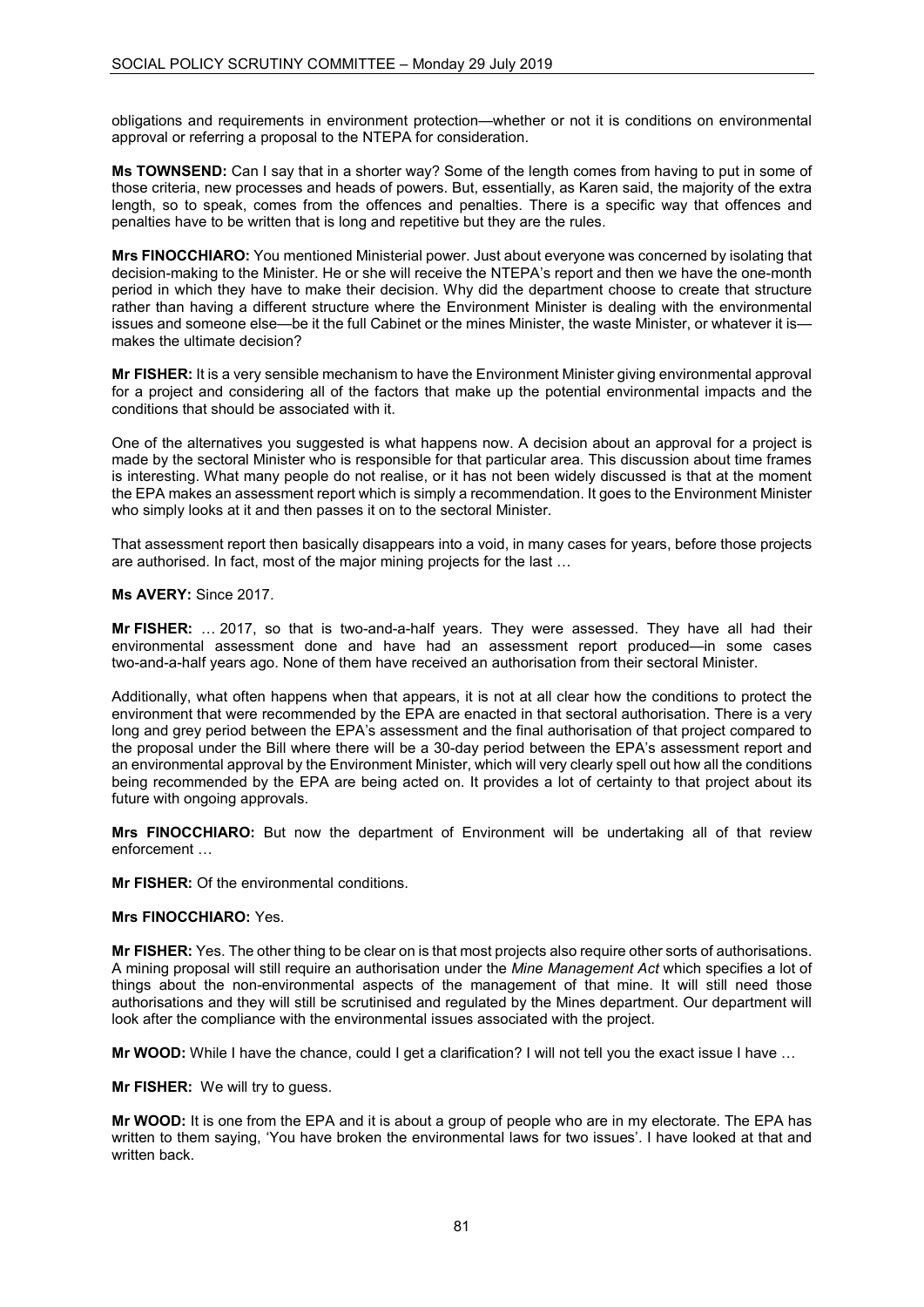obligations and requirements in environment protection—whether or not it is conditions on environmental approval or referring a proposal to the NTEPA for consideration.

**Ms TOWNSEND:** Can I say that in a shorter way? Some of the length comes from having to put in some of those criteria, new processes and heads of powers. But, essentially, as Karen said, the majority of the extra length, so to speak, comes from the offences and penalties. There is a specific way that offences and penalties have to be written that is long and repetitive but they are the rules.

**Mrs FINOCCHIARO:** You mentioned Ministerial power. Just about everyone was concerned by isolating that decision-making to the Minister. He or she will receive the NTEPA's report and then we have the one-month period in which they have to make their decision. Why did the department choose to create that structure rather than having a different structure where the Environment Minister is dealing with the environmental issues and someone else—be it the full Cabinet or the mines Minister, the waste Minister, or whatever it is—makes the ultimate decision?

**Mr FISHER:** It is a very sensible mechanism to have the Environment Minister giving environmental approval for a project and considering all of the factors that make up the potential environmental impacts and the conditions that should be associated with it.

One of the alternatives you suggested is what happens now. A decision about an approval for a project is made by the sectoral Minister who is responsible for that particular area. This discussion about time frames is interesting. What many people do not realise, or it has not been widely discussed is that at the moment the EPA makes an assessment report which is simply a recommendation. It goes to the Environment Minister who simply looks at it and then passes it on to the sectoral Minister.

That assessment report then basically disappears into a void, in many cases for years, before those projects are authorised. In fact, most of the major mining projects for the last …

**Ms AVERY:** Since 2017.

**Mr FISHER:** … 2017, so that is two-and-a-half years. They were assessed. They have all had their environmental assessment done and have had an assessment report produced—in some cases two-and-a-half years ago. None of them have received an authorisation from their sectoral Minister.

Additionally, what often happens when that appears, it is not at all clear how the conditions to protect the environment that were recommended by the EPA are enacted in that sectoral authorisation. There is a very long and grey period between the EPA's assessment and the final authorisation of that project compared to the proposal under the Bill where there will be a 30-day period between the EPA's assessment report and an environmental approval by the Environment Minister, which will very clearly spell out how all the conditions being recommended by the EPA are being acted on. It provides a lot of certainty to that project about its future with ongoing approvals.

**Mrs FINOCCHIARO:** But now the department of Environment will be undertaking all of that review enforcement …

**Mr FISHER:** Of the environmental conditions.

**Mrs FINOCCHIARO:** Yes.

**Mr FISHER:** Yes. The other thing to be clear on is that most projects also require other sorts of authorisations. A mining proposal will still require an authorisation under the *Mine Management Act* which specifies a lot of things about the non-environmental aspects of the management of that mine. It will still need those authorisations and they will still be scrutinised and regulated by the Mines department. Our department will look after the compliance with the environmental issues associated with the project.

**Mr WOOD:** While I have the chance, could I get a clarification? I will not tell you the exact issue I have …

**Mr FISHER:** We will try to guess.

**Mr WOOD:** It is one from the EPA and it is about a group of people who are in my electorate. The EPA has written to them saying, 'You have broken the environmental laws for two issues'. I have looked at that and written back.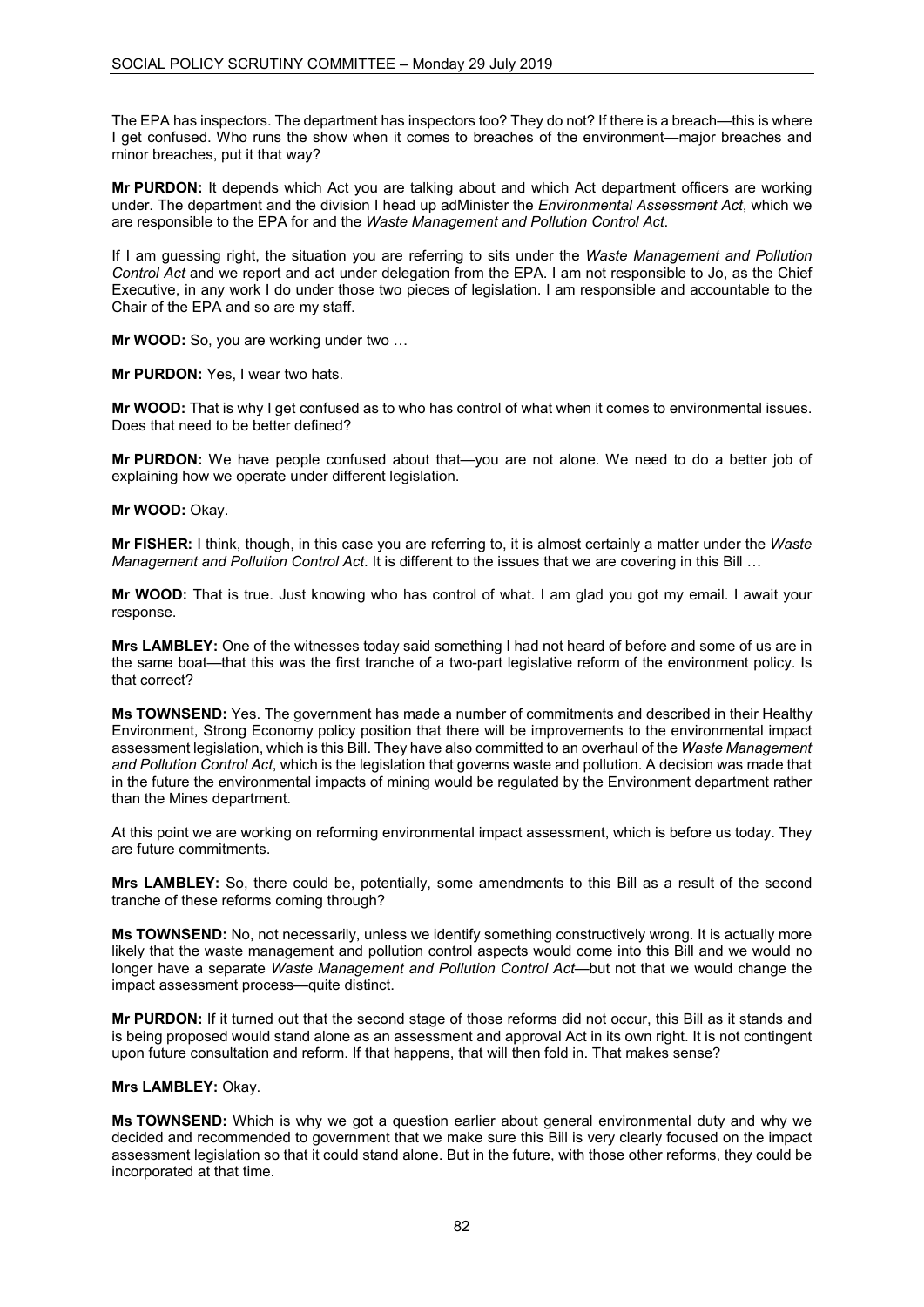The EPA has inspectors. The department has inspectors too? They do not? If there is a breach—this is where I get confused. Who runs the show when it comes to breaches of the environment—major breaches and minor breaches, put it that way?

**Mr PURDON:** It depends which Act you are talking about and which Act department officers are working under. The department and the division I head up adMinister the *Environmental Assessment Act*, which we are responsible to the EPA for and the *Waste Management and Pollution Control Act*.

If I am guessing right, the situation you are referring to sits under the *Waste Management and Pollution Control Act* and we report and act under delegation from the EPA. I am not responsible to Jo, as the Chief Executive, in any work I do under those two pieces of legislation. I am responsible and accountable to the Chair of the EPA and so are my staff.

**Mr WOOD:** So, you are working under two …

**Mr PURDON:** Yes, I wear two hats.

**Mr WOOD:** That is why I get confused as to who has control of what when it comes to environmental issues. Does that need to be better defined?

**Mr PURDON:** We have people confused about that—you are not alone. We need to do a better job of explaining how we operate under different legislation.

**Mr WOOD:** Okay.

**Mr FISHER:** I think, though, in this case you are referring to, it is almost certainly a matter under the *Waste Management and Pollution Control Act*. It is different to the issues that we are covering in this Bill …

**Mr WOOD:** That is true. Just knowing who has control of what. I am glad you got my email. I await your response.

**Mrs LAMBLEY:** One of the witnesses today said something I had not heard of before and some of us are in the same boat—that this was the first tranche of a two-part legislative reform of the environment policy. Is that correct?

**Ms TOWNSEND:** Yes. The government has made a number of commitments and described in their Healthy Environment, Strong Economy policy position that there will be improvements to the environmental impact assessment legislation, which is this Bill. They have also committed to an overhaul of the *Waste Management and Pollution Control Act*, which is the legislation that governs waste and pollution. A decision was made that in the future the environmental impacts of mining would be regulated by the Environment department rather than the Mines department.

At this point we are working on reforming environmental impact assessment, which is before us today. They are future commitments.

**Mrs LAMBLEY:** So, there could be, potentially, some amendments to this Bill as a result of the second tranche of these reforms coming through?

**Ms TOWNSEND:** No, not necessarily, unless we identify something constructively wrong. It is actually more likely that the waste management and pollution control aspects would come into this Bill and we would no longer have a separate *Waste Management and Pollution Control Act*—but not that we would change the impact assessment process—quite distinct.

**Mr PURDON:** If it turned out that the second stage of those reforms did not occur, this Bill as it stands and is being proposed would stand alone as an assessment and approval Act in its own right. It is not contingent upon future consultation and reform. If that happens, that will then fold in. That makes sense?

**Mrs LAMBLEY:** Okay.

**Ms TOWNSEND:** Which is why we got a question earlier about general environmental duty and why we decided and recommended to government that we make sure this Bill is very clearly focused on the impact assessment legislation so that it could stand alone. But in the future, with those other reforms, they could be incorporated at that time.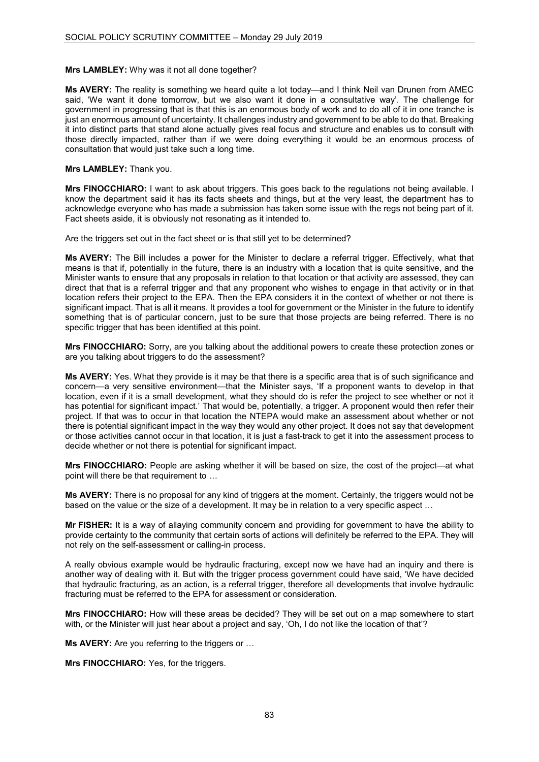**Mrs LAMBLEY:** Why was it not all done together?

**Ms AVERY:** The reality is something we heard quite a lot today—and I think Neil van Drunen from AMEC said, 'We want it done tomorrow, but we also want it done in a consultative way'. The challenge for government in progressing that is that this is an enormous body of work and to do all of it in one tranche is just an enormous amount of uncertainty. It challenges industry and government to be able to do that. Breaking it into distinct parts that stand alone actually gives real focus and structure and enables us to consult with those directly impacted, rather than if we were doing everything it would be an enormous process of consultation that would just take such a long time.

**Mrs LAMBLEY:** Thank you.

**Mrs FINOCCHIARO:** I want to ask about triggers. This goes back to the regulations not being available. I know the department said it has its facts sheets and things, but at the very least, the department has to acknowledge everyone who has made a submission has taken some issue with the regs not being part of it. Fact sheets aside, it is obviously not resonating as it intended to.

Are the triggers set out in the fact sheet or is that still yet to be determined?

**Ms AVERY:** The Bill includes a power for the Minister to declare a referral trigger. Effectively, what that means is that if, potentially in the future, there is an industry with a location that is quite sensitive, and the Minister wants to ensure that any proposals in relation to that location or that activity are assessed, they can direct that that is a referral trigger and that any proponent who wishes to engage in that activity or in that location refers their project to the EPA. Then the EPA considers it in the context of whether or not there is significant impact. That is all it means. It provides a tool for government or the Minister in the future to identify something that is of particular concern, just to be sure that those projects are being referred. There is no specific trigger that has been identified at this point.

**Mrs FINOCCHIARO:** Sorry, are you talking about the additional powers to create these protection zones or are you talking about triggers to do the assessment?

**Ms AVERY:** Yes. What they provide is it may be that there is a specific area that is of such significance and concern—a very sensitive environment—that the Minister says, 'If a proponent wants to develop in that location, even if it is a small development, what they should do is refer the project to see whether or not it has potential for significant impact.' That would be, potentially, a trigger. A proponent would then refer their project. If that was to occur in that location the NTEPA would make an assessment about whether or not there is potential significant impact in the way they would any other project. It does not say that development or those activities cannot occur in that location, it is just a fast-track to get it into the assessment process to decide whether or not there is potential for significant impact.

**Mrs FINOCCHIARO:** People are asking whether it will be based on size, the cost of the project—at what point will there be that requirement to …

**Ms AVERY:** There is no proposal for any kind of triggers at the moment. Certainly, the triggers would not be based on the value or the size of a development. It may be in relation to a very specific aspect …

**Mr FISHER:** It is a way of allaying community concern and providing for government to have the ability to provide certainty to the community that certain sorts of actions will definitely be referred to the EPA. They will not rely on the self-assessment or calling-in process.

A really obvious example would be hydraulic fracturing, except now we have had an inquiry and there is another way of dealing with it. But with the trigger process government could have said, 'We have decided that hydraulic fracturing, as an action, is a referral trigger, therefore all developments that involve hydraulic fracturing must be referred to the EPA for assessment or consideration.

**Mrs FINOCCHIARO:** How will these areas be decided? They will be set out on a map somewhere to start with, or the Minister will just hear about a project and say, 'Oh, I do not like the location of that'?

**Ms AVERY:** Are you referring to the triggers or …

**Mrs FINOCCHIARO:** Yes, for the triggers.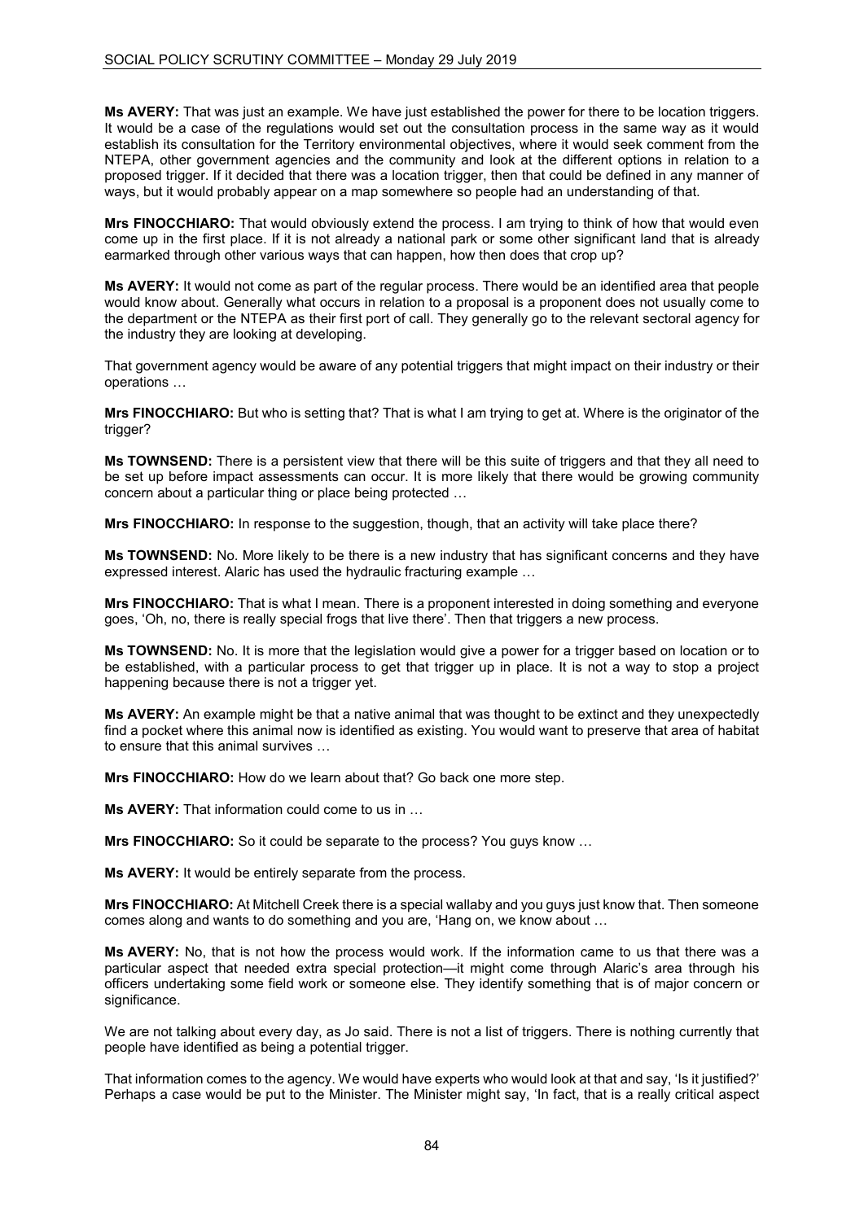**Ms AVERY:** That was just an example. We have just established the power for there to be location triggers. It would be a case of the regulations would set out the consultation process in the same way as it would establish its consultation for the Territory environmental objectives, where it would seek comment from the NTEPA, other government agencies and the community and look at the different options in relation to a proposed trigger. If it decided that there was a location trigger, then that could be defined in any manner of ways, but it would probably appear on a map somewhere so people had an understanding of that.

**Mrs FINOCCHIARO:** That would obviously extend the process. I am trying to think of how that would even come up in the first place. If it is not already a national park or some other significant land that is already earmarked through other various ways that can happen, how then does that crop up?

**Ms AVERY:** It would not come as part of the regular process. There would be an identified area that people would know about. Generally what occurs in relation to a proposal is a proponent does not usually come to the department or the NTEPA as their first port of call. They generally go to the relevant sectoral agency for the industry they are looking at developing.

That government agency would be aware of any potential triggers that might impact on their industry or their operations …

**Mrs FINOCCHIARO:** But who is setting that? That is what I am trying to get at. Where is the originator of the trigger?

**Ms TOWNSEND:** There is a persistent view that there will be this suite of triggers and that they all need to be set up before impact assessments can occur. It is more likely that there would be growing community concern about a particular thing or place being protected …

**Mrs FINOCCHIARO:** In response to the suggestion, though, that an activity will take place there?

**Ms TOWNSEND:** No. More likely to be there is a new industry that has significant concerns and they have expressed interest. Alaric has used the hydraulic fracturing example …

**Mrs FINOCCHIARO:** That is what I mean. There is a proponent interested in doing something and everyone goes, 'Oh, no, there is really special frogs that live there'. Then that triggers a new process.

**Ms TOWNSEND:** No. It is more that the legislation would give a power for a trigger based on location or to be established, with a particular process to get that trigger up in place. It is not a way to stop a project happening because there is not a trigger yet.

**Ms AVERY:** An example might be that a native animal that was thought to be extinct and they unexpectedly find a pocket where this animal now is identified as existing. You would want to preserve that area of habitat to ensure that this animal survives …

**Mrs FINOCCHIARO:** How do we learn about that? Go back one more step.

**Ms AVERY:** That information could come to us in …

**Mrs FINOCCHIARO:** So it could be separate to the process? You guys know …

**Ms AVERY:** It would be entirely separate from the process.

**Mrs FINOCCHIARO:** At Mitchell Creek there is a special wallaby and you guys just know that. Then someone comes along and wants to do something and you are, 'Hang on, we know about …

**Ms AVERY:** No, that is not how the process would work. If the information came to us that there was a particular aspect that needed extra special protection—it might come through Alaric's area through his officers undertaking some field work or someone else. They identify something that is of major concern or significance.

We are not talking about every day, as Jo said. There is not a list of triggers. There is nothing currently that people have identified as being a potential trigger.

That information comes to the agency. We would have experts who would look at that and say, 'Is it justified?' Perhaps a case would be put to the Minister. The Minister might say, 'In fact, that is a really critical aspect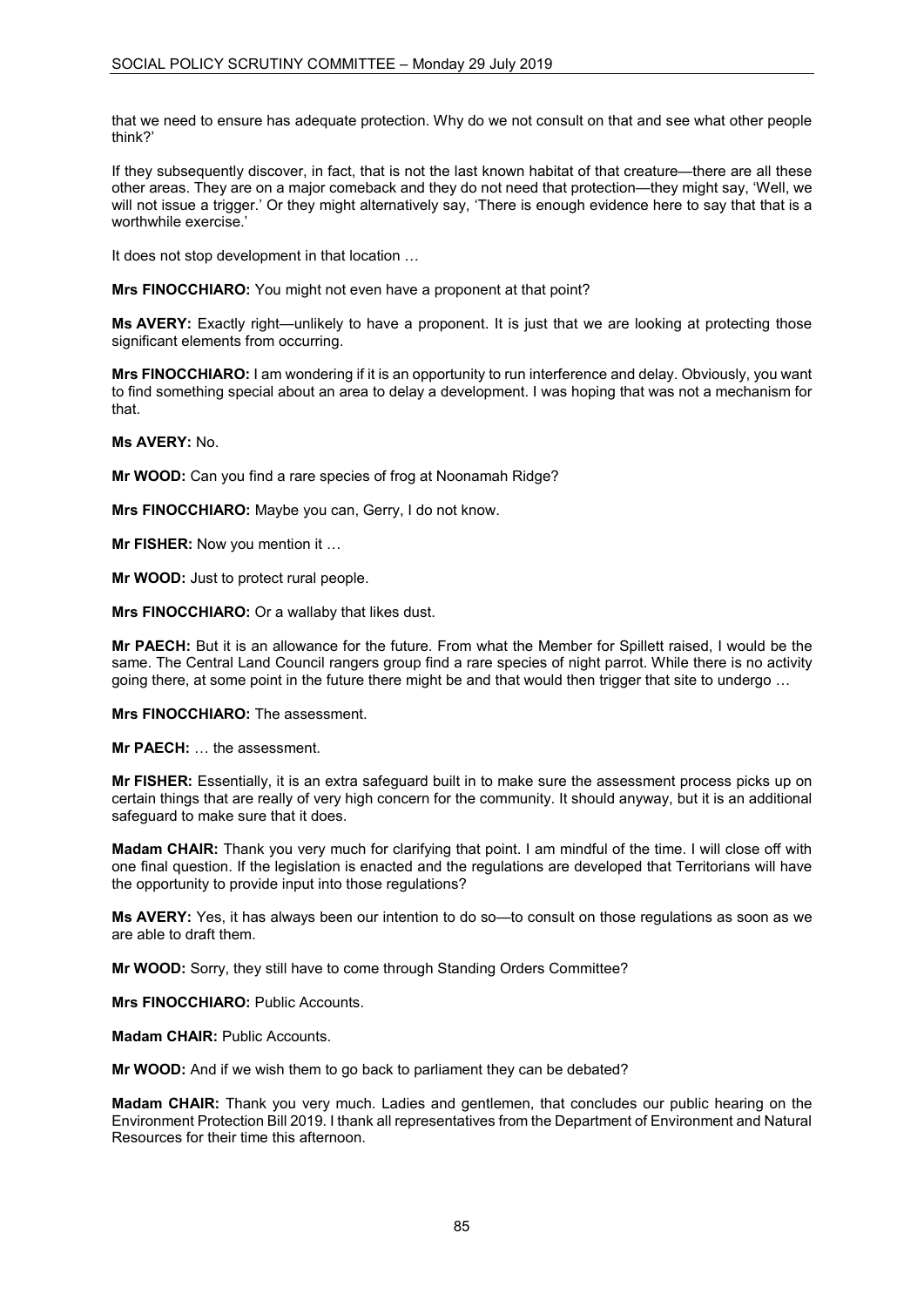that we need to ensure has adequate protection. Why do we not consult on that and see what other people think?'

If they subsequently discover, in fact, that is not the last known habitat of that creature—there are all these other areas. They are on a major comeback and they do not need that protection—they might say, 'Well, we will not issue a trigger.' Or they might alternatively say, 'There is enough evidence here to say that that is a worthwhile exercise.'

It does not stop development in that location …

**Mrs FINOCCHIARO:** You might not even have a proponent at that point?

**Ms AVERY:** Exactly right—unlikely to have a proponent. It is just that we are looking at protecting those significant elements from occurring.

**Mrs FINOCCHIARO:** I am wondering if it is an opportunity to run interference and delay. Obviously, you want to find something special about an area to delay a development. I was hoping that was not a mechanism for that.

**Ms AVERY:** No.

**Mr WOOD:** Can you find a rare species of frog at Noonamah Ridge?

**Mrs FINOCCHIARO:** Maybe you can, Gerry, I do not know.

**Mr FISHER:** Now you mention it …

**Mr WOOD:** Just to protect rural people.

**Mrs FINOCCHIARO:** Or a wallaby that likes dust.

**Mr PAECH:** But it is an allowance for the future. From what the Member for Spillett raised, I would be the same. The Central Land Council rangers group find a rare species of night parrot. While there is no activity going there, at some point in the future there might be and that would then trigger that site to undergo …

**Mrs FINOCCHIARO:** The assessment.

**Mr PAECH:** … the assessment.

**Mr FISHER:** Essentially, it is an extra safeguard built in to make sure the assessment process picks up on certain things that are really of very high concern for the community. It should anyway, but it is an additional safeguard to make sure that it does.

**Madam CHAIR:** Thank you very much for clarifying that point. I am mindful of the time. I will close off with one final question. If the legislation is enacted and the regulations are developed that Territorians will have the opportunity to provide input into those regulations?

**Ms AVERY:** Yes, it has always been our intention to do so—to consult on those regulations as soon as we are able to draft them.

**Mr WOOD:** Sorry, they still have to come through Standing Orders Committee?

**Mrs FINOCCHIARO:** Public Accounts.

**Madam CHAIR:** Public Accounts.

**Mr WOOD:** And if we wish them to go back to parliament they can be debated?

**Madam CHAIR:** Thank you very much. Ladies and gentlemen, that concludes our public hearing on the Environment Protection Bill 2019. I thank all representatives from the Department of Environment and Natural Resources for their time this afternoon.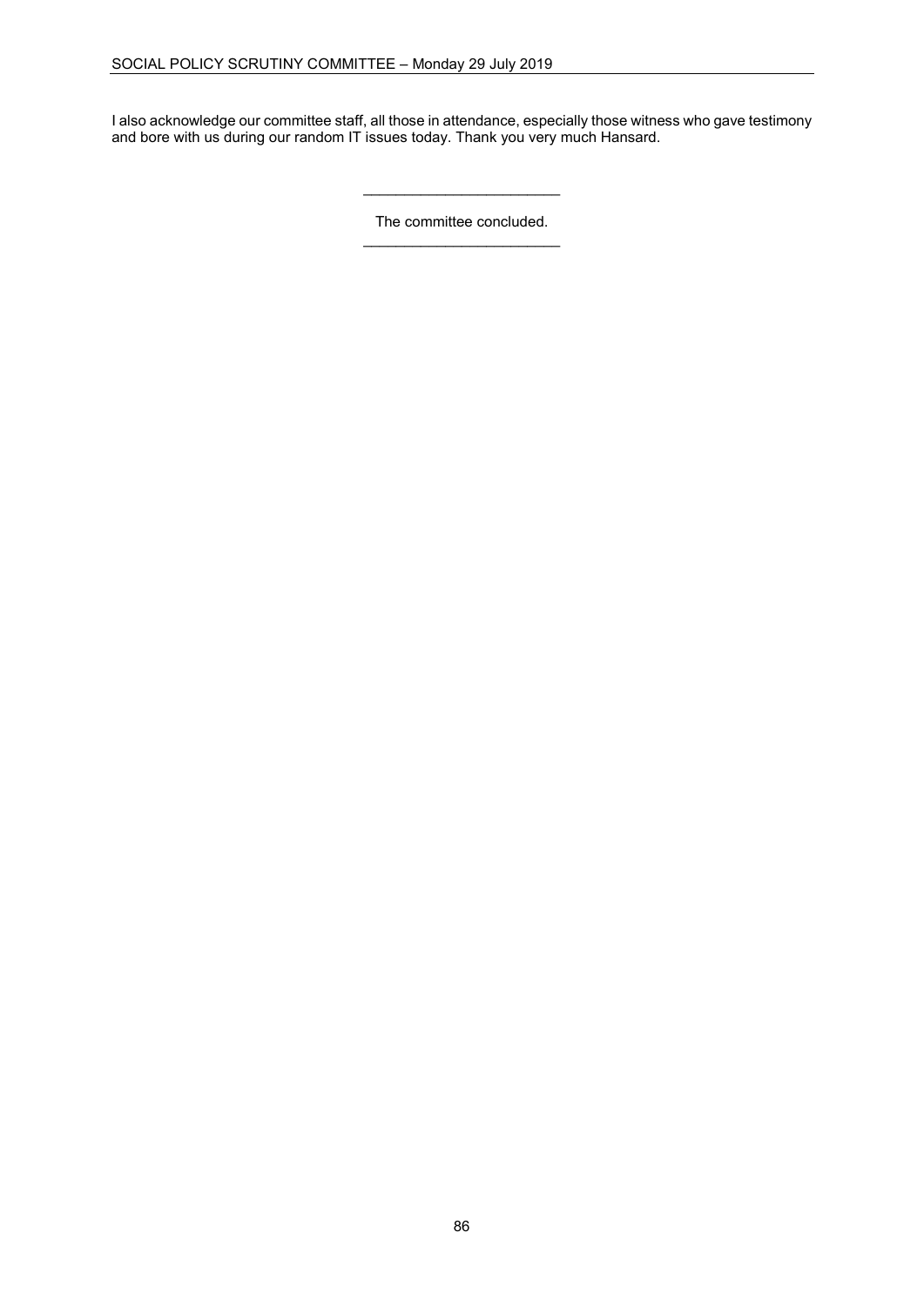I also acknowledge our committee staff, all those in attendance, especially those witness who gave testimony and bore with us during our random IT issues today. Thank you very much Hansard.

---

The committee concluded.

---